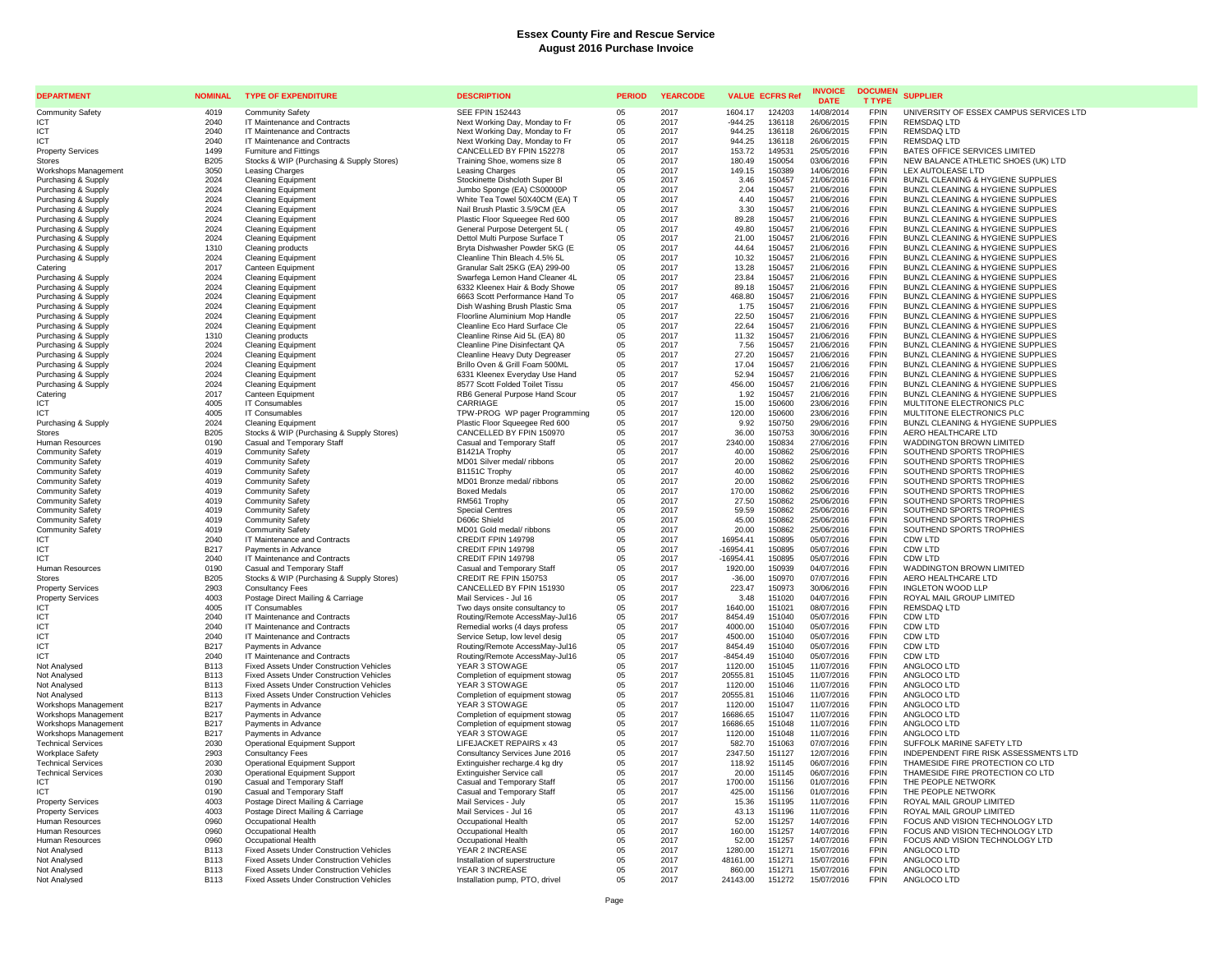# Essex County Fire and Rescue Service
## August 2016 Purchase Invoice

| DEPARTMENT | NOMINAL | TYPE OF EXPENDITURE | DESCRIPTION | PERIOD | YEARCODE | VALUE | ECFRS Ref | INVOICE DATE | DOCUMENT TYPE | SUPPLIER |
|---|---|---|---|---|---|---|---|---|---|---|
| Community Safety | 4019 | Community Safety | SEE FPIN 152443 | 05 | 2017 | 1604.17 | 124203 | 14/08/2014 | FPIN | UNIVERSITY OF ESSEX CAMPUS SERVICES LTD |
| ICT | 2040 | IT Maintenance and Contracts | Next Working Day, Monday to Fr | 05 | 2017 | -944.25 | 136118 | 26/06/2015 | FPIN | REMSDAQ LTD |
| ICT | 2040 | IT Maintenance and Contracts | Next Working Day, Monday to Fr | 05 | 2017 | 944.25 | 136118 | 26/06/2015 | FPIN | REMSDAQ LTD |
| ICT | 2040 | IT Maintenance and Contracts | Next Working Day, Monday to Fr | 05 | 2017 | 944.25 | 136118 | 26/06/2015 | FPIN | REMSDAQ LTD |
| Property Services | 1499 | Furniture and Fittings | CANCELLED BY FPIN 152278 | 05 | 2017 | 153.72 | 149531 | 25/05/2016 | FPIN | BATES OFFICE SERVICES LIMITED |
| Stores | B205 | Stocks & WIP (Purchasing & Supply Stores) | Training Shoe, womens size 8 | 05 | 2017 | 180.49 | 150054 | 03/06/2016 | FPIN | NEW BALANCE ATHLETIC SHOES (UK) LTD |
| Workshops Management | 3050 | Leasing Charges | Leasing Charges | 05 | 2017 | 149.15 | 150389 | 14/06/2016 | FPIN | LEX AUTOLEASE LTD |
| Purchasing & Supply | 2024 | Cleaning Equipment | Stockinette Dishcloth Super Bl | 05 | 2017 | 3.46 | 150457 | 21/06/2016 | FPIN | BUNZL CLEANING & HYGIENE SUPPLIES |
| Purchasing & Supply | 2024 | Cleaning Equipment | Jumbo Sponge (EA) CS00000P | 05 | 2017 | 2.04 | 150457 | 21/06/2016 | FPIN | BUNZL CLEANING & HYGIENE SUPPLIES |
| Purchasing & Supply | 2024 | Cleaning Equipment | White Tea Towel 50X40CM (EA) T | 05 | 2017 | 4.40 | 150457 | 21/06/2016 | FPIN | BUNZL CLEANING & HYGIENE SUPPLIES |
| Purchasing & Supply | 2024 | Cleaning Equipment | Nail Brush Plastic 3.5/9CM (EA | 05 | 2017 | 3.30 | 150457 | 21/06/2016 | FPIN | BUNZL CLEANING & HYGIENE SUPPLIES |
| Purchasing & Supply | 2024 | Cleaning Equipment | Plastic Floor Squeegee Red 600 | 05 | 2017 | 89.28 | 150457 | 21/06/2016 | FPIN | BUNZL CLEANING & HYGIENE SUPPLIES |
| Purchasing & Supply | 2024 | Cleaning Equipment | General Purpose Detergent 5L ( | 05 | 2017 | 49.80 | 150457 | 21/06/2016 | FPIN | BUNZL CLEANING & HYGIENE SUPPLIES |
| Purchasing & Supply | 2024 | Cleaning Equipment | Dettol Multi Purpose Surface T | 05 | 2017 | 21.00 | 150457 | 21/06/2016 | FPIN | BUNZL CLEANING & HYGIENE SUPPLIES |
| Purchasing & Supply | 1310 | Cleaning products | Bryta Dishwasher Powder 5KG (E | 05 | 2017 | 44.64 | 150457 | 21/06/2016 | FPIN | BUNZL CLEANING & HYGIENE SUPPLIES |
| Purchasing & Supply | 2024 | Cleaning Equipment | Cleanline Thin Bleach 4.5% 5L | 05 | 2017 | 10.32 | 150457 | 21/06/2016 | FPIN | BUNZL CLEANING & HYGIENE SUPPLIES |
| Catering | 2017 | Canteen Equipment | Granular Salt 25KG (EA) 299-00 | 05 | 2017 | 13.28 | 150457 | 21/06/2016 | FPIN | BUNZL CLEANING & HYGIENE SUPPLIES |
| Purchasing & Supply | 2024 | Cleaning Equipment | Swarfega Lemon Hand Cleaner 4L | 05 | 2017 | 23.84 | 150457 | 21/06/2016 | FPIN | BUNZL CLEANING & HYGIENE SUPPLIES |
| Purchasing & Supply | 2024 | Cleaning Equipment | 6332 Kleenex Hair & Body Showe | 05 | 2017 | 89.18 | 150457 | 21/06/2016 | FPIN | BUNZL CLEANING & HYGIENE SUPPLIES |
| Purchasing & Supply | 2024 | Cleaning Equipment | 6663 Scott Performance Hand To | 05 | 2017 | 468.80 | 150457 | 21/06/2016 | FPIN | BUNZL CLEANING & HYGIENE SUPPLIES |
| Purchasing & Supply | 2024 | Cleaning Equipment | Dish Washing Brush Plastic Sma | 05 | 2017 | 1.75 | 150457 | 21/06/2016 | FPIN | BUNZL CLEANING & HYGIENE SUPPLIES |
| Purchasing & Supply | 2024 | Cleaning Equipment | Floorline Aluminium Mop Handle | 05 | 2017 | 22.50 | 150457 | 21/06/2016 | FPIN | BUNZL CLEANING & HYGIENE SUPPLIES |
| Purchasing & Supply | 2024 | Cleaning Equipment | Cleanline Eco Hard Surface Cle | 05 | 2017 | 22.64 | 150457 | 21/06/2016 | FPIN | BUNZL CLEANING & HYGIENE SUPPLIES |
| Purchasing & Supply | 1310 | Cleaning products | Cleanline Rinse Aid 5L (EA) 80 | 05 | 2017 | 11.32 | 150457 | 21/06/2016 | FPIN | BUNZL CLEANING & HYGIENE SUPPLIES |
| Purchasing & Supply | 2024 | Cleaning Equipment | Cleanline Pine Disinfectant QA | 05 | 2017 | 7.56 | 150457 | 21/06/2016 | FPIN | BUNZL CLEANING & HYGIENE SUPPLIES |
| Purchasing & Supply | 2024 | Cleaning Equipment | Cleanline Heavy Duty Degreaser | 05 | 2017 | 27.20 | 150457 | 21/06/2016 | FPIN | BUNZL CLEANING & HYGIENE SUPPLIES |
| Purchasing & Supply | 2024 | Cleaning Equipment | Brillo Oven & Grill Foam 500ML | 05 | 2017 | 17.04 | 150457 | 21/06/2016 | FPIN | BUNZL CLEANING & HYGIENE SUPPLIES |
| Purchasing & Supply | 2024 | Cleaning Equipment | 6331 Kleenex Everyday Use Hand | 05 | 2017 | 52.94 | 150457 | 21/06/2016 | FPIN | BUNZL CLEANING & HYGIENE SUPPLIES |
| Purchasing & Supply | 2024 | Cleaning Equipment | 8577 Scott Folded Toilet Tissu | 05 | 2017 | 456.00 | 150457 | 21/06/2016 | FPIN | BUNZL CLEANING & HYGIENE SUPPLIES |
| Catering | 2017 | Canteen Equipment | RB6 General Purpose Hand Scour | 05 | 2017 | 1.92 | 150457 | 21/06/2016 | FPIN | BUNZL CLEANING & HYGIENE SUPPLIES |
| ICT | 4005 | IT Consumables | CARRIAGE | 05 | 2017 | 15.00 | 150600 | 23/06/2016 | FPIN | MULTITONE ELECTRONICS PLC |
| ICT | 4005 | IT Consumables | TPW-PROG WP pager Programming | 05 | 2017 | 120.00 | 150600 | 23/06/2016 | FPIN | MULTITONE ELECTRONICS PLC |
| Purchasing & Supply | 2024 | Cleaning Equipment | Plastic Floor Squeegee Red 600 | 05 | 2017 | 9.92 | 150750 | 29/06/2016 | FPIN | BUNZL CLEANING & HYGIENE SUPPLIES |
| Stores | B205 | Stocks & WIP (Purchasing & Supply Stores) | CANCELLED BY FPIN 150970 | 05 | 2017 | 36.00 | 150753 | 30/06/2016 | FPIN | AERO HEALTHCARE LTD |
| Human Resources | 0190 | Casual and Temporary Staff | Casual and Temporary Staff | 05 | 2017 | 2340.00 | 150834 | 27/06/2016 | FPIN | WADDINGTON BROWN LIMITED |
| Community Safety | 4019 | Community Safety | B1421A Trophy | 05 | 2017 | 40.00 | 150862 | 25/06/2016 | FPIN | SOUTHEND SPORTS TROPHIES |
| Community Safety | 4019 | Community Safety | MD01 Silver medal/ ribbons | 05 | 2017 | 20.00 | 150862 | 25/06/2016 | FPIN | SOUTHEND SPORTS TROPHIES |
| Community Safety | 4019 | Community Safety | B1151C Trophy | 05 | 2017 | 40.00 | 150862 | 25/06/2016 | FPIN | SOUTHEND SPORTS TROPHIES |
| Community Safety | 4019 | Community Safety | MD01 Bronze medal/ ribbons | 05 | 2017 | 20.00 | 150862 | 25/06/2016 | FPIN | SOUTHEND SPORTS TROPHIES |
| Community Safety | 4019 | Community Safety | Boxed Medals | 05 | 2017 | 170.00 | 150862 | 25/06/2016 | FPIN | SOUTHEND SPORTS TROPHIES |
| Community Safety | 4019 | Community Safety | RM561 Trophy | 05 | 2017 | 27.50 | 150862 | 25/06/2016 | FPIN | SOUTHEND SPORTS TROPHIES |
| Community Safety | 4019 | Community Safety | Special Centres | 05 | 2017 | 59.59 | 150862 | 25/06/2016 | FPIN | SOUTHEND SPORTS TROPHIES |
| Community Safety | 4019 | Community Safety | D606c Shield | 05 | 2017 | 45.00 | 150862 | 25/06/2016 | FPIN | SOUTHEND SPORTS TROPHIES |
| Community Safety | 4019 | Community Safety | MD01 Gold medal/ ribbons | 05 | 2017 | 20.00 | 150862 | 25/06/2016 | FPIN | SOUTHEND SPORTS TROPHIES |
| ICT | 2040 | IT Maintenance and Contracts | CREDIT FPIN 149798 | 05 | 2017 | 16954.41 | 150895 | 05/07/2016 | FPIN | CDW LTD |
| ICT | B217 | Payments in Advance | CREDIT FPIN 149798 | 05 | 2017 | -16954.41 | 150895 | 05/07/2016 | FPIN | CDW LTD |
| ICT | 2040 | IT Maintenance and Contracts | CREDIT FPIN 149798 | 05 | 2017 | -16954.41 | 150895 | 05/07/2016 | FPIN | CDW LTD |
| Human Resources | 0190 | Casual and Temporary Staff | Casual and Temporary Staff | 05 | 2017 | 1920.00 | 150939 | 04/07/2016 | FPIN | WADDINGTON BROWN LIMITED |
| Stores | B205 | Stocks & WIP (Purchasing & Supply Stores) | CREDIT RE FPIN 150753 | 05 | 2017 | -36.00 | 150970 | 07/07/2016 | FPIN | AERO HEALTHCARE LTD |
| Property Services | 2903 | Consultancy Fees | CANCELLED BY FPIN 151930 | 05 | 2017 | 223.47 | 150973 | 30/06/2016 | FPIN | INGLETON WOOD LLP |
| Property Services | 4003 | Postage Direct Mailing & Carriage | Mail Services - Jul 16 | 05 | 2017 | 3.48 | 151020 | 04/07/2016 | FPIN | ROYAL MAIL GROUP LIMITED |
| ICT | 4005 | IT Consumables | Two days onsite consultancy to | 05 | 2017 | 1640.00 | 151021 | 08/07/2016 | FPIN | REMSDAQ LTD |
| ICT | 2040 | IT Maintenance and Contracts | Routing/Remote AccessMay-Jul16 | 05 | 2017 | 8454.49 | 151040 | 05/07/2016 | FPIN | CDW LTD |
| ICT | 2040 | IT Maintenance and Contracts | Remedial works (4 days profess | 05 | 2017 | 4000.00 | 151040 | 05/07/2016 | FPIN | CDW LTD |
| ICT | 2040 | IT Maintenance and Contracts | Service Setup, low level desig | 05 | 2017 | 4500.00 | 151040 | 05/07/2016 | FPIN | CDW LTD |
| ICT | B217 | Payments in Advance | Routing/Remote AccessMay-Jul16 | 05 | 2017 | 8454.49 | 151040 | 05/07/2016 | FPIN | CDW LTD |
| ICT | 2040 | IT Maintenance and Contracts | Routing/Remote AccessMay-Jul16 | 05 | 2017 | -8454.49 | 151040 | 05/07/2016 | FPIN | CDW LTD |
| Not Analysed | B113 | Fixed Assets Under Construction Vehicles | YEAR 3 STOWAGE | 05 | 2017 | 1120.00 | 151045 | 11/07/2016 | FPIN | ANGLOCO LTD |
| Not Analysed | B113 | Fixed Assets Under Construction Vehicles | Completion of equipment stowag | 05 | 2017 | 20555.81 | 151045 | 11/07/2016 | FPIN | ANGLOCO LTD |
| Not Analysed | B113 | Fixed Assets Under Construction Vehicles | YEAR 3 STOWAGE | 05 | 2017 | 1120.00 | 151046 | 11/07/2016 | FPIN | ANGLOCO LTD |
| Not Analysed | B113 | Fixed Assets Under Construction Vehicles | Completion of equipment stowag | 05 | 2017 | 20555.81 | 151046 | 11/07/2016 | FPIN | ANGLOCO LTD |
| Workshops Management | B217 | Payments in Advance | YEAR 3 STOWAGE | 05 | 2017 | 1120.00 | 151047 | 11/07/2016 | FPIN | ANGLOCO LTD |
| Workshops Management | B217 | Payments in Advance | Completion of equipment stowag | 05 | 2017 | 16686.65 | 151047 | 11/07/2016 | FPIN | ANGLOCO LTD |
| Workshops Management | B217 | Payments in Advance | Completion of equipment stowag | 05 | 2017 | 16686.65 | 151048 | 11/07/2016 | FPIN | ANGLOCO LTD |
| Workshops Management | B217 | Payments in Advance | YEAR 3 STOWAGE | 05 | 2017 | 1120.00 | 151048 | 11/07/2016 | FPIN | ANGLOCO LTD |
| Technical Services | 2030 | Operational Equipment Support | LIFEJACKET REPAIRS x 43 | 05 | 2017 | 582.70 | 151063 | 07/07/2016 | FPIN | SUFFOLK MARINE SAFETY LTD |
| Workplace Safety | 2903 | Consultancy Fees | Consultancy Services June 2016 | 05 | 2017 | 2347.50 | 151127 | 12/07/2016 | FPIN | INDEPENDENT FIRE RISK ASSESSMENTS LTD |
| Technical Services | 2030 | Operational Equipment Support | Extinguisher recharge.4 kg dry | 05 | 2017 | 118.92 | 151145 | 06/07/2016 | FPIN | THAMESIDE FIRE PROTECTION CO LTD |
| Technical Services | 2030 | Operational Equipment Support | Extinguisher Service call | 05 | 2017 | 20.00 | 151145 | 06/07/2016 | FPIN | THAMESIDE FIRE PROTECTION CO LTD |
| ICT | 0190 | Casual and Temporary Staff | Casual and Temporary Staff | 05 | 2017 | 1700.00 | 151156 | 01/07/2016 | FPIN | THE PEOPLE NETWORK |
| ICT | 0190 | Casual and Temporary Staff | Casual and Temporary Staff | 05 | 2017 | 425.00 | 151156 | 01/07/2016 | FPIN | THE PEOPLE NETWORK |
| Property Services | 4003 | Postage Direct Mailing & Carriage | Mail Services - July | 05 | 2017 | 15.36 | 151195 | 11/07/2016 | FPIN | ROYAL MAIL GROUP LIMITED |
| Property Services | 4003 | Postage Direct Mailing & Carriage | Mail Services - Jul 16 | 05 | 2017 | 43.13 | 151196 | 11/07/2016 | FPIN | ROYAL MAIL GROUP LIMITED |
| Human Resources | 0960 | Occupational Health | Occupational Health | 05 | 2017 | 52.00 | 151257 | 14/07/2016 | FPIN | FOCUS AND VISION TECHNOLOGY LTD |
| Human Resources | 0960 | Occupational Health | Occupational Health | 05 | 2017 | 160.00 | 151257 | 14/07/2016 | FPIN | FOCUS AND VISION TECHNOLOGY LTD |
| Human Resources | 0960 | Occupational Health | Occupational Health | 05 | 2017 | 52.00 | 151257 | 14/07/2016 | FPIN | FOCUS AND VISION TECHNOLOGY LTD |
| Not Analysed | B113 | Fixed Assets Under Construction Vehicles | YEAR 2 INCREASE | 05 | 2017 | 1280.00 | 151271 | 15/07/2016 | FPIN | ANGLOCO LTD |
| Not Analysed | B113 | Fixed Assets Under Construction Vehicles | Installation of superstructure | 05 | 2017 | 48161.00 | 151271 | 15/07/2016 | FPIN | ANGLOCO LTD |
| Not Analysed | B113 | Fixed Assets Under Construction Vehicles | YEAR 3 INCREASE | 05 | 2017 | 860.00 | 151271 | 15/07/2016 | FPIN | ANGLOCO LTD |
| Not Analysed | B113 | Fixed Assets Under Construction Vehicles | Installation pump, PTO, drivel | 05 | 2017 | 24143.00 | 151272 | 15/07/2016 | FPIN | ANGLOCO LTD |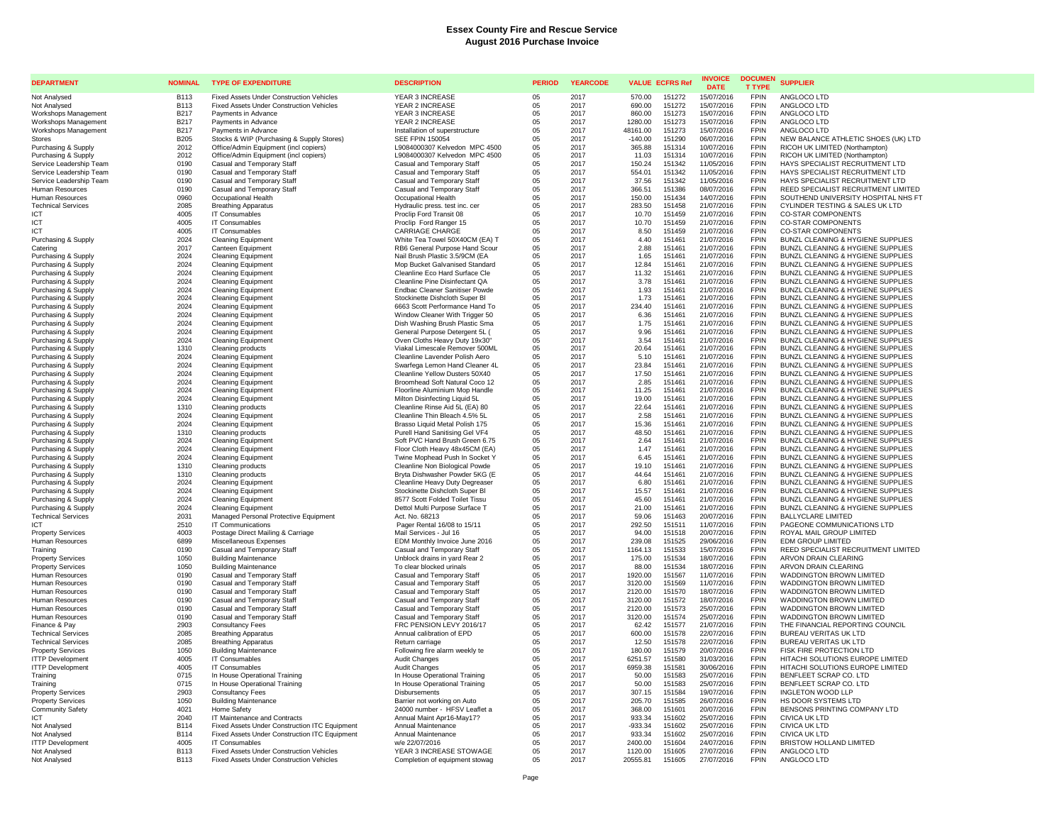# Essex County Fire and Rescue Service
## August 2016 Purchase Invoice

| DEPARTMENT | NOMINAL | TYPE OF EXPENDITURE | DESCRIPTION | PERIOD | YEARCODE | VALUE | ECFRS Ref | INVOICE DATE | DOCUMENT TYPE | SUPPLIER |
|---|---|---|---|---|---|---|---|---|---|---|
| Not Analysed | B113 | Fixed Assets Under Construction Vehicles | YEAR 3 INCREASE | 05 | 2017 | 570.00 | 151272 | 15/07/2016 | FPIN | ANGLOCO LTD |
| Not Analysed | B113 | Fixed Assets Under Construction Vehicles | YEAR 2 INCREASE | 05 | 2017 | 690.00 | 151272 | 15/07/2016 | FPIN | ANGLOCO LTD |
| Workshops Management | B217 | Payments in Advance | YEAR 3 INCREASE | 05 | 2017 | 860.00 | 151273 | 15/07/2016 | FPIN | ANGLOCO LTD |
| Workshops Management | B217 | Payments in Advance | YEAR 2 INCREASE | 05 | 2017 | 1280.00 | 151273 | 15/07/2016 | FPIN | ANGLOCO LTD |
| Workshops Management | B217 | Payments in Advance | Installation of superstructure | 05 | 2017 | 48161.00 | 151273 | 15/07/2016 | FPIN | ANGLOCO LTD |
| Stores | B205 | Stocks & WIP (Purchasing & Supply Stores) | SEE FPIN 150054 | 05 | 2017 | -140.00 | 151290 | 06/07/2016 | FPIN | NEW BALANCE ATHLETIC SHOES (UK) LTD |
| Purchasing & Supply | 2012 | Office/Admin Equipment (incl copiers) | L9084000307 Kelvedon MPC 4500 | 05 | 2017 | 365.88 | 151314 | 10/07/2016 | FPIN | RICOH UK LIMITED (Northampton) |
| Purchasing & Supply | 2012 | Office/Admin Equipment (incl copiers) | L9084000307 Kelvedon MPC 4500 | 05 | 2017 | 11.03 | 151314 | 10/07/2016 | FPIN | RICOH UK LIMITED (Northampton) |
| Service Leadership Team | 0190 | Casual and Temporary Staff | Casual and Temporary Staff | 05 | 2017 | 150.24 | 151342 | 11/05/2016 | FPIN | HAYS SPECIALIST RECRUITMENT LTD |
| Service Leadership Team | 0190 | Casual and Temporary Staff | Casual and Temporary Staff | 05 | 2017 | 554.01 | 151342 | 11/05/2016 | FPIN | HAYS SPECIALIST RECRUITMENT LTD |
| Service Leadership Team | 0190 | Casual and Temporary Staff | Casual and Temporary Staff | 05 | 2017 | 37.56 | 151342 | 11/05/2016 | FPIN | HAYS SPECIALIST RECRUITMENT LTD |
| Human Resources | 0190 | Casual and Temporary Staff | Casual and Temporary Staff | 05 | 2017 | 366.51 | 151386 | 08/07/2016 | FPIN | REED SPECIALIST RECRUITMENT LIMITED |
| Human Resources | 0960 | Occupational Health | Occupational Health | 05 | 2017 | 150.00 | 151434 | 14/07/2016 | FPIN | SOUTHEND UNIVERSITY HOSPITAL NHS FT |
| Technical Services | 2085 | Breathing Apparatus | Hydraulic press. test inc. cer | 05 | 2017 | 283.50 | 151458 | 21/07/2016 | FPIN | CYLINDER TESTING & SALES UK LTD |
| ICT | 4005 | IT Consumables | Proclip Ford Transit 08 | 05 | 2017 | 10.70 | 151459 | 21/07/2016 | FPIN | CO-STAR COMPONENTS |
| ICT | 4005 | IT Consumables | Proclip Ford Ranger 15 | 05 | 2017 | 10.70 | 151459 | 21/07/2016 | FPIN | CO-STAR COMPONENTS |
| ICT | 4005 | IT Consumables | CARRIAGE CHARGE | 05 | 2017 | 8.50 | 151459 | 21/07/2016 | FPIN | CO-STAR COMPONENTS |
| Purchasing & Supply | 2024 | Cleaning Equipment | White Tea Towel 50X40CM (EA) T | 05 | 2017 | 4.40 | 151461 | 21/07/2016 | FPIN | BUNZL CLEANING & HYGIENE SUPPLIES |
| Catering | 2017 | Canteen Equipment | RB6 General Purpose Hand Scour | 05 | 2017 | 2.88 | 151461 | 21/07/2016 | FPIN | BUNZL CLEANING & HYGIENE SUPPLIES |
| Purchasing & Supply | 2024 | Cleaning Equipment | Nail Brush Plastic 3.5/9CM (EA | 05 | 2017 | 1.65 | 151461 | 21/07/2016 | FPIN | BUNZL CLEANING & HYGIENE SUPPLIES |
| Purchasing & Supply | 2024 | Cleaning Equipment | Mop Bucket Galvanised Standard | 05 | 2017 | 12.84 | 151461 | 21/07/2016 | FPIN | BUNZL CLEANING & HYGIENE SUPPLIES |
| Purchasing & Supply | 2024 | Cleaning Equipment | Cleanline Eco Hard Surface Cle | 05 | 2017 | 11.32 | 151461 | 21/07/2016 | FPIN | BUNZL CLEANING & HYGIENE SUPPLIES |
| Purchasing & Supply | 2024 | Cleaning Equipment | Cleanline Pine Disinfectant QA | 05 | 2017 | 3.78 | 151461 | 21/07/2016 | FPIN | BUNZL CLEANING & HYGIENE SUPPLIES |
| Purchasing & Supply | 2024 | Cleaning Equipment | Endbac Cleaner Sanitiser Powde | 05 | 2017 | 1.93 | 151461 | 21/07/2016 | FPIN | BUNZL CLEANING & HYGIENE SUPPLIES |
| Purchasing & Supply | 2024 | Cleaning Equipment | Stockinette Dishcloth Super Bl | 05 | 2017 | 1.73 | 151461 | 21/07/2016 | FPIN | BUNZL CLEANING & HYGIENE SUPPLIES |
| Purchasing & Supply | 2024 | Cleaning Equipment | 6663 Scott Performance Hand To | 05 | 2017 | 234.40 | 151461 | 21/07/2016 | FPIN | BUNZL CLEANING & HYGIENE SUPPLIES |
| Purchasing & Supply | 2024 | Cleaning Equipment | Window Cleaner With Trigger 50 | 05 | 2017 | 6.36 | 151461 | 21/07/2016 | FPIN | BUNZL CLEANING & HYGIENE SUPPLIES |
| Purchasing & Supply | 2024 | Cleaning Equipment | Dish Washing Brush Plastic Sma | 05 | 2017 | 1.75 | 151461 | 21/07/2016 | FPIN | BUNZL CLEANING & HYGIENE SUPPLIES |
| Purchasing & Supply | 2024 | Cleaning Equipment | General Purpose Detergent 5L ( | 05 | 2017 | 9.96 | 151461 | 21/07/2016 | FPIN | BUNZL CLEANING & HYGIENE SUPPLIES |
| Purchasing & Supply | 2024 | Cleaning Equipment | Oven Cloths Heavy Duty 19x30" | 05 | 2017 | 3.54 | 151461 | 21/07/2016 | FPIN | BUNZL CLEANING & HYGIENE SUPPLIES |
| Purchasing & Supply | 1310 | Cleaning products | Viakal Limescale Remover 500ML | 05 | 2017 | 20.64 | 151461 | 21/07/2016 | FPIN | BUNZL CLEANING & HYGIENE SUPPLIES |
| Purchasing & Supply | 2024 | Cleaning Equipment | Cleanline Lavender Polish Aero | 05 | 2017 | 5.10 | 151461 | 21/07/2016 | FPIN | BUNZL CLEANING & HYGIENE SUPPLIES |
| Purchasing & Supply | 2024 | Cleaning Equipment | Swarfega Lemon Hand Cleaner 4L | 05 | 2017 | 23.84 | 151461 | 21/07/2016 | FPIN | BUNZL CLEANING & HYGIENE SUPPLIES |
| Purchasing & Supply | 2024 | Cleaning Equipment | Cleanline Yellow Dusters 50X40 | 05 | 2017 | 17.50 | 151461 | 21/07/2016 | FPIN | BUNZL CLEANING & HYGIENE SUPPLIES |
| Purchasing & Supply | 2024 | Cleaning Equipment | Broomhead Soft Natural Coco 12 | 05 | 2017 | 2.85 | 151461 | 21/07/2016 | FPIN | BUNZL CLEANING & HYGIENE SUPPLIES |
| Purchasing & Supply | 2024 | Cleaning Equipment | Floorline Aluminium Mop Handle | 05 | 2017 | 11.25 | 151461 | 21/07/2016 | FPIN | BUNZL CLEANING & HYGIENE SUPPLIES |
| Purchasing & Supply | 2024 | Cleaning Equipment | Milton Disinfecting Liquid 5L | 05 | 2017 | 19.00 | 151461 | 21/07/2016 | FPIN | BUNZL CLEANING & HYGIENE SUPPLIES |
| Purchasing & Supply | 1310 | Cleaning products | Cleanline Rinse Aid 5L (EA) 80 | 05 | 2017 | 22.64 | 151461 | 21/07/2016 | FPIN | BUNZL CLEANING & HYGIENE SUPPLIES |
| Purchasing & Supply | 2024 | Cleaning Equipment | Cleanline Thin Bleach 4.5% 5L | 05 | 2017 | 2.58 | 151461 | 21/07/2016 | FPIN | BUNZL CLEANING & HYGIENE SUPPLIES |
| Purchasing & Supply | 2024 | Cleaning Equipment | Brasso Liquid Metal Polish 175 | 05 | 2017 | 15.36 | 151461 | 21/07/2016 | FPIN | BUNZL CLEANING & HYGIENE SUPPLIES |
| Purchasing & Supply | 1310 | Cleaning products | Purell Hand Sanitising Gel VF4 | 05 | 2017 | 48.50 | 151461 | 21/07/2016 | FPIN | BUNZL CLEANING & HYGIENE SUPPLIES |
| Purchasing & Supply | 2024 | Cleaning Equipment | Soft PVC Hand Brush Green 6.75 | 05 | 2017 | 2.64 | 151461 | 21/07/2016 | FPIN | BUNZL CLEANING & HYGIENE SUPPLIES |
| Purchasing & Supply | 2024 | Cleaning Equipment | Floor Cloth Heavy 48x45CM (EA) | 05 | 2017 | 1.47 | 151461 | 21/07/2016 | FPIN | BUNZL CLEANING & HYGIENE SUPPLIES |
| Purchasing & Supply | 2024 | Cleaning Equipment | Twine Mophead Push In Socket Y | 05 | 2017 | 6.45 | 151461 | 21/07/2016 | FPIN | BUNZL CLEANING & HYGIENE SUPPLIES |
| Purchasing & Supply | 1310 | Cleaning products | Cleanline Non Biological Powde | 05 | 2017 | 19.10 | 151461 | 21/07/2016 | FPIN | BUNZL CLEANING & HYGIENE SUPPLIES |
| Purchasing & Supply | 1310 | Cleaning products | Bryta Dishwasher Powder 5KG (E | 05 | 2017 | 44.64 | 151461 | 21/07/2016 | FPIN | BUNZL CLEANING & HYGIENE SUPPLIES |
| Purchasing & Supply | 2024 | Cleaning Equipment | Cleanline Heavy Duty Degreaser | 05 | 2017 | 6.80 | 151461 | 21/07/2016 | FPIN | BUNZL CLEANING & HYGIENE SUPPLIES |
| Purchasing & Supply | 2024 | Cleaning Equipment | Stockinette Dishcloth Super Bl | 05 | 2017 | 15.57 | 151461 | 21/07/2016 | FPIN | BUNZL CLEANING & HYGIENE SUPPLIES |
| Purchasing & Supply | 2024 | Cleaning Equipment | 8577 Scott Folded Toilet Tissu | 05 | 2017 | 45.60 | 151461 | 21/07/2016 | FPIN | BUNZL CLEANING & HYGIENE SUPPLIES |
| Purchasing & Supply | 2024 | Cleaning Equipment | Dettol Multi Purpose Surface T | 05 | 2017 | 21.00 | 151461 | 21/07/2016 | FPIN | BUNZL CLEANING & HYGIENE SUPPLIES |
| Technical Services | 2031 | Managed Personal Protective Equipment | Act. No. 68213 | 05 | 2017 | 59.06 | 151463 | 20/07/2016 | FPIN | BALLYCLARE LIMITED |
| ICT | 2510 | IT Communications | Pager Rental 16/08 to 15/11 | 05 | 2017 | 292.50 | 151511 | 11/07/2016 | FPIN | PAGEONE COMMUNICATIONS LTD |
| Property Services | 4003 | Postage Direct Mailing & Carriage | Mail Services - Jul 16 | 05 | 2017 | 94.00 | 151518 | 20/07/2016 | FPIN | ROYAL MAIL GROUP LIMITED |
| Human Resources | 6899 | Miscellaneous Expenses | EDM Monthly Invoice June 2016 | 05 | 2017 | 239.08 | 151525 | 29/06/2016 | FPIN | EDM GROUP LIMITED |
| Training | 0190 | Casual and Temporary Staff | Casual and Temporary Staff | 05 | 2017 | 1164.13 | 151533 | 15/07/2016 | FPIN | REED SPECIALIST RECRUITMENT LIMITED |
| Property Services | 1050 | Building Maintenance | Unblock drains in yard Rear 2 | 05 | 2017 | 175.00 | 151534 | 18/07/2016 | FPIN | ARVON DRAIN CLEARING |
| Property Services | 1050 | Building Maintenance | To clear blocked urinals | 05 | 2017 | 88.00 | 151534 | 18/07/2016 | FPIN | ARVON DRAIN CLEARING |
| Human Resources | 0190 | Casual and Temporary Staff | Casual and Temporary Staff | 05 | 2017 | 1920.00 | 151567 | 11/07/2016 | FPIN | WADDINGTON BROWN LIMITED |
| Human Resources | 0190 | Casual and Temporary Staff | Casual and Temporary Staff | 05 | 2017 | 3120.00 | 151569 | 11/07/2016 | FPIN | WADDINGTON BROWN LIMITED |
| Human Resources | 0190 | Casual and Temporary Staff | Casual and Temporary Staff | 05 | 2017 | 2120.00 | 151570 | 18/07/2016 | FPIN | WADDINGTON BROWN LIMITED |
| Human Resources | 0190 | Casual and Temporary Staff | Casual and Temporary Staff | 05 | 2017 | 3120.00 | 151572 | 18/07/2016 | FPIN | WADDINGTON BROWN LIMITED |
| Human Resources | 0190 | Casual and Temporary Staff | Casual and Temporary Staff | 05 | 2017 | 2120.00 | 151573 | 25/07/2016 | FPIN | WADDINGTON BROWN LIMITED |
| Human Resources | 0190 | Casual and Temporary Staff | Casual and Temporary Staff | 05 | 2017 | 3120.00 | 151574 | 25/07/2016 | FPIN | WADDINGTON BROWN LIMITED |
| Finance & Pay | 2903 | Consultancy Fees | FRC PENSION LEVY 2016/17 | 05 | 2017 | 62.42 | 151577 | 21/07/2016 | FPIN | THE FINANCIAL REPORTING COUNCIL |
| Technical Services | 2085 | Breathing Apparatus | Annual calibration of EPD | 05 | 2017 | 600.00 | 151578 | 22/07/2016 | FPIN | BUREAU VERITAS UK LTD |
| Technical Services | 2085 | Breathing Apparatus | Return carriage | 05 | 2017 | 12.50 | 151578 | 22/07/2016 | FPIN | BUREAU VERITAS UK LTD |
| Property Services | 1050 | Building Maintenance | Following fire alarm weekly te | 05 | 2017 | 180.00 | 151579 | 20/07/2016 | FPIN | FISK FIRE PROTECTION LTD |
| ITTP Development | 4005 | IT Consumables | Audit Changes | 05 | 2017 | 6251.57 | 151580 | 31/03/2016 | FPIN | HITACHI SOLUTIONS EUROPE LIMITED |
| ITTP Development | 4005 | IT Consumables | Audit Changes | 05 | 2017 | 6959.38 | 151581 | 30/06/2016 | FPIN | HITACHI SOLUTIONS EUROPE LIMITED |
| Training | 0715 | In House Operational Training | In House Operational Training | 05 | 2017 | 50.00 | 151583 | 25/07/2016 | FPIN | BENFLEET SCRAP CO. LTD |
| Training | 0715 | In House Operational Training | In House Operational Training | 05 | 2017 | 50.00 | 151583 | 25/07/2016 | FPIN | BENFLEET SCRAP CO. LTD |
| Property Services | 2903 | Consultancy Fees | Disbursements | 05 | 2017 | 307.15 | 151584 | 19/07/2016 | FPIN | INGLETON WOOD LLP |
| Property Services | 1050 | Building Maintenance | Barrier not working on Auto | 05 | 2017 | 205.70 | 151585 | 26/07/2016 | FPIN | HS DOOR SYSTEMS LTD |
| Community Safety | 4021 | Home Safety | 24000 number - HFSV Leaflet a | 05 | 2017 | 368.00 | 151601 | 20/07/2016 | FPIN | BENSONS PRINTING COMPANY LTD |
| ICT | 2040 | IT Maintenance and Contracts | Annual Maint Apr16-May17? | 05 | 2017 | 933.34 | 151602 | 25/07/2016 | FPIN | CIVICA UK LTD |
| Not Analysed | B114 | Fixed Assets Under Construction ITC Equipment | Annual Maintenance | 05 | 2017 | -933.34 | 151602 | 25/07/2016 | FPIN | CIVICA UK LTD |
| Not Analysed | B114 | Fixed Assets Under Construction ITC Equipment | Annual Maintenance | 05 | 2017 | 933.34 | 151602 | 25/07/2016 | FPIN | CIVICA UK LTD |
| ITTP Development | 4005 | IT Consumables | w/e 22/07/2016 | 05 | 2017 | 2400.00 | 151604 | 24/07/2016 | FPIN | BRISTOW HOLLAND LIMITED |
| Not Analysed | B113 | Fixed Assets Under Construction Vehicles | YEAR 3 INCREASE STOWAGE | 05 | 2017 | 1120.00 | 151605 | 27/07/2016 | FPIN | ANGLOCO LTD |
| Not Analysed | B113 | Fixed Assets Under Construction Vehicles | Completion of equipment stowag | 05 | 2017 | 20555.81 | 151605 | 27/07/2016 | FPIN | ANGLOCO LTD |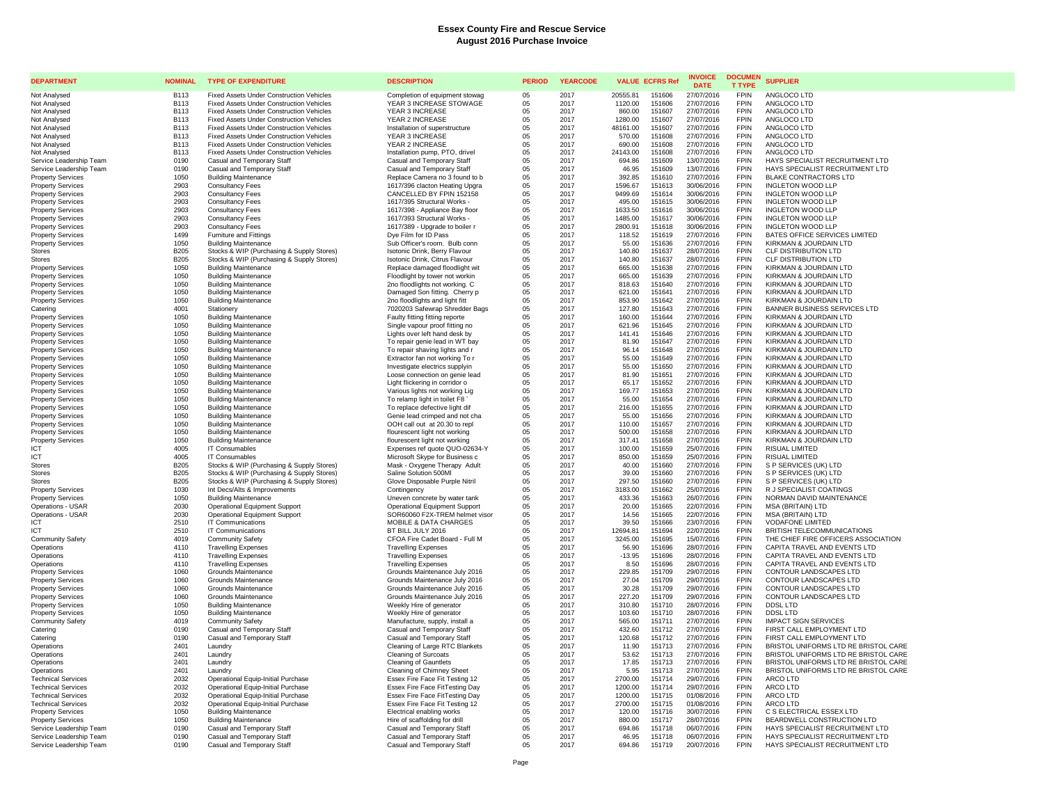# Essex County Fire and Rescue Service
## August 2016 Purchase Invoice

| DEPARTMENT | NOMINAL | TYPE OF EXPENDITURE | DESCRIPTION | PERIOD | YEARCODE | VALUE | ECFRS Ref | INVOICE DATE | DOCUMENT TYPE | SUPPLIER |
|---|---|---|---|---|---|---|---|---|---|---|
| Not Analysed | B113 | Fixed Assets Under Construction Vehicles | Completion of equipment stowag | 05 | 2017 | 20555.81 | 151606 | 27/07/2016 | FPIN | ANGLOCO LTD |
| Not Analysed | B113 | Fixed Assets Under Construction Vehicles | YEAR 3 INCREASE STOWAGE | 05 | 2017 | 1120.00 | 151606 | 27/07/2016 | FPIN | ANGLOCO LTD |
| Not Analysed | B113 | Fixed Assets Under Construction Vehicles | YEAR 3 INCREASE | 05 | 2017 | 860.00 | 151607 | 27/07/2016 | FPIN | ANGLOCO LTD |
| Not Analysed | B113 | Fixed Assets Under Construction Vehicles | YEAR 2 INCREASE | 05 | 2017 | 1280.00 | 151607 | 27/07/2016 | FPIN | ANGLOCO LTD |
| Not Analysed | B113 | Fixed Assets Under Construction Vehicles | Installation of superstructure | 05 | 2017 | 48161.00 | 151607 | 27/07/2016 | FPIN | ANGLOCO LTD |
| Not Analysed | B113 | Fixed Assets Under Construction Vehicles | YEAR 3 INCREASE | 05 | 2017 | 570.00 | 151608 | 27/07/2016 | FPIN | ANGLOCO LTD |
| Not Analysed | B113 | Fixed Assets Under Construction Vehicles | YEAR 2 INCREASE | 05 | 2017 | 690.00 | 151608 | 27/07/2016 | FPIN | ANGLOCO LTD |
| Not Analysed | B113 | Fixed Assets Under Construction Vehicles | Installation pump, PTO, drivel | 05 | 2017 | 24143.00 | 151608 | 27/07/2016 | FPIN | ANGLOCO LTD |
| Service Leadership Team | 0190 | Casual and Temporary Staff | Casual and Temporary Staff | 05 | 2017 | 694.86 | 151609 | 13/07/2016 | FPIN | HAYS SPECIALIST RECRUITMENT LTD |
| Service Leadership Team | 0190 | Casual and Temporary Staff | Casual and Temporary Staff | 05 | 2017 | 46.95 | 151609 | 13/07/2016 | FPIN | HAYS SPECIALIST RECRUITMENT LTD |
| Property Services | 1050 | Building Maintenance | Replace Camera no 3 found to b | 05 | 2017 | 392.85 | 151610 | 27/07/2016 | FPIN | BLAKE CONTRACTORS LTD |
| Property Services | 2903 | Consultancy Fees | 1617/396 clacton Heating Upgra | 05 | 2017 | 1596.67 | 151613 | 30/06/2016 | FPIN | INGLETON WOOD LLP |
| Property Services | 2903 | Consultancy Fees | CANCELLED BY FPIN 152158 | 05 | 2017 | 9499.69 | 151614 | 30/06/2016 | FPIN | INGLETON WOOD LLP |
| Property Services | 2903 | Consultancy Fees | 1617/395 Structural Works - | 05 | 2017 | 495.00 | 151615 | 30/06/2016 | FPIN | INGLETON WOOD LLP |
| Property Services | 2903 | Consultancy Fees | 1617/398 - Appliance Bay floor | 05 | 2017 | 1633.50 | 151616 | 30/06/2016 | FPIN | INGLETON WOOD LLP |
| Property Services | 2903 | Consultancy Fees | 1617/393 Structural Works - | 05 | 2017 | 1485.00 | 151617 | 30/06/2016 | FPIN | INGLETON WOOD LLP |
| Property Services | 2903 | Consultancy Fees | 1617/389 - Upgrade to boiler r | 05 | 2017 | 2800.91 | 151618 | 30/06/2016 | FPIN | INGLETON WOOD LLP |
| Property Services | 1499 | Furniture and Fittings | Dye Film for ID Pass | 05 | 2017 | 118.52 | 151619 | 27/07/2016 | FPIN | BATES OFFICE SERVICES LIMITED |
| Property Services | 1050 | Building Maintenance | Sub Officer's room. Bulb conn | 05 | 2017 | 55.00 | 151636 | 27/07/2016 | FPIN | KIRKMAN & JOURDAIN LTD |
| Stores | B205 | Stocks & WIP (Purchasing & Supply Stores) | Isotonic Drink, Berry Flavour | 05 | 2017 | 140.80 | 151637 | 28/07/2016 | FPIN | CLF DISTRIBUTION LTD |
| Stores | B205 | Stocks & WIP (Purchasing & Supply Stores) | Isotonic Drink, Citrus Flavour | 05 | 2017 | 140.80 | 151637 | 28/07/2016 | FPIN | CLF DISTRIBUTION LTD |
| Property Services | 1050 | Building Maintenance | Replace damaged floodlight wit | 05 | 2017 | 665.00 | 151638 | 27/07/2016 | FPIN | KIRKMAN & JOURDAIN LTD |
| Property Services | 1050 | Building Maintenance | Floodlight by tower not workin | 05 | 2017 | 665.00 | 151639 | 27/07/2016 | FPIN | KIRKMAN & JOURDAIN LTD |
| Property Services | 1050 | Building Maintenance | 2no floodlights not working. C | 05 | 2017 | 818.63 | 151640 | 27/07/2016 | FPIN | KIRKMAN & JOURDAIN LTD |
| Property Services | 1050 | Building Maintenance | Damaged Son fitting. Cherry p | 05 | 2017 | 621.00 | 151641 | 27/07/2016 | FPIN | KIRKMAN & JOURDAIN LTD |
| Property Services | 1050 | Building Maintenance | 2no floodlights and light fitt | 05 | 2017 | 853.90 | 151642 | 27/07/2016 | FPIN | KIRKMAN & JOURDAIN LTD |
| Catering | 4001 | Stationery | 7020203 Safewrap Shredder Bags | 05 | 2017 | 127.80 | 151643 | 27/07/2016 | FPIN | BANNER BUSINESS SERVICES LTD |
| Property Services | 1050 | Building Maintenance | Faulty fitting fitting reporte | 05 | 2017 | 160.00 | 151644 | 27/07/2016 | FPIN | KIRKMAN & JOURDAIN LTD |
| Property Services | 1050 | Building Maintenance | Single vapour proof fitting no | 05 | 2017 | 621.96 | 151645 | 27/07/2016 | FPIN | KIRKMAN & JOURDAIN LTD |
| Property Services | 1050 | Building Maintenance | Lights over left hand desk by | 05 | 2017 | 141.41 | 151646 | 27/07/2016 | FPIN | KIRKMAN & JOURDAIN LTD |
| Property Services | 1050 | Building Maintenance | To repair genie lead in WT bay | 05 | 2017 | 81.90 | 151647 | 27/07/2016 | FPIN | KIRKMAN & JOURDAIN LTD |
| Property Services | 1050 | Building Maintenance | To repair shaving lights and r | 05 | 2017 | 96.14 | 151648 | 27/07/2016 | FPIN | KIRKMAN & JOURDAIN LTD |
| Property Services | 1050 | Building Maintenance | Extractor fan not working To r | 05 | 2017 | 55.00 | 151649 | 27/07/2016 | FPIN | KIRKMAN & JOURDAIN LTD |
| Property Services | 1050 | Building Maintenance | Investigate electrics supplyin | 05 | 2017 | 55.00 | 151650 | 27/07/2016 | FPIN | KIRKMAN & JOURDAIN LTD |
| Property Services | 1050 | Building Maintenance | Loose connection on genie lead | 05 | 2017 | 81.90 | 151651 | 27/07/2016 | FPIN | KIRKMAN & JOURDAIN LTD |
| Property Services | 1050 | Building Maintenance | Light flickering in corridor o | 05 | 2017 | 65.17 | 151652 | 27/07/2016 | FPIN | KIRKMAN & JOURDAIN LTD |
| Property Services | 1050 | Building Maintenance | Various lights not working Lig | 05 | 2017 | 169.77 | 151653 | 27/07/2016 | FPIN | KIRKMAN & JOURDAIN LTD |
| Property Services | 1050 | Building Maintenance | To relamp light in toilet F8 | 05 | 2017 | 55.00 | 151654 | 27/07/2016 | FPIN | KIRKMAN & JOURDAIN LTD |
| Property Services | 1050 | Building Maintenance | To replace defective light dif | 05 | 2017 | 216.00 | 151655 | 27/07/2016 | FPIN | KIRKMAN & JOURDAIN LTD |
| Property Services | 1050 | Building Maintenance | Genie lead crimped and not cha | 05 | 2017 | 55.00 | 151656 | 27/07/2016 | FPIN | KIRKMAN & JOURDAIN LTD |
| Property Services | 1050 | Building Maintenance | OOH call out at 20.30 to repl | 05 | 2017 | 110.00 | 151657 | 27/07/2016 | FPIN | KIRKMAN & JOURDAIN LTD |
| Property Services | 1050 | Building Maintenance | flourescent light not working | 05 | 2017 | 500.00 | 151658 | 27/07/2016 | FPIN | KIRKMAN & JOURDAIN LTD |
| Property Services | 1050 | Building Maintenance | flourescent light not working | 05 | 2017 | 317.41 | 151658 | 27/07/2016 | FPIN | KIRKMAN & JOURDAIN LTD |
| ICT | 4005 | IT Consumables | Expenses ref quote QUO-02634-Y | 05 | 2017 | 100.00 | 151659 | 25/07/2016 | FPIN | RISUAL LIMITED |
| ICT | 4005 | IT Consumables | Microsoft Skype for Business c | 05 | 2017 | 850.00 | 151659 | 25/07/2016 | FPIN | RISUAL LIMITED |
| Stores | B205 | Stocks & WIP (Purchasing & Supply Stores) | Mask - Oxygene Therapy Adult | 05 | 2017 | 40.00 | 151660 | 27/07/2016 | FPIN | S P SERVICES (UK) LTD |
| Stores | B205 | Stocks & WIP (Purchasing & Supply Stores) | Saline Solution 500Ml | 05 | 2017 | 39.00 | 151660 | 27/07/2016 | FPIN | S P SERVICES (UK) LTD |
| Stores | B205 | Stocks & WIP (Purchasing & Supply Stores) | Glove Disposable Purple Nitril | 05 | 2017 | 297.50 | 151660 | 27/07/2016 | FPIN | S P SERVICES (UK) LTD |
| Property Services | 1030 | Int Decs/Alts & Improvements | Contingency | 05 | 2017 | 3183.00 | 151662 | 25/07/2016 | FPIN | R J SPECIALIST COATINGS |
| Property Services | 1050 | Building Maintenance | Uneven concrete by water tank | 05 | 2017 | 433.36 | 151663 | 26/07/2016 | FPIN | NORMAN DAVID MAINTENANCE |
| Operations - USAR | 2030 | Operational Equipment Support | Operational Equipment Support | 05 | 2017 | 20.00 | 151665 | 22/07/2016 | FPIN | MSA (BRITAIN) LTD |
| Operations - USAR | 2030 | Operational Equipment Support | SOR60060 F2X-TREM helmet visor | 05 | 2017 | 14.56 | 151665 | 22/07/2016 | FPIN | MSA (BRITAIN) LTD |
| ICT | 2510 | IT Communications | MOBILE & DATA CHARGES | 05 | 2017 | 39.50 | 151666 | 23/07/2016 | FPIN | VODAFONE LIMITED |
| ICT | 2510 | IT Communications | BT BILL JULY 2016 | 05 | 2017 | 12694.81 | 151694 | 22/07/2016 | FPIN | BRITISH TELECOMMUNICATIONS |
| Community Safety | 4019 | Community Safety | CFOA Fire Cadet Board - Full M | 05 | 2017 | 3245.00 | 151695 | 15/07/2016 | FPIN | THE CHIEF FIRE OFFICERS ASSOCIATION |
| Operations | 4110 | Travelling Expenses | Travelling Expenses | 05 | 2017 | 56.90 | 151696 | 28/07/2016 | FPIN | CAPITA TRAVEL AND EVENTS LTD |
| Operations | 4110 | Travelling Expenses | Travelling Expenses | 05 | 2017 | -13.95 | 151696 | 28/07/2016 | FPIN | CAPITA TRAVEL AND EVENTS LTD |
| Operations | 4110 | Travelling Expenses | Travelling Expenses | 05 | 2017 | 8.50 | 151696 | 28/07/2016 | FPIN | CAPITA TRAVEL AND EVENTS LTD |
| Property Services | 1060 | Grounds Maintenance | Grounds Maintenance July 2016 | 05 | 2017 | 229.85 | 151709 | 29/07/2016 | FPIN | CONTOUR LANDSCAPES LTD |
| Property Services | 1060 | Grounds Maintenance | Grounds Maintenance July 2016 | 05 | 2017 | 27.04 | 151709 | 29/07/2016 | FPIN | CONTOUR LANDSCAPES LTD |
| Property Services | 1060 | Grounds Maintenance | Grounds Maintenance July 2016 | 05 | 2017 | 30.28 | 151709 | 29/07/2016 | FPIN | CONTOUR LANDSCAPES LTD |
| Property Services | 1060 | Grounds Maintenance | Grounds Maintenance July 2016 | 05 | 2017 | 227.20 | 151709 | 29/07/2016 | FPIN | CONTOUR LANDSCAPES LTD |
| Property Services | 1050 | Building Maintenance | Weekly Hire of generator | 05 | 2017 | 310.80 | 151710 | 28/07/2016 | FPIN | DDSL LTD |
| Property Services | 1050 | Building Maintenance | Weekly Hire of generator | 05 | 2017 | 103.60 | 151710 | 28/07/2016 | FPIN | DDSL LTD |
| Community Safety | 4019 | Community Safety | Manufacture, supply, install a | 05 | 2017 | 565.00 | 151711 | 27/07/2016 | FPIN | IMPACT SIGN SERVICES |
| Catering | 0190 | Casual and Temporary Staff | Casual and Temporary Staff | 05 | 2017 | 432.60 | 151712 | 27/07/2016 | FPIN | FIRST CALL EMPLOYMENT LTD |
| Catering | 0190 | Casual and Temporary Staff | Casual and Temporary Staff | 05 | 2017 | 120.68 | 151712 | 27/07/2016 | FPIN | FIRST CALL EMPLOYMENT LTD |
| Operations | 2401 | Laundry | Cleaning of Large RTC Blankets | 05 | 2017 | 11.90 | 151713 | 27/07/2016 | FPIN | BRISTOL UNIFORMS LTD RE BRISTOL CARE |
| Operations | 2401 | Laundry | Cleaning of Surcoats | 05 | 2017 | 53.62 | 151713 | 27/07/2016 | FPIN | BRISTOL UNIFORMS LTD RE BRISTOL CARE |
| Operations | 2401 | Laundry | Cleaning of Gauntlets | 05 | 2017 | 17.85 | 151713 | 27/07/2016 | FPIN | BRISTOL UNIFORMS LTD RE BRISTOL CARE |
| Operations | 2401 | Laundry | Cleaning of Chimney Sheet | 05 | 2017 | 5.95 | 151713 | 27/07/2016 | FPIN | BRISTOL UNIFORMS LTD RE BRISTOL CARE |
| Technical Services | 2032 | Operational Equip-Initial Purchase | Essex Fire Face Fit Testing 12 | 05 | 2017 | 2700.00 | 151714 | 29/07/2016 | FPIN | ARCO LTD |
| Technical Services | 2032 | Operational Equip-Initial Purchase | Essex Fire Face FitTesting Day | 05 | 2017 | 1200.00 | 151714 | 29/07/2016 | FPIN | ARCO LTD |
| Technical Services | 2032 | Operational Equip-Initial Purchase | Essex Fire Face FitTesting Day | 05 | 2017 | 1200.00 | 151715 | 01/08/2016 | FPIN | ARCO LTD |
| Technical Services | 2032 | Operational Equip-Initial Purchase | Essex Fire Face Fit Testing 12 | 05 | 2017 | 2700.00 | 151715 | 01/08/2016 | FPIN | ARCO LTD |
| Property Services | 1050 | Building Maintenance | Electrical enabling works | 05 | 2017 | 120.00 | 151716 | 30/07/2016 | FPIN | C S ELECTRICAL ESSEX LTD |
| Property Services | 1050 | Building Maintenance | Hire of scaffolding for drill | 05 | 2017 | 880.00 | 151717 | 28/07/2016 | FPIN | BEARDWELL CONSTRUCTION LTD |
| Service Leadership Team | 0190 | Casual and Temporary Staff | Casual and Temporary Staff | 05 | 2017 | 694.86 | 151718 | 06/07/2016 | FPIN | HAYS SPECIALIST RECRUITMENT LTD |
| Service Leadership Team | 0190 | Casual and Temporary Staff | Casual and Temporary Staff | 05 | 2017 | 46.95 | 151718 | 06/07/2016 | FPIN | HAYS SPECIALIST RECRUITMENT LTD |
| Service Leadership Team | 0190 | Casual and Temporary Staff | Casual and Temporary Staff | 05 | 2017 | 694.86 | 151719 | 20/07/2016 | FPIN | HAYS SPECIALIST RECRUITMENT LTD |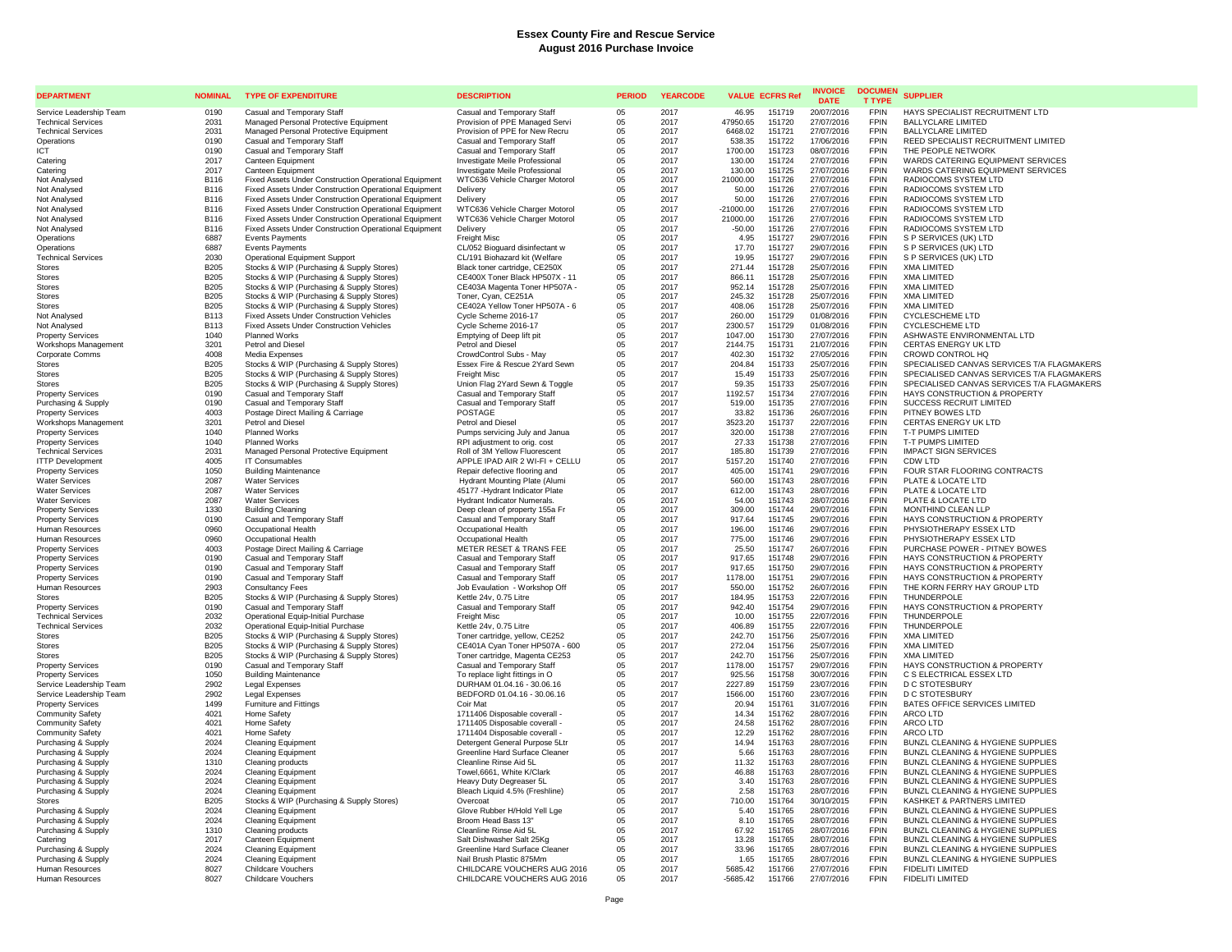# Essex County Fire and Rescue Service
## August 2016 Purchase Invoice

| DEPARTMENT | NOMINAL | TYPE OF EXPENDITURE | DESCRIPTION | PERIOD | YEARCODE | VALUE | ECFRS Ref | INVOICE DATE | DOCUMENT TYPE | SUPPLIER |
|---|---|---|---|---|---|---|---|---|---|---|
| Service Leadership Team | 0190 | Casual and Temporary Staff | Casual and Temporary Staff | 05 | 2017 | 46.95 | 151719 | 20/07/2016 | FPIN | HAYS SPECIALIST RECRUITMENT LTD |
| Technical Services | 2031 | Managed Personal Protective Equipment | Provision of PPE Managed Servi | 05 | 2017 | 47950.65 | 151720 | 27/07/2016 | FPIN | BALLYCLARE LIMITED |
| Technical Services | 2031 | Managed Personal Protective Equipment | Provision of PPE for New Recru | 05 | 2017 | 6468.02 | 151721 | 27/07/2016 | FPIN | BALLYCLARE LIMITED |
| Operations | 0190 | Casual and Temporary Staff | Casual and Temporary Staff | 05 | 2017 | 538.35 | 151722 | 17/06/2016 | FPIN | REED SPECIALIST RECRUITMENT LIMITED |
| ICT | 0190 | Casual and Temporary Staff | Casual and Temporary Staff | 05 | 2017 | 1700.00 | 151723 | 08/07/2016 | FPIN | THE PEOPLE NETWORK |
| Catering | 2017 | Canteen Equipment | Investigate Meile Professional | 05 | 2017 | 130.00 | 151724 | 27/07/2016 | FPIN | WARDS CATERING EQUIPMENT SERVICES |
| Catering | 2017 | Canteen Equipment | Investigate Meile Professional | 05 | 2017 | 130.00 | 151725 | 27/07/2016 | FPIN | WARDS CATERING EQUIPMENT SERVICES |
| Not Analysed | B116 | Fixed Assets Under Construction Operational Equipment | WTC636 Vehicle Charger Motorol | 05 | 2017 | 21000.00 | 151726 | 27/07/2016 | FPIN | RADIOCOMS SYSTEM LTD |
| Not Analysed | B116 | Fixed Assets Under Construction Operational Equipment | Delivery | 05 | 2017 | 50.00 | 151726 | 27/07/2016 | FPIN | RADIOCOMS SYSTEM LTD |
| Not Analysed | B116 | Fixed Assets Under Construction Operational Equipment | Delivery | 05 | 2017 | 50.00 | 151726 | 27/07/2016 | FPIN | RADIOCOMS SYSTEM LTD |
| Not Analysed | B116 | Fixed Assets Under Construction Operational Equipment | WTC636 Vehicle Charger Motorol | 05 | 2017 | -21000.00 | 151726 | 27/07/2016 | FPIN | RADIOCOMS SYSTEM LTD |
| Not Analysed | B116 | Fixed Assets Under Construction Operational Equipment | WTC636 Vehicle Charger Motorol | 05 | 2017 | 21000.00 | 151726 | 27/07/2016 | FPIN | RADIOCOMS SYSTEM LTD |
| Not Analysed | B116 | Fixed Assets Under Construction Operational Equipment | Delivery | 05 | 2017 | -50.00 | 151726 | 27/07/2016 | FPIN | RADIOCOMS SYSTEM LTD |
| Operations | 6887 | Events Payments | Freight Misc | 05 | 2017 | 4.95 | 151727 | 29/07/2016 | FPIN | S P SERVICES (UK) LTD |
| Operations | 6887 | Events Payments | CL/052 Bioguard disinfectant w | 05 | 2017 | 17.70 | 151727 | 29/07/2016 | FPIN | S P SERVICES (UK) LTD |
| Technical Services | 2030 | Operational Equipment Support | CL/191 Biohazard kit (Welfare | 05 | 2017 | 19.95 | 151727 | 29/07/2016 | FPIN | S P SERVICES (UK) LTD |
| Stores | B205 | Stocks & WIP (Purchasing & Supply Stores) | Black toner cartridge, CE250X | 05 | 2017 | 271.44 | 151728 | 25/07/2016 | FPIN | XMA LIMITED |
| Stores | B205 | Stocks & WIP (Purchasing & Supply Stores) | CE400X Toner Black HP507X - 11 | 05 | 2017 | 866.11 | 151728 | 25/07/2016 | FPIN | XMA LIMITED |
| Stores | B205 | Stocks & WIP (Purchasing & Supply Stores) | CE403A Magenta Toner HP507A - | 05 | 2017 | 952.14 | 151728 | 25/07/2016 | FPIN | XMA LIMITED |
| Stores | B205 | Stocks & WIP (Purchasing & Supply Stores) | Toner, Cyan, CE251A | 05 | 2017 | 245.32 | 151728 | 25/07/2016 | FPIN | XMA LIMITED |
| Stores | B205 | Stocks & WIP (Purchasing & Supply Stores) | CE402A Yellow Toner HP507A - 6 | 05 | 2017 | 408.06 | 151728 | 25/07/2016 | FPIN | XMA LIMITED |
| Not Analysed | B113 | Fixed Assets Under Construction Vehicles | Cycle Scheme 2016-17 | 05 | 2017 | 260.00 | 151729 | 01/08/2016 | FPIN | CYCLESCHEME LTD |
| Not Analysed | B113 | Fixed Assets Under Construction Vehicles | Cycle Scheme 2016-17 | 05 | 2017 | 2300.57 | 151729 | 01/08/2016 | FPIN | CYCLESCHEME LTD |
| Property Services | 1040 | Planned Works | Emptying of Deep lift pit | 05 | 2017 | 1047.00 | 151730 | 27/07/2016 | FPIN | ASHWASTE ENVIRONMENTAL LTD |
| Workshops Management | 3201 | Petrol and Diesel | Petrol and Diesel | 05 | 2017 | 2144.75 | 151731 | 21/07/2016 | FPIN | CERTAS ENERGY UK LTD |
| Corporate Comms | 4008 | Media Expenses | CrowdControl Subs - May | 05 | 2017 | 402.30 | 151732 | 27/05/2016 | FPIN | CROWD CONTROL HQ |
| Stores | B205 | Stocks & WIP (Purchasing & Supply Stores) | Essex Fire & Rescue 2Yard Sewn | 05 | 2017 | 204.84 | 151733 | 25/07/2016 | FPIN | SPECIALISED CANVAS SERVICES T/A FLAGMAKERS |
| Stores | B205 | Stocks & WIP (Purchasing & Supply Stores) | Freight Misc | 05 | 2017 | 15.49 | 151733 | 25/07/2016 | FPIN | SPECIALISED CANVAS SERVICES T/A FLAGMAKERS |
| Stores | B205 | Stocks & WIP (Purchasing & Supply Stores) | Union Flag 2Yard Sewn & Toggle | 05 | 2017 | 59.35 | 151733 | 25/07/2016 | FPIN | SPECIALISED CANVAS SERVICES T/A FLAGMAKERS |
| Property Services | 0190 | Casual and Temporary Staff | Casual and Temporary Staff | 05 | 2017 | 1192.57 | 151734 | 27/07/2016 | FPIN | HAYS CONSTRUCTION & PROPERTY |
| Purchasing & Supply | 0190 | Casual and Temporary Staff | Casual and Temporary Staff | 05 | 2017 | 519.00 | 151735 | 27/07/2016 | FPIN | SUCCESS RECRUIT LIMITED |
| Property Services | 4003 | Postage Direct Mailing & Carriage | POSTAGE | 05 | 2017 | 33.82 | 151736 | 26/07/2016 | FPIN | PITNEY BOWES LTD |
| Workshops Management | 3201 | Petrol and Diesel | Petrol and Diesel | 05 | 2017 | 3523.20 | 151737 | 22/07/2016 | FPIN | CERTAS ENERGY UK LTD |
| Property Services | 1040 | Planned Works | Pumps servicing July and Janua | 05 | 2017 | 320.00 | 151738 | 27/07/2016 | FPIN | T-T PUMPS LIMITED |
| Property Services | 1040 | Planned Works | RPI adjustment to orig. cost | 05 | 2017 | 27.33 | 151738 | 27/07/2016 | FPIN | T-T PUMPS LIMITED |
| Technical Services | 2031 | Managed Personal Protective Equipment | Roll of 3M Yellow Fluorescent | 05 | 2017 | 185.80 | 151739 | 27/07/2016 | FPIN | IMPACT SIGN SERVICES |
| ITTP Development | 4005 | IT Consumables | APPLE IPAD AIR 2 WI-FI + CELLU | 05 | 2017 | 5157.20 | 151740 | 27/07/2016 | FPIN | CDW LTD |
| Property Services | 1050 | Building Maintenance | Repair defective flooring and | 05 | 2017 | 405.00 | 151741 | 29/07/2016 | FPIN | FOUR STAR FLOORING CONTRACTS |
| Water Services | 2087 | Water Services | Hydrant Mounting Plate (Alumi | 05 | 2017 | 560.00 | 151743 | 28/07/2016 | FPIN | PLATE & LOCATE LTD |
| Water Services | 2087 | Water Services | 45177 -Hydrant Indicator Plate | 05 | 2017 | 612.00 | 151743 | 28/07/2016 | FPIN | PLATE & LOCATE LTD |
| Water Services | 2087 | Water Services | Hydrant Indicator Numerals. | 05 | 2017 | 54.00 | 151743 | 28/07/2016 | FPIN | PLATE & LOCATE LTD |
| Property Services | 1330 | Building Cleaning | Deep clean of property 155a Fr | 05 | 2017 | 309.00 | 151744 | 29/07/2016 | FPIN | MONTHIND CLEAN LLP |
| Property Services | 0190 | Casual and Temporary Staff | Casual and Temporary Staff | 05 | 2017 | 917.64 | 151745 | 29/07/2016 | FPIN | HAYS CONSTRUCTION & PROPERTY |
| Human Resources | 0960 | Occupational Health | Occupational Health | 05 | 2017 | 196.00 | 151746 | 29/07/2016 | FPIN | PHYSIOTHERAPY ESSEX LTD |
| Human Resources | 0960 | Occupational Health | Occupational Health | 05 | 2017 | 775.00 | 151746 | 29/07/2016 | FPIN | PHYSIOTHERAPY ESSEX LTD |
| Property Services | 4003 | Postage Direct Mailing & Carriage | METER RESET & TRANS FEE | 05 | 2017 | 25.50 | 151747 | 26/07/2016 | FPIN | PURCHASE POWER - PITNEY BOWES |
| Property Services | 0190 | Casual and Temporary Staff | Casual and Temporary Staff | 05 | 2017 | 917.65 | 151748 | 29/07/2016 | FPIN | HAYS CONSTRUCTION & PROPERTY |
| Property Services | 0190 | Casual and Temporary Staff | Casual and Temporary Staff | 05 | 2017 | 917.65 | 151750 | 29/07/2016 | FPIN | HAYS CONSTRUCTION & PROPERTY |
| Property Services | 0190 | Casual and Temporary Staff | Casual and Temporary Staff | 05 | 2017 | 1178.00 | 151751 | 29/07/2016 | FPIN | HAYS CONSTRUCTION & PROPERTY |
| Human Resources | 2903 | Consultancy Fees | Job Evaulation - Workshop Off | 05 | 2017 | 550.00 | 151752 | 26/07/2016 | FPIN | THE KORN FERRY HAY GROUP LTD |
| Stores | B205 | Stocks & WIP (Purchasing & Supply Stores) | Kettle 24v, 0.75 Litre | 05 | 2017 | 184.95 | 151753 | 22/07/2016 | FPIN | THUNDERPOLE |
| Property Services | 0190 | Casual and Temporary Staff | Casual and Temporary Staff | 05 | 2017 | 942.40 | 151754 | 29/07/2016 | FPIN | HAYS CONSTRUCTION & PROPERTY |
| Technical Services | 2032 | Operational Equip-Initial Purchase | Freight Misc | 05 | 2017 | 10.00 | 151755 | 22/07/2016 | FPIN | THUNDERPOLE |
| Technical Services | 2032 | Operational Equip-Initial Purchase | Kettle 24v, 0.75 Litre | 05 | 2017 | 406.89 | 151755 | 22/07/2016 | FPIN | THUNDERPOLE |
| Stores | B205 | Stocks & WIP (Purchasing & Supply Stores) | Toner cartridge, yellow, CE252 | 05 | 2017 | 242.70 | 151756 | 25/07/2016 | FPIN | XMA LIMITED |
| Stores | B205 | Stocks & WIP (Purchasing & Supply Stores) | CE401A Cyan Toner HP507A - 600 | 05 | 2017 | 272.04 | 151756 | 25/07/2016 | FPIN | XMA LIMITED |
| Stores | B205 | Stocks & WIP (Purchasing & Supply Stores) | Toner cartridge, Magenta CE253 | 05 | 2017 | 242.70 | 151756 | 25/07/2016 | FPIN | XMA LIMITED |
| Property Services | 0190 | Casual and Temporary Staff | Casual and Temporary Staff | 05 | 2017 | 1178.00 | 151757 | 29/07/2016 | FPIN | HAYS CONSTRUCTION & PROPERTY |
| Property Services | 1050 | Building Maintenance | To replace light fittings in O | 05 | 2017 | 925.56 | 151758 | 30/07/2016 | FPIN | C S ELECTRICAL ESSEX LTD |
| Service Leadership Team | 2902 | Legal Expenses | DURHAM 01.04.16 - 30.06.16 | 05 | 2017 | 2227.89 | 151759 | 23/07/2016 | FPIN | D C STOTESBURY |
| Service Leadership Team | 2902 | Legal Expenses | BEDFORD 01.04.16 - 30.06.16 | 05 | 2017 | 1566.00 | 151760 | 23/07/2016 | FPIN | D C STOTESBURY |
| Property Services | 1499 | Furniture and Fittings | Coir Mat | 05 | 2017 | 20.94 | 151761 | 31/07/2016 | FPIN | BATES OFFICE SERVICES LIMITED |
| Community Safety | 4021 | Home Safety | 1711406 Disposable coverall - | 05 | 2017 | 14.34 | 151762 | 28/07/2016 | FPIN | ARCO LTD |
| Community Safety | 4021 | Home Safety | 1711405 Disposable coverall - | 05 | 2017 | 24.58 | 151762 | 28/07/2016 | FPIN | ARCO LTD |
| Community Safety | 4021 | Home Safety | 1711404 Disposable coverall - | 05 | 2017 | 12.29 | 151762 | 28/07/2016 | FPIN | ARCO LTD |
| Purchasing & Supply | 2024 | Cleaning Equipment | Detergent General Purpose 5Ltr | 05 | 2017 | 14.94 | 151763 | 28/07/2016 | FPIN | BUNZL CLEANING & HYGIENE SUPPLIES |
| Purchasing & Supply | 2024 | Cleaning Equipment | Greenline Hard Surface Cleaner | 05 | 2017 | 5.66 | 151763 | 28/07/2016 | FPIN | BUNZL CLEANING & HYGIENE SUPPLIES |
| Purchasing & Supply | 1310 | Cleaning products | Cleanline Rinse Aid 5L | 05 | 2017 | 11.32 | 151763 | 28/07/2016 | FPIN | BUNZL CLEANING & HYGIENE SUPPLIES |
| Purchasing & Supply | 2024 | Cleaning Equipment | Towel,6661, White K/Clark | 05 | 2017 | 46.88 | 151763 | 28/07/2016 | FPIN | BUNZL CLEANING & HYGIENE SUPPLIES |
| Purchasing & Supply | 2024 | Cleaning Equipment | Heavy Duty Degreaser 5L | 05 | 2017 | 3.40 | 151763 | 28/07/2016 | FPIN | BUNZL CLEANING & HYGIENE SUPPLIES |
| Purchasing & Supply | 2024 | Cleaning Equipment | Bleach Liquid 4.5% (Freshline) | 05 | 2017 | 2.58 | 151763 | 28/07/2016 | FPIN | BUNZL CLEANING & HYGIENE SUPPLIES |
| Stores | B205 | Stocks & WIP (Purchasing & Supply Stores) | Overcoat | 05 | 2017 | 710.00 | 151764 | 30/10/2015 | FPIN | KASHKET & PARTNERS LIMITED |
| Purchasing & Supply | 2024 | Cleaning Equipment | Glove Rubber H/Hold Yell Lge | 05 | 2017 | 5.40 | 151765 | 28/07/2016 | FPIN | BUNZL CLEANING & HYGIENE SUPPLIES |
| Purchasing & Supply | 2024 | Cleaning Equipment | Broom Head Bass 13" | 05 | 2017 | 8.10 | 151765 | 28/07/2016 | FPIN | BUNZL CLEANING & HYGIENE SUPPLIES |
| Purchasing & Supply | 1310 | Cleaning products | Cleanline Rinse Aid 5L | 05 | 2017 | 67.92 | 151765 | 28/07/2016 | FPIN | BUNZL CLEANING & HYGIENE SUPPLIES |
| Catering | 2017 | Canteen Equipment | Salt Dishwasher Salt 25Kg | 05 | 2017 | 13.28 | 151765 | 28/07/2016 | FPIN | BUNZL CLEANING & HYGIENE SUPPLIES |
| Purchasing & Supply | 2024 | Cleaning Equipment | Greenline Hard Surface Cleaner | 05 | 2017 | 33.96 | 151765 | 28/07/2016 | FPIN | BUNZL CLEANING & HYGIENE SUPPLIES |
| Purchasing & Supply | 2024 | Cleaning Equipment | Nail Brush Plastic 875Mm | 05 | 2017 | 1.65 | 151765 | 28/07/2016 | FPIN | BUNZL CLEANING & HYGIENE SUPPLIES |
| Human Resources | 8027 | Childcare Vouchers | CHILDCARE VOUCHERS AUG 2016 | 05 | 2017 | 5685.42 | 151766 | 27/07/2016 | FPIN | FIDELITI LIMITED |
| Human Resources | 8027 | Childcare Vouchers | CHILDCARE VOUCHERS AUG 2016 | 05 | 2017 | -5685.42 | 151766 | 27/07/2016 | FPIN | FIDELITI LIMITED |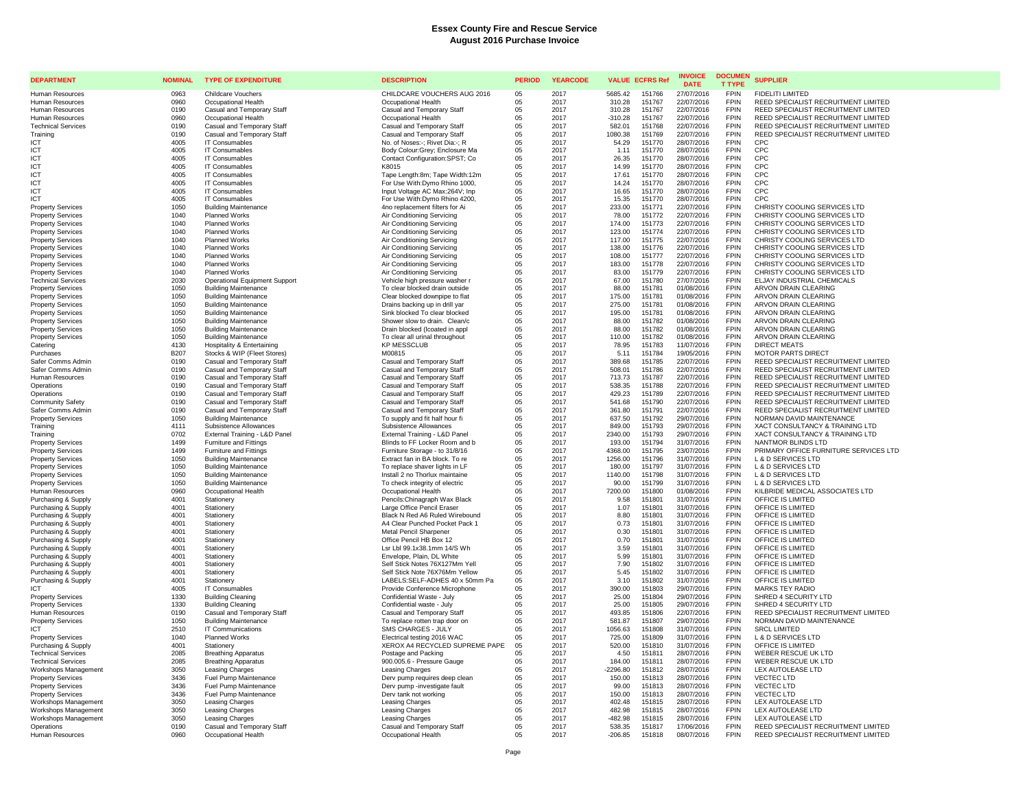# Essex County Fire and Rescue Service
## August 2016 Purchase Invoice

| DEPARTMENT | NOMINAL | TYPE OF EXPENDITURE | DESCRIPTION | PERIOD | YEARCODE | VALUE | ECFRS Ref | INVOICE DATE | DOCUMENT TYPE | SUPPLIER |
|---|---|---|---|---|---|---|---|---|---|---|
| Human Resources | 0963 | Childcare Vouchers | CHILDCARE VOUCHERS AUG 2016 | 05 | 2017 | 5685.42 | 151766 | 27/07/2016 | FPIN | FIDELITI LIMITED |
| Human Resources | 0960 | Occupational Health | Occupational Health | 05 | 2017 | 310.28 | 151767 | 22/07/2016 | FPIN | REED SPECIALIST RECRUITMENT LIMITED |
| Human Resources | 0190 | Casual and Temporary Staff | Casual and Temporary Staff | 05 | 2017 | 310.28 | 151767 | 22/07/2016 | FPIN | REED SPECIALIST RECRUITMENT LIMITED |
| Human Resources | 0960 | Occupational Health | Occupational Health | 05 | 2017 | -310.28 | 151767 | 22/07/2016 | FPIN | REED SPECIALIST RECRUITMENT LIMITED |
| Technical Services | 0190 | Casual and Temporary Staff | Casual and Temporary Staff | 05 | 2017 | 582.01 | 151768 | 22/07/2016 | FPIN | REED SPECIALIST RECRUITMENT LIMITED |
| Training | 0190 | Casual and Temporary Staff | Casual and Temporary Staff | 05 | 2017 | 1080.38 | 151769 | 22/07/2016 | FPIN | REED SPECIALIST RECRUITMENT LIMITED |
| ICT | 4005 | IT Consumables | No. of Noses:-; Rivet Dia:-; R | 05 | 2017 | 54.29 | 151770 | 28/07/2016 | FPIN | CPC |
| ICT | 4005 | IT Consumables | Body Colour:Grey; Enclosure Ma | 05 | 2017 | 1.11 | 151770 | 28/07/2016 | FPIN | CPC |
| ICT | 4005 | IT Consumables | Contact Configuration:SPST; Co | 05 | 2017 | 26.35 | 151770 | 28/07/2016 | FPIN | CPC |
| ICT | 4005 | IT Consumables | K8015 | 05 | 2017 | 14.99 | 151770 | 28/07/2016 | FPIN | CPC |
| ICT | 4005 | IT Consumables | Tape Length:8m; Tape Width:12m | 05 | 2017 | 17.61 | 151770 | 28/07/2016 | FPIN | CPC |
| ICT | 4005 | IT Consumables | For Use With:Dymo Rhino 1000, | 05 | 2017 | 14.24 | 151770 | 28/07/2016 | FPIN | CPC |
| ICT | 4005 | IT Consumables | Input Voltage AC Max:264V; Inp | 05 | 2017 | 16.65 | 151770 | 28/07/2016 | FPIN | CPC |
| ICT | 4005 | IT Consumables | For Use With:Dymo Rhino 4200, | 05 | 2017 | 15.35 | 151770 | 28/07/2016 | FPIN | CPC |
| Property Services | 1050 | Building Maintenance | 4no replacement filters for Ai | 05 | 2017 | 233.00 | 151771 | 22/07/2016 | FPIN | CHRISTY COOLING SERVICES LTD |
| Property Services | 1040 | Planned Works | Air Conditioning Servicing | 05 | 2017 | 78.00 | 151772 | 22/07/2016 | FPIN | CHRISTY COOLING SERVICES LTD |
| Property Services | 1040 | Planned Works | Air Conditioning Servicing | 05 | 2017 | 174.00 | 151773 | 22/07/2016 | FPIN | CHRISTY COOLING SERVICES LTD |
| Property Services | 1040 | Planned Works | Air Conditioning Servicing | 05 | 2017 | 123.00 | 151774 | 22/07/2016 | FPIN | CHRISTY COOLING SERVICES LTD |
| Property Services | 1040 | Planned Works | Air Conditioning Servicing | 05 | 2017 | 117.00 | 151775 | 22/07/2016 | FPIN | CHRISTY COOLING SERVICES LTD |
| Property Services | 1040 | Planned Works | Air Conditioning Servicing | 05 | 2017 | 138.00 | 151776 | 22/07/2016 | FPIN | CHRISTY COOLING SERVICES LTD |
| Property Services | 1040 | Planned Works | Air Conditioning Servicing | 05 | 2017 | 108.00 | 151777 | 22/07/2016 | FPIN | CHRISTY COOLING SERVICES LTD |
| Property Services | 1040 | Planned Works | Air Conditioning Servicing | 05 | 2017 | 183.00 | 151778 | 22/07/2016 | FPIN | CHRISTY COOLING SERVICES LTD |
| Property Services | 1040 | Planned Works | Air Conditioning Servicing | 05 | 2017 | 83.00 | 151779 | 22/07/2016 | FPIN | CHRISTY COOLING SERVICES LTD |
| Technical Services | 2030 | Operational Equipment Support | Vehicle high pressure washer r | 05 | 2017 | 67.00 | 151780 | 27/07/2016 | FPIN | ELJAY INDUSTRIAL CHEMICALS |
| Property Services | 1050 | Building Maintenance | To clear blocked drain outside | 05 | 2017 | 88.00 | 151781 | 01/08/2016 | FPIN | ARVON DRAIN CLEARING |
| Property Services | 1050 | Building Maintenance | Clear blocked downpipe to flat | 05 | 2017 | 175.00 | 151781 | 01/08/2016 | FPIN | ARVON DRAIN CLEARING |
| Property Services | 1050 | Building Maintenance | Drains backing up in drill yar | 05 | 2017 | 275.00 | 151781 | 01/08/2016 | FPIN | ARVON DRAIN CLEARING |
| Property Services | 1050 | Building Maintenance | Sink blocked To clear blocked | 05 | 2017 | 195.00 | 151781 | 01/08/2016 | FPIN | ARVON DRAIN CLEARING |
| Property Services | 1050 | Building Maintenance | Shower slow to drain. Clean/c | 05 | 2017 | 88.00 | 151782 | 01/08/2016 | FPIN | ARVON DRAIN CLEARING |
| Property Services | 1050 | Building Maintenance | Drain blocked (lcoated in appl | 05 | 2017 | 88.00 | 151782 | 01/08/2016 | FPIN | ARVON DRAIN CLEARING |
| Property Services | 1050 | Building Maintenance | To clear all urinal throughout | 05 | 2017 | 110.00 | 151782 | 01/08/2016 | FPIN | ARVON DRAIN CLEARING |
| Catering | 4130 | Hospitality & Entertaining | KP MESSCLUB | 05 | 2017 | 78.95 | 151783 | 11/07/2016 | FPIN | DIRECT MEATS |
| Purchases | B207 | Stocks & WIP (Fleet Stores) | M00815 | 05 | 2017 | 5.11 | 151784 | 19/05/2016 | FPIN | MOTOR PARTS DIRECT |
| Safer Comms Admin | 0190 | Casual and Temporary Staff | Casual and Temporary Staff | 05 | 2017 | 389.68 | 151785 | 22/07/2016 | FPIN | REED SPECIALIST RECRUITMENT LIMITED |
| Safer Comms Admin | 0190 | Casual and Temporary Staff | Casual and Temporary Staff | 05 | 2017 | 508.01 | 151786 | 22/07/2016 | FPIN | REED SPECIALIST RECRUITMENT LIMITED |
| Human Resources | 0190 | Casual and Temporary Staff | Casual and Temporary Staff | 05 | 2017 | 713.73 | 151787 | 22/07/2016 | FPIN | REED SPECIALIST RECRUITMENT LIMITED |
| Operations | 0190 | Casual and Temporary Staff | Casual and Temporary Staff | 05 | 2017 | 538.35 | 151788 | 22/07/2016 | FPIN | REED SPECIALIST RECRUITMENT LIMITED |
| Operations | 0190 | Casual and Temporary Staff | Casual and Temporary Staff | 05 | 2017 | 429.23 | 151789 | 22/07/2016 | FPIN | REED SPECIALIST RECRUITMENT LIMITED |
| Community Safety | 0190 | Casual and Temporary Staff | Casual and Temporary Staff | 05 | 2017 | 541.68 | 151790 | 22/07/2016 | FPIN | REED SPECIALIST RECRUITMENT LIMITED |
| Safer Comms Admin | 0190 | Casual and Temporary Staff | Casual and Temporary Staff | 05 | 2017 | 361.80 | 151791 | 22/07/2016 | FPIN | REED SPECIALIST RECRUITMENT LIMITED |
| Property Services | 1050 | Building Maintenance | To supply and fit half hour fi | 05 | 2017 | 637.50 | 151792 | 29/07/2016 | FPIN | NORMAN DAVID MAINTENANCE |
| Training | 4111 | Subsistence Allowances | Subsistence Allowances | 05 | 2017 | 849.00 | 151793 | 29/07/2016 | FPIN | XACT CONSULTANCY & TRAINING LTD |
| Training | 0702 | External Training - L&D Panel | External Training - L&D Panel | 05 | 2017 | 2340.00 | 151793 | 29/07/2016 | FPIN | XACT CONSULTANCY & TRAINING LTD |
| Property Services | 1499 | Furniture and Fittings | Blinds to FF Locker Room and b | 05 | 2017 | 193.00 | 151794 | 31/07/2016 | FPIN | NANTMOR BLINDS LTD |
| Property Services | 1499 | Furniture and Fittings | Furniture Storage - to 31/8/16 | 05 | 2017 | 4368.00 | 151795 | 23/07/2016 | FPIN | PRIMARY OFFICE FURNITURE SERVICES LTD |
| Property Services | 1050 | Building Maintenance | Extract fan in BA block. To re | 05 | 2017 | 1256.00 | 151796 | 31/07/2016 | FPIN | L & D SERVICES LTD |
| Property Services | 1050 | Building Maintenance | To replace shaver lights in LF | 05 | 2017 | 180.00 | 151797 | 31/07/2016 | FPIN | L & D SERVICES LTD |
| Property Services | 1050 | Building Maintenance | Install 2 no Thorlux maintaine | 05 | 2017 | 1140.00 | 151798 | 31/07/2016 | FPIN | L & D SERVICES LTD |
| Property Services | 1050 | Building Maintenance | To check integrity of electric | 05 | 2017 | 90.00 | 151799 | 31/07/2016 | FPIN | L & D SERVICES LTD |
| Human Resources | 0960 | Occupational Health | Occupational Health | 05 | 2017 | 7200.00 | 151800 | 01/08/2016 | FPIN | KILBRIDE MEDICAL ASSOCIATES LTD |
| Purchasing & Supply | 4001 | Stationery | Pencils:Chinagraph Wax Black | 05 | 2017 | 9.58 | 151801 | 31/07/2016 | FPIN | OFFICE IS LIMITED |
| Purchasing & Supply | 4001 | Stationery | Large Office Pencil Eraser | 05 | 2017 | 1.07 | 151801 | 31/07/2016 | FPIN | OFFICE IS LIMITED |
| Purchasing & Supply | 4001 | Stationery | Black N Red A6 Ruled Wirebound | 05 | 2017 | 8.80 | 151801 | 31/07/2016 | FPIN | OFFICE IS LIMITED |
| Purchasing & Supply | 4001 | Stationery | A4 Clear Punched Pocket Pack 1 | 05 | 2017 | 0.73 | 151801 | 31/07/2016 | FPIN | OFFICE IS LIMITED |
| Purchasing & Supply | 4001 | Stationery | Metal Pencil Sharpener | 05 | 2017 | 0.30 | 151801 | 31/07/2016 | FPIN | OFFICE IS LIMITED |
| Purchasing & Supply | 4001 | Stationery | Office Pencil HB Box 12 | 05 | 2017 | 0.70 | 151801 | 31/07/2016 | FPIN | OFFICE IS LIMITED |
| Purchasing & Supply | 4001 | Stationery | Lsr Lbl 99.1x38.1mm 14/S Wh | 05 | 2017 | 3.59 | 151801 | 31/07/2016 | FPIN | OFFICE IS LIMITED |
| Purchasing & Supply | 4001 | Stationery | Envelope, Plain, DL White | 05 | 2017 | 5.99 | 151801 | 31/07/2016 | FPIN | OFFICE IS LIMITED |
| Purchasing & Supply | 4001 | Stationery | Self Stick Notes 76X127Mm Yell | 05 | 2017 | 7.90 | 151802 | 31/07/2016 | FPIN | OFFICE IS LIMITED |
| Purchasing & Supply | 4001 | Stationery | Self Stick Note 76X76Mm Yellow | 05 | 2017 | 5.45 | 151802 | 31/07/2016 | FPIN | OFFICE IS LIMITED |
| Purchasing & Supply | 4001 | Stationery | LABELS:SELF-ADHES 40 x 50mm Pa | 05 | 2017 | 3.10 | 151802 | 31/07/2016 | FPIN | OFFICE IS LIMITED |
| ICT | 4005 | IT Consumables | Provide Conference Microphone | 05 | 2017 | 390.00 | 151803 | 29/07/2016 | FPIN | MARKS TEY RADIO |
| Property Services | 1330 | Building Cleaning | Confidential Waste - July | 05 | 2017 | 25.00 | 151804 | 29/07/2016 | FPIN | SHRED 4 SECURITY LTD |
| Property Services | 1330 | Building Cleaning | Confidential waste - July | 05 | 2017 | 25.00 | 151805 | 29/07/2016 | FPIN | SHRED 4 SECURITY LTD |
| Human Resources | 0190 | Casual and Temporary Staff | Casual and Temporary Staff | 05 | 2017 | 493.85 | 151806 | 22/07/2016 | FPIN | REED SPECIALIST RECRUITMENT LIMITED |
| Property Services | 1050 | Building Maintenance | To replace rotten trap door on | 05 | 2017 | 581.87 | 151807 | 29/07/2016 | FPIN | NORMAN DAVID MAINTENANCE |
| ICT | 2510 | IT Communications | SMS CHARGES - JULY | 05 | 2017 | 1056.63 | 151808 | 31/07/2016 | FPIN | SRCL LIMITED |
| Property Services | 1040 | Planned Works | Electrical testing 2016 WAC | 05 | 2017 | 725.00 | 151809 | 31/07/2016 | FPIN | L & D SERVICES LTD |
| Purchasing & Supply | 4001 | Stationery | XEROX A4 RECYCLED SUPREME PAPE | 05 | 2017 | 520.00 | 151810 | 31/07/2016 | FPIN | OFFICE IS LIMITED |
| Technical Services | 2085 | Breathing Apparatus | Postage and Packing | 05 | 2017 | 4.50 | 151811 | 28/07/2016 | FPIN | WEBER RESCUE UK LTD |
| Technical Services | 2085 | Breathing Apparatus | 900.005.6 - Pressure Gauge | 05 | 2017 | 184.00 | 151811 | 28/07/2016 | FPIN | WEBER RESCUE UK LTD |
| Workshops Management | 3050 | Leasing Charges | Leasing Charges | 05 | 2017 | -2296.80 | 151812 | 28/07/2016 | FPIN | LEX AUTOLEASE LTD |
| Property Services | 3436 | Fuel Pump Maintenance | Derv pump requires deep clean | 05 | 2017 | 150.00 | 151813 | 28/07/2016 | FPIN | VECTEC LTD |
| Property Services | 3436 | Fuel Pump Maintenance | Derv pump -investigate fault | 05 | 2017 | 99.00 | 151813 | 28/07/2016 | FPIN | VECTEC LTD |
| Property Services | 3436 | Fuel Pump Maintenance | Derv tank not working | 05 | 2017 | 150.00 | 151813 | 28/07/2016 | FPIN | VECTEC LTD |
| Workshops Management | 3050 | Leasing Charges | Leasing Charges | 05 | 2017 | 402.48 | 151815 | 28/07/2016 | FPIN | LEX AUTOLEASE LTD |
| Workshops Management | 3050 | Leasing Charges | Leasing Charges | 05 | 2017 | 482.98 | 151815 | 28/07/2016 | FPIN | LEX AUTOLEASE LTD |
| Workshops Management | 3050 | Leasing Charges | Leasing Charges | 05 | 2017 | -482.98 | 151815 | 28/07/2016 | FPIN | LEX AUTOLEASE LTD |
| Operations | 0190 | Casual and Temporary Staff | Casual and Temporary Staff | 05 | 2017 | 538.35 | 151817 | 17/06/2016 | FPIN | REED SPECIALIST RECRUITMENT LIMITED |
| Human Resources | 0960 | Occupational Health | Occupational Health | 05 | 2017 | -206.85 | 151818 | 08/07/2016 | FPIN | REED SPECIALIST RECRUITMENT LIMITED |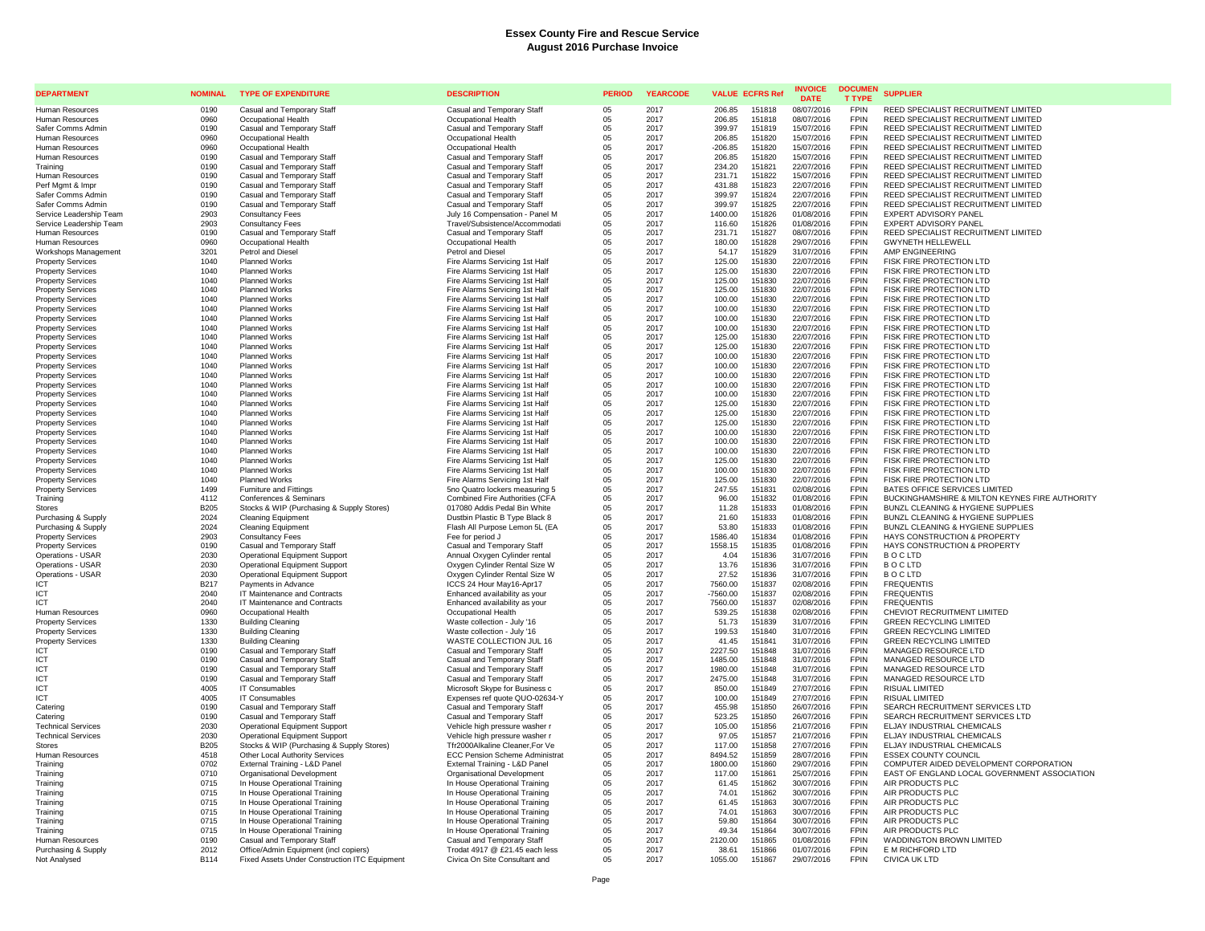# Essex County Fire and Rescue Service
## August 2016 Purchase Invoice

| DEPARTMENT | NOMINAL | TYPE OF EXPENDITURE | DESCRIPTION | PERIOD | YEARCODE | VALUE | ECFRS Ref | INVOICE DATE | DOCUMENT TYPE | SUPPLIER |
|---|---|---|---|---|---|---|---|---|---|---|
| Human Resources | 0190 | Casual and Temporary Staff | Casual and Temporary Staff | 05 | 2017 | 206.85 | 151818 | 08/07/2016 | FPIN | REED SPECIALIST RECRUITMENT LIMITED |
| Human Resources | 0960 | Occupational Health | Occupational Health | 05 | 2017 | 206.85 | 151818 | 08/07/2016 | FPIN | REED SPECIALIST RECRUITMENT LIMITED |
| Safer Comms Admin | 0190 | Casual and Temporary Staff | Casual and Temporary Staff | 05 | 2017 | 399.97 | 151819 | 15/07/2016 | FPIN | REED SPECIALIST RECRUITMENT LIMITED |
| Human Resources | 0960 | Occupational Health | Occupational Health | 05 | 2017 | 206.85 | 151820 | 15/07/2016 | FPIN | REED SPECIALIST RECRUITMENT LIMITED |
| Human Resources | 0960 | Occupational Health | Occupational Health | 05 | 2017 | -206.85 | 151820 | 15/07/2016 | FPIN | REED SPECIALIST RECRUITMENT LIMITED |
| Human Resources | 0190 | Casual and Temporary Staff | Casual and Temporary Staff | 05 | 2017 | 206.85 | 151820 | 15/07/2016 | FPIN | REED SPECIALIST RECRUITMENT LIMITED |
| Training | 0190 | Casual and Temporary Staff | Casual and Temporary Staff | 05 | 2017 | 234.20 | 151821 | 22/07/2016 | FPIN | REED SPECIALIST RECRUITMENT LIMITED |
| Human Resources | 0190 | Casual and Temporary Staff | Casual and Temporary Staff | 05 | 2017 | 231.71 | 151822 | 15/07/2016 | FPIN | REED SPECIALIST RECRUITMENT LIMITED |
| Perf Mgmt & Impr | 0190 | Casual and Temporary Staff | Casual and Temporary Staff | 05 | 2017 | 431.88 | 151823 | 22/07/2016 | FPIN | REED SPECIALIST RECRUITMENT LIMITED |
| Safer Comms Admin | 0190 | Casual and Temporary Staff | Casual and Temporary Staff | 05 | 2017 | 399.97 | 151824 | 22/07/2016 | FPIN | REED SPECIALIST RECRUITMENT LIMITED |
| Safer Comms Admin | 0190 | Casual and Temporary Staff | Casual and Temporary Staff | 05 | 2017 | 399.97 | 151825 | 22/07/2016 | FPIN | REED SPECIALIST RECRUITMENT LIMITED |
| Service Leadership Team | 2903 | Consultancy Fees | July 16 Compensation - Panel M | 05 | 2017 | 1400.00 | 151826 | 01/08/2016 | FPIN | EXPERT ADVISORY PANEL |
| Service Leadership Team | 2903 | Consultancy Fees | Travel/Subsistence/Accommodati | 05 | 2017 | 116.60 | 151826 | 01/08/2016 | FPIN | EXPERT ADVISORY PANEL |
| Human Resources | 0190 | Casual and Temporary Staff | Casual and Temporary Staff | 05 | 2017 | 231.71 | 151827 | 08/07/2016 | FPIN | REED SPECIALIST RECRUITMENT LIMITED |
| Human Resources | 0960 | Occupational Health | Occupational Health | 05 | 2017 | 180.00 | 151828 | 29/07/2016 | FPIN | GWYNETH HELLEWELL |
| Workshops Management | 3201 | Petrol and Diesel | Petrol and Diesel | 05 | 2017 | 54.17 | 151829 | 31/07/2016 | FPIN | AMP ENGINEERING |
| Property Services | 1040 | Planned Works | Fire Alarms Servicing 1st Half | 05 | 2017 | 125.00 | 151830 | 22/07/2016 | FPIN | FISK FIRE PROTECTION LTD |
| Property Services | 1040 | Planned Works | Fire Alarms Servicing 1st Half | 05 | 2017 | 125.00 | 151830 | 22/07/2016 | FPIN | FISK FIRE PROTECTION LTD |
| Property Services | 1040 | Planned Works | Fire Alarms Servicing 1st Half | 05 | 2017 | 125.00 | 151830 | 22/07/2016 | FPIN | FISK FIRE PROTECTION LTD |
| Property Services | 1040 | Planned Works | Fire Alarms Servicing 1st Half | 05 | 2017 | 125.00 | 151830 | 22/07/2016 | FPIN | FISK FIRE PROTECTION LTD |
| Property Services | 1040 | Planned Works | Fire Alarms Servicing 1st Half | 05 | 2017 | 100.00 | 151830 | 22/07/2016 | FPIN | FISK FIRE PROTECTION LTD |
| Property Services | 1040 | Planned Works | Fire Alarms Servicing 1st Half | 05 | 2017 | 100.00 | 151830 | 22/07/2016 | FPIN | FISK FIRE PROTECTION LTD |
| Property Services | 1040 | Planned Works | Fire Alarms Servicing 1st Half | 05 | 2017 | 100.00 | 151830 | 22/07/2016 | FPIN | FISK FIRE PROTECTION LTD |
| Property Services | 1040 | Planned Works | Fire Alarms Servicing 1st Half | 05 | 2017 | 100.00 | 151830 | 22/07/2016 | FPIN | FISK FIRE PROTECTION LTD |
| Property Services | 1040 | Planned Works | Fire Alarms Servicing 1st Half | 05 | 2017 | 125.00 | 151830 | 22/07/2016 | FPIN | FISK FIRE PROTECTION LTD |
| Property Services | 1040 | Planned Works | Fire Alarms Servicing 1st Half | 05 | 2017 | 125.00 | 151830 | 22/07/2016 | FPIN | FISK FIRE PROTECTION LTD |
| Property Services | 1040 | Planned Works | Fire Alarms Servicing 1st Half | 05 | 2017 | 100.00 | 151830 | 22/07/2016 | FPIN | FISK FIRE PROTECTION LTD |
| Property Services | 1040 | Planned Works | Fire Alarms Servicing 1st Half | 05 | 2017 | 100.00 | 151830 | 22/07/2016 | FPIN | FISK FIRE PROTECTION LTD |
| Property Services | 1040 | Planned Works | Fire Alarms Servicing 1st Half | 05 | 2017 | 100.00 | 151830 | 22/07/2016 | FPIN | FISK FIRE PROTECTION LTD |
| Property Services | 1040 | Planned Works | Fire Alarms Servicing 1st Half | 05 | 2017 | 100.00 | 151830 | 22/07/2016 | FPIN | FISK FIRE PROTECTION LTD |
| Property Services | 1040 | Planned Works | Fire Alarms Servicing 1st Half | 05 | 2017 | 100.00 | 151830 | 22/07/2016 | FPIN | FISK FIRE PROTECTION LTD |
| Property Services | 1040 | Planned Works | Fire Alarms Servicing 1st Half | 05 | 2017 | 125.00 | 151830 | 22/07/2016 | FPIN | FISK FIRE PROTECTION LTD |
| Property Services | 1040 | Planned Works | Fire Alarms Servicing 1st Half | 05 | 2017 | 125.00 | 151830 | 22/07/2016 | FPIN | FISK FIRE PROTECTION LTD |
| Property Services | 1040 | Planned Works | Fire Alarms Servicing 1st Half | 05 | 2017 | 125.00 | 151830 | 22/07/2016 | FPIN | FISK FIRE PROTECTION LTD |
| Property Services | 1040 | Planned Works | Fire Alarms Servicing 1st Half | 05 | 2017 | 100.00 | 151830 | 22/07/2016 | FPIN | FISK FIRE PROTECTION LTD |
| Property Services | 1040 | Planned Works | Fire Alarms Servicing 1st Half | 05 | 2017 | 100.00 | 151830 | 22/07/2016 | FPIN | FISK FIRE PROTECTION LTD |
| Property Services | 1040 | Planned Works | Fire Alarms Servicing 1st Half | 05 | 2017 | 100.00 | 151830 | 22/07/2016 | FPIN | FISK FIRE PROTECTION LTD |
| Property Services | 1040 | Planned Works | Fire Alarms Servicing 1st Half | 05 | 2017 | 125.00 | 151830 | 22/07/2016 | FPIN | FISK FIRE PROTECTION LTD |
| Property Services | 1040 | Planned Works | Fire Alarms Servicing 1st Half | 05 | 2017 | 100.00 | 151830 | 22/07/2016 | FPIN | FISK FIRE PROTECTION LTD |
| Property Services | 1040 | Planned Works | Fire Alarms Servicing 1st Half | 05 | 2017 | 125.00 | 151830 | 22/07/2016 | FPIN | FISK FIRE PROTECTION LTD |
| Property Services | 1499 | Furniture and Fittings | 5no Quatro lockers measuring 5 | 05 | 2017 | 247.55 | 151831 | 02/08/2016 | FPIN | BATES OFFICE SERVICES LIMITED |
| Training | 4112 | Conferences & Seminars | Combined Fire Authorities (CFA | 05 | 2017 | 96.00 | 151832 | 01/08/2016 | FPIN | BUCKINGHAMSHIRE & MILTON KEYNES FIRE AUTHORITY |
| Stores | B205 | Stocks & WIP (Purchasing & Supply Stores) | 017080 Addis Pedal Bin White | 05 | 2017 | 11.28 | 151833 | 01/08/2016 | FPIN | BUNZL CLEANING & HYGIENE SUPPLIES |
| Purchasing & Supply | 2024 | Cleaning Equipment | Dustbin Plastic B Type Black 8 | 05 | 2017 | 21.60 | 151833 | 01/08/2016 | FPIN | BUNZL CLEANING & HYGIENE SUPPLIES |
| Purchasing & Supply | 2024 | Cleaning Equipment | Flash All Purpose Lemon 5L (EA | 05 | 2017 | 53.80 | 151833 | 01/08/2016 | FPIN | BUNZL CLEANING & HYGIENE SUPPLIES |
| Property Services | 2903 | Consultancy Fees | Fee for period J | 05 | 2017 | 1586.40 | 151834 | 01/08/2016 | FPIN | HAYS CONSTRUCTION & PROPERTY |
| Property Services | 0190 | Casual and Temporary Staff | Casual and Temporary Staff | 05 | 2017 | 1558.15 | 151835 | 01/08/2016 | FPIN | HAYS CONSTRUCTION & PROPERTY |
| Operations - USAR | 2030 | Operational Equipment Support | Annual Oxygen Cylinder rental | 05 | 2017 | 4.04 | 151836 | 31/07/2016 | FPIN | B O C LTD |
| Operations - USAR | 2030 | Operational Equipment Support | Oxygen Cylinder Rental Size W | 05 | 2017 | 13.76 | 151836 | 31/07/2016 | FPIN | B O C LTD |
| Operations - USAR | 2030 | Operational Equipment Support | Oxygen Cylinder Rental Size W | 05 | 2017 | 27.52 | 151836 | 31/07/2016 | FPIN | B O C LTD |
| ICT | B217 | Payments in Advance | ICCS 24 Hour May16-Apr17 | 05 | 2017 | 7560.00 | 151837 | 02/08/2016 | FPIN | FREQUENTIS |
| ICT | 2040 | IT Maintenance and Contracts | Enhanced availability as your | 05 | 2017 | -7560.00 | 151837 | 02/08/2016 | FPIN | FREQUENTIS |
| ICT | 2040 | IT Maintenance and Contracts | Enhanced availability as your | 05 | 2017 | 7560.00 | 151837 | 02/08/2016 | FPIN | FREQUENTIS |
| Human Resources | 0960 | Occupational Health | Occupational Health | 05 | 2017 | 539.25 | 151838 | 02/08/2016 | FPIN | CHEVIOT RECRUITMENT LIMITED |
| Property Services | 1330 | Building Cleaning | Waste collection - July '16 | 05 | 2017 | 51.73 | 151839 | 31/07/2016 | FPIN | GREEN RECYCLING LIMITED |
| Property Services | 1330 | Building Cleaning | Waste collection - July '16 | 05 | 2017 | 199.53 | 151840 | 31/07/2016 | FPIN | GREEN RECYCLING LIMITED |
| Property Services | 1330 | Building Cleaning | WASTE COLLECTION JUL 16 | 05 | 2017 | 41.45 | 151841 | 31/07/2016 | FPIN | GREEN RECYCLING LIMITED |
| ICT | 0190 | Casual and Temporary Staff | Casual and Temporary Staff | 05 | 2017 | 2227.50 | 151848 | 31/07/2016 | FPIN | MANAGED RESOURCE LTD |
| ICT | 0190 | Casual and Temporary Staff | Casual and Temporary Staff | 05 | 2017 | 1485.00 | 151848 | 31/07/2016 | FPIN | MANAGED RESOURCE LTD |
| ICT | 0190 | Casual and Temporary Staff | Casual and Temporary Staff | 05 | 2017 | 1980.00 | 151848 | 31/07/2016 | FPIN | MANAGED RESOURCE LTD |
| ICT | 0190 | Casual and Temporary Staff | Casual and Temporary Staff | 05 | 2017 | 2475.00 | 151848 | 31/07/2016 | FPIN | MANAGED RESOURCE LTD |
| ICT | 4005 | IT Consumables | Microsoft Skype for Business c | 05 | 2017 | 850.00 | 151849 | 27/07/2016 | FPIN | RISUAL LIMITED |
| ICT | 4005 | IT Consumables | Expenses ref quote QUO-02634-Y | 05 | 2017 | 100.00 | 151849 | 27/07/2016 | FPIN | RISUAL LIMITED |
| Catering | 0190 | Casual and Temporary Staff | Casual and Temporary Staff | 05 | 2017 | 455.98 | 151850 | 26/07/2016 | FPIN | SEARCH RECRUITMENT SERVICES LTD |
| Catering | 0190 | Casual and Temporary Staff | Casual and Temporary Staff | 05 | 2017 | 523.25 | 151850 | 26/07/2016 | FPIN | SEARCH RECRUITMENT SERVICES LTD |
| Technical Services | 2030 | Operational Equipment Support | Vehicle high pressure washer r | 05 | 2017 | 105.00 | 151856 | 21/07/2016 | FPIN | ELJAY INDUSTRIAL CHEMICALS |
| Technical Services | 2030 | Operational Equipment Support | Vehicle high pressure washer r | 05 | 2017 | 97.05 | 151857 | 21/07/2016 | FPIN | ELJAY INDUSTRIAL CHEMICALS |
| Stores | B205 | Stocks & WIP (Purchasing & Supply Stores) | Tfr2000Alkaline Cleaner,For Ve | 05 | 2017 | 117.00 | 151858 | 27/07/2016 | FPIN | ELJAY INDUSTRIAL CHEMICALS |
| Human Resources | 4518 | Other Local Authority Services | ECC Pension Scheme Administrat | 05 | 2017 | 8494.52 | 151859 | 28/07/2016 | FPIN | ESSEX COUNTY COUNCIL |
| Training | 0702 | External Training - L&D Panel | External Training - L&D Panel | 05 | 2017 | 1800.00 | 151860 | 29/07/2016 | FPIN | COMPUTER AIDED DEVELOPMENT CORPORATION |
| Training | 0710 | Organisational Development | Organisational Development | 05 | 2017 | 117.00 | 151861 | 25/07/2016 | FPIN | EAST OF ENGLAND LOCAL GOVERNMENT ASSOCIATION |
| Training | 0715 | In House Operational Training | In House Operational Training | 05 | 2017 | 61.45 | 151862 | 30/07/2016 | FPIN | AIR PRODUCTS PLC |
| Training | 0715 | In House Operational Training | In House Operational Training | 05 | 2017 | 74.01 | 151862 | 30/07/2016 | FPIN | AIR PRODUCTS PLC |
| Training | 0715 | In House Operational Training | In House Operational Training | 05 | 2017 | 61.45 | 151863 | 30/07/2016 | FPIN | AIR PRODUCTS PLC |
| Training | 0715 | In House Operational Training | In House Operational Training | 05 | 2017 | 74.01 | 151863 | 30/07/2016 | FPIN | AIR PRODUCTS PLC |
| Training | 0715 | In House Operational Training | In House Operational Training | 05 | 2017 | 59.80 | 151864 | 30/07/2016 | FPIN | AIR PRODUCTS PLC |
| Training | 0715 | In House Operational Training | In House Operational Training | 05 | 2017 | 49.34 | 151864 | 30/07/2016 | FPIN | AIR PRODUCTS PLC |
| Human Resources | 0190 | Casual and Temporary Staff | Casual and Temporary Staff | 05 | 2017 | 2120.00 | 151865 | 01/08/2016 | FPIN | WADDINGTON BROWN LIMITED |
| Purchasing & Supply | 2012 | Office/Admin Equipment (incl copiers) | Trodat 4917 @ £21.45 each less | 05 | 2017 | 38.61 | 151866 | 01/07/2016 | FPIN | E M RICHFORD LTD |
| Not Analysed | B114 | Fixed Assets Under Construction ITC Equipment | Civica On Site Consultant and | 05 | 2017 | 1055.00 | 151867 | 29/07/2016 | FPIN | CIVICA UK LTD |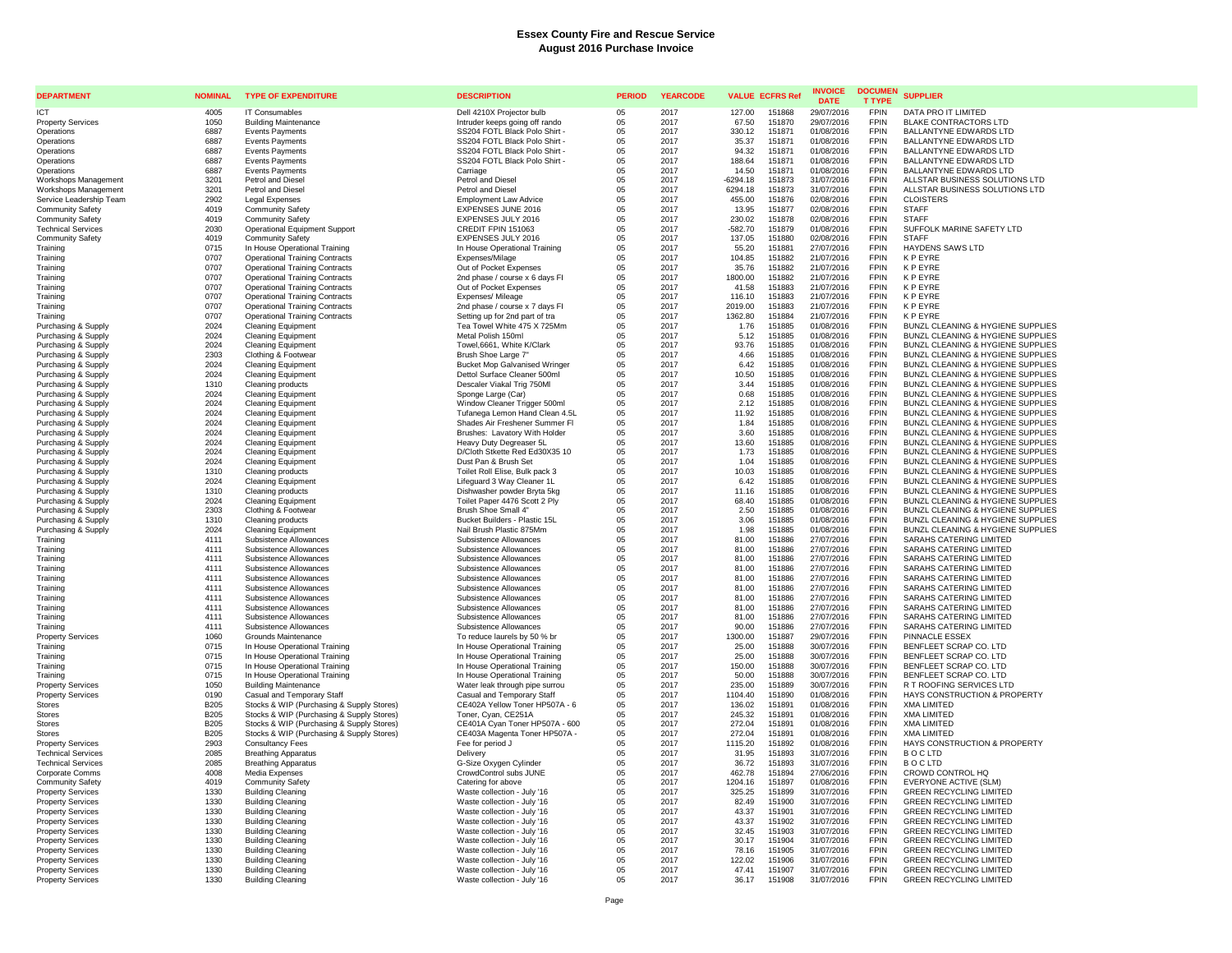# Essex County Fire and Rescue Service
## August 2016 Purchase Invoice

| DEPARTMENT | NOMINAL | TYPE OF EXPENDITURE | DESCRIPTION | PERIOD | YEARCODE | VALUE | ECFRS Ref | INVOICE DATE | DOCUMENT TYPE | SUPPLIER |
|---|---|---|---|---|---|---|---|---|---|---|
| ICT | 4005 | IT Consumables | Dell 4210X Projector bulb | 05 | 2017 | 127.00 | 151868 | 29/07/2016 | FPIN | DATA PRO IT LIMITED |
| Property Services | 1050 | Building Maintenance | Intruder keeps going off rando | 05 | 2017 | 67.50 | 151870 | 29/07/2016 | FPIN | BLAKE CONTRACTORS LTD |
| Operations | 6887 | Events Payments | SS204 FOTL Black Polo Shirt - | 05 | 2017 | 330.12 | 151871 | 01/08/2016 | FPIN | BALLANTYNE EDWARDS LTD |
| Operations | 6887 | Events Payments | SS204 FOTL Black Polo Shirt - | 05 | 2017 | 35.37 | 151871 | 01/08/2016 | FPIN | BALLANTYNE EDWARDS LTD |
| Operations | 6887 | Events Payments | SS204 FOTL Black Polo Shirt - | 05 | 2017 | 94.32 | 151871 | 01/08/2016 | FPIN | BALLANTYNE EDWARDS LTD |
| Operations | 6887 | Events Payments | SS204 FOTL Black Polo Shirt - | 05 | 2017 | 188.64 | 151871 | 01/08/2016 | FPIN | BALLANTYNE EDWARDS LTD |
| Operations | 6887 | Events Payments | Carriage | 05 | 2017 | 14.50 | 151871 | 01/08/2016 | FPIN | BALLANTYNE EDWARDS LTD |
| Workshops Management | 3201 | Petrol and Diesel | Petrol and Diesel | 05 | 2017 | -6294.18 | 151873 | 31/07/2016 | FPIN | ALLSTAR BUSINESS SOLUTIONS LTD |
| Workshops Management | 3201 | Petrol and Diesel | Petrol and Diesel | 05 | 2017 | 6294.18 | 151873 | 31/07/2016 | FPIN | ALLSTAR BUSINESS SOLUTIONS LTD |
| Service Leadership Team | 2902 | Legal Expenses | Employment Law Advice | 05 | 2017 | 455.00 | 151876 | 02/08/2016 | FPIN | CLOISTERS |
| Community Safety | 4019 | Community Safety | EXPENSES JUNE 2016 | 05 | 2017 | 13.95 | 151877 | 02/08/2016 | FPIN | STAFF |
| Community Safety | 4019 | Community Safety | EXPENSES JULY 2016 | 05 | 2017 | 230.02 | 151878 | 02/08/2016 | FPIN | STAFF |
| Technical Services | 2030 | Operational Equipment Support | CREDIT FPIN 151063 | 05 | 2017 | -582.70 | 151879 | 01/08/2016 | FPIN | SUFFOLK MARINE SAFETY LTD |
| Community Safety | 4019 | Community Safety | EXPENSES JULY 2016 | 05 | 2017 | 137.05 | 151880 | 02/08/2016 | FPIN | STAFF |
| Training | 0715 | In House Operational Training | In House Operational Training | 05 | 2017 | 55.20 | 151881 | 27/07/2016 | FPIN | HAYDENS SAWS LTD |
| Training | 0707 | Operational Training Contracts | Expenses/Milage | 05 | 2017 | 104.85 | 151882 | 21/07/2016 | FPIN | K P EYRE |
| Training | 0707 | Operational Training Contracts | Out of Pocket Expenses | 05 | 2017 | 35.76 | 151882 | 21/07/2016 | FPIN | K P EYRE |
| Training | 0707 | Operational Training Contracts | 2nd phase / course x 6 days FI | 05 | 2017 | 1800.00 | 151882 | 21/07/2016 | FPIN | K P EYRE |
| Training | 0707 | Operational Training Contracts | Out of Pocket Expenses | 05 | 2017 | 41.58 | 151883 | 21/07/2016 | FPIN | K P EYRE |
| Training | 0707 | Operational Training Contracts | Expenses/ Mileage | 05 | 2017 | 116.10 | 151883 | 21/07/2016 | FPIN | K P EYRE |
| Training | 0707 | Operational Training Contracts | 2nd phase / course x 7 days FI | 05 | 2017 | 2019.00 | 151883 | 21/07/2016 | FPIN | K P EYRE |
| Training | 0707 | Operational Training Contracts | Setting up for 2nd part of tra | 05 | 2017 | 1362.80 | 151884 | 21/07/2016 | FPIN | K P EYRE |
| Purchasing & Supply | 2024 | Cleaning Equipment | Tea Towel White 475 X 725Mm | 05 | 2017 | 1.76 | 151885 | 01/08/2016 | FPIN | BUNZL CLEANING & HYGIENE SUPPLIES |
| Purchasing & Supply | 2024 | Cleaning Equipment | Metal Polish 150ml | 05 | 2017 | 5.12 | 151885 | 01/08/2016 | FPIN | BUNZL CLEANING & HYGIENE SUPPLIES |
| Purchasing & Supply | 2024 | Cleaning Equipment | Towel,6661, White K/Clark | 05 | 2017 | 93.76 | 151885 | 01/08/2016 | FPIN | BUNZL CLEANING & HYGIENE SUPPLIES |
| Purchasing & Supply | 2303 | Clothing & Footwear | Brush Shoe Large 7" | 05 | 2017 | 4.66 | 151885 | 01/08/2016 | FPIN | BUNZL CLEANING & HYGIENE SUPPLIES |
| Purchasing & Supply | 2024 | Cleaning Equipment | Bucket Mop Galvanised Wringer | 05 | 2017 | 6.42 | 151885 | 01/08/2016 | FPIN | BUNZL CLEANING & HYGIENE SUPPLIES |
| Purchasing & Supply | 2024 | Cleaning Equipment | Dettol Surface Cleaner 500ml | 05 | 2017 | 10.50 | 151885 | 01/08/2016 | FPIN | BUNZL CLEANING & HYGIENE SUPPLIES |
| Purchasing & Supply | 1310 | Cleaning products | Descaler Viakal Trig 750Ml | 05 | 2017 | 3.44 | 151885 | 01/08/2016 | FPIN | BUNZL CLEANING & HYGIENE SUPPLIES |
| Purchasing & Supply | 2024 | Cleaning Equipment | Sponge Large (Car) | 05 | 2017 | 0.68 | 151885 | 01/08/2016 | FPIN | BUNZL CLEANING & HYGIENE SUPPLIES |
| Purchasing & Supply | 2024 | Cleaning Equipment | Window Cleaner Trigger 500ml | 05 | 2017 | 2.12 | 151885 | 01/08/2016 | FPIN | BUNZL CLEANING & HYGIENE SUPPLIES |
| Purchasing & Supply | 2024 | Cleaning Equipment | Tufanega Lemon Hand Clean 4.5L | 05 | 2017 | 11.92 | 151885 | 01/08/2016 | FPIN | BUNZL CLEANING & HYGIENE SUPPLIES |
| Purchasing & Supply | 2024 | Cleaning Equipment | Shades Air Freshener Summer Fl | 05 | 2017 | 1.84 | 151885 | 01/08/2016 | FPIN | BUNZL CLEANING & HYGIENE SUPPLIES |
| Purchasing & Supply | 2024 | Cleaning Equipment | Brushes: Lavatory With Holder | 05 | 2017 | 3.60 | 151885 | 01/08/2016 | FPIN | BUNZL CLEANING & HYGIENE SUPPLIES |
| Purchasing & Supply | 2024 | Cleaning Equipment | Heavy Duty Degreaser 5L | 05 | 2017 | 13.60 | 151885 | 01/08/2016 | FPIN | BUNZL CLEANING & HYGIENE SUPPLIES |
| Purchasing & Supply | 2024 | Cleaning Equipment | D/Cloth Stkette Red Ed30X35 10 | 05 | 2017 | 1.73 | 151885 | 01/08/2016 | FPIN | BUNZL CLEANING & HYGIENE SUPPLIES |
| Purchasing & Supply | 2024 | Cleaning Equipment | Dust Pan & Brush Set | 05 | 2017 | 1.04 | 151885 | 01/08/2016 | FPIN | BUNZL CLEANING & HYGIENE SUPPLIES |
| Purchasing & Supply | 1310 | Cleaning products | Toilet Roll Elise, Bulk pack 3 | 05 | 2017 | 10.03 | 151885 | 01/08/2016 | FPIN | BUNZL CLEANING & HYGIENE SUPPLIES |
| Purchasing & Supply | 2024 | Cleaning Equipment | Lifeguard 3 Way Cleaner 1L | 05 | 2017 | 6.42 | 151885 | 01/08/2016 | FPIN | BUNZL CLEANING & HYGIENE SUPPLIES |
| Purchasing & Supply | 1310 | Cleaning products | Dishwasher powder Bryta 5kg | 05 | 2017 | 11.16 | 151885 | 01/08/2016 | FPIN | BUNZL CLEANING & HYGIENE SUPPLIES |
| Purchasing & Supply | 2024 | Cleaning Equipment | Toilet Paper 4476 Scott 2 Ply | 05 | 2017 | 68.40 | 151885 | 01/08/2016 | FPIN | BUNZL CLEANING & HYGIENE SUPPLIES |
| Purchasing & Supply | 2303 | Clothing & Footwear | Brush Shoe Small 4" | 05 | 2017 | 2.50 | 151885 | 01/08/2016 | FPIN | BUNZL CLEANING & HYGIENE SUPPLIES |
| Purchasing & Supply | 1310 | Cleaning products | Bucket Builders - Plastic 15L | 05 | 2017 | 3.06 | 151885 | 01/08/2016 | FPIN | BUNZL CLEANING & HYGIENE SUPPLIES |
| Purchasing & Supply | 2024 | Cleaning Equipment | Nail Brush Plastic 875Mm | 05 | 2017 | 1.98 | 151885 | 01/08/2016 | FPIN | BUNZL CLEANING & HYGIENE SUPPLIES |
| Training | 4111 | Subsistence Allowances | Subsistence Allowances | 05 | 2017 | 81.00 | 151886 | 27/07/2016 | FPIN | SARAHS CATERING LIMITED |
| Training | 4111 | Subsistence Allowances | Subsistence Allowances | 05 | 2017 | 81.00 | 151886 | 27/07/2016 | FPIN | SARAHS CATERING LIMITED |
| Training | 4111 | Subsistence Allowances | Subsistence Allowances | 05 | 2017 | 81.00 | 151886 | 27/07/2016 | FPIN | SARAHS CATERING LIMITED |
| Training | 4111 | Subsistence Allowances | Subsistence Allowances | 05 | 2017 | 81.00 | 151886 | 27/07/2016 | FPIN | SARAHS CATERING LIMITED |
| Training | 4111 | Subsistence Allowances | Subsistence Allowances | 05 | 2017 | 81.00 | 151886 | 27/07/2016 | FPIN | SARAHS CATERING LIMITED |
| Training | 4111 | Subsistence Allowances | Subsistence Allowances | 05 | 2017 | 81.00 | 151886 | 27/07/2016 | FPIN | SARAHS CATERING LIMITED |
| Training | 4111 | Subsistence Allowances | Subsistence Allowances | 05 | 2017 | 81.00 | 151886 | 27/07/2016 | FPIN | SARAHS CATERING LIMITED |
| Training | 4111 | Subsistence Allowances | Subsistence Allowances | 05 | 2017 | 81.00 | 151886 | 27/07/2016 | FPIN | SARAHS CATERING LIMITED |
| Training | 4111 | Subsistence Allowances | Subsistence Allowances | 05 | 2017 | 81.00 | 151886 | 27/07/2016 | FPIN | SARAHS CATERING LIMITED |
| Training | 4111 | Subsistence Allowances | Subsistence Allowances | 05 | 2017 | 90.00 | 151886 | 27/07/2016 | FPIN | SARAHS CATERING LIMITED |
| Property Services | 1060 | Grounds Maintenance | To reduce laurels by 50 % br | 05 | 2017 | 1300.00 | 151887 | 29/07/2016 | FPIN | PINNACLE ESSEX |
| Training | 0715 | In House Operational Training | In House Operational Training | 05 | 2017 | 25.00 | 151888 | 30/07/2016 | FPIN | BENFLEET SCRAP CO. LTD |
| Training | 0715 | In House Operational Training | In House Operational Training | 05 | 2017 | 25.00 | 151888 | 30/07/2016 | FPIN | BENFLEET SCRAP CO. LTD |
| Training | 0715 | In House Operational Training | In House Operational Training | 05 | 2017 | 150.00 | 151888 | 30/07/2016 | FPIN | BENFLEET SCRAP CO. LTD |
| Training | 0715 | In House Operational Training | In House Operational Training | 05 | 2017 | 50.00 | 151888 | 30/07/2016 | FPIN | BENFLEET SCRAP CO. LTD |
| Property Services | 1050 | Building Maintenance | Water leak through pipe surrou | 05 | 2017 | 235.00 | 151889 | 30/07/2016 | FPIN | R T ROOFING SERVICES LTD |
| Property Services | 0190 | Casual and Temporary Staff | Casual and Temporary Staff | 05 | 2017 | 1104.40 | 151890 | 01/08/2016 | FPIN | HAYS CONSTRUCTION & PROPERTY |
| Stores | B205 | Stocks & WIP (Purchasing & Supply Stores) | CE402A Yellow Toner HP507A - 6 | 05 | 2017 | 136.02 | 151891 | 01/08/2016 | FPIN | XMA LIMITED |
| Stores | B205 | Stocks & WIP (Purchasing & Supply Stores) | Toner, Cyan, CE251A | 05 | 2017 | 245.32 | 151891 | 01/08/2016 | FPIN | XMA LIMITED |
| Stores | B205 | Stocks & WIP (Purchasing & Supply Stores) | CE401A Cyan Toner HP507A - 600 | 05 | 2017 | 272.04 | 151891 | 01/08/2016 | FPIN | XMA LIMITED |
| Stores | B205 | Stocks & WIP (Purchasing & Supply Stores) | CE403A Magenta Toner HP507A - | 05 | 2017 | 272.04 | 151891 | 01/08/2016 | FPIN | XMA LIMITED |
| Property Services | 2903 | Consultancy Fees | Fee for period J | 05 | 2017 | 1115.20 | 151892 | 01/08/2016 | FPIN | HAYS CONSTRUCTION & PROPERTY |
| Technical Services | 2085 | Breathing Apparatus | Delivery | 05 | 2017 | 31.95 | 151893 | 31/07/2016 | FPIN | B O C LTD |
| Technical Services | 2085 | Breathing Apparatus | G-Size Oxygen Cylinder | 05 | 2017 | 36.72 | 151893 | 31/07/2016 | FPIN | B O C LTD |
| Corporate Comms | 4008 | Media Expenses | CrowdControl subs JUNE | 05 | 2017 | 462.78 | 151894 | 27/06/2016 | FPIN | CROWD CONTROL HQ |
| Community Safety | 4019 | Community Safety | Catering for above | 05 | 2017 | 1204.16 | 151897 | 01/08/2016 | FPIN | EVERYONE ACTIVE (SLM) |
| Property Services | 1330 | Building Cleaning | Waste collection - July '16 | 05 | 2017 | 325.25 | 151899 | 31/07/2016 | FPIN | GREEN RECYCLING LIMITED |
| Property Services | 1330 | Building Cleaning | Waste collection - July '16 | 05 | 2017 | 82.49 | 151900 | 31/07/2016 | FPIN | GREEN RECYCLING LIMITED |
| Property Services | 1330 | Building Cleaning | Waste collection - July '16 | 05 | 2017 | 43.37 | 151901 | 31/07/2016 | FPIN | GREEN RECYCLING LIMITED |
| Property Services | 1330 | Building Cleaning | Waste collection - July '16 | 05 | 2017 | 43.37 | 151902 | 31/07/2016 | FPIN | GREEN RECYCLING LIMITED |
| Property Services | 1330 | Building Cleaning | Waste collection - July '16 | 05 | 2017 | 32.45 | 151903 | 31/07/2016 | FPIN | GREEN RECYCLING LIMITED |
| Property Services | 1330 | Building Cleaning | Waste collection - July '16 | 05 | 2017 | 30.17 | 151904 | 31/07/2016 | FPIN | GREEN RECYCLING LIMITED |
| Property Services | 1330 | Building Cleaning | Waste collection - July '16 | 05 | 2017 | 78.16 | 151905 | 31/07/2016 | FPIN | GREEN RECYCLING LIMITED |
| Property Services | 1330 | Building Cleaning | Waste collection - July '16 | 05 | 2017 | 122.02 | 151906 | 31/07/2016 | FPIN | GREEN RECYCLING LIMITED |
| Property Services | 1330 | Building Cleaning | Waste collection - July '16 | 05 | 2017 | 47.41 | 151907 | 31/07/2016 | FPIN | GREEN RECYCLING LIMITED |
| Property Services | 1330 | Building Cleaning | Waste collection - July '16 | 05 | 2017 | 36.17 | 151908 | 31/07/2016 | FPIN | GREEN RECYCLING LIMITED |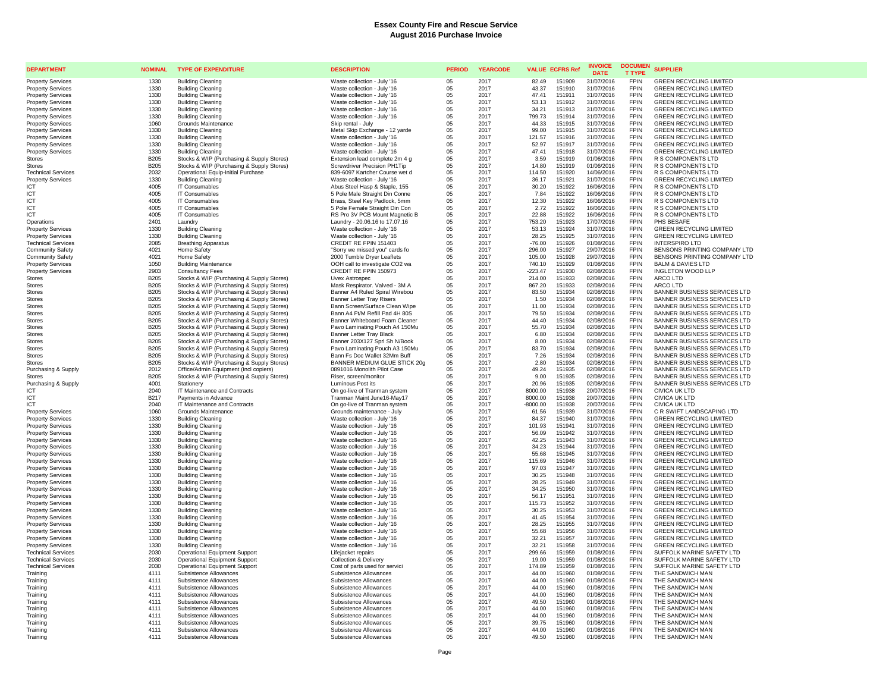# Essex County Fire and Rescue Service
## August 2016 Purchase Invoice

| DEPARTMENT | NOMINAL | TYPE OF EXPENDITURE | DESCRIPTION | PERIOD | YEARCODE | VALUE | ECFRS Ref | INVOICE DATE | DOCUMENT TYPE | SUPPLIER |
|---|---|---|---|---|---|---|---|---|---|---|
| Property Services | 1330 | Building Cleaning | Waste collection - July '16 | 05 | 2017 | 82.49 | 151909 | 31/07/2016 | FPIN | GREEN RECYCLING LIMITED |
| Property Services | 1330 | Building Cleaning | Waste collection - July '16 | 05 | 2017 | 43.37 | 151910 | 31/07/2016 | FPIN | GREEN RECYCLING LIMITED |
| Property Services | 1330 | Building Cleaning | Waste collection - July '16 | 05 | 2017 | 47.41 | 151911 | 31/07/2016 | FPIN | GREEN RECYCLING LIMITED |
| Property Services | 1330 | Building Cleaning | Waste collection - July '16 | 05 | 2017 | 53.13 | 151912 | 31/07/2016 | FPIN | GREEN RECYCLING LIMITED |
| Property Services | 1330 | Building Cleaning | Waste collection - July '16 | 05 | 2017 | 34.21 | 151913 | 31/07/2016 | FPIN | GREEN RECYCLING LIMITED |
| Property Services | 1330 | Building Cleaning | Waste collection - July '16 | 05 | 2017 | 799.73 | 151914 | 31/07/2016 | FPIN | GREEN RECYCLING LIMITED |
| Property Services | 1060 | Grounds Maintenance | Skip rental - July | 05 | 2017 | 44.33 | 151915 | 31/07/2016 | FPIN | GREEN RECYCLING LIMITED |
| Property Services | 1330 | Building Cleaning | Metal Skip Exchange - 12 yarde | 05 | 2017 | 99.00 | 151915 | 31/07/2016 | FPIN | GREEN RECYCLING LIMITED |
| Property Services | 1330 | Building Cleaning | Waste collection - July '16 | 05 | 2017 | 121.57 | 151916 | 31/07/2016 | FPIN | GREEN RECYCLING LIMITED |
| Property Services | 1330 | Building Cleaning | Waste collection - July '16 | 05 | 2017 | 52.97 | 151917 | 31/07/2016 | FPIN | GREEN RECYCLING LIMITED |
| Property Services | 1330 | Building Cleaning | Waste collection - July '16 | 05 | 2017 | 47.41 | 151918 | 31/07/2016 | FPIN | GREEN RECYCLING LIMITED |
| Stores | B205 | Stocks & WIP (Purchasing & Supply Stores) | Extension lead complete 2m 4 g | 05 | 2017 | 3.59 | 151919 | 01/06/2016 | FPIN | R S COMPONENTS LTD |
| Stores | B205 | Stocks & WIP (Purchasing & Supply Stores) | Screwdriver Precision PH1Tip | 05 | 2017 | 14.80 | 151919 | 01/06/2016 | FPIN | R S COMPONENTS LTD |
| Technical Services | 2032 | Operational Equip-Initial Purchase | 839-6097 Kartcher Course wet d | 05 | 2017 | 114.50 | 151920 | 14/06/2016 | FPIN | R S COMPONENTS LTD |
| Property Services | 1330 | Building Cleaning | Waste collection - July '16 | 05 | 2017 | 36.17 | 151921 | 31/07/2016 | FPIN | GREEN RECYCLING LIMITED |
| ICT | 4005 | IT Consumables | Abus Steel Hasp & Staple, 155 | 05 | 2017 | 30.20 | 151922 | 16/06/2016 | FPIN | R S COMPONENTS LTD |
| ICT | 4005 | IT Consumables | 5 Pole Male Straight Din Conne | 05 | 2017 | 7.84 | 151922 | 16/06/2016 | FPIN | R S COMPONENTS LTD |
| ICT | 4005 | IT Consumables | Brass, Steel Key Padlock, 5mm | 05 | 2017 | 12.30 | 151922 | 16/06/2016 | FPIN | R S COMPONENTS LTD |
| ICT | 4005 | IT Consumables | 5 Pole Female Straight Din Con | 05 | 2017 | 2.72 | 151922 | 16/06/2016 | FPIN | R S COMPONENTS LTD |
| ICT | 4005 | IT Consumables | RS Pro 3V PCB Mount Magnetic B | 05 | 2017 | 22.88 | 151922 | 16/06/2016 | FPIN | R S COMPONENTS LTD |
| Operations | 2401 | Laundry | Laundry - 20.06.16 to 17.07.16 | 05 | 2017 | 753.20 | 151923 | 17/07/2016 | FPIN | PHS BESAFE |
| Property Services | 1330 | Building Cleaning | Waste collection - July '16 | 05 | 2017 | 53.13 | 151924 | 31/07/2016 | FPIN | GREEN RECYCLING LIMITED |
| Property Services | 1330 | Building Cleaning | Waste collection - July '16 | 05 | 2017 | 28.25 | 151925 | 31/07/2016 | FPIN | GREEN RECYCLING LIMITED |
| Technical Services | 2085 | Breathing Apparatus | CREDIT RE FPIN 151403 | 05 | 2017 | -76.00 | 151926 | 01/08/2016 | FPIN | INTERSPIRO LTD |
| Community Safety | 4021 | Home Safety | "Sorry we missed you" cards fo | 05 | 2017 | 296.00 | 151927 | 29/07/2016 | FPIN | BENSONS PRINTING COMPANY LTD |
| Community Safety | 4021 | Home Safety | 2000 Tumble Dryer Leaflets | 05 | 2017 | 105.00 | 151928 | 29/07/2016 | FPIN | BENSONS PRINTING COMPANY LTD |
| Property Services | 1050 | Building Maintenance | OOH call to investigate CO2 wa | 05 | 2017 | 740.10 | 151929 | 01/08/2016 | FPIN | BALM & DAVIES LTD |
| Property Services | 2903 | Consultancy Fees | CREDIT RE FPIN 150973 | 05 | 2017 | -223.47 | 151930 | 02/08/2016 | FPIN | INGLETON WOOD LLP |
| Stores | B205 | Stocks & WIP (Purchasing & Supply Stores) | Uvex Astrospec | 05 | 2017 | 214.00 | 151933 | 02/08/2016 | FPIN | ARCO LTD |
| Stores | B205 | Stocks & WIP (Purchasing & Supply Stores) | Mask Respirator. Valved - 3M A | 05 | 2017 | 867.20 | 151933 | 02/08/2016 | FPIN | ARCO LTD |
| Stores | B205 | Stocks & WIP (Purchasing & Supply Stores) | Banner A4 Ruled Spiral Wirebou | 05 | 2017 | 83.50 | 151934 | 02/08/2016 | FPIN | BANNER BUSINESS SERVICES LTD |
| Stores | B205 | Stocks & WIP (Purchasing & Supply Stores) | Banner Letter Tray Risers | 05 | 2017 | 1.50 | 151934 | 02/08/2016 | FPIN | BANNER BUSINESS SERVICES LTD |
| Stores | B205 | Stocks & WIP (Purchasing & Supply Stores) | Bann Screen/Surface Clean Wipe | 05 | 2017 | 11.00 | 151934 | 02/08/2016 | FPIN | BANNER BUSINESS SERVICES LTD |
| Stores | B205 | Stocks & WIP (Purchasing & Supply Stores) | Bann A4 Ft/M Refill Pad 4H 80S | 05 | 2017 | 79.50 | 151934 | 02/08/2016 | FPIN | BANNER BUSINESS SERVICES LTD |
| Stores | B205 | Stocks & WIP (Purchasing & Supply Stores) | Banner Whiteboard Foam Cleaner | 05 | 2017 | 44.40 | 151934 | 02/08/2016 | FPIN | BANNER BUSINESS SERVICES LTD |
| Stores | B205 | Stocks & WIP (Purchasing & Supply Stores) | Pavo Laminating Pouch A4 150Mu | 05 | 2017 | 55.70 | 151934 | 02/08/2016 | FPIN | BANNER BUSINESS SERVICES LTD |
| Stores | B205 | Stocks & WIP (Purchasing & Supply Stores) | Banner Letter Tray Black | 05 | 2017 | 6.80 | 151934 | 02/08/2016 | FPIN | BANNER BUSINESS SERVICES LTD |
| Stores | B205 | Stocks & WIP (Purchasing & Supply Stores) | Banner 203X127 Sprl Sh N/Book | 05 | 2017 | 8.00 | 151934 | 02/08/2016 | FPIN | BANNER BUSINESS SERVICES LTD |
| Stores | B205 | Stocks & WIP (Purchasing & Supply Stores) | Pavo Laminating Pouch A3 150Mu | 05 | 2017 | 83.70 | 151934 | 02/08/2016 | FPIN | BANNER BUSINESS SERVICES LTD |
| Stores | B205 | Stocks & WIP (Purchasing & Supply Stores) | Bann Fs Doc Wallet 32Mm Buff | 05 | 2017 | 7.26 | 151934 | 02/08/2016 | FPIN | BANNER BUSINESS SERVICES LTD |
| Stores | B205 | Stocks & WIP (Purchasing & Supply Stores) | BANNER MEDIUM GLUE STICK 20g | 05 | 2017 | 2.80 | 151934 | 02/08/2016 | FPIN | BANNER BUSINESS SERVICES LTD |
| Purchasing & Supply | 2012 | Office/Admin Equipment (incl copiers) | 0891016 Monolith Pilot Case | 05 | 2017 | 49.24 | 151935 | 02/08/2016 | FPIN | BANNER BUSINESS SERVICES LTD |
| Stores | B205 | Stocks & WIP (Purchasing & Supply Stores) | Riser, screen/monitor | 05 | 2017 | 9.00 | 151935 | 02/08/2016 | FPIN | BANNER BUSINESS SERVICES LTD |
| Purchasing & Supply | 4001 | Stationery | Luminous Post its | 05 | 2017 | 20.96 | 151935 | 02/08/2016 | FPIN | BANNER BUSINESS SERVICES LTD |
| ICT | 2040 | IT Maintenance and Contracts | On go-live of Tranman system | 05 | 2017 | 8000.00 | 151938 | 20/07/2016 | FPIN | CIVICA UK LTD |
| ICT | B217 | Payments in Advance | Tranman Maint June16-May17 | 05 | 2017 | 8000.00 | 151938 | 20/07/2016 | FPIN | CIVICA UK LTD |
| ICT | 2040 | IT Maintenance and Contracts | On go-live of Tranman system | 05 | 2017 | -8000.00 | 151938 | 20/07/2016 | FPIN | CIVICA UK LTD |
| Property Services | 1060 | Grounds Maintenance | Grounds maintenance - July | 05 | 2017 | 61.56 | 151939 | 31/07/2016 | FPIN | C R SWIFT LANDSCAPING LTD |
| Property Services | 1330 | Building Cleaning | Waste collection - July '16 | 05 | 2017 | 84.37 | 151940 | 31/07/2016 | FPIN | GREEN RECYCLING LIMITED |
| Property Services | 1330 | Building Cleaning | Waste collection - July '16 | 05 | 2017 | 101.93 | 151941 | 31/07/2016 | FPIN | GREEN RECYCLING LIMITED |
| Property Services | 1330 | Building Cleaning | Waste collection - July '16 | 05 | 2017 | 56.09 | 151942 | 31/07/2016 | FPIN | GREEN RECYCLING LIMITED |
| Property Services | 1330 | Building Cleaning | Waste collection - July '16 | 05 | 2017 | 42.25 | 151943 | 31/07/2016 | FPIN | GREEN RECYCLING LIMITED |
| Property Services | 1330 | Building Cleaning | Waste collection - July '16 | 05 | 2017 | 34.23 | 151944 | 31/07/2016 | FPIN | GREEN RECYCLING LIMITED |
| Property Services | 1330 | Building Cleaning | Waste collection - July '16 | 05 | 2017 | 55.68 | 151945 | 31/07/2016 | FPIN | GREEN RECYCLING LIMITED |
| Property Services | 1330 | Building Cleaning | Waste collection - July '16 | 05 | 2017 | 115.69 | 151946 | 31/07/2016 | FPIN | GREEN RECYCLING LIMITED |
| Property Services | 1330 | Building Cleaning | Waste collection - July '16 | 05 | 2017 | 97.03 | 151947 | 31/07/2016 | FPIN | GREEN RECYCLING LIMITED |
| Property Services | 1330 | Building Cleaning | Waste collection - July '16 | 05 | 2017 | 30.25 | 151948 | 31/07/2016 | FPIN | GREEN RECYCLING LIMITED |
| Property Services | 1330 | Building Cleaning | Waste collection - July '16 | 05 | 2017 | 28.25 | 151949 | 31/07/2016 | FPIN | GREEN RECYCLING LIMITED |
| Property Services | 1330 | Building Cleaning | Waste collection - July '16 | 05 | 2017 | 34.25 | 151950 | 31/07/2016 | FPIN | GREEN RECYCLING LIMITED |
| Property Services | 1330 | Building Cleaning | Waste collection - July '16 | 05 | 2017 | 56.17 | 151951 | 31/07/2016 | FPIN | GREEN RECYCLING LIMITED |
| Property Services | 1330 | Building Cleaning | Waste collection - July '16 | 05 | 2017 | 115.73 | 151952 | 31/07/2016 | FPIN | GREEN RECYCLING LIMITED |
| Property Services | 1330 | Building Cleaning | Waste collection - July '16 | 05 | 2017 | 30.25 | 151953 | 31/07/2016 | FPIN | GREEN RECYCLING LIMITED |
| Property Services | 1330 | Building Cleaning | Waste collection - July '16 | 05 | 2017 | 41.45 | 151954 | 31/07/2016 | FPIN | GREEN RECYCLING LIMITED |
| Property Services | 1330 | Building Cleaning | Waste collection - July '16 | 05 | 2017 | 28.25 | 151955 | 31/07/2016 | FPIN | GREEN RECYCLING LIMITED |
| Property Services | 1330 | Building Cleaning | Waste collection - July '16 | 05 | 2017 | 55.68 | 151956 | 31/07/2016 | FPIN | GREEN RECYCLING LIMITED |
| Property Services | 1330 | Building Cleaning | Waste collection - July '16 | 05 | 2017 | 32.21 | 151957 | 31/07/2016 | FPIN | GREEN RECYCLING LIMITED |
| Property Services | 1330 | Building Cleaning | Waste collection - July '16 | 05 | 2017 | 32.21 | 151958 | 31/07/2016 | FPIN | GREEN RECYCLING LIMITED |
| Technical Services | 2030 | Operational Equipment Support | Lifejacket repairs | 05 | 2017 | 299.66 | 151959 | 01/08/2016 | FPIN | SUFFOLK MARINE SAFETY LTD |
| Technical Services | 2030 | Operational Equipment Support | Collection & Delivery | 05 | 2017 | 19.00 | 151959 | 01/08/2016 | FPIN | SUFFOLK MARINE SAFETY LTD |
| Technical Services | 2030 | Operational Equipment Support | Cost of parts used for servici | 05 | 2017 | 174.89 | 151959 | 01/08/2016 | FPIN | SUFFOLK MARINE SAFETY LTD |
| Training | 4111 | Subsistence Allowances | Subsistence Allowances | 05 | 2017 | 44.00 | 151960 | 01/08/2016 | FPIN | THE SANDWICH MAN |
| Training | 4111 | Subsistence Allowances | Subsistence Allowances | 05 | 2017 | 44.00 | 151960 | 01/08/2016 | FPIN | THE SANDWICH MAN |
| Training | 4111 | Subsistence Allowances | Subsistence Allowances | 05 | 2017 | 44.00 | 151960 | 01/08/2016 | FPIN | THE SANDWICH MAN |
| Training | 4111 | Subsistence Allowances | Subsistence Allowances | 05 | 2017 | 44.00 | 151960 | 01/08/2016 | FPIN | THE SANDWICH MAN |
| Training | 4111 | Subsistence Allowances | Subsistence Allowances | 05 | 2017 | 49.50 | 151960 | 01/08/2016 | FPIN | THE SANDWICH MAN |
| Training | 4111 | Subsistence Allowances | Subsistence Allowances | 05 | 2017 | 44.00 | 151960 | 01/08/2016 | FPIN | THE SANDWICH MAN |
| Training | 4111 | Subsistence Allowances | Subsistence Allowances | 05 | 2017 | 44.00 | 151960 | 01/08/2016 | FPIN | THE SANDWICH MAN |
| Training | 4111 | Subsistence Allowances | Subsistence Allowances | 05 | 2017 | 39.75 | 151960 | 01/08/2016 | FPIN | THE SANDWICH MAN |
| Training | 4111 | Subsistence Allowances | Subsistence Allowances | 05 | 2017 | 44.00 | 151960 | 01/08/2016 | FPIN | THE SANDWICH MAN |
| Training | 4111 | Subsistence Allowances | Subsistence Allowances | 05 | 2017 | 49.50 | 151960 | 01/08/2016 | FPIN | THE SANDWICH MAN |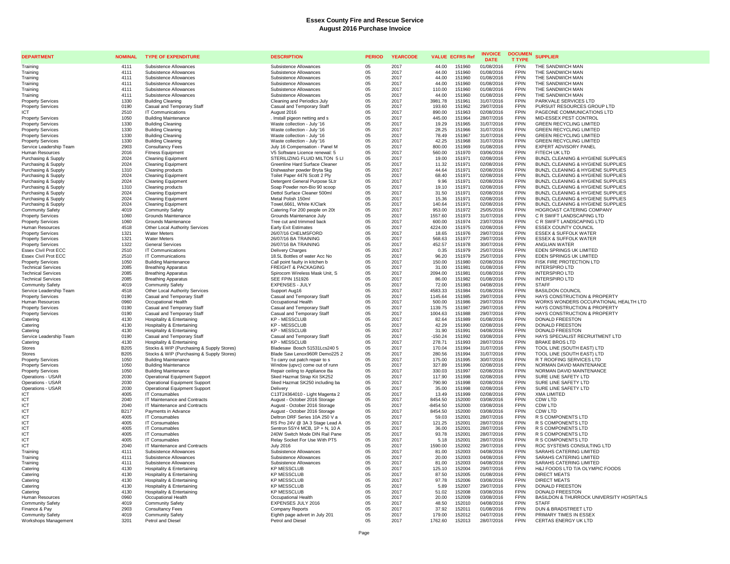# Essex County Fire and Rescue Service
## August 2016 Purchase Invoice

| DEPARTMENT | NOMINAL | TYPE OF EXPENDITURE | DESCRIPTION | PERIOD | YEARCODE | VALUE | ECFRS Ref | INVOICE DATE | DOCUMENT TYPE | SUPPLIER |
|---|---|---|---|---|---|---|---|---|---|---|
| Training | 4111 | Subsistence Allowances | Subsistence Allowances | 05 | 2017 | 44.00 | 151960 | 01/08/2016 | FPIN | THE SANDWICH MAN |
| Training | 4111 | Subsistence Allowances | Subsistence Allowances | 05 | 2017 | 44.00 | 151960 | 01/08/2016 | FPIN | THE SANDWICH MAN |
| Training | 4111 | Subsistence Allowances | Subsistence Allowances | 05 | 2017 | 44.00 | 151960 | 01/08/2016 | FPIN | THE SANDWICH MAN |
| Training | 4111 | Subsistence Allowances | Subsistence Allowances | 05 | 2017 | 44.00 | 151960 | 01/08/2016 | FPIN | THE SANDWICH MAN |
| Training | 4111 | Subsistence Allowances | Subsistence Allowances | 05 | 2017 | 110.00 | 151960 | 01/08/2016 | FPIN | THE SANDWICH MAN |
| Training | 4111 | Subsistence Allowances | Subsistence Allowances | 05 | 2017 | 44.00 | 151960 | 01/08/2016 | FPIN | THE SANDWICH MAN |
| Property Services | 1330 | Building Cleaning | Cleaning and Periodics July | 05 | 2017 | 3981.78 | 151961 | 31/07/2016 | FPIN | PARKVALE SERVICES LTD |
| Property Services | 0190 | Casual and Temporary Staff | Casual and Temporary Staff | 05 | 2017 | 193.60 | 151962 | 29/07/2016 | FPIN | PURSUIT RESOURCES GROUP LTD |
| ICT | 2510 | IT Communications | August 2016 | 05 | 2017 | 890.00 | 151963 | 02/08/2016 | FPIN | PAGEONE COMMUNICATIONS LTD |
| Property Services | 1050 | Building Maintenance | . Install pigeon netting and s | 05 | 2017 | 445.00 | 151964 | 28/07/2016 | FPIN | MID-ESSEX PEST CONTROL |
| Property Services | 1330 | Building Cleaning | Waste collection - July '16 | 05 | 2017 | 19.29 | 151965 | 31/07/2016 | FPIN | GREEN RECYCLING LIMITED |
| Property Services | 1330 | Building Cleaning | Waste collection - July '16 | 05 | 2017 | 28.25 | 151966 | 31/07/2016 | FPIN | GREEN RECYCLING LIMITED |
| Property Services | 1330 | Building Cleaning | Waste collection - July '16 | 05 | 2017 | 78.49 | 151967 | 31/07/2016 | FPIN | GREEN RECYCLING LIMITED |
| Property Services | 1330 | Building Cleaning | Waste collection - July '16 | 05 | 2017 | 42.25 | 151968 | 31/07/2016 | FPIN | GREEN RECYCLING LIMITED |
| Service Leadership Team | 2903 | Consultancy Fees | July 16 Compensation - Panel M | 05 | 2017 | 800.00 | 151969 | 01/08/2016 | FPIN | EXPERT ADVISORY PANEL |
| Human Resources | 2016 | Fitness Equipment | V5 Software Licence renewal: 5 | 05 | 2017 | 560.00 | 151970 | 03/06/2016 | FPIN | FITECH UK LTD |
| Purchasing & Supply | 2024 | Cleaning Equipment | STERILIZING FLUID MILTON 5 LI | 05 | 2017 | 19.00 | 151971 | 02/08/2016 | FPIN | BUNZL CLEANING & HYGIENE SUPPLIES |
| Purchasing & Supply | 2024 | Cleaning Equipment | Greenline Hard Surface Cleaner | 05 | 2017 | 11.32 | 151971 | 02/08/2016 | FPIN | BUNZL CLEANING & HYGIENE SUPPLIES |
| Purchasing & Supply | 1310 | Cleaning products | Dishwasher powder Bryta 5kg | 05 | 2017 | 44.64 | 151971 | 02/08/2016 | FPIN | BUNZL CLEANING & HYGIENE SUPPLIES |
| Purchasing & Supply | 2024 | Cleaning Equipment | Toilet Paper 4476 Scott 2 Ply | 05 | 2017 | 68.40 | 151971 | 02/08/2016 | FPIN | BUNZL CLEANING & HYGIENE SUPPLIES |
| Purchasing & Supply | 2024 | Cleaning Equipment | Detergent General Purpose 5Ltr | 05 | 2017 | 9.96 | 151971 | 02/08/2016 | FPIN | BUNZL CLEANING & HYGIENE SUPPLIES |
| Purchasing & Supply | 1310 | Cleaning products | Soap Powder non-Bio 90 scoop | 05 | 2017 | 19.10 | 151971 | 02/08/2016 | FPIN | BUNZL CLEANING & HYGIENE SUPPLIES |
| Purchasing & Supply | 2024 | Cleaning Equipment | Dettol Surface Cleaner 500ml | 05 | 2017 | 31.50 | 151971 | 02/08/2016 | FPIN | BUNZL CLEANING & HYGIENE SUPPLIES |
| Purchasing & Supply | 2024 | Cleaning Equipment | Metal Polish 150ml | 05 | 2017 | 15.36 | 151971 | 02/08/2016 | FPIN | BUNZL CLEANING & HYGIENE SUPPLIES |
| Purchasing & Supply | 2024 | Cleaning Equipment | Towel,6661, White K/Clark | 05 | 2017 | 140.64 | 151971 | 02/08/2016 | FPIN | BUNZL CLEANING & HYGIENE SUPPLIES |
| Community Safety | 4019 | Community Safety | Catering For 200 people on 20t | 05 | 2017 | 953.00 | 151972 | 25/05/2016 | FPIN | HOGROAST CATERING COMPANY |
| Property Services | 1060 | Grounds Maintenance | Grounds Maintenance July | 05 | 2017 | 1557.60 | 151973 | 31/07/2016 | FPIN | C R SWIFT LANDSCAPING LTD |
| Property Services | 1060 | Grounds Maintenance | Tree cut and trimmed back | 05 | 2017 | 600.00 | 151974 | 23/07/2016 | FPIN | C R SWIFT LANDSCAPING LTD |
| Human Resources | 4518 | Other Local Authority Services | Early Exit Estimates | 05 | 2017 | 4224.00 | 151975 | 02/08/2016 | FPIN | ESSEX COUNTY COUNCIL |
| Property Services | 1321 | Water Meters | 26/07/16 CHELMSFORD | 05 | 2017 | 18.65 | 151976 | 29/07/2016 | FPIN | ESSEX & SUFFOLK WATER |
| Property Services | 1321 | Water Meters | 26/07/16 BA TRAINING | 05 | 2017 | 568.63 | 151977 | 29/07/2016 | FPIN | ESSEX & SUFFOLK WATER |
| Property Services | 1322 | General Services | 26/07/16 BA TRAINING | 05 | 2017 | 452.57 | 151978 | 30/07/2016 | FPIN | ANGLIAN WATER |
| Essex Civil Prot ECC | 2510 | IT Communications | Delivery Charges | 05 | 2017 | 0.35 | 151979 | 25/07/2016 | FPIN | EDEN SPRINGS UK LIMITED |
| Essex Civil Prot ECC | 2510 | IT Communications | 18.5L Bottles of water Acc No | 05 | 2017 | 96.20 | 151979 | 25/07/2016 | FPIN | EDEN SPRINGS UK LIMITED |
| Property Services | 1050 | Building Maintenance | Call point faulty in kitchen b | 05 | 2017 | 150.00 | 151980 | 02/08/2016 | FPIN | FISK FIRE PROTECTION LTD |
| Technical Services | 2085 | Breathing Apparatus | FREIGHT & PACKAGING | 05 | 2017 | 31.00 | 151981 | 01/08/2016 | FPIN | INTERSPIRO LTD |
| Technical Services | 2085 | Breathing Apparatus | Spirocom Wireless Mask Unit, S | 05 | 2017 | 2094.00 | 151981 | 01/08/2016 | FPIN | INTERSPIRO LTD |
| Technical Services | 2085 | Breathing Apparatus | SEE FPIN 151926 | 05 | 2017 | 86.00 | 151982 | 01/08/2016 | FPIN | INTERSPIRO LTD |
| Community Safety | 4019 | Community Safety | EXPENSES - JULY | 05 | 2017 | 72.00 | 151983 | 04/08/2016 | FPIN | STAFF |
| Service Leadership Team | 4518 | Other Local Authority Services | Support Aug16 | 05 | 2017 | 4583.33 | 151984 | 01/08/2016 | FPIN | BASILDON COUNCIL |
| Property Services | 0190 | Casual and Temporary Staff | Casual and Temporary Staff | 05 | 2017 | 1145.64 | 151985 | 29/07/2016 | FPIN | HAYS CONSTRUCTION & PROPERTY |
| Human Resources | 0960 | Occupational Health | Occupational Health | 05 | 2017 | 500.00 | 151986 | 29/07/2016 | FPIN | WORKS WONDERS OCCUPATIONAL HEALTH LTD |
| Property Services | 0190 | Casual and Temporary Staff | Casual and Temporary Staff | 05 | 2017 | 1139.75 | 151987 | 29/07/2016 | FPIN | HAYS CONSTRUCTION & PROPERTY |
| Property Services | 0190 | Casual and Temporary Staff | Casual and Temporary Staff | 05 | 2017 | 1004.63 | 151988 | 29/07/2016 | FPIN | HAYS CONSTRUCTION & PROPERTY |
| Catering | 4130 | Hospitality & Entertaining | KP - MESSCLUB | 05 | 2017 | 82.64 | 151989 | 01/08/2016 | FPIN | DONALD FREESTON |
| Catering | 4130 | Hospitality & Entertaining | KP - MESSCLUB | 05 | 2017 | 42.29 | 151990 | 02/08/2016 | FPIN | DONALD FREESTON |
| Catering | 4130 | Hospitality & Entertaining | KP - MESSCLUB | 05 | 2017 | 31.90 | 151991 | 04/08/2016 | FPIN | DONALD FREESTON |
| Service Leadership Team | 0190 | Casual and Temporary Staff | Casual and Temporary Staff | 05 | 2017 | -150.24 | 151992 | 03/08/2016 | FPIN | HAYS SPECIALIST RECRUITMENT LTD |
| Catering | 4130 | Hospitality & Entertaining | KP - MESSCLUB | 05 | 2017 | 278.71 | 151993 | 28/07/2016 | FPIN | BRAKE BROS LTD |
| Stores | B205 | Stocks & WIP (Purchasing & Supply Stores) | Bladesaw Bosch 51531Lcs240 5 | 05 | 2017 | 170.04 | 151994 | 31/07/2016 | FPIN | TOOL LINE (SOUTH EAST) LTD |
| Stores | B205 | Stocks & WIP (Purchasing & Supply Stores) | Blade Saw Lenox960R Demo225 2 | 05 | 2017 | 280.56 | 151994 | 31/07/2016 | FPIN | TOOL LINE (SOUTH EAST) LTD |
| Property Services | 1050 | Building Maintenance | To carry out patch repair to s | 05 | 2017 | 175.00 | 151995 | 30/07/2016 | FPIN | R T ROOFING SERVICES LTD |
| Property Services | 1050 | Building Maintenance | Window (upvc) come out of runn | 05 | 2017 | 327.89 | 151996 | 02/08/2016 | FPIN | NORMAN DAVID MAINTENANCE |
| Property Services | 1050 | Building Maintenance | Repair ceiling to Appliance Ba | 05 | 2017 | 330.03 | 151997 | 02/08/2016 | FPIN | NORMAN DAVID MAINTENANCE |
| Operations - USAR | 2030 | Operational Equipment Support | Sked Hazmat Strap Kit SK252 | 05 | 2017 | 117.90 | 151998 | 02/08/2016 | FPIN | SURE LINE SAFETY LTD |
| Operations - USAR | 2030 | Operational Equipment Support | Sked Hazmat SK250 including ba | 05 | 2017 | 790.90 | 151998 | 02/08/2016 | FPIN | SURE LINE SAFETY LTD |
| Operations - USAR | 2030 | Operational Equipment Support | Delivery | 05 | 2017 | 35.00 | 151998 | 02/08/2016 | FPIN | SURE LINE SAFETY LTD |
| ICT | 4005 | IT Consumables | C13T24364010 - Light Magenta 2 | 05 | 2017 | 13.49 | 151999 | 02/08/2016 | FPIN | XMA LIMITED |
| ICT | 2040 | IT Maintenance and Contracts | August - October 2016 Storage | 05 | 2017 | 8454.50 | 152000 | 03/08/2016 | FPIN | CDW LTD |
| ICT | 2040 | IT Maintenance and Contracts | August - October 2016 Storage | 05 | 2017 | -8454.50 | 152000 | 03/08/2016 | FPIN | CDW LTD |
| ICT | B217 | Payments in Advance | August - October 2016 Storage | 05 | 2017 | 8454.50 | 152000 | 03/08/2016 | FPIN | CDW LTD |
| ICT | 4005 | IT Consumables | Deltron DRF Series 10A 250 V a | 05 | 2017 | 59.03 | 152001 | 28/07/2016 | FPIN | R S COMPONENTS LTD |
| ICT | 4005 | IT Consumables | RS Pro 24V @ 3A 3 Stage Lead A | 05 | 2017 | 121.25 | 152001 | 28/07/2016 | FPIN | R S COMPONENTS LTD |
| ICT | 4005 | IT Consumables | Sentron 5SY4 MCB, 1P + N, 10 A | 05 | 2017 | 36.00 | 152001 | 28/07/2016 | FPIN | R S COMPONENTS LTD |
| ICT | 4005 | IT Consumables | 240W Switch Mode DIN Rail Pane | 05 | 2017 | 93.78 | 152001 | 28/07/2016 | FPIN | R S COMPONENTS LTD |
| ICT | 4005 | IT Consumables | Relay Socket For Use With PT5 | 05 | 2017 | 5.18 | 152001 | 28/07/2016 | FPIN | R S COMPONENTS LTD |
| ICT | 2040 | IT Maintenance and Contracts | July 2016 | 05 | 2017 | 1590.00 | 152002 | 29/07/2016 | FPIN | ROC SYSTEMS CONSULTING LTD |
| Training | 4111 | Subsistence Allowances | Subsistence Allowances | 05 | 2017 | 81.00 | 152003 | 04/08/2016 | FPIN | SARAHS CATERING LIMITED |
| Training | 4111 | Subsistence Allowances | Subsistence Allowances | 05 | 2017 | 20.00 | 152003 | 04/08/2016 | FPIN | SARAHS CATERING LIMITED |
| Training | 4111 | Subsistence Allowances | Subsistence Allowances | 05 | 2017 | 81.00 | 152003 | 04/08/2016 | FPIN | SARAHS CATERING LIMITED |
| Catering | 4130 | Hospitality & Entertaining | KP MESSCLUB | 05 | 2017 | 125.10 | 152004 | 29/07/2016 | FPIN | H&J FOODS LTD T/A OLYMPIC FOODS |
| Catering | 4130 | Hospitality & Entertaining | KP MESSCLUB | 05 | 2017 | 87.50 | 152005 | 01/08/2016 | FPIN | DIRECT MEATS |
| Catering | 4130 | Hospitality & Entertaining | KP MESSCLUB | 05 | 2017 | 97.78 | 152006 | 03/08/2016 | FPIN | DIRECT MEATS |
| Catering | 4130 | Hospitality & Entertaining | KP MESSCLUB | 05 | 2017 | 5.89 | 152007 | 29/07/2016 | FPIN | DONALD FREESTON |
| Catering | 4130 | Hospitality & Entertaining | KP MESSCLUB | 05 | 2017 | 51.02 | 152008 | 03/08/2016 | FPIN | DONALD FREESTON |
| Human Resources | 0960 | Occupational Health | Occupational Health | 05 | 2017 | 20.00 | 152009 | 03/08/2016 | FPIN | BASILDON & THURROCK UNIVERSITY HOSPITALS |
| Community Safety | 4019 | Community Safety | EXPENSES JULY 2016 | 05 | 2017 | 48.50 | 152010 | 04/08/2016 | FPIN | STAFF |
| Finance & Pay | 2903 | Consultancy Fees | Company Reports | 05 | 2017 | 37.92 | 152011 | 01/08/2016 | FPIN | DUN & BRADSTREET LTD |
| Community Safety | 4019 | Community Safety | Eighth page advert in July 201 | 05 | 2017 | 179.00 | 152012 | 04/07/2016 | FPIN | PRIMARY TIMES IN ESSEX |
| Workshops Management | 3201 | Petrol and Diesel | Petrol and Diesel | 05 | 2017 | 1762.60 | 152013 | 28/07/2016 | FPIN | CERTAS ENERGY UK LTD |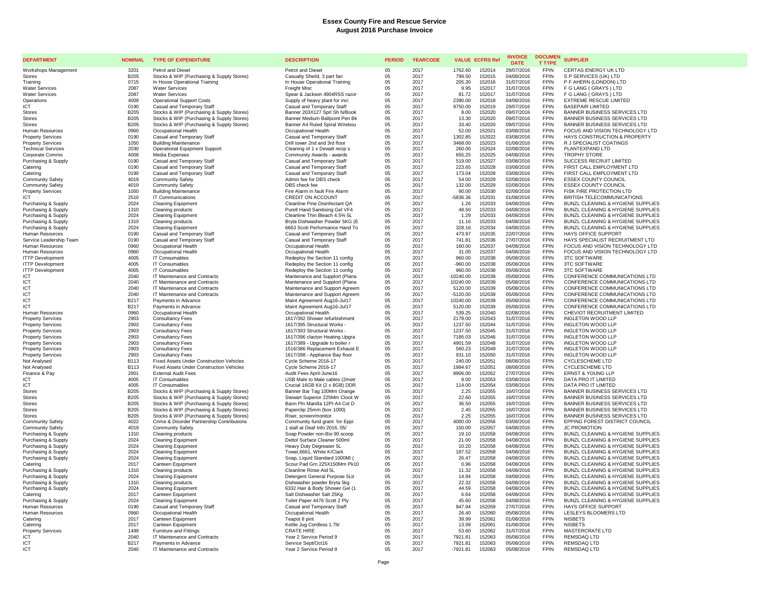# Essex County Fire and Rescue Service
## August 2016 Purchase Invoice

| DEPARTMENT | NOMINAL | TYPE OF EXPENDITURE | DESCRIPTION | PERIOD | YEARCODE | VALUE | ECFRS Ref | INVOICE DATE | DOCUMENT TYPE | SUPPLIER |
|---|---|---|---|---|---|---|---|---|---|---|
| Workshops Management | 3201 | Petrol and Diesel | Petrol and Diesel | 05 | 2017 | 1762.60 | 152014 | 28/07/2016 | FPIN | CERTAS ENERGY UK LTD |
| Stores | B205 | Stocks & WIP (Purchasing & Supply Stores) | Casualty Sheild, 3 part fan | 05 | 2017 | 799.50 | 152015 | 04/08/2016 | FPIN | S P SERVICES (UK) LTD |
| Training | 0715 | In House Operational Training | In House Operational Training | 05 | 2017 | 205.30 | 152016 | 31/07/2016 | FPIN | P F AHERN (LONDON) LTD |
| Water Services | 2087 | Water Services | Freight Misc | 05 | 2017 | 9.95 | 152017 | 31/07/2016 | FPIN | F G LANG ( GRAYS ) LTD |
| Water Services | 2087 | Water Services | Spear & Jackson 4904RSS razor | 05 | 2017 | 81.72 | 152017 | 31/07/2016 | FPIN | F G LANG ( GRAYS ) LTD |
| Operations | 4009 | Operational Support Costs | Supply of heavy plant for inci | 05 | 2017 | 2390.00 | 152018 | 04/08/2016 | FPIN | EXTREME RESCUE LIMITED |
| ICT | 0190 | Casual and Temporary Staff | Casual and Temporary Staff | 05 | 2017 | 9750.00 | 152019 | 29/07/2016 | FPIN | BASEPAIR LIMITED |
| Stores | B205 | Stocks & WIP (Purchasing & Supply Stores) | Banner 203X127 Sprl Sh N/Book | 05 | 2017 | 8.00 | 152020 | 09/07/2016 | FPIN | BANNER BUSINESS SERVICES LTD |
| Stores | B205 | Stocks & WIP (Purchasing & Supply Stores) | Banner Medium Ballpoint Pen Bk | 05 | 2017 | 13.30 | 152020 | 09/07/2016 | FPIN | BANNER BUSINESS SERVICES LTD |
| Stores | B205 | Stocks & WIP (Purchasing & Supply Stores) | Banner A4 Ruled Spiral Wirebou | 05 | 2017 | 33.40 | 152020 | 09/07/2016 | FPIN | BANNER BUSINESS SERVICES LTD |
| Human Resources | 0960 | Occupational Health | Occupational Health | 05 | 2017 | 52.00 | 152021 | 03/08/2016 | FPIN | FOCUS AND VISION TECHNOLOGY LTD |
| Property Services | 0190 | Casual and Temporary Staff | Casual and Temporary Staff | 05 | 2017 | 1302.85 | 152022 | 03/08/2016 | FPIN | HAYS CONSTRUCTION & PROPERTY |
| Property Services | 1050 | Building Maintenance | Drill tower 2nd and 3rd floor | 05 | 2017 | 3468.00 | 152023 | 01/08/2016 | FPIN | R J SPECIALIST COATINGS |
| Technical Services | 2030 | Operational Equipment Support | Cleaning of 1 x Dewalt recip s | 05 | 2017 | 260.00 | 152024 | 02/08/2016 | FPIN | PLANTEXPAND LTD |
| Corporate Comms | 4008 | Media Expenses | Community Awards - awards | 05 | 2017 | 655.25 | 152025 | 04/08/2016 | FPIN | TROPHY STORE |
| Purchasing & Supply | 0190 | Casual and Temporary Staff | Casual and Temporary Staff | 05 | 2017 | 519.00 | 152027 | 03/08/2016 | FPIN | SUCCESS RECRUIT LIMITED |
| Catering | 0190 | Casual and Temporary Staff | Casual and Temporary Staff | 05 | 2017 | 223.65 | 152028 | 03/08/2016 | FPIN | FIRST CALL EMPLOYMENT LTD |
| Catering | 0190 | Casual and Temporary Staff | Casual and Temporary Staff | 05 | 2017 | 173.04 | 152028 | 03/08/2016 | FPIN | FIRST CALL EMPLOYMENT LTD |
| Community Safety | 4019 | Community Safety | Admin fee for DBS check | 05 | 2017 | 54.00 | 152029 | 02/08/2016 | FPIN | ESSEX COUNTY COUNCIL |
| Community Safety | 4019 | Community Safety | DBS check fee | 05 | 2017 | 132.00 | 152029 | 02/08/2016 | FPIN | ESSEX COUNTY COUNCIL |
| Property Services | 1050 | Building Maintenance | Fire Alarm in fault Fire Alarm | 05 | 2017 | 90.00 | 152030 | 02/08/2016 | FPIN | FISK FIRE PROTECTION LTD |
| ICT | 2510 | IT Communications | CREDIT ON ACCOUNT | 05 | 2017 | -5836.36 | 152031 | 01/08/2016 | FPIN | BRITISH TELECOMMUNICATIONS |
| Purchasing & Supply | 2024 | Cleaning Equipment | Cleanline Pine Disinfectant QA | 05 | 2017 | 1.26 | 152033 | 04/08/2016 | FPIN | BUNZL CLEANING & HYGIENE SUPPLIES |
| Purchasing & Supply | 1310 | Cleaning products | Purell Hand Sanitising Gel VF4 | 05 | 2017 | 48.50 | 152033 | 04/08/2016 | FPIN | BUNZL CLEANING & HYGIENE SUPPLIES |
| Purchasing & Supply | 2024 | Cleaning Equipment | Cleanline Thin Bleach 4.5% 5L | 05 | 2017 | 1.29 | 152033 | 04/08/2016 | FPIN | BUNZL CLEANING & HYGIENE SUPPLIES |
| Purchasing & Supply | 1310 | Cleaning products | Bryta Dishwasher Powder 5KG (E | 05 | 2017 | 11.16 | 152033 | 04/08/2016 | FPIN | BUNZL CLEANING & HYGIENE SUPPLIES |
| Purchasing & Supply | 2024 | Cleaning Equipment | 6663 Scott Performance Hand To | 05 | 2017 | 328.16 | 152034 | 04/08/2016 | FPIN | BUNZL CLEANING & HYGIENE SUPPLIES |
| Human Resources | 0190 | Casual and Temporary Staff | Casual and Temporary Staff | 05 | 2017 | 473.97 | 152035 | 22/07/2016 | FPIN | HAYS OFFICE SUPPORT |
| Service Leadership Team | 0190 | Casual and Temporary Staff | Casual and Temporary Staff | 05 | 2017 | 741.81 | 152036 | 27/07/2016 | FPIN | HAYS SPECIALIST RECRUITMENT LTD |
| Human Resources | 0960 | Occupational Health | Occupational Health | 05 | 2017 | 160.00 | 152037 | 04/08/2016 | FPIN | FOCUS AND VISION TECHNOLOGY LTD |
| Human Resources | 0960 | Occupational Health | Occupational Health | 05 | 2017 | 31.00 | 152037 | 04/08/2016 | FPIN | FOCUS AND VISION TECHNOLOGY LTD |
| ITTP Development | 4005 | IT Consumables | Redeploy the Section 11 config | 05 | 2017 | 960.00 | 152038 | 05/08/2016 | FPIN | 3TC SOFTWARE |
| ITTP Development | 4005 | IT Consumables | Redeploy the Section 11 config | 05 | 2017 | -960.00 | 152038 | 05/08/2016 | FPIN | 3TC SOFTWARE |
| ITTP Development | 4005 | IT Consumables | Redeploy the Section 11 config | 05 | 2017 | 960.00 | 152038 | 05/08/2016 | FPIN | 3TC SOFTWARE |
| ICT | 2040 | IT Maintenance and Contracts | Mantenance and Supplort (Plana | 05 | 2017 | -10240.00 | 152039 | 05/08/2016 | FPIN | CONFERENCE COMMUNICATIONS LTD |
| ICT | 2040 | IT Maintenance and Contracts | Mantenance and Supplort (Plana | 05 | 2017 | 10240.00 | 152039 | 05/08/2016 | FPIN | CONFERENCE COMMUNICATIONS LTD |
| ICT | 2040 | IT Maintenance and Contracts | Maintenance and Support Agreem | 05 | 2017 | 5120.00 | 152039 | 05/08/2016 | FPIN | CONFERENCE COMMUNICATIONS LTD |
| ICT | 2040 | IT Maintenance and Contracts | Maintenance and Support Agreem | 05 | 2017 | -5120.00 | 152039 | 05/08/2016 | FPIN | CONFERENCE COMMUNICATIONS LTD |
| ICT | B217 | Payments in Advance | Maint Agreement Aug16-Jul17 | 05 | 2017 | 10240.00 | 152039 | 05/08/2016 | FPIN | CONFERENCE COMMUNICATIONS LTD |
| ICT | B217 | Payments in Advance | Maint Agreement Aug16-Jul17 | 05 | 2017 | 5120.00 | 152039 | 05/08/2016 | FPIN | CONFERENCE COMMUNICATIONS LTD |
| Human Resources | 0960 | Occupational Health | Occupational Health | 05 | 2017 | 539.25 | 152040 | 02/08/2016 | FPIN | CHEVIOT RECRUITMENT LIMITED |
| Property Services | 2903 | Consultancy Fees | 1617/392 Shower refurbishment | 05 | 2017 | 2178.00 | 152043 | 31/07/2016 | FPIN | INGLETON WOOD LLP |
| Property Services | 2903 | Consultancy Fees | 1617/395 Structural Works - | 05 | 2017 | 1237.50 | 152044 | 31/07/2016 | FPIN | INGLETON WOOD LLP |
| Property Services | 2903 | Consultancy Fees | 1617/393 Structural Works - | 05 | 2017 | 1237.50 | 152045 | 31/07/2016 | FPIN | INGLETON WOOD LLP |
| Property Services | 2903 | Consultancy Fees | 1617/396 clacton Heating Upgra | 05 | 2017 | 7185.03 | 152046 | 31/07/2016 | FPIN | INGLETON WOOD LLP |
| Property Services | 2903 | Consultancy Fees | 1617/389 - Upgrade to boiler r | 05 | 2017 | 4901.59 | 152048 | 31/07/2016 | FPIN | INGLETON WOOD LLP |
| Property Services | 2903 | Consultancy Fees | 1516/386 Replacement Exhaust E | 05 | 2017 | 560.23 | 152049 | 31/07/2016 | FPIN | INGLETON WOOD LLP |
| Property Services | 2903 | Consultancy Fees | 1617/398 - Appliance Bay floor | 05 | 2017 | 931.10 | 152050 | 31/07/2016 | FPIN | INGLETON WOOD LLP |
| Not Analysed | B113 | Fixed Assets Under Construction Vehicles | Cycle Scheme 2016-17 | 05 | 2017 | 240.00 | 152051 | 08/08/2016 | FPIN | CYCLESCHEME LTD |
| Not Analysed | B113 | Fixed Assets Under Construction Vehicles | Cycle Scheme 2016-17 | 05 | 2017 | 1994.67 | 152051 | 08/08/2016 | FPIN | CYCLESCHEME LTD |
| Finance & Pay | 2901 | External Audit Fees | Audit Fees April-June16 | 05 | 2017 | 8906.00 | 152052 | 27/07/2016 | FPIN | ERNST & YOUNG LLP |
| ICT | 4005 | IT Consumables | USB Male to Male cables (2metr | 05 | 2017 | 9.00 | 152053 | 03/08/2016 | FPIN | DATA PRO IT LIMITED |
| ICT | 4005 | IT Consumables | Crucial 16GB Kit (2 x 8GB) DDR | 05 | 2017 | 114.00 | 152054 | 03/08/2016 | FPIN | DATA PRO IT LIMITED |
| Stores | B205 | Stocks & WIP (Purchasing & Supply Stores) | Banner Bar Tag 100Mm Orange | 05 | 2017 | 2.25 | 152055 | 16/07/2016 | FPIN | BANNER BUSINESS SERVICES LTD |
| Stores | B205 | Stocks & WIP (Purchasing & Supply Stores) | Stewart Superior 225Mm Clock W | 05 | 2017 | 22.60 | 152055 | 16/07/2016 | FPIN | BANNER BUSINESS SERVICES LTD |
| Stores | B205 | Stocks & WIP (Purchasing & Supply Stores) | Bann Pln Manilla 12Pt A4 Col D | 05 | 2017 | 36.50 | 152055 | 16/07/2016 | FPIN | BANNER BUSINESS SERVICES LTD |
| Stores | B205 | Stocks & WIP (Purchasing & Supply Stores) | Paperclip 25mm (box 1000) | 05 | 2017 | 2.45 | 152055 | 16/07/2016 | FPIN | BANNER BUSINESS SERVICES LTD |
| Stores | B205 | Stocks & WIP (Purchasing & Supply Stores) | Riser, screen/monitor | 05 | 2017 | 2.25 | 152055 | 16/07/2016 | FPIN | BANNER BUSINESS SERVICES LTD |
| Community Safety | 4022 | Crime & Disorder Partnership Contributions | Community fund grant for Eppi | 05 | 2017 | 4000.00 | 152056 | 03/08/2016 | FPIN | EPPING FOREST DISTRICT COUNCIL |
| Community Safety | 4019 | Community Safety | 1 stall at Deaf Info 2016, 05/ | 05 | 2017 | 150.00 | 152057 | 04/08/2016 | FPIN | JC PROMOTION |
| Purchasing & Supply | 1310 | Cleaning products | Soap Powder non-Bio 90 scoop | 05 | 2017 | 19.10 | 152058 | 04/08/2016 | FPIN | BUNZL CLEANING & HYGIENE SUPPLIES |
| Purchasing & Supply | 2024 | Cleaning Equipment | Dettol Surface Cleaner 500ml | 05 | 2017 | 21.00 | 152058 | 04/08/2016 | FPIN | BUNZL CLEANING & HYGIENE SUPPLIES |
| Purchasing & Supply | 2024 | Cleaning Equipment | Heavy Duty Degreaser 5L | 05 | 2017 | 10.20 | 152058 | 04/08/2016 | FPIN | BUNZL CLEANING & HYGIENE SUPPLIES |
| Purchasing & Supply | 2024 | Cleaning Equipment | Towel,6661, White K/Clark | 05 | 2017 | 187.52 | 152058 | 04/08/2016 | FPIN | BUNZL CLEANING & HYGIENE SUPPLIES |
| Purchasing & Supply | 2024 | Cleaning Equipment | Soap, Liquid Standard 1000Ml ( | 05 | 2017 | 26.47 | 152058 | 04/08/2016 | FPIN | BUNZL CLEANING & HYGIENE SUPPLIES |
| Catering | 2017 | Canteen Equipment | Scour Pad Grn 225X150Mm Pk10 | 05 | 2017 | 0.96 | 152058 | 04/08/2016 | FPIN | BUNZL CLEANING & HYGIENE SUPPLIES |
| Purchasing & Supply | 1310 | Cleaning products | Cleanline Rinse Aid 5L | 05 | 2017 | 11.32 | 152058 | 04/08/2016 | FPIN | BUNZL CLEANING & HYGIENE SUPPLIES |
| Purchasing & Supply | 2024 | Cleaning Equipment | Detergent General Purpose 5Ltr | 05 | 2017 | 14.94 | 152058 | 04/08/2016 | FPIN | BUNZL CLEANING & HYGIENE SUPPLIES |
| Purchasing & Supply | 1310 | Cleaning products | Dishwasher powder Bryta 5kg | 05 | 2017 | 22.32 | 152058 | 04/08/2016 | FPIN | BUNZL CLEANING & HYGIENE SUPPLIES |
| Purchasing & Supply | 2024 | Cleaning Equipment | 6332 Hair & Body Shower Gel (1 | 05 | 2017 | 44.59 | 152058 | 04/08/2016 | FPIN | BUNZL CLEANING & HYGIENE SUPPLIES |
| Catering | 2017 | Canteen Equipment | Salt Dishwasher Salt 25Kg | 05 | 2017 | 6.64 | 152058 | 04/08/2016 | FPIN | BUNZL CLEANING & HYGIENE SUPPLIES |
| Purchasing & Supply | 2024 | Cleaning Equipment | Toilet Paper 4476 Scott 2 Ply | 05 | 2017 | 45.60 | 152058 | 04/08/2016 | FPIN | BUNZL CLEANING & HYGIENE SUPPLIES |
| Human Resources | 0190 | Casual and Temporary Staff | Casual and Temporary Staff | 05 | 2017 | 947.94 | 152059 | 27/07/2016 | FPIN | HAYS OFFICE SUPPORT |
| Human Resources | 0960 | Occupational Health | Occupational Health | 05 | 2017 | 26.40 | 152060 | 05/08/2016 | FPIN | LESLEYS BLOOMERS LTD |
| Catering | 2017 | Canteen Equipment | Teapot 8 pint | 05 | 2017 | 39.99 | 152061 | 01/08/2016 | FPIN | NISBETS |
| Catering | 2017 | Canteen Equipment | Kettle Jug Cordless 1.7ltr | 05 | 2017 | 13.99 | 152061 | 01/08/2016 | FPIN | NISBETS |
| Property Services | 1499 | Furniture and Fittings | CRATE HIRE | 05 | 2017 | 53.60 | 152062 | 31/07/2016 | FPIN | MASTERCRATE LTD |
| ICT | 2040 | IT Maintenance and Contracts | Year 2 Service Period 9 | 05 | 2017 | 7921.81 | 152063 | 05/08/2016 | FPIN | REMSDAQ LTD |
| ICT | B217 | Payments in Advance | Service Sept/Oct16 | 05 | 2017 | 7921.81 | 152063 | 05/08/2016 | FPIN | REMSDAQ LTD |
| ICT | 2040 | IT Maintenance and Contracts | Year 2 Service Period 9 | 05 | 2017 | -7921.81 | 152063 | 05/08/2016 | FPIN | REMSDAQ LTD |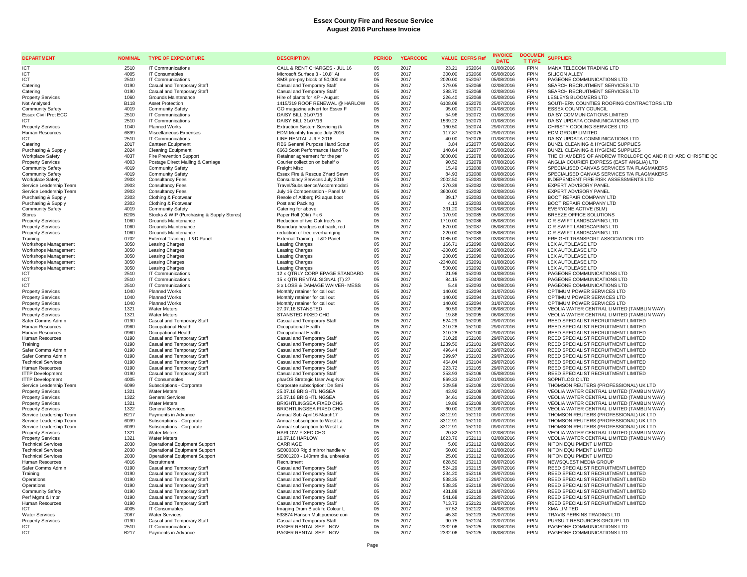# Essex County Fire and Rescue Service
## August 2016 Purchase Invoice

| DEPARTMENT | NOMINAL | TYPE OF EXPENDITURE | DESCRIPTION | PERIOD | YEARCODE | VALUE | ECFRS Ref | INVOICE DATE | DOCUMENT TYPE | SUPPLIER |
|---|---|---|---|---|---|---|---|---|---|---|
| ICT | 2510 | IT Communications | CALL & RENT CHARGES - JUL 16 | 05 | 2017 | 23.21 | 152064 | 01/08/2016 | FPIN | MANX TELECOM TRADING LTD |
| ICT | 4005 | IT Consumables | Microsoft Surface 3 - 10.8" At | 05 | 2017 | 300.00 | 152066 | 05/08/2016 | FPIN | SILICON ALLEY |
| ICT | 2510 | IT Communications | SMS pre-pay block of 50,000 me | 05 | 2017 | 2020.00 | 152067 | 05/08/2016 | FPIN | PAGEONE COMMUNICATIONS LTD |
| Catering | 0190 | Casual and Temporary Staff | Casual and Temporary Staff | 05 | 2017 | 379.05 | 152068 | 02/08/2016 | FPIN | SEARCH RECRUITMENT SERVICES LTD |
| Catering | 0190 | Casual and Temporary Staff | Casual and Temporary Staff | 05 | 2017 | 388.70 | 152068 | 02/08/2016 | FPIN | SEARCH RECRUITMENT SERVICES LTD |
| Property Services | 1060 | Grounds Maintenance | Hire of plants for KP - August | 05 | 2017 | 226.40 | 152069 | 05/08/2016 | FPIN | LESLEYS BLOOMERS LTD |
| Not Analysed | B118 | Asset Protection | 1415/319 ROOF RENEWAL @ HARLOW | 05 | 2017 | 6108.08 | 152070 | 25/07/2016 | FPIN | SOUTHERN COUNTIES ROOFING CONTRACTORS LTD |
| Community Safety | 4019 | Community Safety | GO magazine advert for Essex F | 05 | 2017 | 95.00 | 152071 | 04/08/2016 | FPIN | ESSEX COUNTY COUNCIL |
| Essex Civil Prot ECC | 2510 | IT Communications | DAISY BILL 31/07/16 | 05 | 2017 | 54.96 | 152072 | 01/08/2016 | FPIN | DAISY COMMUNICATIONS LIMITED |
| ICT | 2510 | IT Communications | DAISY BILL 31/07/16 | 05 | 2017 | 1539.22 | 152073 | 01/08/2016 | FPIN | DAISY UPDATA COMMUNICATIONS LTD |
| Property Services | 1040 | Planned Works | Extraction System Servicing (k | 05 | 2017 | 160.50 | 152074 | 29/07/2016 | FPIN | CHRISTY COOLING SERVICES LTD |
| Human Resources | 6899 | Miscellaneous Expenses | EDM Monthly Invoice July 2016 | 05 | 2017 | 117.87 | 152075 | 29/07/2016 | FPIN | EDM GROUP LIMITED |
| ICT | 2510 | IT Communications | LINE RENTAL JULY 2016 | 05 | 2017 | 40.00 | 152076 | 01/08/2016 | FPIN | DAISY UPDATA COMMUNICATIONS LTD |
| Catering | 2017 | Canteen Equipment | RB6 General Purpose Hand Scour | 05 | 2017 | 3.84 | 152077 | 05/08/2016 | FPIN | BUNZL CLEANING & HYGIENE SUPPLIES |
| Purchasing & Supply | 2024 | Cleaning Equipment | 6663 Scott Performance Hand To | 05 | 2017 | 140.64 | 152077 | 05/08/2016 | FPIN | BUNZL CLEANING & HYGIENE SUPPLIES |
| Workplace Safety | 4037 | Fire Prevention Support | Retainer agreement for the per | 05 | 2017 | 3000.00 | 152078 | 08/08/2016 | FPIN | THE CHAMBERS OF ANDREW TROLLOPE QC AND RICHARD CHRISTIE QC |
| Property Services | 4003 | Postage Direct Mailing & Carriage | Courier collection on behalf o | 05 | 2017 | 90.52 | 152079 | 07/08/2016 | FPIN | ANGLIA COURIER EXPRESS (EAST ANGLIA) LTD |
| Community Safety | 4019 | Community Safety | Freight Misc | 05 | 2017 | 15.49 | 152080 | 03/08/2016 | FPIN | SPECIALISED CANVAS SERVICES T/A FLAGMAKERS |
| Community Safety | 4019 | Community Safety | Essex Fire & Rescue 2Yard Sewn | 05 | 2017 | 84.93 | 152080 | 03/08/2016 | FPIN | SPECIALISED CANVAS SERVICES T/A FLAGMAKERS |
| Workplace Safety | 2903 | Consultancy Fees | Consultancy Services July 2016 | 05 | 2017 | 2002.50 | 152081 | 08/08/2016 | FPIN | INDEPENDENT FIRE RISK ASSESSMENTS LTD |
| Service Leadership Team | 2903 | Consultancy Fees | Travel/Subsistence/Accommodati | 05 | 2017 | 270.39 | 152082 | 02/08/2016 | FPIN | EXPERT ADVISORY PANEL |
| Service Leadership Team | 2903 | Consultancy Fees | July 16 Compensation - Panel M | 05 | 2017 | 3600.00 | 152082 | 02/08/2016 | FPIN | EXPERT ADVISORY PANEL |
| Purchasing & Supply | 2303 | Clothing & Footwear | Resole of Altberg P3 aqua boot | 05 | 2017 | 39.17 | 152083 | 04/08/2016 | FPIN | BOOT REPAIR COMPANY LTD |
| Purchasing & Supply | 2303 | Clothing & Footwear | Post and Packing | 05 | 2017 | 4.13 | 152083 | 04/08/2016 | FPIN | BOOT REPAIR COMPANY LTD |
| Community Safety | 4019 | Community Safety | Catering for above | 05 | 2017 | 331.20 | 152084 | 01/08/2016 | FPIN | EVERYONE ACTIVE (SLM) |
| Stores | B205 | Stocks & WIP (Purchasing & Supply Stores) | Paper Roll (Oki) Pk 6 | 05 | 2017 | 170.90 | 152085 | 05/08/2016 | FPIN | BREEZE OFFICE SOLUTIONS |
| Property Services | 1060 | Grounds Maintenance | Reduction of two Oak tree's ov | 05 | 2017 | 1710.00 | 152086 | 05/08/2016 | FPIN | C R SWIFT LANDSCAPING LTD |
| Property Services | 1060 | Grounds Maintenance | Boundary headges cut back, red | 05 | 2017 | 870.00 | 152087 | 05/08/2016 | FPIN | C R SWIFT LANDSCAPING LTD |
| Property Services | 1060 | Grounds Maintenance | reduction of tree overhamging | 05 | 2017 | 220.00 | 152088 | 05/08/2016 | FPIN | C R SWIFT LANDSCAPING LTD |
| Training | 0702 | External Training - L&D Panel | External Training - L&D Panel | 05 | 2017 | 1085.00 | 152089 | 03/08/2016 | FPIN | FREIGHT TRANSPORT ASSOCIATION LTD |
| Workshops Management | 3050 | Leasing Charges | Leasing Charges | 05 | 2017 | 166.71 | 152090 | 02/08/2016 | FPIN | LEX AUTOLEASE LTD |
| Workshops Management | 3050 | Leasing Charges | Leasing Charges | 05 | 2017 | -200.05 | 152090 | 02/08/2016 | FPIN | LEX AUTOLEASE LTD |
| Workshops Management | 3050 | Leasing Charges | Leasing Charges | 05 | 2017 | 200.05 | 152090 | 02/08/2016 | FPIN | LEX AUTOLEASE LTD |
| Workshops Management | 3050 | Leasing Charges | Leasing Charges | 05 | 2017 | -2340.80 | 152091 | 01/08/2016 | FPIN | LEX AUTOLEASE LTD |
| Workshops Management | 3050 | Leasing Charges | Leasing Charges | 05 | 2017 | 500.00 | 152092 | 01/08/2016 | FPIN | LEX AUTOLEASE LTD |
| ICT | 2510 | IT Communications | 12 x QTRLY CORP EPAGE STANDARD | 05 | 2017 | 21.96 | 152093 | 04/08/2016 | FPIN | PAGEONE COMMUNICATIONS LTD |
| ICT | 2510 | IT Communications | 15 x QTR RENTAL SIGNAL (T) 27 | 05 | 2017 | 84.15 | 152093 | 04/08/2016 | FPIN | PAGEONE COMMUNICATIONS LTD |
| ICT | 2510 | IT Communications | 3 x LOSS & DAMAGE WAIVER- MESS | 05 | 2017 | 5.49 | 152093 | 04/08/2016 | FPIN | PAGEONE COMMUNICATIONS LTD |
| Property Services | 1040 | Planned Works | Monthly retainer for call out | 05 | 2017 | 140.00 | 152094 | 31/07/2016 | FPIN | OPTIMUM POWER SERVICES LTD |
| Property Services | 1040 | Planned Works | Monthly retainer for call out | 05 | 2017 | 140.00 | 152094 | 31/07/2016 | FPIN | OPTIMUM POWER SERVICES LTD |
| Property Services | 1040 | Planned Works | Monthly retainer for call out | 05 | 2017 | 140.00 | 152094 | 31/07/2016 | FPIN | OPTIMUM POWER SERVICES LTD |
| Property Services | 1321 | Water Meters | 27.07.16 STANSTED | 05 | 2017 | 60.59 | 152095 | 06/08/2016 | FPIN | VEOLIA WATER CENTRAL LIMITED (TAMBLIN WAY) |
| Property Services | 1321 | Water Meters | STANSTED FIXED CHG | 05 | 2017 | 19.86 | 152095 | 06/08/2016 | FPIN | VEOLIA WATER CENTRAL LIMITED (TAMBLIN WAY) |
| Safer Comms Admin | 0190 | Casual and Temporary Staff | Casual and Temporary Staff | 05 | 2017 | 524.29 | 152099 | 29/07/2016 | FPIN | REED SPECIALIST RECRUITMENT LIMITED |
| Human Resources | 0960 | Occupational Health | Occupational Health | 05 | 2017 | -310.28 | 152100 | 29/07/2016 | FPIN | REED SPECIALIST RECRUITMENT LIMITED |
| Human Resources | 0960 | Occupational Health | Occupational Health | 05 | 2017 | 310.28 | 152100 | 29/07/2016 | FPIN | REED SPECIALIST RECRUITMENT LIMITED |
| Human Resources | 0190 | Casual and Temporary Staff | Casual and Temporary Staff | 05 | 2017 | 310.28 | 152100 | 29/07/2016 | FPIN | REED SPECIALIST RECRUITMENT LIMITED |
| Training | 0190 | Casual and Temporary Staff | Casual and Temporary Staff | 05 | 2017 | 1239.50 | 152101 | 29/07/2016 | FPIN | REED SPECIALIST RECRUITMENT LIMITED |
| Safer Comms Admin | 0190 | Casual and Temporary Staff | Casual and Temporary Staff | 05 | 2017 | 496.44 | 152102 | 29/07/2016 | FPIN | REED SPECIALIST RECRUITMENT LIMITED |
| Safer Comms Admin | 0190 | Casual and Temporary Staff | Casual and Temporary Staff | 05 | 2017 | 399.97 | 152103 | 29/07/2016 | FPIN | REED SPECIALIST RECRUITMENT LIMITED |
| Technical Services | 0190 | Casual and Temporary Staff | Casual and Temporary Staff | 05 | 2017 | 464.04 | 152104 | 29/07/2016 | FPIN | REED SPECIALIST RECRUITMENT LIMITED |
| Human Resources | 0190 | Casual and Temporary Staff | Casual and Temporary Staff | 05 | 2017 | 223.72 | 152105 | 29/07/2016 | FPIN | REED SPECIALIST RECRUITMENT LIMITED |
| ITTP Development | 0190 | Casual and Temporary Staff | Casual and Temporary Staff | 05 | 2017 | 353.93 | 152106 | 05/08/2016 | FPIN | REED SPECIALIST RECRUITMENT LIMITED |
| ITTP Development | 4005 | IT Consumables | pharOS Strategic User Aug-Nov | 05 | 2017 | 869.33 | 152107 | 01/08/2016 | FPIN | SOPHTLOGIC LTD |
| Service Leadership Team | 6099 | Subscriptions - Corporate | Corporate subscription: De Smi | 05 | 2017 | 309.58 | 152108 | 22/07/2016 | FPIN | THOMSON REUTERS (PROFESSIONAL) UK LTD |
| Property Services | 1321 | Water Meters | 25.07.16 BRIGHTLINGSEA | 05 | 2017 | 43.92 | 152109 | 30/07/2016 | FPIN | VEOLIA WATER CENTRAL LIMITED (TAMBLIN WAY) |
| Property Services | 1322 | General Services | 25.07.16 BRIGHTLINGSEA | 05 | 2017 | 34.61 | 152109 | 30/07/2016 | FPIN | VEOLIA WATER CENTRAL LIMITED (TAMBLIN WAY) |
| Property Services | 1321 | Water Meters | BRIGHTLINGSEA FIXED CHG | 05 | 2017 | 19.86 | 152109 | 30/07/2016 | FPIN | VEOLIA WATER CENTRAL LIMITED (TAMBLIN WAY) |
| Property Services | 1322 | General Services | BRIGHTLINGSEA FIXED CHG | 05 | 2017 | 60.00 | 152109 | 30/07/2016 | FPIN | VEOLIA WATER CENTRAL LIMITED (TAMBLIN WAY) |
| Service Leadership Team | B217 | Payments in Advance | Annual Sub April16-March17 | 05 | 2017 | 8312.91 | 152110 | 09/07/2016 | FPIN | THOMSON REUTERS (PROFESSIONAL) UK LTD |
| Service Leadership Team | 6099 | Subscriptions - Corporate | Annual subscription to West La | 05 | 2017 | 8312.91 | 152110 | 09/07/2016 | FPIN | THOMSON REUTERS (PROFESSIONAL) UK LTD |
| Service Leadership Team | 6099 | Subscriptions - Corporate | Annual subscription to West La | 05 | 2017 | -8312.91 | 152110 | 09/07/2016 | FPIN | THOMSON REUTERS (PROFESSIONAL) UK LTD |
| Property Services | 1321 | Water Meters | HARLOW FIXED CHG | 05 | 2017 | 20.82 | 152111 | 02/08/2016 | FPIN | VEOLIA WATER CENTRAL LIMITED (TAMBLIN WAY) |
| Property Services | 1321 | Water Meters | 16.07.16 HARLOW | 05 | 2017 | 1623.76 | 152111 | 02/08/2016 | FPIN | VEOLIA WATER CENTRAL LIMITED (TAMBLIN WAY) |
| Technical Services | 2030 | Operational Equipment Support | CARRIAGE | 05 | 2017 | 5.00 | 152112 | 02/08/2016 | FPIN | NITON EQUIPMENT LIMITED |
| Technical Services | 2030 | Operational Equipment Support | SE000300 Rigid mirror handle w | 05 | 2017 | 50.00 | 152112 | 02/08/2016 | FPIN | NITON EQUIPMENT LIMITED |
| Technical Services | 2030 | Operational Equipment Support | SE001200 - 140mm dia. unbreaka | 05 | 2017 | 25.00 | 152112 | 02/08/2016 | FPIN | NITON EQUIPMENT LIMITED |
| Human Resources | 4016 | Recruitment | Recruitment | 05 | 2017 | 628.50 | 152113 | 08/07/2016 | FPIN | NEWSQUEST MEDIA GROUP |
| Safer Comms Admin | 0190 | Casual and Temporary Staff | Casual and Temporary Staff | 05 | 2017 | 524.29 | 152115 | 29/07/2016 | FPIN | REED SPECIALIST RECRUITMENT LIMITED |
| Training | 0190 | Casual and Temporary Staff | Casual and Temporary Staff | 05 | 2017 | 234.20 | 152116 | 29/07/2016 | FPIN | REED SPECIALIST RECRUITMENT LIMITED |
| Operations | 0190 | Casual and Temporary Staff | Casual and Temporary Staff | 05 | 2017 | 538.35 | 152117 | 29/07/2016 | FPIN | REED SPECIALIST RECRUITMENT LIMITED |
| Operations | 0190 | Casual and Temporary Staff | Casual and Temporary Staff | 05 | 2017 | 538.35 | 152118 | 29/07/2016 | FPIN | REED SPECIALIST RECRUITMENT LIMITED |
| Community Safety | 0190 | Casual and Temporary Staff | Casual and Temporary Staff | 05 | 2017 | 431.88 | 152119 | 29/07/2016 | FPIN | REED SPECIALIST RECRUITMENT LIMITED |
| Perf Mgmt & Impr | 0190 | Casual and Temporary Staff | Casual and Temporary Staff | 05 | 2017 | 541.68 | 152120 | 29/07/2016 | FPIN | REED SPECIALIST RECRUITMENT LIMITED |
| Human Resources | 0190 | Casual and Temporary Staff | Casual and Temporary Staff | 05 | 2017 | 713.73 | 152121 | 29/07/2016 | FPIN | REED SPECIALIST RECRUITMENT LIMITED |
| ICT | 4005 | IT Consumables | Imaging Drum Black fo Colour L | 05 | 2017 | 57.52 | 152122 | 04/08/2016 | FPIN | XMA LIMITED |
| Water Services | 2087 | Water Services | 533874 Hanson Multipurpose con | 05 | 2017 | 45.30 | 152123 | 25/07/2016 | FPIN | TRAVIS PERKINS TRADING LTD |
| Property Services | 0190 | Casual and Temporary Staff | Casual and Temporary Staff | 05 | 2017 | 90.75 | 152124 | 22/07/2016 | FPIN | PURSUIT RESOURCES GROUP LTD |
| ICT | 2510 | IT Communications | PAGER RENTAL SEP - NOV | 05 | 2017 | 2332.06 | 152125 | 08/08/2016 | FPIN | PAGEONE COMMUNICATIONS LTD |
| ICT | B217 | Payments in Advance | PAGER RENTAL SEP - NOV | 05 | 2017 | 2332.06 | 152125 | 08/08/2016 | FPIN | PAGEONE COMMUNICATIONS LTD |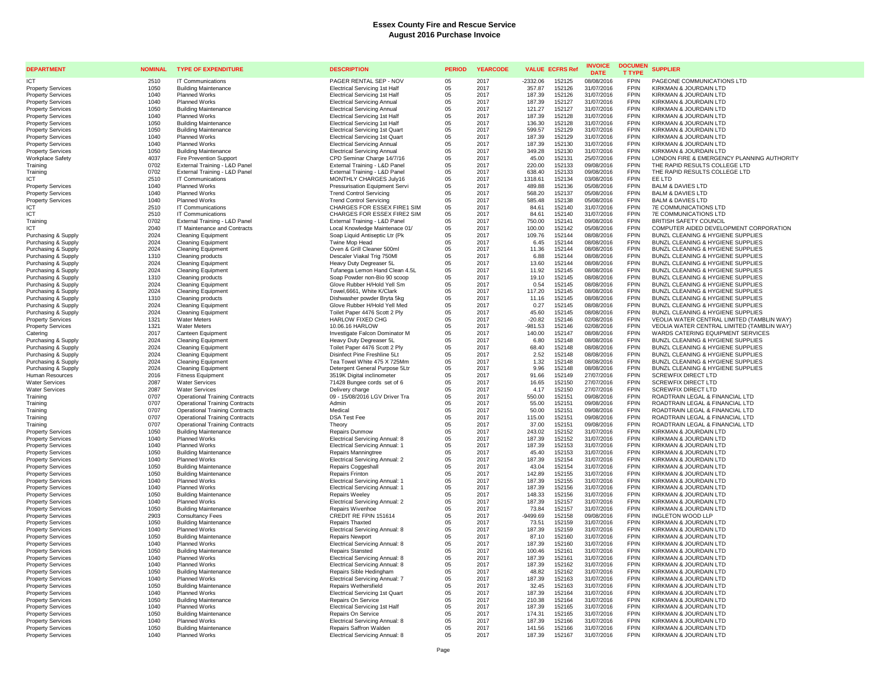# Essex County Fire and Rescue Service
## August 2016 Purchase Invoice

| DEPARTMENT | NOMINAL | TYPE OF EXPENDITURE | DESCRIPTION | PERIOD | YEARCODE | VALUE | ECFRS Ref | INVOICE DATE | DOCUMENT TYPE | SUPPLIER |
|---|---|---|---|---|---|---|---|---|---|---|
| ICT | 2510 | IT Communications | PAGER RENTAL SEP - NOV | 05 | 2017 | -2332.06 | 152125 | 08/08/2016 | FPIN | PAGEONE COMMUNICATIONS LTD |
| Property Services | 1050 | Building Maintenance | Electrical Servicing 1st Half | 05 | 2017 | 357.87 | 152126 | 31/07/2016 | FPIN | KIRKMAN & JOURDAIN LTD |
| Property Services | 1040 | Planned Works | Electrical Servicing 1st Half | 05 | 2017 | 187.39 | 152126 | 31/07/2016 | FPIN | KIRKMAN & JOURDAIN LTD |
| Property Services | 1040 | Planned Works | Electrical Servicing Annual | 05 | 2017 | 187.39 | 152127 | 31/07/2016 | FPIN | KIRKMAN & JOURDAIN LTD |
| Property Services | 1050 | Building Maintenance | Electrical Servicing Annual | 05 | 2017 | 121.27 | 152127 | 31/07/2016 | FPIN | KIRKMAN & JOURDAIN LTD |
| Property Services | 1040 | Planned Works | Electrical Servicing 1st Half | 05 | 2017 | 187.39 | 152128 | 31/07/2016 | FPIN | KIRKMAN & JOURDAIN LTD |
| Property Services | 1050 | Building Maintenance | Electrical Servicing 1st Half | 05 | 2017 | 136.30 | 152128 | 31/07/2016 | FPIN | KIRKMAN & JOURDAIN LTD |
| Property Services | 1050 | Building Maintenance | Electrical Servicing 1st Quart | 05 | 2017 | 599.57 | 152129 | 31/07/2016 | FPIN | KIRKMAN & JOURDAIN LTD |
| Property Services | 1040 | Planned Works | Electrical Servicing 1st Quart | 05 | 2017 | 187.39 | 152129 | 31/07/2016 | FPIN | KIRKMAN & JOURDAIN LTD |
| Property Services | 1040 | Planned Works | Electrical Servicing Annual | 05 | 2017 | 187.39 | 152130 | 31/07/2016 | FPIN | KIRKMAN & JOURDAIN LTD |
| Property Services | 1050 | Building Maintenance | Electrical Servicing Annual | 05 | 2017 | 349.28 | 152130 | 31/07/2016 | FPIN | KIRKMAN & JOURDAIN LTD |
| Workplace Safety | 4037 | Fire Prevention Support | CPD Seminar Charge 14/7/16 | 05 | 2017 | 45.00 | 152131 | 25/07/2016 | FPIN | LONDON FIRE & EMERGENCY PLANNING AUTHORITY |
| Training | 0702 | External Training - L&D Panel | External Training - L&D Panel | 05 | 2017 | 220.00 | 152133 | 09/08/2016 | FPIN | THE RAPID RESULTS COLLEGE LTD |
| Training | 0702 | External Training - L&D Panel | External Training - L&D Panel | 05 | 2017 | 638.40 | 152133 | 09/08/2016 | FPIN | THE RAPID RESULTS COLLEGE LTD |
| ICT | 2510 | IT Communications | MONTHLY CHARGES July16 | 05 | 2017 | 1318.61 | 152134 | 03/08/2016 | FPIN | EE LTD |
| Property Services | 1040 | Planned Works | Pressurisation Equipment Servi | 05 | 2017 | 489.88 | 152136 | 05/08/2016 | FPIN | BALM & DAVIES LTD |
| Property Services | 1040 | Planned Works | Trend Control Servicing | 05 | 2017 | 568.20 | 152137 | 05/08/2016 | FPIN | BALM & DAVIES LTD |
| Property Services | 1040 | Planned Works | Trend Control Servicing | 05 | 2017 | 585.48 | 152138 | 05/08/2016 | FPIN | BALM & DAVIES LTD |
| ICT | 2510 | IT Communications | CHARGES FOR ESSEX FIRE1 SIM | 05 | 2017 | 84.61 | 152140 | 31/07/2016 | FPIN | 7E COMMUNICATIONS LTD |
| ICT | 2510 | IT Communications | CHARGES FOR ESSEX FIRE2 SIM | 05 | 2017 | 84.61 | 152140 | 31/07/2016 | FPIN | 7E COMMUNICATIONS LTD |
| Training | 0702 | External Training - L&D Panel | External Training - L&D Panel | 05 | 2017 | 750.00 | 152141 | 09/08/2016 | FPIN | BRITISH SAFETY COUNCIL |
| ICT | 2040 | IT Maintenance and Contracts | Local Knowledge Maintenace 01/ | 05 | 2017 | 100.00 | 152142 | 05/08/2016 | FPIN | COMPUTER AIDED DEVELOPMENT CORPORATION |
| Purchasing & Supply | 2024 | Cleaning Equipment | Soap Liquid Antiseptic Ltr (Pk | 05 | 2017 | 109.76 | 152144 | 08/08/2016 | FPIN | BUNZL CLEANING & HYGIENE SUPPLIES |
| Purchasing & Supply | 2024 | Cleaning Equipment | Twine Mop Head | 05 | 2017 | 6.45 | 152144 | 08/08/2016 | FPIN | BUNZL CLEANING & HYGIENE SUPPLIES |
| Purchasing & Supply | 2024 | Cleaning Equipment | Oven & Grill Cleaner 500ml | 05 | 2017 | 11.36 | 152144 | 08/08/2016 | FPIN | BUNZL CLEANING & HYGIENE SUPPLIES |
| Purchasing & Supply | 1310 | Cleaning products | Descaler Viakal Trig 750Ml | 05 | 2017 | 6.88 | 152144 | 08/08/2016 | FPIN | BUNZL CLEANING & HYGIENE SUPPLIES |
| Purchasing & Supply | 2024 | Cleaning Equipment | Heavy Duty Degreaser 5L | 05 | 2017 | 13.60 | 152144 | 08/08/2016 | FPIN | BUNZL CLEANING & HYGIENE SUPPLIES |
| Purchasing & Supply | 2024 | Cleaning Equipment | Tufanega Lemon Hand Clean 4.5L | 05 | 2017 | 11.92 | 152145 | 08/08/2016 | FPIN | BUNZL CLEANING & HYGIENE SUPPLIES |
| Purchasing & Supply | 1310 | Cleaning products | Soap Powder non-Bio 90 scoop | 05 | 2017 | 19.10 | 152145 | 08/08/2016 | FPIN | BUNZL CLEANING & HYGIENE SUPPLIES |
| Purchasing & Supply | 2024 | Cleaning Equipment | Glove Rubber H/Hold Yell Sm | 05 | 2017 | 0.54 | 152145 | 08/08/2016 | FPIN | BUNZL CLEANING & HYGIENE SUPPLIES |
| Purchasing & Supply | 2024 | Cleaning Equipment | Towel,6661, White K/Clark | 05 | 2017 | 117.20 | 152145 | 08/08/2016 | FPIN | BUNZL CLEANING & HYGIENE SUPPLIES |
| Purchasing & Supply | 1310 | Cleaning products | Dishwasher powder Bryta 5kg | 05 | 2017 | 11.16 | 152145 | 08/08/2016 | FPIN | BUNZL CLEANING & HYGIENE SUPPLIES |
| Purchasing & Supply | 2024 | Cleaning Equipment | Glove Rubber H/Hold Yell Med | 05 | 2017 | 0.27 | 152145 | 08/08/2016 | FPIN | BUNZL CLEANING & HYGIENE SUPPLIES |
| Purchasing & Supply | 2024 | Cleaning Equipment | Toilet Paper 4476 Scott 2 Ply | 05 | 2017 | 45.60 | 152145 | 08/08/2016 | FPIN | BUNZL CLEANING & HYGIENE SUPPLIES |
| Property Services | 1321 | Water Meters | HARLOW FIXED CHG | 05 | 2017 | -20.82 | 152146 | 02/08/2016 | FPIN | VEOLIA WATER CENTRAL LIMITED (TAMBLIN WAY) |
| Property Services | 1321 | Water Meters | 10.06.16 HARLOW | 05 | 2017 | -981.53 | 152146 | 02/08/2016 | FPIN | VEOLIA WATER CENTRAL LIMITED (TAMBLIN WAY) |
| Catering | 2017 | Canteen Equipment | Investigate Falcon Dominator M | 05 | 2017 | 140.00 | 152147 | 08/08/2016 | FPIN | WARDS CATERING EQUIPMENT SERVICES |
| Purchasing & Supply | 2024 | Cleaning Equipment | Heavy Duty Degreaser 5L | 05 | 2017 | 6.80 | 152148 | 08/08/2016 | FPIN | BUNZL CLEANING & HYGIENE SUPPLIES |
| Purchasing & Supply | 2024 | Cleaning Equipment | Toilet Paper 4476 Scott 2 Ply | 05 | 2017 | 68.40 | 152148 | 08/08/2016 | FPIN | BUNZL CLEANING & HYGIENE SUPPLIES |
| Purchasing & Supply | 2024 | Cleaning Equipment | Disinfect Pine Freshline 5Lt | 05 | 2017 | 2.52 | 152148 | 08/08/2016 | FPIN | BUNZL CLEANING & HYGIENE SUPPLIES |
| Purchasing & Supply | 2024 | Cleaning Equipment | Tea Towel White 475 X 725Mm | 05 | 2017 | 1.32 | 152148 | 08/08/2016 | FPIN | BUNZL CLEANING & HYGIENE SUPPLIES |
| Purchasing & Supply | 2024 | Cleaning Equipment | Detergent General Purpose 5Ltr | 05 | 2017 | 9.96 | 152148 | 08/08/2016 | FPIN | BUNZL CLEANING & HYGIENE SUPPLIES |
| Human Resources | 2016 | Fitness Equipment | 3519K Digital inclinometer | 05 | 2017 | 91.66 | 152149 | 27/07/2016 | FPIN | SCREWFIX DIRECT LTD |
| Water Services | 2087 | Water Services | 71428 Bungee cords set of 6 | 05 | 2017 | 16.65 | 152150 | 27/07/2016 | FPIN | SCREWFIX DIRECT LTD |
| Water Services | 2087 | Water Services | Delivery charge | 05 | 2017 | 4.17 | 152150 | 27/07/2016 | FPIN | SCREWFIX DIRECT LTD |
| Training | 0707 | Operational Training Contracts | 09 - 15/08/2016 LGV Driver Tra | 05 | 2017 | 550.00 | 152151 | 09/08/2016 | FPIN | ROADTRAIN LEGAL & FINANCIAL LTD |
| Training | 0707 | Operational Training Contracts | Admin | 05 | 2017 | 55.00 | 152151 | 09/08/2016 | FPIN | ROADTRAIN LEGAL & FINANCIAL LTD |
| Training | 0707 | Operational Training Contracts | Medical | 05 | 2017 | 50.00 | 152151 | 09/08/2016 | FPIN | ROADTRAIN LEGAL & FINANCIAL LTD |
| Training | 0707 | Operational Training Contracts | DSA Test Fee | 05 | 2017 | 115.00 | 152151 | 09/08/2016 | FPIN | ROADTRAIN LEGAL & FINANCIAL LTD |
| Training | 0707 | Operational Training Contracts | Theory | 05 | 2017 | 37.00 | 152151 | 09/08/2016 | FPIN | ROADTRAIN LEGAL & FINANCIAL LTD |
| Property Services | 1050 | Building Maintenance | Repairs Dunmow | 05 | 2017 | 243.02 | 152152 | 31/07/2016 | FPIN | KIRKMAN & JOURDAIN LTD |
| Property Services | 1040 | Planned Works | Electrical Servicing Annual: 8 | 05 | 2017 | 187.39 | 152152 | 31/07/2016 | FPIN | KIRKMAN & JOURDAIN LTD |
| Property Services | 1040 | Planned Works | Electrical Servicing Annual: 1 | 05 | 2017 | 187.39 | 152153 | 31/07/2016 | FPIN | KIRKMAN & JOURDAIN LTD |
| Property Services | 1050 | Building Maintenance | Repairs Manningtree | 05 | 2017 | 45.40 | 152153 | 31/07/2016 | FPIN | KIRKMAN & JOURDAIN LTD |
| Property Services | 1040 | Planned Works | Electrical Servicing Annual: 2 | 05 | 2017 | 187.39 | 152154 | 31/07/2016 | FPIN | KIRKMAN & JOURDAIN LTD |
| Property Services | 1050 | Building Maintenance | Repairs Coggeshall | 05 | 2017 | 43.04 | 152154 | 31/07/2016 | FPIN | KIRKMAN & JOURDAIN LTD |
| Property Services | 1050 | Building Maintenance | Repairs Frinton | 05 | 2017 | 142.89 | 152155 | 31/07/2016 | FPIN | KIRKMAN & JOURDAIN LTD |
| Property Services | 1040 | Planned Works | Electrical Servicing Annual: 1 | 05 | 2017 | 187.39 | 152155 | 31/07/2016 | FPIN | KIRKMAN & JOURDAIN LTD |
| Property Services | 1040 | Planned Works | Electrical Servicing Annual: 1 | 05 | 2017 | 187.39 | 152156 | 31/07/2016 | FPIN | KIRKMAN & JOURDAIN LTD |
| Property Services | 1050 | Building Maintenance | Repairs Weeley | 05 | 2017 | 148.33 | 152156 | 31/07/2016 | FPIN | KIRKMAN & JOURDAIN LTD |
| Property Services | 1040 | Planned Works | Electrical Servicing Annual: 2 | 05 | 2017 | 187.39 | 152157 | 31/07/2016 | FPIN | KIRKMAN & JOURDAIN LTD |
| Property Services | 1050 | Building Maintenance | Repairs Wivenhoe | 05 | 2017 | 73.84 | 152157 | 31/07/2016 | FPIN | KIRKMAN & JOURDAIN LTD |
| Property Services | 2903 | Consultancy Fees | CREDIT RE FPIN 151614 | 05 | 2017 | -9499.69 | 152158 | 09/08/2016 | FPIN | INGLETON WOOD LLP |
| Property Services | 1050 | Building Maintenance | Repairs Thaxted | 05 | 2017 | 73.51 | 152159 | 31/07/2016 | FPIN | KIRKMAN & JOURDAIN LTD |
| Property Services | 1040 | Planned Works | Electrical Servicing Annual: 8 | 05 | 2017 | 187.39 | 152159 | 31/07/2016 | FPIN | KIRKMAN & JOURDAIN LTD |
| Property Services | 1050 | Building Maintenance | Repairs Newport | 05 | 2017 | 87.10 | 152160 | 31/07/2016 | FPIN | KIRKMAN & JOURDAIN LTD |
| Property Services | 1040 | Planned Works | Electrical Servicing Annual: 8 | 05 | 2017 | 187.39 | 152160 | 31/07/2016 | FPIN | KIRKMAN & JOURDAIN LTD |
| Property Services | 1050 | Building Maintenance | Repairs Stansted | 05 | 2017 | 100.46 | 152161 | 31/07/2016 | FPIN | KIRKMAN & JOURDAIN LTD |
| Property Services | 1040 | Planned Works | Electrical Servicing Annual: 8 | 05 | 2017 | 187.39 | 152161 | 31/07/2016 | FPIN | KIRKMAN & JOURDAIN LTD |
| Property Services | 1040 | Planned Works | Electrical Servicing Annual: 8 | 05 | 2017 | 187.39 | 152162 | 31/07/2016 | FPIN | KIRKMAN & JOURDAIN LTD |
| Property Services | 1050 | Building Maintenance | Repairs Sible Hedingham | 05 | 2017 | 48.82 | 152162 | 31/07/2016 | FPIN | KIRKMAN & JOURDAIN LTD |
| Property Services | 1040 | Planned Works | Electrical Servicing Annual: 7 | 05 | 2017 | 187.39 | 152163 | 31/07/2016 | FPIN | KIRKMAN & JOURDAIN LTD |
| Property Services | 1050 | Building Maintenance | Repairs Wethersfield | 05 | 2017 | 32.45 | 152163 | 31/07/2016 | FPIN | KIRKMAN & JOURDAIN LTD |
| Property Services | 1040 | Planned Works | Electrical Servicing 1st Quart | 05 | 2017 | 187.39 | 152164 | 31/07/2016 | FPIN | KIRKMAN & JOURDAIN LTD |
| Property Services | 1050 | Building Maintenance | Repairs On Service | 05 | 2017 | 210.38 | 152164 | 31/07/2016 | FPIN | KIRKMAN & JOURDAIN LTD |
| Property Services | 1040 | Planned Works | Electrical Servicing 1st Half | 05 | 2017 | 187.39 | 152165 | 31/07/2016 | FPIN | KIRKMAN & JOURDAIN LTD |
| Property Services | 1050 | Building Maintenance | Repairs On Service | 05 | 2017 | 174.31 | 152165 | 31/07/2016 | FPIN | KIRKMAN & JOURDAIN LTD |
| Property Services | 1040 | Planned Works | Electrical Servicing Annual: 8 | 05 | 2017 | 187.39 | 152166 | 31/07/2016 | FPIN | KIRKMAN & JOURDAIN LTD |
| Property Services | 1050 | Building Maintenance | Repairs Saffron Walden | 05 | 2017 | 141.56 | 152166 | 31/07/2016 | FPIN | KIRKMAN & JOURDAIN LTD |
| Property Services | 1040 | Planned Works | Electrical Servicing Annual: 8 | 05 | 2017 | 187.39 | 152167 | 31/07/2016 | FPIN | KIRKMAN & JOURDAIN LTD |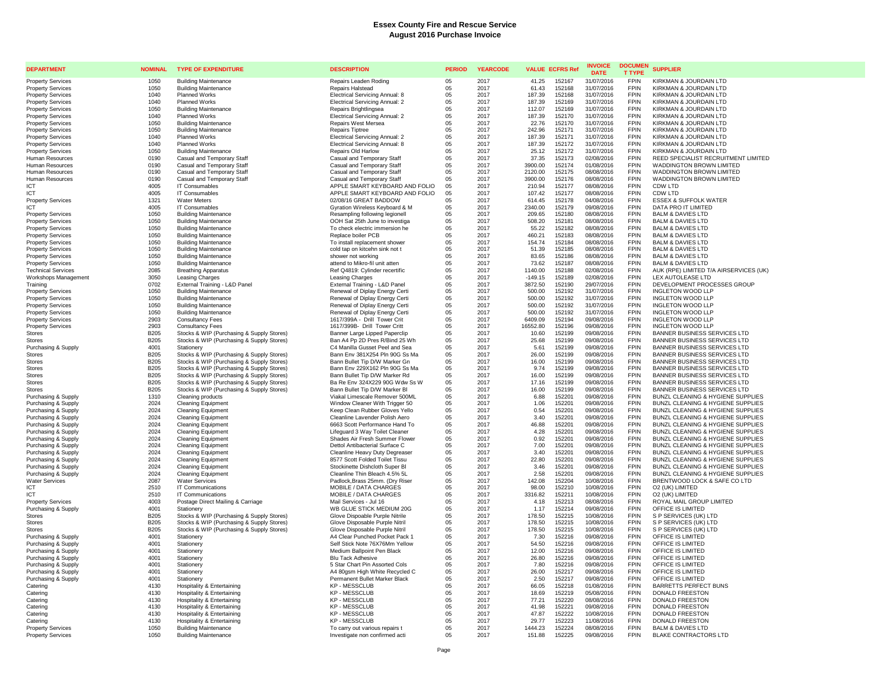# Essex County Fire and Rescue Service
## August 2016 Purchase Invoice

| DEPARTMENT | NOMINAL | TYPE OF EXPENDITURE | DESCRIPTION | PERIOD | YEARCODE | VALUE | ECFRS Ref | INVOICE DATE | DOCUMENT TYPE | SUPPLIER |
|---|---|---|---|---|---|---|---|---|---|---|
| Property Services | 1050 | Building Maintenance | Repairs Leaden Roding | 05 | 2017 | 41.25 | 152167 | 31/07/2016 | FPIN | KIRKMAN & JOURDAIN LTD |
| Property Services | 1050 | Building Maintenance | Repairs Halstead | 05 | 2017 | 61.43 | 152168 | 31/07/2016 | FPIN | KIRKMAN & JOURDAIN LTD |
| Property Services | 1040 | Planned Works | Electrical Servicing Annual: 8 | 05 | 2017 | 187.39 | 152168 | 31/07/2016 | FPIN | KIRKMAN & JOURDAIN LTD |
| Property Services | 1040 | Planned Works | Electrical Servicing Annual: 2 | 05 | 2017 | 187.39 | 152169 | 31/07/2016 | FPIN | KIRKMAN & JOURDAIN LTD |
| Property Services | 1050 | Building Maintenance | Repairs Brightlingsea | 05 | 2017 | 112.07 | 152169 | 31/07/2016 | FPIN | KIRKMAN & JOURDAIN LTD |
| Property Services | 1040 | Planned Works | Electrical Servicing Annual: 2 | 05 | 2017 | 187.39 | 152170 | 31/07/2016 | FPIN | KIRKMAN & JOURDAIN LTD |
| Property Services | 1050 | Building Maintenance | Repairs West Mersea | 05 | 2017 | 22.76 | 152170 | 31/07/2016 | FPIN | KIRKMAN & JOURDAIN LTD |
| Property Services | 1050 | Building Maintenance | Repairs Tiptree | 05 | 2017 | 242.96 | 152171 | 31/07/2016 | FPIN | KIRKMAN & JOURDAIN LTD |
| Property Services | 1040 | Planned Works | Electrical Servicing Annual: 2 | 05 | 2017 | 187.39 | 152171 | 31/07/2016 | FPIN | KIRKMAN & JOURDAIN LTD |
| Property Services | 1040 | Planned Works | Electrical Servicing Annual: 8 | 05 | 2017 | 187.39 | 152172 | 31/07/2016 | FPIN | KIRKMAN & JOURDAIN LTD |
| Property Services | 1050 | Building Maintenance | Repairs Old Harlow | 05 | 2017 | 25.12 | 152172 | 31/07/2016 | FPIN | KIRKMAN & JOURDAIN LTD |
| Human Resources | 0190 | Casual and Temporary Staff | Casual and Temporary Staff | 05 | 2017 | 37.35 | 152173 | 02/08/2016 | FPIN | REED SPECIALIST RECRUITMENT LIMITED |
| Human Resources | 0190 | Casual and Temporary Staff | Casual and Temporary Staff | 05 | 2017 | 3900.00 | 152174 | 01/08/2016 | FPIN | WADDINGTON BROWN LIMITED |
| Human Resources | 0190 | Casual and Temporary Staff | Casual and Temporary Staff | 05 | 2017 | 2120.00 | 152175 | 08/08/2016 | FPIN | WADDINGTON BROWN LIMITED |
| Human Resources | 0190 | Casual and Temporary Staff | Casual and Temporary Staff | 05 | 2017 | 3900.00 | 152176 | 08/08/2016 | FPIN | WADDINGTON BROWN LIMITED |
| ICT | 4005 | IT Consumables | APPLE SMART KEYBOARD AND FOLIO | 05 | 2017 | 210.94 | 152177 | 08/08/2016 | FPIN | CDW LTD |
| ICT | 4005 | IT Consumables | APPLE SMART KEYBOARD AND FOLIO | 05 | 2017 | 107.42 | 152177 | 08/08/2016 | FPIN | CDW LTD |
| Property Services | 1321 | Water Meters | 02/08/16 GREAT BADDOW | 05 | 2017 | 614.45 | 152178 | 04/08/2016 | FPIN | ESSEX & SUFFOLK WATER |
| ICT | 4005 | IT Consumables | Gyration Wireless Keyboard & M | 05 | 2017 | 2340.00 | 152179 | 09/08/2016 | FPIN | DATA PRO IT LIMITED |
| Property Services | 1050 | Building Maintenance | Resampling following legionell | 05 | 2017 | 209.65 | 152180 | 08/08/2016 | FPIN | BALM & DAVIES LTD |
| Property Services | 1050 | Building Maintenance | OOH Sat 25th June to investiga | 05 | 2017 | 508.20 | 152181 | 08/08/2016 | FPIN | BALM & DAVIES LTD |
| Property Services | 1050 | Building Maintenance | To check electric immersion he | 05 | 2017 | 55.22 | 152182 | 08/08/2016 | FPIN | BALM & DAVIES LTD |
| Property Services | 1050 | Building Maintenance | Replace boiler PCB | 05 | 2017 | 460.21 | 152183 | 08/08/2016 | FPIN | BALM & DAVIES LTD |
| Property Services | 1050 | Building Maintenance | To install replacement shower | 05 | 2017 | 154.74 | 152184 | 08/08/2016 | FPIN | BALM & DAVIES LTD |
| Property Services | 1050 | Building Maintenance | cold tap on kitcehn sink not t | 05 | 2017 | 51.39 | 152185 | 08/08/2016 | FPIN | BALM & DAVIES LTD |
| Property Services | 1050 | Building Maintenance | shower not working | 05 | 2017 | 83.65 | 152186 | 08/08/2016 | FPIN | BALM & DAVIES LTD |
| Property Services | 1050 | Building Maintenance | attend to Mikro-fil unit atten | 05 | 2017 | 73.62 | 152187 | 08/08/2016 | FPIN | BALM & DAVIES LTD |
| Technical Services | 2085 | Breathing Apparatus | Ref Q4819: Cylinder recertific | 05 | 2017 | 1140.00 | 152188 | 02/08/2016 | FPIN | AUK (RPE) LIMITED T/A AIRSERVICES (UK) |
| Workshops Management | 3050 | Leasing Charges | Leasing Charges | 05 | 2017 | -149.15 | 152189 | 02/08/2016 | FPIN | LEX AUTOLEASE LTD |
| Training | 0702 | External Training - L&D Panel | External Training - L&D Panel | 05 | 2017 | 3872.50 | 152190 | 29/07/2016 | FPIN | DEVELOPMENT PROCESSES GROUP |
| Property Services | 1050 | Building Maintenance | Renewal of Diplay Energy Certi | 05 | 2017 | 500.00 | 152192 | 31/07/2016 | FPIN | INGLETON WOOD LLP |
| Property Services | 1050 | Building Maintenance | Renewal of Diplay Energy Certi | 05 | 2017 | 500.00 | 152192 | 31/07/2016 | FPIN | INGLETON WOOD LLP |
| Property Services | 1050 | Building Maintenance | Renewal of Diplay Energy Certi | 05 | 2017 | 500.00 | 152192 | 31/07/2016 | FPIN | INGLETON WOOD LLP |
| Property Services | 1050 | Building Maintenance | Renewal of Diplay Energy Certi | 05 | 2017 | 500.00 | 152192 | 31/07/2016 | FPIN | INGLETON WOOD LLP |
| Property Services | 2903 | Consultancy Fees | 1617/399A - Drill Tower Crit | 05 | 2017 | 6409.09 | 152194 | 09/08/2016 | FPIN | INGLETON WOOD LLP |
| Property Services | 2903 | Consultancy Fees | 1617/399B- Drill Tower Critt | 05 | 2017 | 16552.80 | 152196 | 09/08/2016 | FPIN | INGLETON WOOD LLP |
| Stores | B205 | Stocks & WIP (Purchasing & Supply Stores) | Banner Large Lipped Paperclip | 05 | 2017 | 10.60 | 152199 | 09/08/2016 | FPIN | BANNER BUSINESS SERVICES LTD |
| Stores | B205 | Stocks & WIP (Purchasing & Supply Stores) | Ban A4 Pp 2D Pres R/Bind 25 Wh | 05 | 2017 | 25.68 | 152199 | 09/08/2016 | FPIN | BANNER BUSINESS SERVICES LTD |
| Purchasing & Supply | 4001 | Stationery | C4 Manilla Gusset Peel and Sea | 05 | 2017 | 5.61 | 152199 | 09/08/2016 | FPIN | BANNER BUSINESS SERVICES LTD |
| Stores | B205 | Stocks & WIP (Purchasing & Supply Stores) | Bann Env 381X254 Pln 90G Ss Ma | 05 | 2017 | 26.00 | 152199 | 09/08/2016 | FPIN | BANNER BUSINESS SERVICES LTD |
| Stores | B205 | Stocks & WIP (Purchasing & Supply Stores) | Bann Bullet Tip D/W Marker Gn | 05 | 2017 | 16.00 | 152199 | 09/08/2016 | FPIN | BANNER BUSINESS SERVICES LTD |
| Stores | B205 | Stocks & WIP (Purchasing & Supply Stores) | Bann Env 229X162 Pln 90G Ss Ma | 05 | 2017 | 9.74 | 152199 | 09/08/2016 | FPIN | BANNER BUSINESS SERVICES LTD |
| Stores | B205 | Stocks & WIP (Purchasing & Supply Stores) | Bann Bullet Tip D/W Marker Rd | 05 | 2017 | 16.00 | 152199 | 09/08/2016 | FPIN | BANNER BUSINESS SERVICES LTD |
| Stores | B205 | Stocks & WIP (Purchasing & Supply Stores) | Ba Re Env 324X229 90G Wdw Ss W | 05 | 2017 | 17.16 | 152199 | 09/08/2016 | FPIN | BANNER BUSINESS SERVICES LTD |
| Stores | B205 | Stocks & WIP (Purchasing & Supply Stores) | Bann Bullet Tip D/W Marker Bl | 05 | 2017 | 16.00 | 152199 | 09/08/2016 | FPIN | BANNER BUSINESS SERVICES LTD |
| Purchasing & Supply | 1310 | Cleaning products | Viakal Limescale Remover 500ML | 05 | 2017 | 6.88 | 152201 | 09/08/2016 | FPIN | BUNZL CLEANING & HYGIENE SUPPLIES |
| Purchasing & Supply | 2024 | Cleaning Equipment | Window Cleaner With Trigger 50 | 05 | 2017 | 1.06 | 152201 | 09/08/2016 | FPIN | BUNZL CLEANING & HYGIENE SUPPLIES |
| Purchasing & Supply | 2024 | Cleaning Equipment | Keep Clean Rubber Gloves Yello | 05 | 2017 | 0.54 | 152201 | 09/08/2016 | FPIN | BUNZL CLEANING & HYGIENE SUPPLIES |
| Purchasing & Supply | 2024 | Cleaning Equipment | Cleanline Lavender Polish Aero | 05 | 2017 | 3.40 | 152201 | 09/08/2016 | FPIN | BUNZL CLEANING & HYGIENE SUPPLIES |
| Purchasing & Supply | 2024 | Cleaning Equipment | 6663 Scott Performance Hand To | 05 | 2017 | 46.88 | 152201 | 09/08/2016 | FPIN | BUNZL CLEANING & HYGIENE SUPPLIES |
| Purchasing & Supply | 2024 | Cleaning Equipment | Lifeguard 3 Way Toilet Cleaner | 05 | 2017 | 4.28 | 152201 | 09/08/2016 | FPIN | BUNZL CLEANING & HYGIENE SUPPLIES |
| Purchasing & Supply | 2024 | Cleaning Equipment | Shades Air Fresh Summer Flower | 05 | 2017 | 0.92 | 152201 | 09/08/2016 | FPIN | BUNZL CLEANING & HYGIENE SUPPLIES |
| Purchasing & Supply | 2024 | Cleaning Equipment | Dettol Antibacterial Surface C | 05 | 2017 | 7.00 | 152201 | 09/08/2016 | FPIN | BUNZL CLEANING & HYGIENE SUPPLIES |
| Purchasing & Supply | 2024 | Cleaning Equipment | Cleanline Heavy Duty Degreaser | 05 | 2017 | 3.40 | 152201 | 09/08/2016 | FPIN | BUNZL CLEANING & HYGIENE SUPPLIES |
| Purchasing & Supply | 2024 | Cleaning Equipment | 8577 Scott Folded Toilet Tissu | 05 | 2017 | 22.80 | 152201 | 09/08/2016 | FPIN | BUNZL CLEANING & HYGIENE SUPPLIES |
| Purchasing & Supply | 2024 | Cleaning Equipment | Stockinette Dishcloth Super Bl | 05 | 2017 | 3.46 | 152201 | 09/08/2016 | FPIN | BUNZL CLEANING & HYGIENE SUPPLIES |
| Purchasing & Supply | 2024 | Cleaning Equipment | Cleanline Thin Bleach 4.5% 5L | 05 | 2017 | 2.58 | 152201 | 09/08/2016 | FPIN | BUNZL CLEANING & HYGIENE SUPPLIES |
| Water Services | 2087 | Water Services | Padlock,Brass 25mm. (Dry Riser | 05 | 2017 | 142.08 | 152204 | 10/08/2016 | FPIN | BRENTWOOD LOCK & SAFE CO LTD |
| ICT | 2510 | IT Communications | MOBILE / DATA CHARGES | 05 | 2017 | 98.00 | 152210 | 10/08/2016 | FPIN | O2 (UK) LIMITED |
| ICT | 2510 | IT Communications | MOBILE / DATA CHARGES | 05 | 2017 | 3316.82 | 152211 | 10/08/2016 | FPIN | O2 (UK) LIMITED |
| Property Services | 4003 | Postage Direct Mailing & Carriage | Mail Services - Jul 16 | 05 | 2017 | 4.18 | 152213 | 08/08/2016 | FPIN | ROYAL MAIL GROUP LIMITED |
| Purchasing & Supply | 4001 | Stationery | WB GLUE STICK MEDIUM 20G | 05 | 2017 | 1.17 | 152214 | 09/08/2016 | FPIN | OFFICE IS LIMITED |
| Stores | B205 | Stocks & WIP (Purchasing & Supply Stores) | Glove Disposable Purple Nitrile | 05 | 2017 | 178.50 | 152215 | 10/08/2016 | FPIN | S P SERVICES (UK) LTD |
| Stores | B205 | Stocks & WIP (Purchasing & Supply Stores) | Glove Disposable Purple Nitril | 05 | 2017 | 178.50 | 152215 | 10/08/2016 | FPIN | S P SERVICES (UK) LTD |
| Stores | B205 | Stocks & WIP (Purchasing & Supply Stores) | Glove Disposable Purple Nitril | 05 | 2017 | 178.50 | 152215 | 10/08/2016 | FPIN | S P SERVICES (UK) LTD |
| Purchasing & Supply | 4001 | Stationery | A4 Clear Punched Pocket Pack 1 | 05 | 2017 | 7.30 | 152216 | 09/08/2016 | FPIN | OFFICE IS LIMITED |
| Purchasing & Supply | 4001 | Stationery | Self Stick Note 76X76Mm Yellow | 05 | 2017 | 54.50 | 152216 | 09/08/2016 | FPIN | OFFICE IS LIMITED |
| Purchasing & Supply | 4001 | Stationery | Medium Ballpoint Pen Black | 05 | 2017 | 12.00 | 152216 | 09/08/2016 | FPIN | OFFICE IS LIMITED |
| Purchasing & Supply | 4001 | Stationery | Blu Tack Adhesive | 05 | 2017 | 26.80 | 152216 | 09/08/2016 | FPIN | OFFICE IS LIMITED |
| Purchasing & Supply | 4001 | Stationery | 5 Star Chart Pin Assorted Cols | 05 | 2017 | 7.80 | 152216 | 09/08/2016 | FPIN | OFFICE IS LIMITED |
| Purchasing & Supply | 4001 | Stationery | A4 80gsm High White Recycled C | 05 | 2017 | 26.00 | 152217 | 09/08/2016 | FPIN | OFFICE IS LIMITED |
| Purchasing & Supply | 4001 | Stationery | Permanent Bullet Marker Black | 05 | 2017 | 2.50 | 152217 | 09/08/2016 | FPIN | OFFICE IS LIMITED |
| Catering | 4130 | Hospitality & Entertaining | KP - MESSCLUB | 05 | 2017 | 66.05 | 152218 | 01/08/2016 | FPIN | BARRETTS PERFECT BUNS |
| Catering | 4130 | Hospitality & Entertaining | KP - MESSCLUB | 05 | 2017 | 18.69 | 152219 | 05/08/2016 | FPIN | DONALD FREESTON |
| Catering | 4130 | Hospitality & Entertaining | KP - MESSCLUB | 05 | 2017 | 77.21 | 152220 | 08/08/2016 | FPIN | DONALD FREESTON |
| Catering | 4130 | Hospitality & Entertaining | KP - MESSCLUB | 05 | 2017 | 41.98 | 152221 | 09/08/2016 | FPIN | DONALD FREESTON |
| Catering | 4130 | Hospitality & Entertaining | KP - MESSCLUB | 05 | 2017 | 47.87 | 152222 | 10/08/2016 | FPIN | DONALD FREESTON |
| Catering | 4130 | Hospitality & Entertaining | KP - MESSCLUB | 05 | 2017 | 29.77 | 152223 | 11/08/2016 | FPIN | DONALD FREESTON |
| Property Services | 1050 | Building Maintenance | To carry out various repairs t | 05 | 2017 | 1444.23 | 152224 | 08/08/2016 | FPIN | BALM & DAVIES LTD |
| Property Services | 1050 | Building Maintenance | Investigate non confirmed acti | 05 | 2017 | 151.88 | 152225 | 09/08/2016 | FPIN | BLAKE CONTRACTORS LTD |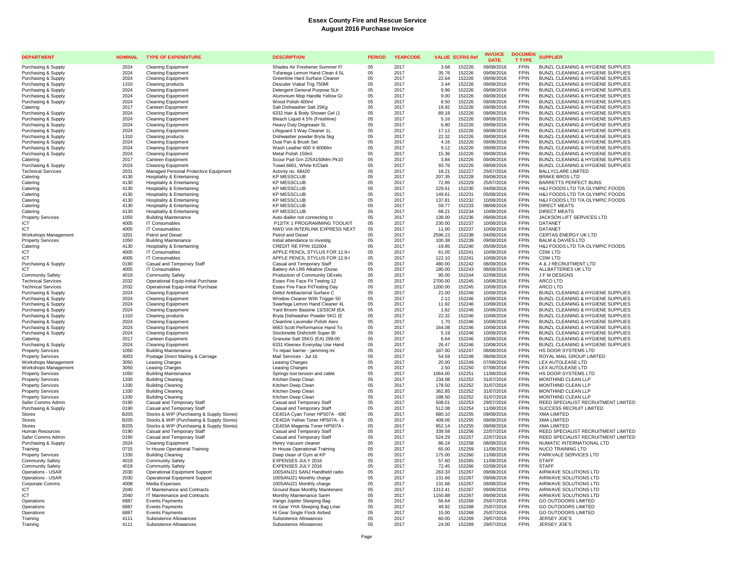# Essex County Fire and Rescue Service
## August 2016 Purchase Invoice

| DEPARTMENT | NOMINAL | TYPE OF EXPENDITURE | DESCRIPTION | PERIOD | YEARCODE | VALUE | ECFRS Ref | INVOICE DATE | DOCUMENT TYPE | SUPPLIER |
|---|---|---|---|---|---|---|---|---|---|---|
| Purchasing & Supply | 2024 | Cleaning Equipment | Shades Air Freshener Summer Fl | 05 | 2017 | 3.68 | 152226 | 09/08/2016 | FPIN | BUNZL CLEANING & HYGIENE SUPPLIES |
| Purchasing & Supply | 2024 | Cleaning Equipment | Tufanega Lemon Hand Clean 4.5L | 05 | 2017 | 35.76 | 152226 | 09/08/2016 | FPIN | BUNZL CLEANING & HYGIENE SUPPLIES |
| Purchasing & Supply | 2024 | Cleaning Equipment | Greenline Hard Surface Cleaner | 05 | 2017 | 22.64 | 152226 | 09/08/2016 | FPIN | BUNZL CLEANING & HYGIENE SUPPLIES |
| Purchasing & Supply | 1310 | Cleaning products | Descaler Viakal Trig 750Ml | 05 | 2017 | 3.44 | 152226 | 09/08/2016 | FPIN | BUNZL CLEANING & HYGIENE SUPPLIES |
| Purchasing & Supply | 2024 | Cleaning Equipment | Detergent General Purpose 5Ltr | 05 | 2017 | 9.96 | 152226 | 09/08/2016 | FPIN | BUNZL CLEANING & HYGIENE SUPPLIES |
| Purchasing & Supply | 2024 | Cleaning Equipment | Aluminium Mop Handle Yellow Gr | 05 | 2017 | 9.00 | 152226 | 09/08/2016 | FPIN | BUNZL CLEANING & HYGIENE SUPPLIES |
| Purchasing & Supply | 2024 | Cleaning Equipment | Wood Polish 400ml | 05 | 2017 | 8.50 | 152226 | 09/08/2016 | FPIN | BUNZL CLEANING & HYGIENE SUPPLIES |
| Catering | 2017 | Canteen Equipment | Salt Dishwasher Salt 25Kg | 05 | 2017 | 19.92 | 152226 | 09/08/2016 | FPIN | BUNZL CLEANING & HYGIENE SUPPLIES |
| Purchasing & Supply | 2024 | Cleaning Equipment | 6332 Hair & Body Shower Gel (1 | 05 | 2017 | 89.18 | 152226 | 09/08/2016 | FPIN | BUNZL CLEANING & HYGIENE SUPPLIES |
| Purchasing & Supply | 2024 | Cleaning Equipment | Bleach Liquid 4.5% (Freshline) | 05 | 2017 | 5.16 | 152226 | 09/08/2016 | FPIN | BUNZL CLEANING & HYGIENE SUPPLIES |
| Purchasing & Supply | 2024 | Cleaning Equipment | Heavy Duty Degreaser 5L | 05 | 2017 | 6.80 | 152226 | 09/08/2016 | FPIN | BUNZL CLEANING & HYGIENE SUPPLIES |
| Purchasing & Supply | 2024 | Cleaning Equipment | Lifeguard 3 Way Cleaner 1L | 05 | 2017 | 17.12 | 152226 | 09/08/2016 | FPIN | BUNZL CLEANING & HYGIENE SUPPLIES |
| Purchasing & Supply | 1310 | Cleaning products | Dishwasher powder Bryta 5kg | 05 | 2017 | 22.32 | 152226 | 09/08/2016 | FPIN | BUNZL CLEANING & HYGIENE SUPPLIES |
| Purchasing & Supply | 2024 | Cleaning Equipment | Dust Pan & Brush Set | 05 | 2017 | 4.16 | 152226 | 09/08/2016 | FPIN | BUNZL CLEANING & HYGIENE SUPPLIES |
| Purchasing & Supply | 2024 | Cleaning Equipment | Wash Leather 600 X 600Mm | 05 | 2017 | 9.12 | 152226 | 09/08/2016 | FPIN | BUNZL CLEANING & HYGIENE SUPPLIES |
| Purchasing & Supply | 2024 | Cleaning Equipment | Metal Polish 150ml | 05 | 2017 | 15.36 | 152226 | 09/08/2016 | FPIN | BUNZL CLEANING & HYGIENE SUPPLIES |
| Catering | 2017 | Canteen Equipment | Scour Pad Grn 225X150Mm Pk10 | 05 | 2017 | 3.84 | 152226 | 09/08/2016 | FPIN | BUNZL CLEANING & HYGIENE SUPPLIES |
| Purchasing & Supply | 2024 | Cleaning Equipment | Towel,6661, White K/Clark | 05 | 2017 | 93.76 | 152226 | 09/08/2016 | FPIN | BUNZL CLEANING & HYGIENE SUPPLIES |
| Technical Services | 2031 | Managed Personal Protective Equipment | Activity no. 68420 | 05 | 2017 | 18.21 | 152227 | 25/07/2016 | FPIN | BALLYCLARE LIMITED |
| Catering | 4130 | Hospitality & Entertaining | KP MESSCLUB | 05 | 2017 | 207.35 | 152228 | 09/08/2016 | FPIN | BRAKE BROS LTD |
| Catering | 4130 | Hospitality & Entertaining | KP MESSCLUB | 05 | 2017 | 72.85 | 152229 | 25/07/2016 | FPIN | BARRETTS PERFECT BUNS |
| Catering | 4130 | Hospitality & Entertaining | KP MESSCLUB | 05 | 2017 | 229.61 | 152230 | 04/08/2016 | FPIN | H&J FOODS LTD T/A OLYMPIC FOODS |
| Catering | 4130 | Hospitality & Entertaining | KP MESSCLUB | 05 | 2017 | 149.61 | 152231 | 05/08/2016 | FPIN | H&J FOODS LTD T/A OLYMPIC FOODS |
| Catering | 4130 | Hospitality & Entertaining | KP MESSCLUB | 05 | 2017 | 137.81 | 152232 | 10/08/2016 | FPIN | H&J FOODS LTD T/A OLYMPIC FOODS |
| Catering | 4130 | Hospitality & Entertaining | KP MESSCLUB | 05 | 2017 | 59.77 | 152233 | 08/08/2016 | FPIN | DIRECT MEATS |
| Catering | 4130 | Hospitality & Entertaining | KP MESSCLUB | 05 | 2017 | 68.21 | 152234 | 10/08/2016 | FPIN | DIRECT MEATS |
| Property Services | 1050 | Building Maintenance | Auto dialler not connecting to | 05 | 2017 | 138.00 | 152236 | 09/08/2016 | FPIN | JACKSON LIFT SERVICES LTD |
| ICT | 4005 | IT Consumables | P12/TK 1 PROGRAMMING TOOLKIT | 05 | 2017 | 230.00 | 152237 | 10/08/2016 | FPIN | DATANET |
| ICT | 4005 | IT Consumables | NWD VIA INTERLINK EXPRESS NEXT | 05 | 2017 | 11.00 | 152237 | 10/08/2016 | FPIN | DATANET |
| Workshops Management | 3201 | Petrol and Diesel | Petrol and Diesel | 05 | 2017 | 2596.23 | 152238 | 04/08/2016 | FPIN | CERTAS ENERGY UK LTD |
| Property Services | 1050 | Building Maintenance | Initial attendance to investig | 05 | 2017 | 100.38 | 152239 | 09/08/2016 | FPIN | BALM & DAVIES LTD |
| Catering | 4130 | Hospitality & Entertaining | CREDIT RE FPIN 152004 | 05 | 2017 | -19.85 | 152240 | 05/08/2016 | FPIN | H&J FOODS LTD T/A OLYMPIC FOODS |
| ICT | 4005 | IT Consumables | APPLE PENCIL STYLUS FOR 12.9-I | 05 | 2017 | 61.05 | 152241 | 10/08/2016 | FPIN | CDW LTD |
| ICT | 4005 | IT Consumables | APPLE PENCIL STYLUS FOR 12.9-I | 05 | 2017 | 122.10 | 152241 | 10/08/2016 | FPIN | CDW LTD |
| Purchasing & Supply | 0190 | Casual and Temporary Staff | Casual and Temporary Staff | 05 | 2017 | 480.00 | 152242 | 08/08/2016 | FPIN | A & J RECRUITMENT LTD |
| ICT | 4005 | IT Consumables | Battery AA LR6 Alkaline (Durac | 05 | 2017 | 180.00 | 152243 | 08/08/2016 | FPIN | ALLBATTERIES UK LTD |
| Community Safety | 4019 | Community Safety | Production of Community DEvelo | 05 | 2017 | 95.00 | 152244 | 02/08/2016 | FPIN | J F M DESIGNS |
| Technical Services | 2032 | Operational Equip-Initial Purchase | Essex Fire Face Fit Testing 12 | 05 | 2017 | 2700.00 | 152245 | 10/08/2016 | FPIN | ARCO LTD |
| Technical Services | 2032 | Operational Equip-Initial Purchase | Essex Fire Face FitTesting Day | 05 | 2017 | 1200.00 | 152245 | 10/08/2016 | FPIN | ARCO LTD |
| Purchasing & Supply | 2024 | Cleaning Equipment | Dettol Antibacterial Surface C | 05 | 2017 | 21.00 | 152246 | 10/08/2016 | FPIN | BUNZL CLEANING & HYGIENE SUPPLIES |
| Purchasing & Supply | 2024 | Cleaning Equipment | Window Cleaner With Trigger 50 | 05 | 2017 | 2.12 | 152246 | 10/08/2016 | FPIN | BUNZL CLEANING & HYGIENE SUPPLIES |
| Purchasing & Supply | 2024 | Cleaning Equipment | Swarfega Lemon Hand Cleaner 4L | 05 | 2017 | 11.92 | 152246 | 10/08/2016 | FPIN | BUNZL CLEANING & HYGIENE SUPPLIES |
| Purchasing & Supply | 2024 | Cleaning Equipment | Yard Broom Bassine 13/33CM (EA | 05 | 2017 | 1.62 | 152246 | 10/08/2016 | FPIN | BUNZL CLEANING & HYGIENE SUPPLIES |
| Purchasing & Supply | 1310 | Cleaning products | Bryta Dishwasher Powder 5KG (E | 05 | 2017 | 22.32 | 152246 | 10/08/2016 | FPIN | BUNZL CLEANING & HYGIENE SUPPLIES |
| Purchasing & Supply | 2024 | Cleaning Equipment | Cleanline Lavender Polish Aero | 05 | 2017 | 1.70 | 152246 | 10/08/2016 | FPIN | BUNZL CLEANING & HYGIENE SUPPLIES |
| Purchasing & Supply | 2024 | Cleaning Equipment | 6663 Scott Performance Hand To | 05 | 2017 | 164.08 | 152246 | 10/08/2016 | FPIN | BUNZL CLEANING & HYGIENE SUPPLIES |
| Purchasing & Supply | 2024 | Cleaning Equipment | Stockinette Dishcloth Super Bl | 05 | 2017 | 5.19 | 152246 | 10/08/2016 | FPIN | BUNZL CLEANING & HYGIENE SUPPLIES |
| Catering | 2017 | Canteen Equipment | Granular Salt 25KG (EA) 299-00 | 05 | 2017 | 6.64 | 152246 | 10/08/2016 | FPIN | BUNZL CLEANING & HYGIENE SUPPLIES |
| Purchasing & Supply | 2024 | Cleaning Equipment | 6331 Kleenex Everyday Use Hand | 05 | 2017 | 26.47 | 152246 | 10/08/2016 | FPIN | BUNZL CLEANING & HYGIENE SUPPLIES |
| Property Services | 1050 | Building Maintenance | To repair barrier - jamming mi | 05 | 2017 | 187.00 | 152247 | 08/08/2016 | FPIN | HS DOOR SYSTEMS LTD |
| Property Services | 4003 | Postage Direct Mailing & Carriage | Mail Services - Jul 16 | 05 | 2017 | 54.59 | 152248 | 08/08/2016 | FPIN | ROYAL MAIL GROUP LIMITED |
| Workshops Management | 3050 | Leasing Charges | Leasing Charges | 05 | 2017 | 20.00 | 152249 | 07/08/2016 | FPIN | LEX AUTOLEASE LTD |
| Workshops Management | 3050 | Leasing Charges | Leasing Charges | 05 | 2017 | 2.50 | 152250 | 07/08/2016 | FPIN | LEX AUTOLEASE LTD |
| Property Services | 1050 | Building Maintenance | Springs lost tension and cable | 05 | 2017 | 1064.00 | 152251 | 11/08/2016 | FPIN | HS DOOR SYSTEMS LTD |
| Property Services | 1330 | Building Cleaning | Kitchen Deep Clean | 05 | 2017 | 234.08 | 152252 | 31/07/2016 | FPIN | MONTHIND CLEAN LLP |
| Property Services | 1330 | Building Cleaning | Kitchen Deep Clean | 05 | 2017 | 178.50 | 152252 | 31/07/2016 | FPIN | MONTHIND CLEAN LLP |
| Property Services | 1330 | Building Cleaning | Kitchen Deep Clean | 05 | 2017 | 362.85 | 152252 | 31/07/2016 | FPIN | MONTHIND CLEAN LLP |
| Property Services | 1330 | Building Cleaning | Kitchen Deep Clean | 05 | 2017 | 188.50 | 152252 | 31/07/2016 | FPIN | MONTHIND CLEAN LLP |
| Safer Comms Admin | 0190 | Casual and Temporary Staff | Casual and Temporary Staff | 05 | 2017 | 508.01 | 152253 | 29/07/2016 | FPIN | REED SPECIALIST RECRUITMENT LIMITED |
| Purchasing & Supply | 0190 | Casual and Temporary Staff | Casual and Temporary Staff | 05 | 2017 | 512.08 | 152254 | 11/08/2016 | FPIN | SUCCESS RECRUIT LIMITED |
| Stores | B205 | Stocks & WIP (Purchasing & Supply Stores) | CE401A Cyan Toner HP507A - 600 | 05 | 2017 | 680.10 | 152255 | 09/08/2016 | FPIN | XMA LIMITED |
| Stores | B205 | Stocks & WIP (Purchasing & Supply Stores) | CE402A Yellow Toner HP507A - 6 | 05 | 2017 | 408.06 | 152255 | 09/08/2016 | FPIN | XMA LIMITED |
| Stores | B205 | Stocks & WIP (Purchasing & Supply Stores) | CE403A Magenta Toner HP507A - | 05 | 2017 | 952.14 | 152255 | 09/08/2016 | FPIN | XMA LIMITED |
| Human Resources | 0190 | Casual and Temporary Staff | Casual and Temporary Staff | 05 | 2017 | 339.58 | 152256 | 22/07/2016 | FPIN | REED SPECIALIST RECRUITMENT LIMITED |
| Safer Comms Admin | 0190 | Casual and Temporary Staff | Casual and Temporary Staff | 05 | 2017 | 524.29 | 152257 | 22/07/2016 | FPIN | REED SPECIALIST RECRUITMENT LIMITED |
| Purchasing & Supply | 2024 | Cleaning Equipment | Henry Vacuum cleaner | 05 | 2017 | 86.24 | 152258 | 08/08/2016 | FPIN | NUMATIC INTERNATIONAL LTD |
| Training | 0715 | In House Operational Training | In House Operational Training | 05 | 2017 | 65.00 | 152259 | 11/08/2016 | FPIN | NUCO TRAINING LTD |
| Property Services | 1330 | Building Cleaning | Deep clean of Gym at KP | 05 | 2017 | 175.00 | 152260 | 11/08/2016 | FPIN | PARKVALE SERVICES LTD |
| Community Safety | 4019 | Community Safety | EXPENSES JULY 2016 | 05 | 2017 | 57.60 | 152265 | 11/08/2016 | FPIN | STAFF |
| Community Safety | 4019 | Community Safety | EXPENSES JULY 2016 | 05 | 2017 | 72.45 | 152266 | 02/08/2016 | FPIN | STAFF |
| Operations - USAR | 2030 | Operational Equipment Support | 100SANJ21 SANJ Handheld radio | 05 | 2017 | 263.33 | 152267 | 09/08/2016 | FPIN | AIRWAVE SOLUTIONS LTD |
| Operations - USAR | 2030 | Operational Equipment Support | 100SANJ21 Monthly charge | 05 | 2017 | 131.66 | 152267 | 09/08/2016 | FPIN | AIRWAVE SOLUTIONS LTD |
| Corporate Comms | 4008 | Media Expenses | 100SANJ21 Monthly charge | 05 | 2017 | 131.66 | 152267 | 09/08/2016 | FPIN | AIRWAVE SOLUTIONS LTD |
| ICT | 2040 | IT Maintenance and Contracts | Ground Base Monthly Maintenanc | 05 | 2017 | 1313.41 | 152267 | 09/08/2016 | FPIN | AIRWAVE SOLUTIONS LTD |
| ICT | 2040 | IT Maintenance and Contracts | Monthly Maintenance SanH | 05 | 2017 | 1150.88 | 152267 | 09/08/2016 | FPIN | AIRWAVE SOLUTIONS LTD |
| Operations | 6887 | Events Payments | Vango Jupiter Sleeping Bag | 05 | 2017 | 56.64 | 152268 | 25/07/2016 | FPIN | GO OUTDOORS LIMITED |
| Operations | 6887 | Events Payments | Hi Gear YHA Sleeping Bag Liner | 05 | 2017 | 49.92 | 152268 | 25/07/2016 | FPIN | GO OUTDOORS LIMITED |
| Operations | 6887 | Events Payments | Hi Gear Single Flock Airbed | 05 | 2017 | 15.00 | 152268 | 25/07/2016 | FPIN | GO OUTDOORS LIMITED |
| Training | 4111 | Subsistence Allowances | Subsistence Allowances | 05 | 2017 | 60.00 | 152269 | 29/07/2016 | FPIN | JERSEY JOE'S |
| Training | 4111 | Subsistence Allowances | Subsistence Allowances | 05 | 2017 | 24.00 | 152269 | 29/07/2016 | FPIN | JERSEY JOE'S |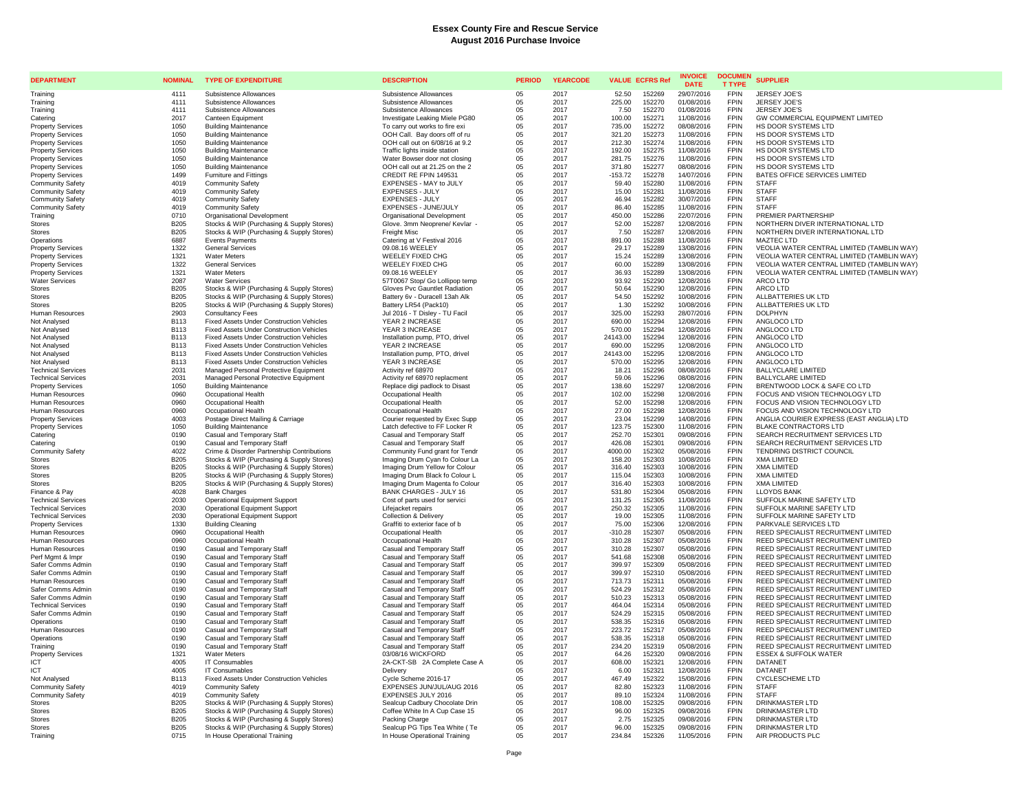# Essex County Fire and Rescue Service
## August 2016 Purchase Invoice

| DEPARTMENT | NOMINAL | TYPE OF EXPENDITURE | DESCRIPTION | PERIOD | YEARCODE | VALUE | ECFRS Ref | INVOICE DATE | DOCUMENT TYPE | SUPPLIER |
|---|---|---|---|---|---|---|---|---|---|---|
| Training | 4111 | Subsistence Allowances | Subsistence Allowances | 05 | 2017 | 52.50 | 152269 | 29/07/2016 | FPIN | JERSEY JOE'S |
| Training | 4111 | Subsistence Allowances | Subsistence Allowances | 05 | 2017 | 225.00 | 152270 | 01/08/2016 | FPIN | JERSEY JOE'S |
| Training | 4111 | Subsistence Allowances | Subsistence Allowances | 05 | 2017 | 7.50 | 152270 | 01/08/2016 | FPIN | JERSEY JOE'S |
| Catering | 2017 | Canteen Equipment | Investigate Leaking Miele PG80 | 05 | 2017 | 100.00 | 152271 | 11/08/2016 | FPIN | GW COMMERCIAL EQUIPMENT LIMITED |
| Property Services | 1050 | Building Maintenance | To carry out works to fire exi | 05 | 2017 | 735.00 | 152272 | 08/08/2016 | FPIN | HS DOOR SYSTEMS LTD |
| Property Services | 1050 | Building Maintenance | OOH Call. Bay doors off of ru | 05 | 2017 | 321.20 | 152273 | 11/08/2016 | FPIN | HS DOOR SYSTEMS LTD |
| Property Services | 1050 | Building Maintenance | OOH call out on 6/08/16 at 9.2 | 05 | 2017 | 212.30 | 152274 | 11/08/2016 | FPIN | HS DOOR SYSTEMS LTD |
| Property Services | 1050 | Building Maintenance | Traffic lights inside station | 05 | 2017 | 192.00 | 152275 | 11/08/2016 | FPIN | HS DOOR SYSTEMS LTD |
| Property Services | 1050 | Building Maintenance | Water Bowser door not closing | 05 | 2017 | 281.75 | 152276 | 11/08/2016 | FPIN | HS DOOR SYSTEMS LTD |
| Property Services | 1050 | Building Maintenance | OOH call out at 21.25 on the 2 | 05 | 2017 | 371.80 | 152277 | 08/08/2016 | FPIN | HS DOOR SYSTEMS LTD |
| Property Services | 1499 | Furniture and Fittings | CREDIT RE FPIN 149531 | 05 | 2017 | -153.72 | 152278 | 14/07/2016 | FPIN | BATES OFFICE SERVICES LIMITED |
| Community Safety | 4019 | Community Safety | EXPENSES - MAY to JULY | 05 | 2017 | 59.40 | 152280 | 11/08/2016 | FPIN | STAFF |
| Community Safety | 4019 | Community Safety | EXPENSES - JULY | 05 | 2017 | 15.00 | 152281 | 11/08/2016 | FPIN | STAFF |
| Community Safety | 4019 | Community Safety | EXPENSES - JULY | 05 | 2017 | 46.94 | 152282 | 30/07/2016 | FPIN | STAFF |
| Community Safety | 4019 | Community Safety | EXPENSES - JUNE/JULY | 05 | 2017 | 86.40 | 152285 | 11/08/2016 | FPIN | STAFF |
| Training | 0710 | Organisational Development | Organisational Development | 05 | 2017 | 450.00 | 152286 | 22/07/2016 | FPIN | PREMIER PARTNERSHIP |
| Stores | B205 | Stocks & WIP (Purchasing & Supply Stores) | Glove. 3mm Neoprene/ Kevlar - | 05 | 2017 | 52.00 | 152287 | 12/08/2016 | FPIN | NORTHERN DIVER INTERNATIONAL LTD |
| Stores | B205 | Stocks & WIP (Purchasing & Supply Stores) | Freight Misc | 05 | 2017 | 7.50 | 152287 | 12/08/2016 | FPIN | NORTHERN DIVER INTERNATIONAL LTD |
| Operations | 6887 | Events Payments | Catering at V Festival 2016 | 05 | 2017 | 891.00 | 152288 | 11/08/2016 | FPIN | MAZTEC LTD |
| Property Services | 1322 | General Services | 09.08.16 WEELEY | 05 | 2017 | 29.17 | 152289 | 13/08/2016 | FPIN | VEOLIA WATER CENTRAL LIMITED (TAMBLIN WAY) |
| Property Services | 1321 | Water Meters | WEELEY FIXED CHG | 05 | 2017 | 15.24 | 152289 | 13/08/2016 | FPIN | VEOLIA WATER CENTRAL LIMITED (TAMBLIN WAY) |
| Property Services | 1322 | General Services | WEELEY FIXED CHG | 05 | 2017 | 60.00 | 152289 | 13/08/2016 | FPIN | VEOLIA WATER CENTRAL LIMITED (TAMBLIN WAY) |
| Property Services | 1321 | Water Meters | 09.08.16 WEELEY | 05 | 2017 | 36.93 | 152289 | 13/08/2016 | FPIN | VEOLIA WATER CENTRAL LIMITED (TAMBLIN WAY) |
| Water Services | 2087 | Water Services | 57T0067 Stop/ Go Lollipop temp | 05 | 2017 | 93.92 | 152290 | 12/08/2016 | FPIN | ARCO LTD |
| Stores | B205 | Stocks & WIP (Purchasing & Supply Stores) | Gloves Pvc Gauntlet Radiation | 05 | 2017 | 50.64 | 152290 | 12/08/2016 | FPIN | ARCO LTD |
| Stores | B205 | Stocks & WIP (Purchasing & Supply Stores) | Battery 6v - Duracell 13ah Alk | 05 | 2017 | 54.50 | 152292 | 10/08/2016 | FPIN | ALLBATTERIES UK LTD |
| Stores | B205 | Stocks & WIP (Purchasing & Supply Stores) | Battery LR54 (Pack10) | 05 | 2017 | 1.30 | 152292 | 10/08/2016 | FPIN | ALLBATTERIES UK LTD |
| Human Resources | 2903 | Consultancy Fees | Jul 2016 - T Disley - TU Facil | 05 | 2017 | 325.00 | 152293 | 28/07/2016 | FPIN | DOLPHYN |
| Not Analysed | B113 | Fixed Assets Under Construction Vehicles | YEAR 2 INCREASE | 05 | 2017 | 690.00 | 152294 | 12/08/2016 | FPIN | ANGLOCO LTD |
| Not Analysed | B113 | Fixed Assets Under Construction Vehicles | YEAR 3 INCREASE | 05 | 2017 | 570.00 | 152294 | 12/08/2016 | FPIN | ANGLOCO LTD |
| Not Analysed | B113 | Fixed Assets Under Construction Vehicles | Installation pump, PTO, drivel | 05 | 2017 | 24143.00 | 152294 | 12/08/2016 | FPIN | ANGLOCO LTD |
| Not Analysed | B113 | Fixed Assets Under Construction Vehicles | YEAR 2 INCREASE | 05 | 2017 | 690.00 | 152295 | 12/08/2016 | FPIN | ANGLOCO LTD |
| Not Analysed | B113 | Fixed Assets Under Construction Vehicles | Installation pump, PTO, drivel | 05 | 2017 | 24143.00 | 152295 | 12/08/2016 | FPIN | ANGLOCO LTD |
| Not Analysed | B113 | Fixed Assets Under Construction Vehicles | YEAR 3 INCREASE | 05 | 2017 | 570.00 | 152295 | 12/08/2016 | FPIN | ANGLOCO LTD |
| Technical Services | 2031 | Managed Personal Protective Equipment | Activity ref 68970 | 05 | 2017 | 18.21 | 152296 | 08/08/2016 | FPIN | BALLYCLARE LIMITED |
| Technical Services | 2031 | Managed Personal Protective Equipment | Activity ref 68970 replacment | 05 | 2017 | 59.06 | 152296 | 08/08/2016 | FPIN | BALLYCLARE LIMITED |
| Property Services | 1050 | Building Maintenance | Replace digi padlock to Disast | 05 | 2017 | 138.60 | 152297 | 12/08/2016 | FPIN | BRENTWOOD LOCK & SAFE CO LTD |
| Human Resources | 0960 | Occupational Health | Occupational Health | 05 | 2017 | 102.00 | 152298 | 12/08/2016 | FPIN | FOCUS AND VISION TECHNOLOGY LTD |
| Human Resources | 0960 | Occupational Health | Occupational Health | 05 | 2017 | 52.00 | 152298 | 12/08/2016 | FPIN | FOCUS AND VISION TECHNOLOGY LTD |
| Human Resources | 0960 | Occupational Health | Occupational Health | 05 | 2017 | 27.00 | 152298 | 12/08/2016 | FPIN | FOCUS AND VISION TECHNOLOGY LTD |
| Property Services | 4003 | Postage Direct Mailing & Carriage | Courier requested by Exec Supp | 05 | 2017 | 23.04 | 152299 | 14/08/2016 | FPIN | ANGLIA COURIER EXPRESS (EAST ANGLIA) LTD |
| Property Services | 1050 | Building Maintenance | Latch defective to FF Locker R | 05 | 2017 | 123.75 | 152300 | 11/08/2016 | FPIN | BLAKE CONTRACTORS LTD |
| Catering | 0190 | Casual and Temporary Staff | Casual and Temporary Staff | 05 | 2017 | 252.70 | 152301 | 09/08/2016 | FPIN | SEARCH RECRUITMENT SERVICES LTD |
| Catering | 0190 | Casual and Temporary Staff | Casual and Temporary Staff | 05 | 2017 | 426.08 | 152301 | 09/08/2016 | FPIN | SEARCH RECRUITMENT SERVICES LTD |
| Community Safety | 4022 | Crime & Disorder Partnership Contributions | Community Fund grant for Tendr | 05 | 2017 | 4000.00 | 152302 | 05/08/2016 | FPIN | TENDRING DISTRICT COUNCIL |
| Stores | B205 | Stocks & WIP (Purchasing & Supply Stores) | Imaging Drum Cyan fo Colour La | 05 | 2017 | 158.20 | 152303 | 10/08/2016 | FPIN | XMA LIMITED |
| Stores | B205 | Stocks & WIP (Purchasing & Supply Stores) | Imaging Drum Yellow for Colour | 05 | 2017 | 316.40 | 152303 | 10/08/2016 | FPIN | XMA LIMITED |
| Stores | B205 | Stocks & WIP (Purchasing & Supply Stores) | Imaging Drum Black fo Colour L | 05 | 2017 | 115.04 | 152303 | 10/08/2016 | FPIN | XMA LIMITED |
| Stores | B205 | Stocks & WIP (Purchasing & Supply Stores) | Imaging Drum Magenta fo Colour | 05 | 2017 | 316.40 | 152303 | 10/08/2016 | FPIN | XMA LIMITED |
| Finance & Pay | 4028 | Bank Charges | BANK CHARGES - JULY 16 | 05 | 2017 | 531.80 | 152304 | 05/08/2016 | FPIN | LLOYDS BANK |
| Technical Services | 2030 | Operational Equipment Support | Cost of parts used for servici | 05 | 2017 | 131.25 | 152305 | 11/08/2016 | FPIN | SUFFOLK MARINE SAFETY LTD |
| Technical Services | 2030 | Operational Equipment Support | Lifejacket repairs | 05 | 2017 | 250.32 | 152305 | 11/08/2016 | FPIN | SUFFOLK MARINE SAFETY LTD |
| Technical Services | 2030 | Operational Equipment Support | Collection & Delivery | 05 | 2017 | 19.00 | 152305 | 11/08/2016 | FPIN | SUFFOLK MARINE SAFETY LTD |
| Property Services | 1330 | Building Cleaning | Graffiti to exterior face of b | 05 | 2017 | 75.00 | 152306 | 12/08/2016 | FPIN | PARKVALE SERVICES LTD |
| Human Resources | 0960 | Occupational Health | Occupational Health | 05 | 2017 | -310.28 | 152307 | 05/08/2016 | FPIN | REED SPECIALIST RECRUITMENT LIMITED |
| Human Resources | 0960 | Occupational Health | Occupational Health | 05 | 2017 | 310.28 | 152307 | 05/08/2016 | FPIN | REED SPECIALIST RECRUITMENT LIMITED |
| Human Resources | 0190 | Casual and Temporary Staff | Casual and Temporary Staff | 05 | 2017 | 310.28 | 152307 | 05/08/2016 | FPIN | REED SPECIALIST RECRUITMENT LIMITED |
| Perf Mgmt & Impr | 0190 | Casual and Temporary Staff | Casual and Temporary Staff | 05 | 2017 | 541.68 | 152308 | 05/08/2016 | FPIN | REED SPECIALIST RECRUITMENT LIMITED |
| Safer Comms Admin | 0190 | Casual and Temporary Staff | Casual and Temporary Staff | 05 | 2017 | 399.97 | 152309 | 05/08/2016 | FPIN | REED SPECIALIST RECRUITMENT LIMITED |
| Safer Comms Admin | 0190 | Casual and Temporary Staff | Casual and Temporary Staff | 05 | 2017 | 399.97 | 152310 | 05/08/2016 | FPIN | REED SPECIALIST RECRUITMENT LIMITED |
| Human Resources | 0190 | Casual and Temporary Staff | Casual and Temporary Staff | 05 | 2017 | 713.73 | 152311 | 05/08/2016 | FPIN | REED SPECIALIST RECRUITMENT LIMITED |
| Safer Comms Admin | 0190 | Casual and Temporary Staff | Casual and Temporary Staff | 05 | 2017 | 524.29 | 152312 | 05/08/2016 | FPIN | REED SPECIALIST RECRUITMENT LIMITED |
| Safer Comms Admin | 0190 | Casual and Temporary Staff | Casual and Temporary Staff | 05 | 2017 | 510.23 | 152313 | 05/08/2016 | FPIN | REED SPECIALIST RECRUITMENT LIMITED |
| Technical Services | 0190 | Casual and Temporary Staff | Casual and Temporary Staff | 05 | 2017 | 464.04 | 152314 | 05/08/2016 | FPIN | REED SPECIALIST RECRUITMENT LIMITED |
| Safer Comms Admin | 0190 | Casual and Temporary Staff | Casual and Temporary Staff | 05 | 2017 | 524.29 | 152315 | 05/08/2016 | FPIN | REED SPECIALIST RECRUITMENT LIMITED |
| Operations | 0190 | Casual and Temporary Staff | Casual and Temporary Staff | 05 | 2017 | 538.35 | 152316 | 05/08/2016 | FPIN | REED SPECIALIST RECRUITMENT LIMITED |
| Human Resources | 0190 | Casual and Temporary Staff | Casual and Temporary Staff | 05 | 2017 | 223.72 | 152317 | 05/08/2016 | FPIN | REED SPECIALIST RECRUITMENT LIMITED |
| Operations | 0190 | Casual and Temporary Staff | Casual and Temporary Staff | 05 | 2017 | 538.35 | 152318 | 05/08/2016 | FPIN | REED SPECIALIST RECRUITMENT LIMITED |
| Training | 0190 | Casual and Temporary Staff | Casual and Temporary Staff | 05 | 2017 | 234.20 | 152319 | 05/08/2016 | FPIN | REED SPECIALIST RECRUITMENT LIMITED |
| Property Services | 1321 | Water Meters | 03/08/16 WICKFORD | 05 | 2017 | 64.26 | 152320 | 09/08/2016 | FPIN | ESSEX & SUFFOLK WATER |
| ICT | 4005 | IT Consumables | 2A-CKT-SB 2A Complete Case A | 05 | 2017 | 608.00 | 152321 | 12/08/2016 | FPIN | DATANET |
| ICT | 4005 | IT Consumables | Delivery | 05 | 2017 | 6.00 | 152321 | 12/08/2016 | FPIN | DATANET |
| Not Analysed | B113 | Fixed Assets Under Construction Vehicles | Cycle Scheme 2016-17 | 05 | 2017 | 467.49 | 152322 | 15/08/2016 | FPIN | CYCLESCHEME LTD |
| Community Safety | 4019 | Community Safety | EXPENSES JUN/JUL/AUG 2016 | 05 | 2017 | 82.80 | 152323 | 11/08/2016 | FPIN | STAFF |
| Community Safety | 4019 | Community Safety | EXPENSES JULY 2016 | 05 | 2017 | 89.10 | 152324 | 11/08/2016 | FPIN | STAFF |
| Stores | B205 | Stocks & WIP (Purchasing & Supply Stores) | Sealcup Cadbury Chocolate Drin | 05 | 2017 | 108.00 | 152325 | 09/08/2016 | FPIN | DRINKMASTER LTD |
| Stores | B205 | Stocks & WIP (Purchasing & Supply Stores) | Coffee White In A Cup Case 15 | 05 | 2017 | 96.00 | 152325 | 09/08/2016 | FPIN | DRINKMASTER LTD |
| Stores | B205 | Stocks & WIP (Purchasing & Supply Stores) | Packing Charge | 05 | 2017 | 2.75 | 152325 | 09/08/2016 | FPIN | DRINKMASTER LTD |
| Stores | B205 | Stocks & WIP (Purchasing & Supply Stores) | Sealcup PG Tips Tea White ( Te | 05 | 2017 | 96.00 | 152325 | 09/08/2016 | FPIN | DRINKMASTER LTD |
| Training | 0715 | In House Operational Training | In House Operational Training | 05 | 2017 | 234.84 | 152326 | 11/05/2016 | FPIN | AIR PRODUCTS PLC |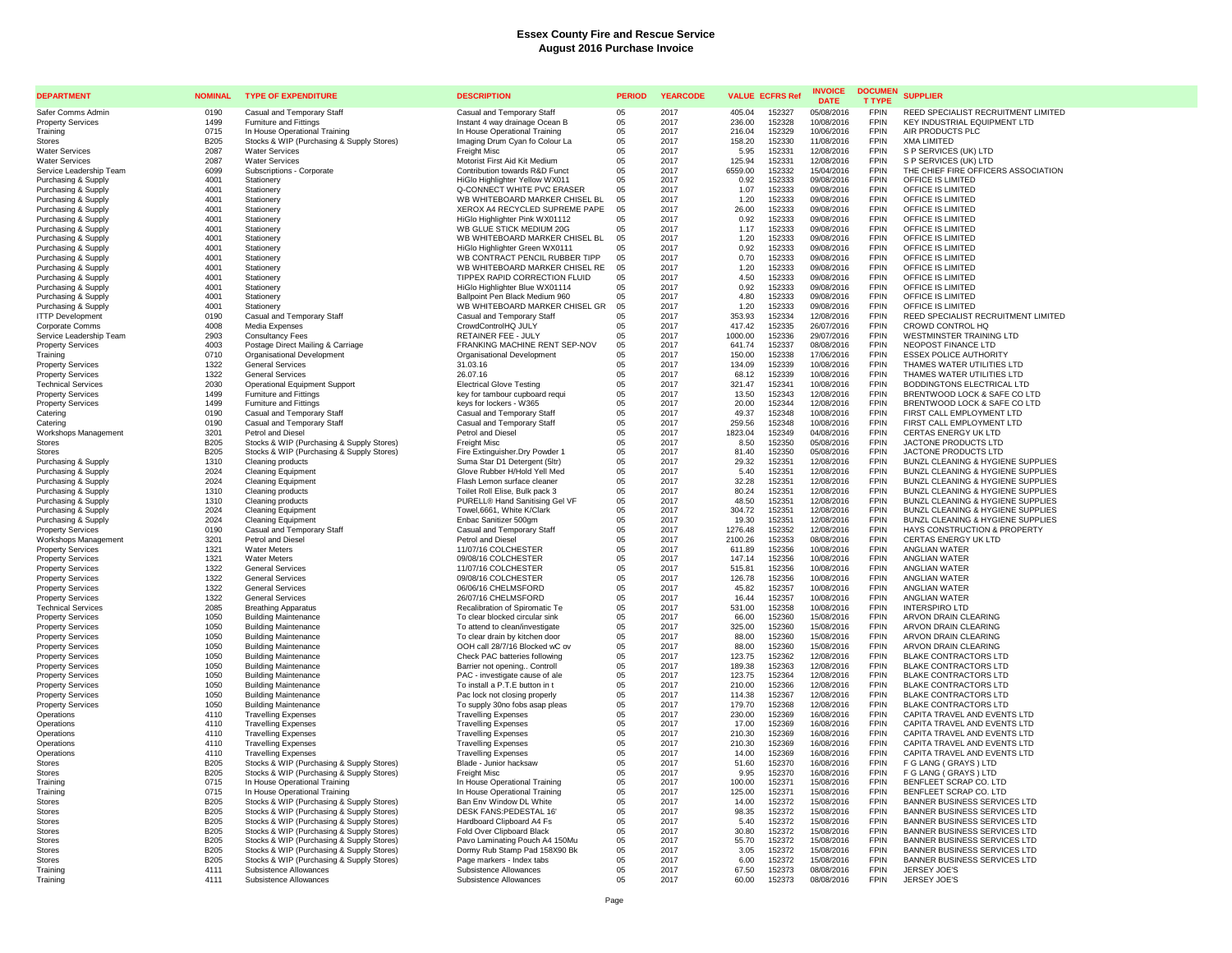# Essex County Fire and Rescue Service
## August 2016 Purchase Invoice

| DEPARTMENT | NOMINAL | TYPE OF EXPENDITURE | DESCRIPTION | PERIOD | YEARCODE | VALUE | ECFRS Ref | INVOICE DATE | DOCUMENT TYPE | SUPPLIER |
|---|---|---|---|---|---|---|---|---|---|---|
| Safer Comms Admin | 0190 | Casual and Temporary Staff | Casual and Temporary Staff | 05 | 2017 | 405.04 | 152327 | 05/08/2016 | FPIN | REED SPECIALIST RECRUITMENT LIMITED |
| Property Services | 1499 | Furniture and Fittings | Instant 4 way drainage Ocean B | 05 | 2017 | 236.00 | 152328 | 10/08/2016 | FPIN | KEY INDUSTRIAL EQUIPMENT LTD |
| Training | 0715 | In House Operational Training | In House Operational Training | 05 | 2017 | 216.04 | 152329 | 10/06/2016 | FPIN | AIR PRODUCTS PLC |
| Stores | B205 | Stocks & WIP (Purchasing & Supply Stores) | Imaging Drum Cyan fo Colour La | 05 | 2017 | 158.20 | 152330 | 11/08/2016 | FPIN | XMA LIMITED |
| Water Services | 2087 | Water Services | Freight Misc | 05 | 2017 | 5.95 | 152331 | 12/08/2016 | FPIN | S P SERVICES (UK) LTD |
| Water Services | 2087 | Water Services | Motorist First Aid Kit Medium | 05 | 2017 | 125.94 | 152331 | 12/08/2016 | FPIN | S P SERVICES (UK) LTD |
| Service Leadership Team | 6099 | Subscriptions - Corporate | Contribution towards R&D Funct | 05 | 2017 | 6559.00 | 152332 | 15/04/2016 | FPIN | THE CHIEF FIRE OFFICERS ASSOCIATION |
| Purchasing & Supply | 4001 | Stationery | HiGlo Highlighter Yellow WX011 | 05 | 2017 | 0.92 | 152333 | 09/08/2016 | FPIN | OFFICE IS LIMITED |
| Purchasing & Supply | 4001 | Stationery | Q-CONNECT WHITE PVC ERASER | 05 | 2017 | 1.07 | 152333 | 09/08/2016 | FPIN | OFFICE IS LIMITED |
| Purchasing & Supply | 4001 | Stationery | WB WHITEBOARD MARKER CHISEL BL | 05 | 2017 | 1.20 | 152333 | 09/08/2016 | FPIN | OFFICE IS LIMITED |
| Purchasing & Supply | 4001 | Stationery | XEROX A4 RECYCLED SUPREME PAPE | 05 | 2017 | 26.00 | 152333 | 09/08/2016 | FPIN | OFFICE IS LIMITED |
| Purchasing & Supply | 4001 | Stationery | HiGlo Highlighter Pink WX01112 | 05 | 2017 | 0.92 | 152333 | 09/08/2016 | FPIN | OFFICE IS LIMITED |
| Purchasing & Supply | 4001 | Stationery | WB GLUE STICK MEDIUM 20G | 05 | 2017 | 1.17 | 152333 | 09/08/2016 | FPIN | OFFICE IS LIMITED |
| Purchasing & Supply | 4001 | Stationery | WB WHITEBOARD MARKER CHISEL BL | 05 | 2017 | 1.20 | 152333 | 09/08/2016 | FPIN | OFFICE IS LIMITED |
| Purchasing & Supply | 4001 | Stationery | HiGlo Highlighter Green WX0111 | 05 | 2017 | 0.92 | 152333 | 09/08/2016 | FPIN | OFFICE IS LIMITED |
| Purchasing & Supply | 4001 | Stationery | WB CONTRACT PENCIL RUBBER TIPP | 05 | 2017 | 0.70 | 152333 | 09/08/2016 | FPIN | OFFICE IS LIMITED |
| Purchasing & Supply | 4001 | Stationery | WB WHITEBOARD MARKER CHISEL RE | 05 | 2017 | 1.20 | 152333 | 09/08/2016 | FPIN | OFFICE IS LIMITED |
| Purchasing & Supply | 4001 | Stationery | TIPPEX RAPID CORRECTION FLUID | 05 | 2017 | 4.50 | 152333 | 09/08/2016 | FPIN | OFFICE IS LIMITED |
| Purchasing & Supply | 4001 | Stationery | HiGlo Highlighter Blue WX01114 | 05 | 2017 | 0.92 | 152333 | 09/08/2016 | FPIN | OFFICE IS LIMITED |
| Purchasing & Supply | 4001 | Stationery | Ballpoint Pen Black Medium 960 | 05 | 2017 | 4.80 | 152333 | 09/08/2016 | FPIN | OFFICE IS LIMITED |
| Purchasing & Supply | 4001 | Stationery | WB WHITEBOARD MARKER CHISEL GR | 05 | 2017 | 1.20 | 152333 | 09/08/2016 | FPIN | OFFICE IS LIMITED |
| ITTP Development | 0190 | Casual and Temporary Staff | Casual and Temporary Staff | 05 | 2017 | 353.93 | 152334 | 12/08/2016 | FPIN | REED SPECIALIST RECRUITMENT LIMITED |
| Corporate Comms | 4008 | Media Expenses | CrowdControlHQ JULY | 05 | 2017 | 417.42 | 152335 | 26/07/2016 | FPIN | CROWD CONTROL HQ |
| Service Leadership Team | 2903 | Consultancy Fees | RETAINER FEE - JULY | 05 | 2017 | 1000.00 | 152336 | 29/07/2016 | FPIN | WESTMINSTER TRAINING LTD |
| Property Services | 4003 | Postage Direct Mailing & Carriage | FRANKING MACHINE RENT SEP-NOV | 05 | 2017 | 641.74 | 152337 | 08/08/2016 | FPIN | NEOPOST FINANCE LTD |
| Training | 0710 | Organisational Development | Organisational Development | 05 | 2017 | 150.00 | 152338 | 17/06/2016 | FPIN | ESSEX POLICE AUTHORITY |
| Property Services | 1322 | General Services | 31.03.16 | 05 | 2017 | 134.09 | 152339 | 10/08/2016 | FPIN | THAMES WATER UTILITIES LTD |
| Property Services | 1322 | General Services | 26.07.16 | 05 | 2017 | 68.12 | 152339 | 10/08/2016 | FPIN | THAMES WATER UTILITIES LTD |
| Technical Services | 2030 | Operational Equipment Support | Electrical Glove Testing | 05 | 2017 | 321.47 | 152341 | 10/08/2016 | FPIN | BODDINGTONS ELECTRICAL LTD |
| Property Services | 1499 | Furniture and Fittings | key for tambour cupboard requi | 05 | 2017 | 13.50 | 152343 | 12/08/2016 | FPIN | BRENTWOOD LOCK & SAFE CO LTD |
| Property Services | 1499 | Furniture and Fittings | keys for lockers - W365 | 05 | 2017 | 20.00 | 152344 | 12/08/2016 | FPIN | BRENTWOOD LOCK & SAFE CO LTD |
| Catering | 0190 | Casual and Temporary Staff | Casual and Temporary Staff | 05 | 2017 | 49.37 | 152348 | 10/08/2016 | FPIN | FIRST CALL EMPLOYMENT LTD |
| Catering | 0190 | Casual and Temporary Staff | Casual and Temporary Staff | 05 | 2017 | 259.56 | 152348 | 10/08/2016 | FPIN | FIRST CALL EMPLOYMENT LTD |
| Workshops Management | 3201 | Petrol and Diesel | Petrol and Diesel | 05 | 2017 | 1823.04 | 152349 | 04/08/2016 | FPIN | CERTAS ENERGY UK LTD |
| Stores | B205 | Stocks & WIP (Purchasing & Supply Stores) | Freight Misc | 05 | 2017 | 8.50 | 152350 | 05/08/2016 | FPIN | JACTONE PRODUCTS LTD |
| Stores | B205 | Stocks & WIP (Purchasing & Supply Stores) | Fire Extinguisher.Dry Powder 1 | 05 | 2017 | 81.40 | 152350 | 05/08/2016 | FPIN | JACTONE PRODUCTS LTD |
| Purchasing & Supply | 1310 | Cleaning products | Suma Star D1 Detergent (5ltr) | 05 | 2017 | 29.32 | 152351 | 12/08/2016 | FPIN | BUNZL CLEANING & HYGIENE SUPPLIES |
| Purchasing & Supply | 2024 | Cleaning Equipment | Glove Rubber H/Hold Yell Med | 05 | 2017 | 5.40 | 152351 | 12/08/2016 | FPIN | BUNZL CLEANING & HYGIENE SUPPLIES |
| Purchasing & Supply | 2024 | Cleaning Equipment | Flash Lemon surface cleaner | 05 | 2017 | 32.28 | 152351 | 12/08/2016 | FPIN | BUNZL CLEANING & HYGIENE SUPPLIES |
| Purchasing & Supply | 1310 | Cleaning products | Toilet Roll Elise, Bulk pack 3 | 05 | 2017 | 80.24 | 152351 | 12/08/2016 | FPIN | BUNZL CLEANING & HYGIENE SUPPLIES |
| Purchasing & Supply | 1310 | Cleaning products | PURELL® Hand Sanitising Gel VF | 05 | 2017 | 48.50 | 152351 | 12/08/2016 | FPIN | BUNZL CLEANING & HYGIENE SUPPLIES |
| Purchasing & Supply | 2024 | Cleaning Equipment | Towel,6661, White K/Clark | 05 | 2017 | 304.72 | 152351 | 12/08/2016 | FPIN | BUNZL CLEANING & HYGIENE SUPPLIES |
| Purchasing & Supply | 2024 | Cleaning Equipment | Enbac Sanitizer 500gm | 05 | 2017 | 19.30 | 152351 | 12/08/2016 | FPIN | BUNZL CLEANING & HYGIENE SUPPLIES |
| Property Services | 0190 | Casual and Temporary Staff | Casual and Temporary Staff | 05 | 2017 | 1276.48 | 152352 | 12/08/2016 | FPIN | HAYS CONSTRUCTION & PROPERTY |
| Workshops Management | 3201 | Petrol and Diesel | Petrol and Diesel | 05 | 2017 | 2100.26 | 152353 | 08/08/2016 | FPIN | CERTAS ENERGY UK LTD |
| Property Services | 1321 | Water Meters | 11/07/16 COLCHESTER | 05 | 2017 | 611.89 | 152356 | 10/08/2016 | FPIN | ANGLIAN WATER |
| Property Services | 1321 | Water Meters | 09/08/16 COLCHESTER | 05 | 2017 | 147.14 | 152356 | 10/08/2016 | FPIN | ANGLIAN WATER |
| Property Services | 1322 | General Services | 11/07/16 COLCHESTER | 05 | 2017 | 515.81 | 152356 | 10/08/2016 | FPIN | ANGLIAN WATER |
| Property Services | 1322 | General Services | 09/08/16 COLCHESTER | 05 | 2017 | 126.78 | 152356 | 10/08/2016 | FPIN | ANGLIAN WATER |
| Property Services | 1322 | General Services | 06/06/16 CHELMSFORD | 05 | 2017 | 45.82 | 152357 | 10/08/2016 | FPIN | ANGLIAN WATER |
| Property Services | 1322 | General Services | 26/07/16 CHELMSFORD | 05 | 2017 | 16.44 | 152357 | 10/08/2016 | FPIN | ANGLIAN WATER |
| Technical Services | 2085 | Breathing Apparatus | Recalibration of Spiromatic Te | 05 | 2017 | 531.00 | 152358 | 10/08/2016 | FPIN | INTERSPIRO LTD |
| Property Services | 1050 | Building Maintenance | To clear blocked circular sink | 05 | 2017 | 66.00 | 152360 | 15/08/2016 | FPIN | ARVON DRAIN CLEARING |
| Property Services | 1050 | Building Maintenance | To attend to clean/investigate | 05 | 2017 | 325.00 | 152360 | 15/08/2016 | FPIN | ARVON DRAIN CLEARING |
| Property Services | 1050 | Building Maintenance | To clear drain by kitchen door | 05 | 2017 | 88.00 | 152360 | 15/08/2016 | FPIN | ARVON DRAIN CLEARING |
| Property Services | 1050 | Building Maintenance | OOH call 28/7/16 Blocked wC ov | 05 | 2017 | 88.00 | 152360 | 15/08/2016 | FPIN | ARVON DRAIN CLEARING |
| Property Services | 1050 | Building Maintenance | Check PAC batteries following | 05 | 2017 | 123.75 | 152362 | 12/08/2016 | FPIN | BLAKE CONTRACTORS LTD |
| Property Services | 1050 | Building Maintenance | Barrier not opening.. Controll | 05 | 2017 | 189.38 | 152363 | 12/08/2016 | FPIN | BLAKE CONTRACTORS LTD |
| Property Services | 1050 | Building Maintenance | PAC - investigate cause of ale | 05 | 2017 | 123.75 | 152364 | 12/08/2016 | FPIN | BLAKE CONTRACTORS LTD |
| Property Services | 1050 | Building Maintenance | To install a P.T.E button in t | 05 | 2017 | 210.00 | 152366 | 12/08/2016 | FPIN | BLAKE CONTRACTORS LTD |
| Property Services | 1050 | Building Maintenance | Pac lock not closing properly | 05 | 2017 | 114.38 | 152367 | 12/08/2016 | FPIN | BLAKE CONTRACTORS LTD |
| Property Services | 1050 | Building Maintenance | To supply 30no fobs asap pleas | 05 | 2017 | 179.70 | 152368 | 12/08/2016 | FPIN | BLAKE CONTRACTORS LTD |
| Operations | 4110 | Travelling Expenses | Travelling Expenses | 05 | 2017 | 230.00 | 152369 | 16/08/2016 | FPIN | CAPITA TRAVEL AND EVENTS LTD |
| Operations | 4110 | Travelling Expenses | Travelling Expenses | 05 | 2017 | 17.00 | 152369 | 16/08/2016 | FPIN | CAPITA TRAVEL AND EVENTS LTD |
| Operations | 4110 | Travelling Expenses | Travelling Expenses | 05 | 2017 | 210.30 | 152369 | 16/08/2016 | FPIN | CAPITA TRAVEL AND EVENTS LTD |
| Operations | 4110 | Travelling Expenses | Travelling Expenses | 05 | 2017 | 210.30 | 152369 | 16/08/2016 | FPIN | CAPITA TRAVEL AND EVENTS LTD |
| Operations | 4110 | Travelling Expenses | Travelling Expenses | 05 | 2017 | 14.00 | 152369 | 16/08/2016 | FPIN | CAPITA TRAVEL AND EVENTS LTD |
| Stores | B205 | Stocks & WIP (Purchasing & Supply Stores) | Blade - Junior hacksaw | 05 | 2017 | 51.60 | 152370 | 16/08/2016 | FPIN | F G LANG ( GRAYS ) LTD |
| Stores | B205 | Stocks & WIP (Purchasing & Supply Stores) | Freight Misc | 05 | 2017 | 9.95 | 152370 | 16/08/2016 | FPIN | F G LANG ( GRAYS ) LTD |
| Training | 0715 | In House Operational Training | In House Operational Training | 05 | 2017 | 100.00 | 152371 | 15/08/2016 | FPIN | BENFLEET SCRAP CO. LTD |
| Training | 0715 | In House Operational Training | In House Operational Training | 05 | 2017 | 125.00 | 152371 | 15/08/2016 | FPIN | BENFLEET SCRAP CO. LTD |
| Stores | B205 | Stocks & WIP (Purchasing & Supply Stores) | Ban Env Window DL White | 05 | 2017 | 14.00 | 152372 | 15/08/2016 | FPIN | BANNER BUSINESS SERVICES LTD |
| Stores | B205 | Stocks & WIP (Purchasing & Supply Stores) | DESK FANS:PEDESTAL 16' | 05 | 2017 | 98.35 | 152372 | 15/08/2016 | FPIN | BANNER BUSINESS SERVICES LTD |
| Stores | B205 | Stocks & WIP (Purchasing & Supply Stores) | Hardboard Clipboard A4 Fs | 05 | 2017 | 5.40 | 152372 | 15/08/2016 | FPIN | BANNER BUSINESS SERVICES LTD |
| Stores | B205 | Stocks & WIP (Purchasing & Supply Stores) | Fold Over Clipboard Black | 05 | 2017 | 30.80 | 152372 | 15/08/2016 | FPIN | BANNER BUSINESS SERVICES LTD |
| Stores | B205 | Stocks & WIP (Purchasing & Supply Stores) | Pavo Laminating Pouch A4 150Mu | 05 | 2017 | 55.70 | 152372 | 15/08/2016 | FPIN | BANNER BUSINESS SERVICES LTD |
| Stores | B205 | Stocks & WIP (Purchasing & Supply Stores) | Dormy Rub Stamp Pad 158X90 Bk | 05 | 2017 | 3.05 | 152372 | 15/08/2016 | FPIN | BANNER BUSINESS SERVICES LTD |
| Stores | B205 | Stocks & WIP (Purchasing & Supply Stores) | Page markers - Index tabs | 05 | 2017 | 6.00 | 152372 | 15/08/2016 | FPIN | BANNER BUSINESS SERVICES LTD |
| Training | 4111 | Subsistence Allowances | Subsistence Allowances | 05 | 2017 | 67.50 | 152373 | 08/08/2016 | FPIN | JERSEY JOE'S |
| Training | 4111 | Subsistence Allowances | Subsistence Allowances | 05 | 2017 | 60.00 | 152373 | 08/08/2016 | FPIN | JERSEY JOE'S |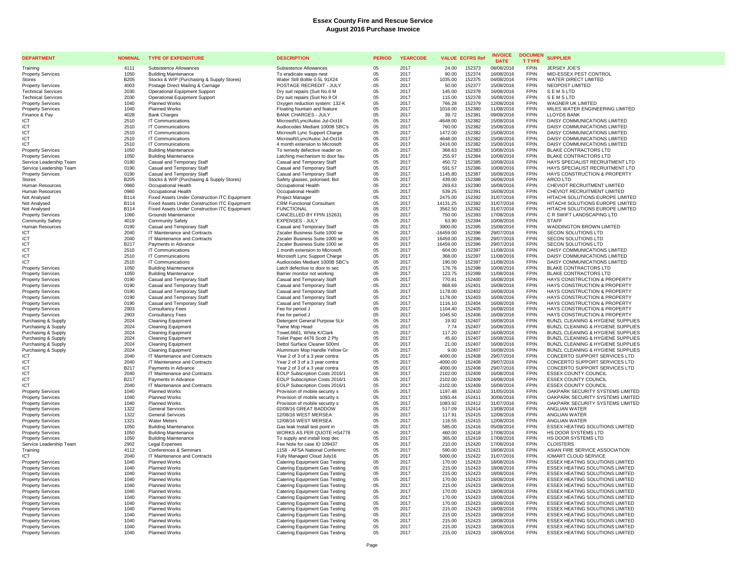# Essex County Fire and Rescue Service
## August 2016 Purchase Invoice

| DEPARTMENT | NOMINAL | TYPE OF EXPENDITURE | DESCRIPTION | PERIOD | YEARCODE | VALUE | ECFRS Ref | INVOICE DATE | DOCUMENT TYPE | SUPPLIER |
|---|---|---|---|---|---|---|---|---|---|---|
| Training | 4111 | Subsistence Allowances | Subsistence Allowances | 05 | 2017 | 24.00 | 152373 | 08/08/2016 | FPIN | JERSEY JOE'S |
| Property Services | 1050 | Building Maintenance | To eradicate wasps nest | 05 | 2017 | 90.00 | 152374 | 16/08/2016 | FPIN | MID-ESSEX PEST CONTROL |
| Stores | B205 | Stocks & WIP (Purchasing & Supply Stores) | Water Still Bottle 0.5L 91X24 | 05 | 2017 | 1035.00 | 152375 | 04/08/2016 | FPIN | WATER DIRECT LIMITED |
| Property Services | 4003 | Postage Direct Mailing & Carriage | POSTAGE RECREDIT - JULY | 05 | 2017 | 50.00 | 152377 | 15/08/2016 | FPIN | NEOPOST LIMITED |
| Technical Services | 2030 | Operational Equipment Support | Dry suit repairs (Suit No.6 M | 05 | 2017 | 145.00 | 152378 | 16/08/2016 | FPIN | S E M S LTD |
| Technical Services | 2030 | Operational Equipment Support | Dry suit repairs (Suit No.9 Ol | 05 | 2017 | 115.00 | 152378 | 16/08/2016 | FPIN | S E M S LTD |
| Property Services | 1040 | Planned Works | Oxygen reduction system: 132-K | 05 | 2017 | 766.28 | 152379 | 12/08/2016 | FPIN | WAGNER UK LIMITED |
| Property Services | 1040 | Planned Works | Floating fountain and feature | 05 | 2017 | 1016.00 | 152380 | 11/08/2016 | FPIN | MILES WATER ENGINEERING LIMITED |
| Finance & Pay | 4028 | Bank Charges | BANK CHARGES - JULY | 05 | 2017 | 39.72 | 152381 | 09/08/2016 | FPIN | LLOYDS BANK |
| ICT | 2510 | IT Communications | Microsoft/Lync/Autoc Jul-Oct16 | 05 | 2017 | -4648.00 | 152382 | 15/08/2016 | FPIN | DAISY COMMUNICATIONS LIMITED |
| ICT | 2510 | IT Communications | Audiocodes Mediant 1000B SBC's | 05 | 2017 | 760.00 | 152382 | 15/08/2016 | FPIN | DAISY COMMUNICATIONS LIMITED |
| ICT | 2510 | IT Communications | Microsoft Lync Support Charge | 05 | 2017 | 1472.00 | 152382 | 15/08/2016 | FPIN | DAISY COMMUNICATIONS LIMITED |
| ICT | 2510 | IT Communications | Microsoft/Lync/Autoc Jul-Oct16 | 05 | 2017 | 4648.00 | 152382 | 15/08/2016 | FPIN | DAISY COMMUNICATIONS LIMITED |
| ICT | 2510 | IT Communications | 4 month extension to Microsoft | 05 | 2017 | 2416.00 | 152382 | 15/08/2016 | FPIN | DAISY COMMUNICATIONS LIMITED |
| Property Services | 1050 | Building Maintenance | To remedy defective reader on | 05 | 2017 | 368.63 | 152383 | 10/08/2016 | FPIN | BLAKE CONTRACTORS LTD |
| Property Services | 1050 | Building Maintenance | Latching mechanism to door fau | 05 | 2017 | 255.97 | 152384 | 10/08/2016 | FPIN | BLAKE CONTRACTORS LTD |
| Service Leadership Team | 0190 | Casual and Temporary Staff | Casual and Temporary Staff | 05 | 2017 | 450.72 | 152385 | 10/08/2016 | FPIN | HAYS SPECIALIST RECRUITMENT LTD |
| Service Leadership Team | 0190 | Casual and Temporary Staff | Casual and Temporary Staff | 05 | 2017 | 591.57 | 152386 | 10/08/2016 | FPIN | HAYS SPECIALIST RECRUITMENT LTD |
| Property Services | 0190 | Casual and Temporary Staff | Casual and Temporary Staff | 05 | 2017 | 1145.80 | 152387 | 16/08/2016 | FPIN | HAYS CONSTRUCTION & PROPERTY |
| Stores | B205 | Stocks & WIP (Purchasing & Supply Stores) | Safety glasses, polorised, Bol | 05 | 2017 | 439.00 | 152388 | 16/08/2016 | FPIN | ARCO LTD |
| Human Resources | 0960 | Occupational Health | Occupational Health | 05 | 2017 | 269.63 | 152390 | 16/08/2016 | FPIN | CHEVIOT RECRUITMENT LIMITED |
| Human Resources | 0960 | Occupational Health | Occupational Health | 05 | 2017 | 539.25 | 152391 | 16/08/2016 | FPIN | CHEVIOT RECRUITMENT LIMITED |
| Not Analysed | B114 | Fixed Assets Under Construction ITC Equipment | Project Manager | 05 | 2017 | 2475.00 | 152392 | 31/07/2016 | FPIN | HITACHI SOLUTIONS EUROPE LIMITED |
| Not Analysed | B114 | Fixed Assets Under Construction ITC Equipment | CRM Functional Consultant | 05 | 2017 | 14131.25 | 152392 | 31/07/2016 | FPIN | HITACHI SOLUTIONS EUROPE LIMITED |
| Not Analysed | B114 | Fixed Assets Under Construction ITC Equipment | FUNCTIONAL | 05 | 2017 | 3562.50 | 152392 | 31/07/2016 | FPIN | HITACHI SOLUTIONS EUROPE LIMITED |
| Property Services | 1060 | Grounds Maintenance | CANCELLED BY FPIN 152631 | 05 | 2017 | 750.00 | 152393 | 17/08/2016 | FPIN | C R SWIFT LANDSCAPING LTD |
| Community Safety | 4019 | Community Safety | EXPENSES - JULY | 05 | 2017 | 63.90 | 152394 | 10/08/2016 | FPIN | STAFF |
| Human Resources | 0190 | Casual and Temporary Staff | Casual and Temporary Staff | 05 | 2017 | 3900.00 | 152395 | 15/08/2016 | FPIN | WADDINGTON BROWN LIMITED |
| ICT | 2040 | IT Maintenance and Contracts | Zscaler Business Suite 1000 se | 05 | 2017 | -16459.00 | 152396 | 29/07/2016 | FPIN | SECON SOLUTIONS LTD |
| ICT | 2040 | IT Maintenance and Contracts | Zscaler Business Suite 1000 se | 05 | 2017 | 16459.00 | 152396 | 29/07/2016 | FPIN | SECON SOLUTIONS LTD |
| ICT | B217 | Payments in Advance | Zscaler Business Suite 1000 se | 05 | 2017 | 16459.00 | 152396 | 29/07/2016 | FPIN | SECON SOLUTIONS LTD |
| ICT | 2510 | IT Communications | 1 month extension to Microsoft | 05 | 2017 | 604.00 | 152397 | 11/08/2016 | FPIN | DAISY COMMUNICATIONS LIMITED |
| ICT | 2510 | IT Communications | Microsoft Lync Support Charge | 05 | 2017 | 368.00 | 152397 | 11/08/2016 | FPIN | DAISY COMMUNICATIONS LIMITED |
| ICT | 2510 | IT Communications | Audiocodes Mediant 1000B SBC's | 05 | 2017 | 190.00 | 152397 | 11/08/2016 | FPIN | DAISY COMMUNICATIONS LIMITED |
| Property Services | 1050 | Building Maintenance | Latch defective to door to sec | 05 | 2017 | 176.76 | 152398 | 10/08/2016 | FPIN | BLAKE CONTRACTORS LTD |
| Property Services | 1050 | Building Maintenance | Barrier monitor not working | 05 | 2017 | 123.75 | 152399 | 11/08/2016 | FPIN | BLAKE CONTRACTORS LTD |
| Property Services | 0190 | Casual and Temporary Staff | Casual and Temporary Staff | 05 | 2017 | 770.81 | 152400 | 16/08/2016 | FPIN | HAYS CONSTRUCTION & PROPERTY |
| Property Services | 0190 | Casual and Temporary Staff | Casual and Temporary Staff | 05 | 2017 | 868.69 | 152401 | 16/08/2016 | FPIN | HAYS CONSTRUCTION & PROPERTY |
| Property Services | 0190 | Casual and Temporary Staff | Casual and Temporary Staff | 05 | 2017 | 1178.00 | 152402 | 16/08/2016 | FPIN | HAYS CONSTRUCTION & PROPERTY |
| Property Services | 0190 | Casual and Temporary Staff | Casual and Temporary Staff | 05 | 2017 | 1178.00 | 152403 | 16/08/2016 | FPIN | HAYS CONSTRUCTION & PROPERTY |
| Property Services | 0190 | Casual and Temporary Staff | Casual and Temporary Staff | 05 | 2017 | 1116.10 | 152404 | 16/08/2016 | FPIN | HAYS CONSTRUCTION & PROPERTY |
| Property Services | 2903 | Consultancy Fees | Fee for period J | 05 | 2017 | 1104.40 | 152405 | 16/08/2016 | FPIN | HAYS CONSTRUCTION & PROPERTY |
| Property Services | 2903 | Consultancy Fees | Fee for period J | 05 | 2017 | 1045.50 | 152406 | 16/08/2016 | FPIN | HAYS CONSTRUCTION & PROPERTY |
| Purchasing & Supply | 2024 | Cleaning Equipment | Detergent General Purpose 5Ltr | 05 | 2017 | 19.92 | 152407 | 16/08/2016 | FPIN | BUNZL CLEANING & HYGIENE SUPPLIES |
| Purchasing & Supply | 2024 | Cleaning Equipment | Twine Mop Head | 05 | 2017 | 7.74 | 152407 | 16/08/2016 | FPIN | BUNZL CLEANING & HYGIENE SUPPLIES |
| Purchasing & Supply | 2024 | Cleaning Equipment | Towel,6661, White K/Clark | 05 | 2017 | 117.20 | 152407 | 16/08/2016 | FPIN | BUNZL CLEANING & HYGIENE SUPPLIES |
| Purchasing & Supply | 2024 | Cleaning Equipment | Toilet Paper 4476 Scott 2 Ply | 05 | 2017 | 45.60 | 152407 | 16/08/2016 | FPIN | BUNZL CLEANING & HYGIENE SUPPLIES |
| Purchasing & Supply | 2024 | Cleaning Equipment | Dettol Surface Cleaner 500ml | 05 | 2017 | 21.00 | 152407 | 16/08/2016 | FPIN | BUNZL CLEANING & HYGIENE SUPPLIES |
| Purchasing & Supply | 2024 | Cleaning Equipment | Aluminium Mop Handle Yellow Gr | 05 | 2017 | 9.00 | 152407 | 16/08/2016 | FPIN | BUNZL CLEANING & HYGIENE SUPPLIES |
| ICT | 2040 | IT Maintenance and Contracts | Year 2 of 3 of a 3 year contra | 05 | 2017 | 4000.00 | 152408 | 29/07/2016 | FPIN | CONCERTO SUPPORT SERVICES LTD |
| ICT | 2040 | IT Maintenance and Contracts | Year 2 of 3 of a 3 year contra | 05 | 2017 | -4000.00 | 152408 | 29/07/2016 | FPIN | CONCERTO SUPPORT SERVICES LTD |
| ICT | B217 | Payments in Advance | Year 2 of 3 of a 3 year contra | 05 | 2017 | 4000.00 | 152408 | 29/07/2016 | FPIN | CONCERTO SUPPORT SERVICES LTD |
| ICT | 2040 | IT Maintenance and Contracts | EOLP Subscription Costs 2016/1 | 05 | 2017 | 2102.00 | 152409 | 16/08/2016 | FPIN | ESSEX COUNTY COUNCIL |
| ICT | B217 | Payments in Advance | EOLP Subscription Costs 2016/1 | 05 | 2017 | 2102.00 | 152409 | 16/08/2016 | FPIN | ESSEX COUNTY COUNCIL |
| ICT | 2040 | IT Maintenance and Contracts | EOLP Subscription Costs 2016/1 | 05 | 2017 | -2102.00 | 152409 | 16/08/2016 | FPIN | ESSEX COUNTY COUNCIL |
| Property Services | 1040 | Planned Works | Provision of mobile security s | 05 | 2017 | 1197.48 | 152410 | 31/05/2016 | FPIN | OAKPARK SECURITY SYSTEMS LIMITED |
| Property Services | 1040 | Planned Works | Provision of mobile security s | 05 | 2017 | 1093.44 | 152411 | 30/06/2016 | FPIN | OAKPARK SECURITY SYSTEMS LIMITED |
| Property Services | 1040 | Planned Works | Provision of mobile security s | 05 | 2017 | 1083.92 | 152412 | 31/07/2016 | FPIN | OAKPARK SECURITY SYSTEMS LIMITED |
| Property Services | 1322 | General Services | 02/08/16 GREAT BADDOW | 05 | 2017 | 517.09 | 152414 | 13/08/2016 | FPIN | ANGLIAN WATER |
| Property Services | 1322 | General Services | 12/08/16 WEST MERSEA | 05 | 2017 | 117.91 | 152415 | 12/08/2016 | FPIN | ANGLIAN WATER |
| Property Services | 1321 | Water Meters | 12/08/16 WEST MERSEA | 05 | 2017 | 116.55 | 152415 | 12/08/2016 | FPIN | ANGLIAN WATER |
| Property Services | 1050 | Building Maintenance | Gas leak Install test point in | 05 | 2017 | 585.00 | 152416 | 05/08/2016 | FPIN | ESSEX HEATING SOLUTIONS LIMITED |
| Property Services | 1050 | Building Maintenance | WORKS AS PER QUOTE HS4778 | 05 | 2017 | 460.00 | 152418 | 17/08/2016 | FPIN | HS DOOR SYSTEMS LTD |
| Property Services | 1050 | Building Maintenance | To supply and install loop dec | 05 | 2017 | 365.00 | 152419 | 17/08/2016 | FPIN | HS DOOR SYSTEMS LTD |
| Service Leadership Team | 2902 | Legal Expenses | Fee Note for case ID 109437 | 05 | 2017 | 210.00 | 152420 | 17/08/2016 | FPIN | CLOISTERS |
| Training | 4112 | Conferences & Seminars | 1158 - AFSA National Conferenc | 05 | 2017 | 590.00 | 152421 | 18/08/2016 | FPIN | ASIAN FIRE SERVICE ASSOCIATION |
| ICT | 2040 | IT Maintenance and Contracts | Fully Managed Cloud July16 | 05 | 2017 | 5000.00 | 152422 | 31/07/2016 | FPIN | IOMART CLOUD SERVICE |
| Property Services | 1040 | Planned Works | Catering Equipment Gas Testing | 05 | 2017 | 170.00 | 152423 | 18/08/2016 | FPIN | ESSEX HEATING SOLUTIONS LIMITED |
| Property Services | 1040 | Planned Works | Catering Equipment Gas Testing | 05 | 2017 | 215.00 | 152423 | 18/08/2016 | FPIN | ESSEX HEATING SOLUTIONS LIMITED |
| Property Services | 1040 | Planned Works | Catering Equipment Gas Testing | 05 | 2017 | 215.00 | 152423 | 18/08/2016 | FPIN | ESSEX HEATING SOLUTIONS LIMITED |
| Property Services | 1040 | Planned Works | Catering Equipment Gas Testing | 05 | 2017 | 170.00 | 152423 | 18/08/2016 | FPIN | ESSEX HEATING SOLUTIONS LIMITED |
| Property Services | 1040 | Planned Works | Catering Equipment Gas Testing | 05 | 2017 | 215.00 | 152423 | 18/08/2016 | FPIN | ESSEX HEATING SOLUTIONS LIMITED |
| Property Services | 1040 | Planned Works | Catering Equipment Gas Testing | 05 | 2017 | 170.00 | 152423 | 18/08/2016 | FPIN | ESSEX HEATING SOLUTIONS LIMITED |
| Property Services | 1040 | Planned Works | Catering Equipment Gas Testing | 05 | 2017 | 170.00 | 152423 | 18/08/2016 | FPIN | ESSEX HEATING SOLUTIONS LIMITED |
| Property Services | 1040 | Planned Works | Catering Equipment Gas Testing | 05 | 2017 | 170.00 | 152423 | 18/08/2016 | FPIN | ESSEX HEATING SOLUTIONS LIMITED |
| Property Services | 1040 | Planned Works | Catering Equipment Gas Testing | 05 | 2017 | 215.00 | 152423 | 18/08/2016 | FPIN | ESSEX HEATING SOLUTIONS LIMITED |
| Property Services | 1040 | Planned Works | Catering Equipment Gas Testing | 05 | 2017 | 215.00 | 152423 | 18/08/2016 | FPIN | ESSEX HEATING SOLUTIONS LIMITED |
| Property Services | 1040 | Planned Works | Catering Equipment Gas Testing | 05 | 2017 | 215.00 | 152423 | 18/08/2016 | FPIN | ESSEX HEATING SOLUTIONS LIMITED |
| Property Services | 1040 | Planned Works | Catering Equipment Gas Testing | 05 | 2017 | 215.00 | 152423 | 18/08/2016 | FPIN | ESSEX HEATING SOLUTIONS LIMITED |
| Property Services | 1040 | Planned Works | Catering Equipment Gas Testing | 05 | 2017 | 215.00 | 152423 | 18/08/2016 | FPIN | ESSEX HEATING SOLUTIONS LIMITED |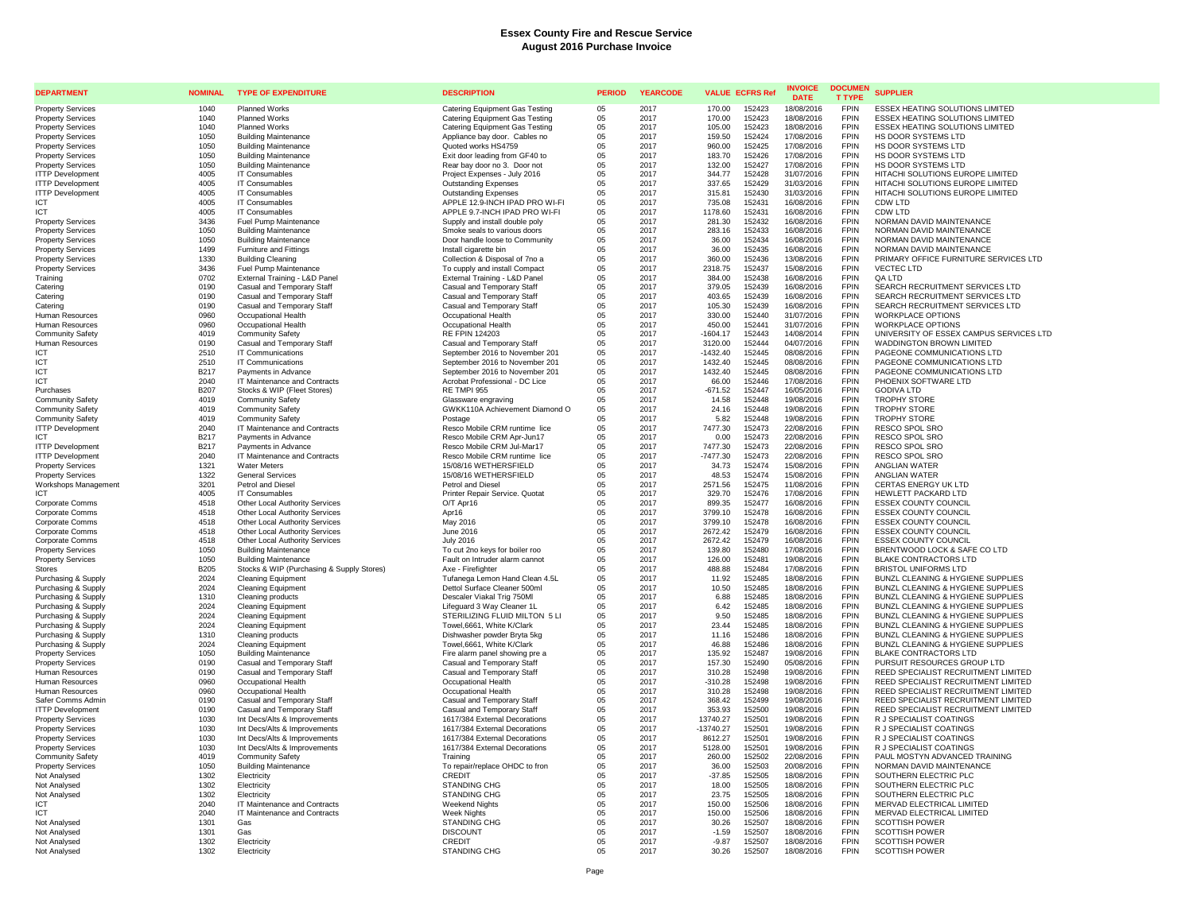# Essex County Fire and Rescue Service
## August 2016 Purchase Invoice

| DEPARTMENT | NOMINAL | TYPE OF EXPENDITURE | DESCRIPTION | PERIOD | YEARCODE | VALUE | ECFRS Ref | INVOICE DATE | DOCUMENT TYPE | SUPPLIER |
|---|---|---|---|---|---|---|---|---|---|---|
| Property Services | 1040 | Planned Works | Catering Equipment Gas Testing | 05 | 2017 | 170.00 | 152423 | 18/08/2016 | FPIN | ESSEX HEATING SOLUTIONS LIMITED |
| Property Services | 1040 | Planned Works | Catering Equipment Gas Testing | 05 | 2017 | 170.00 | 152423 | 18/08/2016 | FPIN | ESSEX HEATING SOLUTIONS LIMITED |
| Property Services | 1040 | Planned Works | Catering Equipment Gas Testing | 05 | 2017 | 105.00 | 152423 | 18/08/2016 | FPIN | ESSEX HEATING SOLUTIONS LIMITED |
| Property Services | 1050 | Building Maintenance | Appliance bay door. Cables no | 05 | 2017 | 159.50 | 152424 | 17/08/2016 | FPIN | HS DOOR SYSTEMS LTD |
| Property Services | 1050 | Building Maintenance | Quoted works HS4759 | 05 | 2017 | 960.00 | 152425 | 17/08/2016 | FPIN | HS DOOR SYSTEMS LTD |
| Property Services | 1050 | Building Maintenance | Exit door leading from GF40 to | 05 | 2017 | 183.70 | 152426 | 17/08/2016 | FPIN | HS DOOR SYSTEMS LTD |
| Property Services | 1050 | Building Maintenance | Rear bay door no 3. Door not | 05 | 2017 | 132.00 | 152427 | 17/08/2016 | FPIN | HS DOOR SYSTEMS LTD |
| ITTP Development | 4005 | IT Consumables | Project Expenses - July 2016 | 05 | 2017 | 344.77 | 152428 | 31/07/2016 | FPIN | HITACHI SOLUTIONS EUROPE LIMITED |
| ITTP Development | 4005 | IT Consumables | Outstanding Expenses | 05 | 2017 | 337.65 | 152429 | 31/03/2016 | FPIN | HITACHI SOLUTIONS EUROPE LIMITED |
| ITTP Development | 4005 | IT Consumables | Outstanding Expenses | 05 | 2017 | 315.81 | 152430 | 31/03/2016 | FPIN | HITACHI SOLUTIONS EUROPE LIMITED |
| ICT | 4005 | IT Consumables | APPLE 12.9-INCH IPAD PRO WI-FI | 05 | 2017 | 735.08 | 152431 | 16/08/2016 | FPIN | CDW LTD |
| ICT | 4005 | IT Consumables | APPLE 9.7-INCH IPAD PRO WI-FI | 05 | 2017 | 1178.60 | 152431 | 16/08/2016 | FPIN | CDW LTD |
| Property Services | 3436 | Fuel Pump Maintenance | Supply and install double poly | 05 | 2017 | 281.30 | 152432 | 16/08/2016 | FPIN | NORMAN DAVID MAINTENANCE |
| Property Services | 1050 | Building Maintenance | Smoke seals to various doors | 05 | 2017 | 283.16 | 152433 | 16/08/2016 | FPIN | NORMAN DAVID MAINTENANCE |
| Property Services | 1050 | Building Maintenance | Door handle loose to Community | 05 | 2017 | 36.00 | 152434 | 16/08/2016 | FPIN | NORMAN DAVID MAINTENANCE |
| Property Services | 1499 | Furniture and Fittings | Install cigarette bin | 05 | 2017 | 36.00 | 152435 | 16/08/2016 | FPIN | NORMAN DAVID MAINTENANCE |
| Property Services | 1330 | Building Cleaning | Collection & Disposal of 7no a | 05 | 2017 | 360.00 | 152436 | 13/08/2016 | FPIN | PRIMARY OFFICE FURNITURE SERVICES LTD |
| Property Services | 3436 | Fuel Pump Maintenance | To cupply and install Compact | 05 | 2017 | 2318.75 | 152437 | 15/08/2016 | FPIN | VECTEC LTD |
| Training | 0702 | External Training - L&D Panel | External Training - L&D Panel | 05 | 2017 | 384.00 | 152438 | 16/08/2016 | FPIN | QA LTD |
| Catering | 0190 | Casual and Temporary Staff | Casual and Temporary Staff | 05 | 2017 | 379.05 | 152439 | 16/08/2016 | FPIN | SEARCH RECRUITMENT SERVICES LTD |
| Catering | 0190 | Casual and Temporary Staff | Casual and Temporary Staff | 05 | 2017 | 403.65 | 152439 | 16/08/2016 | FPIN | SEARCH RECRUITMENT SERVICES LTD |
| Catering | 0190 | Casual and Temporary Staff | Casual and Temporary Staff | 05 | 2017 | 105.30 | 152439 | 16/08/2016 | FPIN | SEARCH RECRUITMENT SERVICES LTD |
| Human Resources | 0960 | Occupational Health | Occupational Health | 05 | 2017 | 330.00 | 152440 | 31/07/2016 | FPIN | WORKPLACE OPTIONS |
| Human Resources | 0960 | Occupational Health | Occupational Health | 05 | 2017 | 450.00 | 152441 | 31/07/2016 | FPIN | WORKPLACE OPTIONS |
| Community Safety | 4019 | Community Safety | RE FPIN 124203 | 05 | 2017 | -1604.17 | 152443 | 14/08/2014 | FPIN | UNIVERSITY OF ESSEX CAMPUS SERVICES LTD |
| Human Resources | 0190 | Casual and Temporary Staff | Casual and Temporary Staff | 05 | 2017 | 3120.00 | 152444 | 04/07/2016 | FPIN | WADDINGTON BROWN LIMITED |
| ICT | 2510 | IT Communications | September 2016 to November 201 | 05 | 2017 | -1432.40 | 152445 | 08/08/2016 | FPIN | PAGEONE COMMUNICATIONS LTD |
| ICT | 2510 | IT Communications | September 2016 to November 201 | 05 | 2017 | 1432.40 | 152445 | 08/08/2016 | FPIN | PAGEONE COMMUNICATIONS LTD |
| ICT | B217 | Payments in Advance | September 2016 to November 201 | 05 | 2017 | 1432.40 | 152445 | 08/08/2016 | FPIN | PAGEONE COMMUNICATIONS LTD |
| ICT | 2040 | IT Maintenance and Contracts | Acrobat Professional - DC Lice | 05 | 2017 | 66.00 | 152446 | 17/08/2016 | FPIN | PHOENIX SOFTWARE LTD |
| Purchases | B207 | Stocks & WIP (Fleet Stores) | RE TMPI 955 | 05 | 2017 | -671.52 | 152447 | 16/05/2016 | FPIN | GODIVA LTD |
| Community Safety | 4019 | Community Safety | Glassware engraving | 05 | 2017 | 14.58 | 152448 | 19/08/2016 | FPIN | TROPHY STORE |
| Community Safety | 4019 | Community Safety | GWKK110A Achievement Diamond O | 05 | 2017 | 24.16 | 152448 | 19/08/2016 | FPIN | TROPHY STORE |
| Community Safety | 4019 | Community Safety | Postage | 05 | 2017 | 5.82 | 152448 | 19/08/2016 | FPIN | TROPHY STORE |
| ITTP Development | 2040 | IT Maintenance and Contracts | Resco Mobile CRM runtime lice | 05 | 2017 | 7477.30 | 152473 | 22/08/2016 | FPIN | RESCO SPOL SRO |
| ICT | B217 | Payments in Advance | Resco Mobile CRM Apr-Jun17 | 05 | 2017 | 0.00 | 152473 | 22/08/2016 | FPIN | RESCO SPOL SRO |
| ITTP Development | B217 | Payments in Advance | Resco Mobile CRM Jul-Mar17 | 05 | 2017 | 7477.30 | 152473 | 22/08/2016 | FPIN | RESCO SPOL SRO |
| ITTP Development | 2040 | IT Maintenance and Contracts | Resco Mobile CRM runtime lice | 05 | 2017 | -7477.30 | 152473 | 22/08/2016 | FPIN | RESCO SPOL SRO |
| Property Services | 1321 | Water Meters | 15/08/16 WETHERSFIELD | 05 | 2017 | 34.73 | 152474 | 15/08/2016 | FPIN | ANGLIAN WATER |
| Property Services | 1322 | General Services | 15/08/16 WETHERSFIELD | 05 | 2017 | 48.53 | 152474 | 15/08/2016 | FPIN | ANGLIAN WATER |
| Workshops Management | 3201 | Petrol and Diesel | Petrol and Diesel | 05 | 2017 | 2571.56 | 152475 | 11/08/2016 | FPIN | CERTAS ENERGY UK LTD |
| ICT | 4005 | IT Consumables | Printer Repair Service. Quotat | 05 | 2017 | 329.70 | 152476 | 17/08/2016 | FPIN | HEWLETT PACKARD LTD |
| Corporate Comms | 4518 | Other Local Authority Services | O/T Apr16 | 05 | 2017 | 899.35 | 152477 | 16/08/2016 | FPIN | ESSEX COUNTY COUNCIL |
| Corporate Comms | 4518 | Other Local Authority Services | Apr16 | 05 | 2017 | 3799.10 | 152478 | 16/08/2016 | FPIN | ESSEX COUNTY COUNCIL |
| Corporate Comms | 4518 | Other Local Authority Services | May 2016 | 05 | 2017 | 3799.10 | 152478 | 16/08/2016 | FPIN | ESSEX COUNTY COUNCIL |
| Corporate Comms | 4518 | Other Local Authority Services | June 2016 | 05 | 2017 | 2672.42 | 152479 | 16/08/2016 | FPIN | ESSEX COUNTY COUNCIL |
| Corporate Comms | 4518 | Other Local Authority Services | July 2016 | 05 | 2017 | 2672.42 | 152479 | 16/08/2016 | FPIN | ESSEX COUNTY COUNCIL |
| Property Services | 1050 | Building Maintenance | To cut 2no keys for boiler roo | 05 | 2017 | 139.80 | 152480 | 17/08/2016 | FPIN | BRENTWOOD LOCK & SAFE CO LTD |
| Property Services | 1050 | Building Maintenance | Fault on Intruder alarm cannot | 05 | 2017 | 126.00 | 152481 | 19/08/2016 | FPIN | BLAKE CONTRACTORS LTD |
| Stores | B205 | Stocks & WIP (Purchasing & Supply Stores) | Axe - Firefighter | 05 | 2017 | 488.88 | 152484 | 17/08/2016 | FPIN | BRISTOL UNIFORMS LTD |
| Purchasing & Supply | 2024 | Cleaning Equipment | Tufanega Lemon Hand Clean 4.5L | 05 | 2017 | 11.92 | 152485 | 18/08/2016 | FPIN | BUNZL CLEANING & HYGIENE SUPPLIES |
| Purchasing & Supply | 2024 | Cleaning Equipment | Dettol Surface Cleaner 500ml | 05 | 2017 | 10.50 | 152485 | 18/08/2016 | FPIN | BUNZL CLEANING & HYGIENE SUPPLIES |
| Purchasing & Supply | 1310 | Cleaning products | Descaler Viakal Trig 750Ml | 05 | 2017 | 6.88 | 152485 | 18/08/2016 | FPIN | BUNZL CLEANING & HYGIENE SUPPLIES |
| Purchasing & Supply | 2024 | Cleaning Equipment | Lifeguard 3 Way Cleaner 1L | 05 | 2017 | 6.42 | 152485 | 18/08/2016 | FPIN | BUNZL CLEANING & HYGIENE SUPPLIES |
| Purchasing & Supply | 2024 | Cleaning Equipment | STERILIZING FLUID MILTON 5 LI | 05 | 2017 | 9.50 | 152485 | 18/08/2016 | FPIN | BUNZL CLEANING & HYGIENE SUPPLIES |
| Purchasing & Supply | 2024 | Cleaning Equipment | Towel,6661, White K/Clark | 05 | 2017 | 23.44 | 152485 | 18/08/2016 | FPIN | BUNZL CLEANING & HYGIENE SUPPLIES |
| Purchasing & Supply | 1310 | Cleaning products | Dishwasher powder Bryta 5kg | 05 | 2017 | 11.16 | 152486 | 18/08/2016 | FPIN | BUNZL CLEANING & HYGIENE SUPPLIES |
| Purchasing & Supply | 2024 | Cleaning Equipment | Towel,6661, White K/Clark | 05 | 2017 | 46.88 | 152486 | 18/08/2016 | FPIN | BUNZL CLEANING & HYGIENE SUPPLIES |
| Property Services | 1050 | Building Maintenance | Fire alarm panel showing pre a | 05 | 2017 | 135.92 | 152487 | 19/08/2016 | FPIN | BLAKE CONTRACTORS LTD |
| Property Services | 0190 | Casual and Temporary Staff | Casual and Temporary Staff | 05 | 2017 | 157.30 | 152490 | 05/08/2016 | FPIN | PURSUIT RESOURCES GROUP LTD |
| Human Resources | 0190 | Casual and Temporary Staff | Casual and Temporary Staff | 05 | 2017 | 310.28 | 152498 | 19/08/2016 | FPIN | REED SPECIALIST RECRUITMENT LIMITED |
| Human Resources | 0960 | Occupational Health | Occupational Health | 05 | 2017 | -310.28 | 152498 | 19/08/2016 | FPIN | REED SPECIALIST RECRUITMENT LIMITED |
| Human Resources | 0960 | Occupational Health | Occupational Health | 05 | 2017 | 310.28 | 152498 | 19/08/2016 | FPIN | REED SPECIALIST RECRUITMENT LIMITED |
| Safer Comms Admin | 0190 | Casual and Temporary Staff | Casual and Temporary Staff | 05 | 2017 | 368.42 | 152499 | 19/08/2016 | FPIN | REED SPECIALIST RECRUITMENT LIMITED |
| ITTP Development | 0190 | Casual and Temporary Staff | Casual and Temporary Staff | 05 | 2017 | 353.93 | 152500 | 19/08/2016 | FPIN | REED SPECIALIST RECRUITMENT LIMITED |
| Property Services | 1030 | Int Decs/Alts & Improvements | 1617/384 External Decorations | 05 | 2017 | 13740.27 | 152501 | 19/08/2016 | FPIN | R J SPECIALIST COATINGS |
| Property Services | 1030 | Int Decs/Alts & Improvements | 1617/384 External Decorations | 05 | 2017 | -13740.27 | 152501 | 19/08/2016 | FPIN | R J SPECIALIST COATINGS |
| Property Services | 1030 | Int Decs/Alts & Improvements | 1617/384 External Decorations | 05 | 2017 | 8612.27 | 152501 | 19/08/2016 | FPIN | R J SPECIALIST COATINGS |
| Property Services | 1030 | Int Decs/Alts & Improvements | 1617/384 External Decorations | 05 | 2017 | 5128.00 | 152501 | 19/08/2016 | FPIN | R J SPECIALIST COATINGS |
| Community Safety | 4019 | Community Safety | Training | 05 | 2017 | 260.00 | 152502 | 22/08/2016 | FPIN | PAUL MOSTYN ADVANCED TRAINING |
| Property Services | 1050 | Building Maintenance | To repair/replace OHDC to fron | 05 | 2017 | 36.00 | 152503 | 20/08/2016 | FPIN | NORMAN DAVID MAINTENANCE |
| Not Analysed | 1302 | Electricity | CREDIT | 05 | 2017 | -37.85 | 152505 | 18/08/2016 | FPIN | SOUTHERN ELECTRIC PLC |
| Not Analysed | 1302 | Electricity | STANDING CHG | 05 | 2017 | 18.00 | 152505 | 18/08/2016 | FPIN | SOUTHERN ELECTRIC PLC |
| Not Analysed | 1302 | Electricity | STANDING CHG | 05 | 2017 | 23.75 | 152505 | 18/08/2016 | FPIN | SOUTHERN ELECTRIC PLC |
| ICT | 2040 | IT Maintenance and Contracts | Weekend Nights | 05 | 2017 | 150.00 | 152506 | 18/08/2016 | FPIN | MERVAD ELECTRICAL LIMITED |
| ICT | 2040 | IT Maintenance and Contracts | Week Nights | 05 | 2017 | 150.00 | 152506 | 18/08/2016 | FPIN | MERVAD ELECTRICAL LIMITED |
| Not Analysed | 1301 | Gas | STANDING CHG | 05 | 2017 | 30.26 | 152507 | 18/08/2016 | FPIN | SCOTTISH POWER |
| Not Analysed | 1301 | Gas | DISCOUNT | 05 | 2017 | -1.59 | 152507 | 18/08/2016 | FPIN | SCOTTISH POWER |
| Not Analysed | 1302 | Electricity | CREDIT | 05 | 2017 | -9.87 | 152507 | 18/08/2016 | FPIN | SCOTTISH POWER |
| Not Analysed | 1302 | Electricity | STANDING CHG | 05 | 2017 | 30.26 | 152507 | 18/08/2016 | FPIN | SCOTTISH POWER |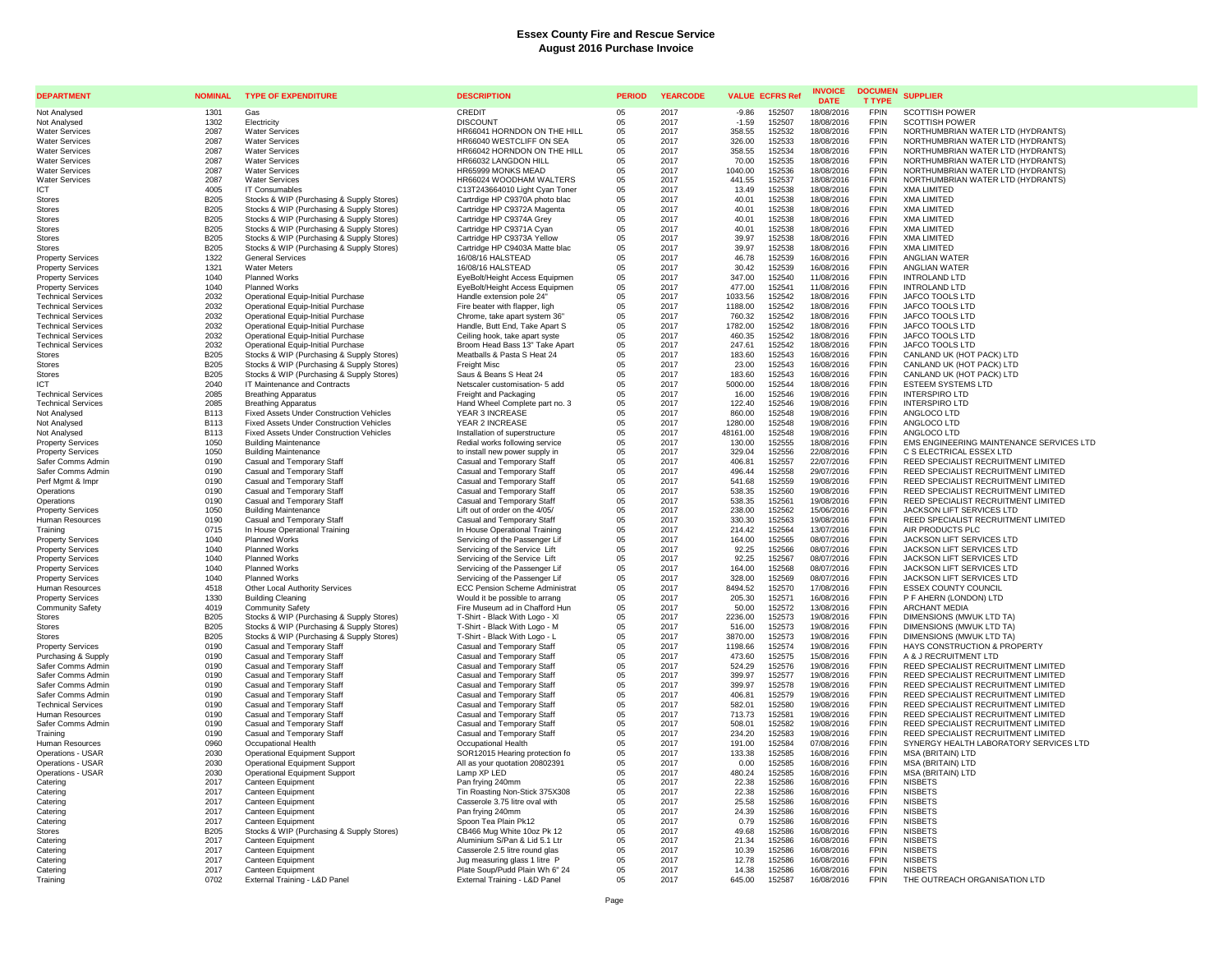# Essex County Fire and Rescue Service
## August 2016 Purchase Invoice

| DEPARTMENT | NOMINAL | TYPE OF EXPENDITURE | DESCRIPTION | PERIOD | YEARCODE | VALUE | ECFRS Ref | INVOICE DATE | DOCUMENT TYPE | SUPPLIER |
|---|---|---|---|---|---|---|---|---|---|---|
| Not Analysed | 1301 | Gas | CREDIT | 05 | 2017 | -9.86 | 152507 | 18/08/2016 | FPIN | SCOTTISH POWER |
| Not Analysed | 1302 | Electricity | DISCOUNT | 05 | 2017 | -1.59 | 152507 | 18/08/2016 | FPIN | SCOTTISH POWER |
| Water Services | 2087 | Water Services | HR66041 HORNDON ON THE HILL | 05 | 2017 | 358.55 | 152532 | 18/08/2016 | FPIN | NORTHUMBRIAN WATER LTD (HYDRANTS) |
| Water Services | 2087 | Water Services | HR66040 WESTCLIFF ON SEA | 05 | 2017 | 326.00 | 152533 | 18/08/2016 | FPIN | NORTHUMBRIAN WATER LTD (HYDRANTS) |
| Water Services | 2087 | Water Services | HR66042 HORNDON ON THE HILL | 05 | 2017 | 358.55 | 152534 | 18/08/2016 | FPIN | NORTHUMBRIAN WATER LTD (HYDRANTS) |
| Water Services | 2087 | Water Services | HR66032 LANGDON HILL | 05 | 2017 | 70.00 | 152535 | 18/08/2016 | FPIN | NORTHUMBRIAN WATER LTD (HYDRANTS) |
| Water Services | 2087 | Water Services | HR65999 MONKS MEAD | 05 | 2017 | 1040.00 | 152536 | 18/08/2016 | FPIN | NORTHUMBRIAN WATER LTD (HYDRANTS) |
| Water Services | 2087 | Water Services | HR66024 WOODHAM WALTERS | 05 | 2017 | 441.55 | 152537 | 18/08/2016 | FPIN | NORTHUMBRIAN WATER LTD (HYDRANTS) |
| ICT | 4005 | IT Consumables | C13T243664010 Light Cyan Toner | 05 | 2017 | 13.49 | 152538 | 18/08/2016 | FPIN | XMA LIMITED |
| Stores | B205 | Stocks & WIP (Purchasing & Supply Stores) | Cartrdige HP C9370A photo blac | 05 | 2017 | 40.01 | 152538 | 18/08/2016 | FPIN | XMA LIMITED |
| Stores | B205 | Stocks & WIP (Purchasing & Supply Stores) | Cartridge HP C9372A Magenta | 05 | 2017 | 40.01 | 152538 | 18/08/2016 | FPIN | XMA LIMITED |
| Stores | B205 | Stocks & WIP (Purchasing & Supply Stores) | Cartridge HP C9374A Grey | 05 | 2017 | 40.01 | 152538 | 18/08/2016 | FPIN | XMA LIMITED |
| Stores | B205 | Stocks & WIP (Purchasing & Supply Stores) | Cartridge HP C9371A Cyan | 05 | 2017 | 40.01 | 152538 | 18/08/2016 | FPIN | XMA LIMITED |
| Stores | B205 | Stocks & WIP (Purchasing & Supply Stores) | Cartridge HP C9373A Yellow | 05 | 2017 | 39.97 | 152538 | 18/08/2016 | FPIN | XMA LIMITED |
| Stores | B205 | Stocks & WIP (Purchasing & Supply Stores) | Cartridge HP C9403A Matte blac | 05 | 2017 | 39.97 | 152538 | 18/08/2016 | FPIN | XMA LIMITED |
| Property Services | 1322 | General Services | 16/08/16 HALSTEAD | 05 | 2017 | 46.78 | 152539 | 16/08/2016 | FPIN | ANGLIAN WATER |
| Property Services | 1321 | Water Meters | 16/08/16 HALSTEAD | 05 | 2017 | 30.42 | 152539 | 16/08/2016 | FPIN | ANGLIAN WATER |
| Property Services | 1040 | Planned Works | EyeBolt/Height Access Equipmen | 05 | 2017 | 347.00 | 152540 | 11/08/2016 | FPIN | INTROLAND LTD |
| Property Services | 1040 | Planned Works | EyeBolt/Height Access Equipmen | 05 | 2017 | 477.00 | 152541 | 11/08/2016 | FPIN | INTROLAND LTD |
| Technical Services | 2032 | Operational Equip-Initial Purchase | Handle extension pole 24" | 05 | 2017 | 1033.56 | 152542 | 18/08/2016 | FPIN | JAFCO TOOLS LTD |
| Technical Services | 2032 | Operational Equip-Initial Purchase | Fire beater with flapper, ligh | 05 | 2017 | 1188.00 | 152542 | 18/08/2016 | FPIN | JAFCO TOOLS LTD |
| Technical Services | 2032 | Operational Equip-Initial Purchase | Chrome, take apart system 36" | 05 | 2017 | 760.32 | 152542 | 18/08/2016 | FPIN | JAFCO TOOLS LTD |
| Technical Services | 2032 | Operational Equip-Initial Purchase | Handle, Butt End, Take Apart S | 05 | 2017 | 1782.00 | 152542 | 18/08/2016 | FPIN | JAFCO TOOLS LTD |
| Technical Services | 2032 | Operational Equip-Initial Purchase | Ceiling hook, take apart syste | 05 | 2017 | 460.35 | 152542 | 18/08/2016 | FPIN | JAFCO TOOLS LTD |
| Technical Services | 2032 | Operational Equip-Initial Purchase | Broom Head Bass 13" Take Apart | 05 | 2017 | 247.61 | 152542 | 18/08/2016 | FPIN | JAFCO TOOLS LTD |
| Stores | B205 | Stocks & WIP (Purchasing & Supply Stores) | Meatballs & Pasta S Heat 24 | 05 | 2017 | 183.60 | 152543 | 16/08/2016 | FPIN | CANLAND UK (HOT PACK) LTD |
| Stores | B205 | Stocks & WIP (Purchasing & Supply Stores) | Freight Misc | 05 | 2017 | 23.00 | 152543 | 16/08/2016 | FPIN | CANLAND UK (HOT PACK) LTD |
| Stores | B205 | Stocks & WIP (Purchasing & Supply Stores) | Saus & Beans S Heat 24 | 05 | 2017 | 183.60 | 152543 | 16/08/2016 | FPIN | CANLAND UK (HOT PACK) LTD |
| ICT | 2040 | IT Maintenance and Contracts | Netscaler customisation- 5 add | 05 | 2017 | 5000.00 | 152544 | 18/08/2016 | FPIN | ESTEEM SYSTEMS LTD |
| Technical Services | 2085 | Breathing Apparatus | Freight and Packaging | 05 | 2017 | 16.00 | 152546 | 19/08/2016 | FPIN | INTERSPIRO LTD |
| Technical Services | 2085 | Breathing Apparatus | Hand Wheel Complete part no. 3 | 05 | 2017 | 122.40 | 152546 | 19/08/2016 | FPIN | INTERSPIRO LTD |
| Not Analysed | B113 | Fixed Assets Under Construction Vehicles | YEAR 3 INCREASE | 05 | 2017 | 860.00 | 152548 | 19/08/2016 | FPIN | ANGLOCO LTD |
| Not Analysed | B113 | Fixed Assets Under Construction Vehicles | YEAR 2 INCREASE | 05 | 2017 | 1280.00 | 152548 | 19/08/2016 | FPIN | ANGLOCO LTD |
| Not Analysed | B113 | Fixed Assets Under Construction Vehicles | Installation of superstructure | 05 | 2017 | 48161.00 | 152548 | 19/08/2016 | FPIN | ANGLOCO LTD |
| Property Services | 1050 | Building Maintenance | Redial works following service | 05 | 2017 | 130.00 | 152555 | 18/08/2016 | FPIN | EMS ENGINEERING MAINTENANCE SERVICES LTD |
| Property Services | 1050 | Building Maintenance | to install new power supply in | 05 | 2017 | 329.04 | 152556 | 22/08/2016 | FPIN | C S ELECTRICAL ESSEX LTD |
| Safer Comms Admin | 0190 | Casual and Temporary Staff | Casual and Temporary Staff | 05 | 2017 | 406.81 | 152557 | 22/07/2016 | FPIN | REED SPECIALIST RECRUITMENT LIMITED |
| Safer Comms Admin | 0190 | Casual and Temporary Staff | Casual and Temporary Staff | 05 | 2017 | 496.44 | 152558 | 29/07/2016 | FPIN | REED SPECIALIST RECRUITMENT LIMITED |
| Perf Mgmt & Impr | 0190 | Casual and Temporary Staff | Casual and Temporary Staff | 05 | 2017 | 541.68 | 152559 | 19/08/2016 | FPIN | REED SPECIALIST RECRUITMENT LIMITED |
| Operations | 0190 | Casual and Temporary Staff | Casual and Temporary Staff | 05 | 2017 | 538.35 | 152560 | 19/08/2016 | FPIN | REED SPECIALIST RECRUITMENT LIMITED |
| Operations | 0190 | Casual and Temporary Staff | Casual and Temporary Staff | 05 | 2017 | 538.35 | 152561 | 19/08/2016 | FPIN | REED SPECIALIST RECRUITMENT LIMITED |
| Property Services | 1050 | Building Maintenance | Lift out of order on the 4/05/ | 05 | 2017 | 238.00 | 152562 | 15/06/2016 | FPIN | JACKSON LIFT SERVICES LTD |
| Human Resources | 0190 | Casual and Temporary Staff | Casual and Temporary Staff | 05 | 2017 | 330.30 | 152563 | 19/08/2016 | FPIN | REED SPECIALIST RECRUITMENT LIMITED |
| Training | 0715 | In House Operational Training | In House Operational Training | 05 | 2017 | 214.42 | 152564 | 13/07/2016 | FPIN | AIR PRODUCTS PLC |
| Property Services | 1040 | Planned Works | Servicing of the Passenger Lif | 05 | 2017 | 164.00 | 152565 | 08/07/2016 | FPIN | JACKSON LIFT SERVICES LTD |
| Property Services | 1040 | Planned Works | Servicing of the Service Lift | 05 | 2017 | 92.25 | 152566 | 08/07/2016 | FPIN | JACKSON LIFT SERVICES LTD |
| Property Services | 1040 | Planned Works | Servicing of the Service Lift | 05 | 2017 | 92.25 | 152567 | 08/07/2016 | FPIN | JACKSON LIFT SERVICES LTD |
| Property Services | 1040 | Planned Works | Servicing of the Passenger Lif | 05 | 2017 | 164.00 | 152568 | 08/07/2016 | FPIN | JACKSON LIFT SERVICES LTD |
| Property Services | 1040 | Planned Works | Servicing of the Passenger Lif | 05 | 2017 | 328.00 | 152569 | 08/07/2016 | FPIN | JACKSON LIFT SERVICES LTD |
| Human Resources | 4518 | Other Local Authority Services | ECC Pension Scheme Administrat | 05 | 2017 | 8494.52 | 152570 | 17/08/2016 | FPIN | ESSEX COUNTY COUNCIL |
| Property Services | 1330 | Building Cleaning | Would it be possible to arrang | 05 | 2017 | 205.30 | 152571 | 16/08/2016 | FPIN | P F AHERN (LONDON) LTD |
| Community Safety | 4019 | Community Safety | Fire Museum ad in Chafford Hun | 05 | 2017 | 50.00 | 152572 | 13/08/2016 | FPIN | ARCHANT MEDIA |
| Stores | B205 | Stocks & WIP (Purchasing & Supply Stores) | T-Shirt - Black With Logo - Xl | 05 | 2017 | 2236.00 | 152573 | 19/08/2016 | FPIN | DIMENSIONS (MWUK LTD TA) |
| Stores | B205 | Stocks & WIP (Purchasing & Supply Stores) | T-Shirt - Black With Logo - M | 05 | 2017 | 516.00 | 152573 | 19/08/2016 | FPIN | DIMENSIONS (MWUK LTD TA) |
| Stores | B205 | Stocks & WIP (Purchasing & Supply Stores) | T-Shirt - Black With Logo - L | 05 | 2017 | 3870.00 | 152573 | 19/08/2016 | FPIN | DIMENSIONS (MWUK LTD TA) |
| Property Services | 0190 | Casual and Temporary Staff | Casual and Temporary Staff | 05 | 2017 | 1198.66 | 152574 | 19/08/2016 | FPIN | HAYS CONSTRUCTION & PROPERTY |
| Purchasing & Supply | 0190 | Casual and Temporary Staff | Casual and Temporary Staff | 05 | 2017 | 473.60 | 152575 | 15/08/2016 | FPIN | A & J RECRUITMENT LTD |
| Safer Comms Admin | 0190 | Casual and Temporary Staff | Casual and Temporary Staff | 05 | 2017 | 524.29 | 152576 | 19/08/2016 | FPIN | REED SPECIALIST RECRUITMENT LIMITED |
| Safer Comms Admin | 0190 | Casual and Temporary Staff | Casual and Temporary Staff | 05 | 2017 | 399.97 | 152577 | 19/08/2016 | FPIN | REED SPECIALIST RECRUITMENT LIMITED |
| Safer Comms Admin | 0190 | Casual and Temporary Staff | Casual and Temporary Staff | 05 | 2017 | 399.97 | 152578 | 19/08/2016 | FPIN | REED SPECIALIST RECRUITMENT LIMITED |
| Safer Comms Admin | 0190 | Casual and Temporary Staff | Casual and Temporary Staff | 05 | 2017 | 406.81 | 152579 | 19/08/2016 | FPIN | REED SPECIALIST RECRUITMENT LIMITED |
| Technical Services | 0190 | Casual and Temporary Staff | Casual and Temporary Staff | 05 | 2017 | 582.01 | 152580 | 19/08/2016 | FPIN | REED SPECIALIST RECRUITMENT LIMITED |
| Human Resources | 0190 | Casual and Temporary Staff | Casual and Temporary Staff | 05 | 2017 | 713.73 | 152581 | 19/08/2016 | FPIN | REED SPECIALIST RECRUITMENT LIMITED |
| Safer Comms Admin | 0190 | Casual and Temporary Staff | Casual and Temporary Staff | 05 | 2017 | 508.01 | 152582 | 19/08/2016 | FPIN | REED SPECIALIST RECRUITMENT LIMITED |
| Training | 0190 | Casual and Temporary Staff | Casual and Temporary Staff | 05 | 2017 | 234.20 | 152583 | 19/08/2016 | FPIN | REED SPECIALIST RECRUITMENT LIMITED |
| Human Resources | 0960 | Occupational Health | Occupational Health | 05 | 2017 | 191.00 | 152584 | 07/08/2016 | FPIN | SYNERGY HEALTH LABORATORY SERVICES LTD |
| Operations - USAR | 2030 | Operational Equipment Support | SOR12015 Hearing protection fo | 05 | 2017 | 133.38 | 152585 | 16/08/2016 | FPIN | MSA (BRITAIN) LTD |
| Operations - USAR | 2030 | Operational Equipment Support | All as your quotation 20802391 | 05 | 2017 | 0.00 | 152585 | 16/08/2016 | FPIN | MSA (BRITAIN) LTD |
| Operations - USAR | 2030 | Operational Equipment Support | Lamp XP LED | 05 | 2017 | 480.24 | 152585 | 16/08/2016 | FPIN | MSA (BRITAIN) LTD |
| Catering | 2017 | Canteen Equipment | Pan frying 240mm | 05 | 2017 | 22.38 | 152586 | 16/08/2016 | FPIN | NISBETS |
| Catering | 2017 | Canteen Equipment | Tin Roasting Non-Stick 375X308 | 05 | 2017 | 22.38 | 152586 | 16/08/2016 | FPIN | NISBETS |
| Catering | 2017 | Canteen Equipment | Casserole 3.75 litre oval with | 05 | 2017 | 25.58 | 152586 | 16/08/2016 | FPIN | NISBETS |
| Catering | 2017 | Canteen Equipment | Pan frying 240mm | 05 | 2017 | 24.39 | 152586 | 16/08/2016 | FPIN | NISBETS |
| Catering | 2017 | Canteen Equipment | Spoon Tea Plain Pk12 | 05 | 2017 | 0.79 | 152586 | 16/08/2016 | FPIN | NISBETS |
| Stores | B205 | Stocks & WIP (Purchasing & Supply Stores) | CB466 Mug White 10oz Pk 12 | 05 | 2017 | 49.68 | 152586 | 16/08/2016 | FPIN | NISBETS |
| Catering | 2017 | Canteen Equipment | Aluminium S/Pan & Lid 5.1 Ltr | 05 | 2017 | 21.34 | 152586 | 16/08/2016 | FPIN | NISBETS |
| Catering | 2017 | Canteen Equipment | Casserole 2.5 litre round glas | 05 | 2017 | 10.39 | 152586 | 16/08/2016 | FPIN | NISBETS |
| Catering | 2017 | Canteen Equipment | Jug measuring glass 1 litre P | 05 | 2017 | 12.78 | 152586 | 16/08/2016 | FPIN | NISBETS |
| Catering | 2017 | Canteen Equipment | Plate Soup/Pudd Plain Wh 6" 24 | 05 | 2017 | 14.38 | 152586 | 16/08/2016 | FPIN | NISBETS |
| Training | 0702 | External Training - L&D Panel | External Training - L&D Panel | 05 | 2017 | 645.00 | 152587 | 16/08/2016 | FPIN | THE OUTREACH ORGANISATION LTD |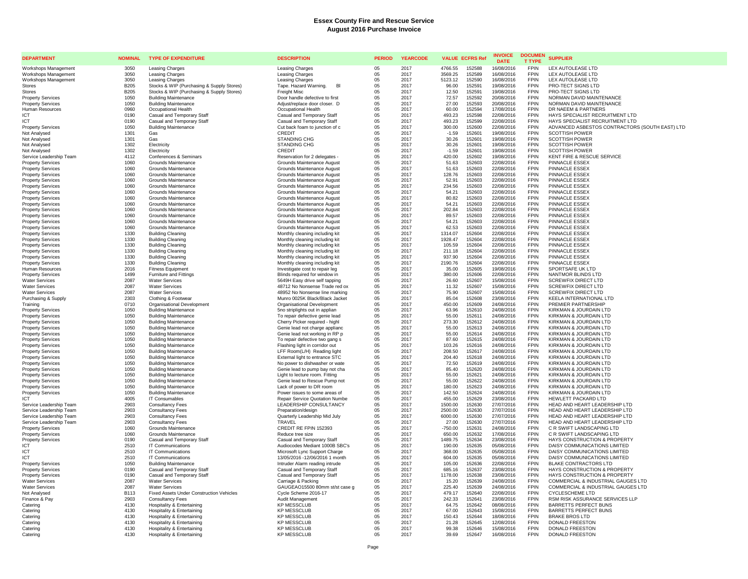# Essex County Fire and Rescue Service
## August 2016 Purchase Invoice

| DEPARTMENT | NOMINAL | TYPE OF EXPENDITURE | DESCRIPTION | PERIOD | YEARCODE | VALUE | ECFRS Ref | INVOICE DATE | DOCUMENT TYPE | SUPPLIER |
|---|---|---|---|---|---|---|---|---|---|---|
| Workshops Management | 3050 | Leasing Charges | Leasing Charges | 05 | 2017 | 4766.55 | 152588 | 16/08/2016 | FPIN | LEX AUTOLEASE LTD |
| Workshops Management | 3050 | Leasing Charges | Leasing Charges | 05 | 2017 | 3569.25 | 152589 | 16/08/2016 | FPIN | LEX AUTOLEASE LTD |
| Workshops Management | 3050 | Leasing Charges | Leasing Charges | 05 | 2017 | 5123.12 | 152590 | 16/08/2016 | FPIN | LEX AUTOLEASE LTD |
| Stores | B205 | Stocks & WIP (Purchasing & Supply Stores) | Tape. Hazard Warning. Bl | 05 | 2017 | 96.00 | 152591 | 19/08/2016 | FPIN | PRO-TECT SIGNS LTD |
| Stores | B205 | Stocks & WIP (Purchasing & Supply Stores) | Freight Misc | 05 | 2017 | 12.50 | 152591 | 19/08/2016 | FPIN | PRO-TECT SIGNS LTD |
| Property Services | 1050 | Building Maintenance | Door handle defective to first | 05 | 2017 | 72.57 | 152592 | 20/08/2016 | FPIN | NORMAN DAVID MAINTENANCE |
| Property Services | 1050 | Building Maintenance | Adjust/replace door closer. D | 05 | 2017 | 27.00 | 152593 | 20/08/2016 | FPIN | NORMAN DAVID MAINTENANCE |
| Human Resources | 0960 | Occupational Health | Occupational Health | 05 | 2017 | 60.00 | 152594 | 17/08/2016 | FPIN | DR NAEEM & PARTNERS |
| ICT | 0190 | Casual and Temporary Staff | Casual and Temporary Staff | 05 | 2017 | 493.23 | 152598 | 22/08/2016 | FPIN | HAYS SPECIALIST RECRUITMENT LTD |
| ICT | 0190 | Casual and Temporary Staff | Casual and Temporary Staff | 05 | 2017 | 493.23 | 152599 | 22/08/2016 | FPIN | HAYS SPECIALIST RECRUITMENT LTD |
| Property Services | 1050 | Building Maintenance | Cut back foam to junction of c | 05 | 2017 | 300.00 | 152600 | 22/08/2016 | FPIN | ADVANCED ASBESTOS CONTRACTORS (SOUTH EAST) LTD |
| Not Analysed | 1301 | Gas | CREDIT | 05 | 2017 | -1.59 | 152601 | 19/08/2016 | FPIN | SCOTTISH POWER |
| Not Analysed | 1301 | Gas | STANDING CHG | 05 | 2017 | 30.26 | 152601 | 19/08/2016 | FPIN | SCOTTISH POWER |
| Not Analysed | 1302 | Electricity | STANDING CHG | 05 | 2017 | 30.26 | 152601 | 19/08/2016 | FPIN | SCOTTISH POWER |
| Not Analysed | 1302 | Electricity | CREDIT | 05 | 2017 | -1.59 | 152601 | 19/08/2016 | FPIN | SCOTTISH POWER |
| Service Leadership Team | 4112 | Conferences & Seminars | Reservation for 2 delegates - | 05 | 2017 | 420.00 | 152602 | 19/08/2016 | FPIN | KENT FIRE & RESCUE SERVICE |
| Property Services | 1060 | Grounds Maintenance | Grounds Maintenance August | 05 | 2017 | 51.63 | 152603 | 22/08/2016 | FPIN | PINNACLE ESSEX |
| Property Services | 1060 | Grounds Maintenance | Grounds Maintenance August | 05 | 2017 | 51.63 | 152603 | 22/08/2016 | FPIN | PINNACLE ESSEX |
| Property Services | 1060 | Grounds Maintenance | Grounds Maintenance August | 05 | 2017 | 128.76 | 152603 | 22/08/2016 | FPIN | PINNACLE ESSEX |
| Property Services | 1060 | Grounds Maintenance | Grounds Maintenance August | 05 | 2017 | 52.91 | 152603 | 22/08/2016 | FPIN | PINNACLE ESSEX |
| Property Services | 1060 | Grounds Maintenance | Grounds Maintenance August | 05 | 2017 | 234.56 | 152603 | 22/08/2016 | FPIN | PINNACLE ESSEX |
| Property Services | 1060 | Grounds Maintenance | Grounds Maintenance August | 05 | 2017 | 54.21 | 152603 | 22/08/2016 | FPIN | PINNACLE ESSEX |
| Property Services | 1060 | Grounds Maintenance | Grounds Maintenance August | 05 | 2017 | 80.82 | 152603 | 22/08/2016 | FPIN | PINNACLE ESSEX |
| Property Services | 1060 | Grounds Maintenance | Grounds Maintenance August | 05 | 2017 | 54.21 | 152603 | 22/08/2016 | FPIN | PINNACLE ESSEX |
| Property Services | 1060 | Grounds Maintenance | Grounds Maintenance August | 05 | 2017 | 202.84 | 152603 | 22/08/2016 | FPIN | PINNACLE ESSEX |
| Property Services | 1060 | Grounds Maintenance | Grounds Maintenance August | 05 | 2017 | 89.57 | 152603 | 22/08/2016 | FPIN | PINNACLE ESSEX |
| Property Services | 1060 | Grounds Maintenance | Grounds Maintenance August | 05 | 2017 | 54.21 | 152603 | 22/08/2016 | FPIN | PINNACLE ESSEX |
| Property Services | 1060 | Grounds Maintenance | Grounds Maintenance August | 05 | 2017 | 62.53 | 152603 | 22/08/2016 | FPIN | PINNACLE ESSEX |
| Property Services | 1330 | Building Cleaning | Monthly cleaning including kit | 05 | 2017 | 1314.07 | 152604 | 22/08/2016 | FPIN | PINNACLE ESSEX |
| Property Services | 1330 | Building Cleaning | Monthly cleaning including kit | 05 | 2017 | 1928.47 | 152604 | 22/08/2016 | FPIN | PINNACLE ESSEX |
| Property Services | 1330 | Building Cleaning | Monthly cleaning including kit | 05 | 2017 | 105.59 | 152604 | 22/08/2016 | FPIN | PINNACLE ESSEX |
| Property Services | 1330 | Building Cleaning | Monthly cleaning including kit | 05 | 2017 | 211.18 | 152604 | 22/08/2016 | FPIN | PINNACLE ESSEX |
| Property Services | 1330 | Building Cleaning | Monthly cleaning including kit | 05 | 2017 | 937.90 | 152604 | 22/08/2016 | FPIN | PINNACLE ESSEX |
| Property Services | 1330 | Building Cleaning | Monthly cleaning including kit | 05 | 2017 | 2190.76 | 152604 | 22/08/2016 | FPIN | PINNACLE ESSEX |
| Human Resources | 2016 | Fitness Equipment | Investigate cost to repair leg | 05 | 2017 | 35.00 | 152605 | 19/08/2016 | FPIN | SPORTSAFE UK LTD |
| Property Services | 1499 | Furniture and Fittings | Blinds required for window in | 05 | 2017 | 380.00 | 152606 | 22/08/2016 | FPIN | NANTMOR BLINDS LTD |
| Water Services | 2087 | Water Services | 5649H Easy drive self tapping | 05 | 2017 | 26.60 | 152607 | 15/08/2016 | FPIN | SCREWFIX DIRECT LTD |
| Water Services | 2087 | Water Services | 48712 No Nonsense Trade red ox | 05 | 2017 | 11.32 | 152607 | 15/08/2016 | FPIN | SCREWFIX DIRECT LTD |
| Water Services | 2087 | Water Services | 48952 No Nonsense line marking | 05 | 2017 | 75.90 | 152607 | 15/08/2016 | FPIN | SCREWFIX DIRECT LTD |
| Purchasing & Supply | 2303 | Clothing & Footwear | Munro 0025K Black/Black Jacket | 05 | 2017 | 85.04 | 152608 | 23/08/2016 | FPIN | KEELA INTERNATIONAL LTD |
| Training | 0710 | Organisational Development | Organisational Development | 05 | 2017 | 450.00 | 152609 | 24/08/2016 | FPIN | PREMIER PARTNERSHIP |
| Property Services | 1050 | Building Maintenance | 5no striplights out in applian | 05 | 2017 | 63.96 | 152610 | 24/08/2016 | FPIN | KIRKMAN & JOURDAIN LTD |
| Property Services | 1050 | Building Maintenance | To repair defective genie lead | 05 | 2017 | 55.00 | 152611 | 24/08/2016 | FPIN | KIRKMAN & JOURDAIN LTD |
| Property Services | 1050 | Building Maintenance | Cherry Picker required - highl | 05 | 2017 | 273.30 | 152612 | 24/08/2016 | FPIN | KIRKMAN & JOURDAIN LTD |
| Property Services | 1050 | Building Maintenance | Genie lead not charge applianc | 05 | 2017 | 55.00 | 152613 | 24/08/2016 | FPIN | KIRKMAN & JOURDAIN LTD |
| Property Services | 1050 | Building Maintenance | Genie lead not working in RP p | 05 | 2017 | 55.00 | 152614 | 24/08/2016 | FPIN | KIRKMAN & JOURDAIN LTD |
| Property Services | 1050 | Building Maintenance | To repair defective two gang s | 05 | 2017 | 87.60 | 152615 | 24/08/2016 | FPIN | KIRKMAN & JOURDAIN LTD |
| Property Services | 1050 | Building Maintenance | Flashing light in corridor out | 05 | 2017 | 103.26 | 152616 | 24/08/2016 | FPIN | KIRKMAN & JOURDAIN LTD |
| Property Services | 1050 | Building Maintenance | LFF Room(L/H) Reading light | 05 | 2017 | 208.50 | 152617 | 24/08/2016 | FPIN | KIRKMAN & JOURDAIN LTD |
| Property Services | 1050 | Building Maintenance | External light to entrance STC | 05 | 2017 | 204.40 | 152618 | 24/08/2016 | FPIN | KIRKMAN & JOURDAIN LTD |
| Property Services | 1050 | Building Maintenance | No power to dishwasher or wate | 05 | 2017 | 72.50 | 152619 | 24/08/2016 | FPIN | KIRKMAN & JOURDAIN LTD |
| Property Services | 1050 | Building Maintenance | Genie lead to pump bay not cha | 05 | 2017 | 85.40 | 152620 | 24/08/2016 | FPIN | KIRKMAN & JOURDAIN LTD |
| Property Services | 1050 | Building Maintenance | Light to lecture room. Fitting | 05 | 2017 | 55.00 | 152621 | 24/08/2016 | FPIN | KIRKMAN & JOURDAIN LTD |
| Property Services | 1050 | Building Maintenance | Genie lead to Rescue Pump not | 05 | 2017 | 55.00 | 152622 | 24/08/2016 | FPIN | KIRKMAN & JOURDAIN LTD |
| Property Services | 1050 | Building Maintenance | Lack of power to DR room | 05 | 2017 | 180.00 | 152623 | 24/08/2016 | FPIN | KIRKMAN & JOURDAIN LTD |
| Property Services | 1050 | Building Maintenance | Power issues to some areas of | 05 | 2017 | 142.50 | 152624 | 24/08/2016 | FPIN | KIRKMAN & JOURDAIN LTD |
| ICT | 4005 | IT Consumables | Repair Service Quotation Numbe | 05 | 2017 | 455.00 | 152629 | 23/08/2016 | FPIN | HEWLETT PACKARD LTD |
| Service Leadership Team | 2903 | Consultancy Fees | LEADERSHIP CONSULTANCY | 05 | 2017 | 1500.00 | 152630 | 27/07/2016 | FPIN | HEAD AND HEART LEADERSHIP LTD |
| Service Leadership Team | 2903 | Consultancy Fees | Preparation/design | 05 | 2017 | 2500.00 | 152630 | 27/07/2016 | FPIN | HEAD AND HEART LEADERSHIP LTD |
| Service Leadership Team | 2903 | Consultancy Fees | Quarterly Leadership Mid July | 05 | 2017 | 6000.00 | 152630 | 27/07/2016 | FPIN | HEAD AND HEART LEADERSHIP LTD |
| Service Leadership Team | 2903 | Consultancy Fees | TRAVEL | 05 | 2017 | 27.00 | 152630 | 27/07/2016 | FPIN | HEAD AND HEART LEADERSHIP LTD |
| Property Services | 1060 | Grounds Maintenance | CREDIT RE FPIN 152393 | 05 | 2017 | -750.00 | 152631 | 24/08/2016 | FPIN | C R SWIFT LANDSCAPING LTD |
| Property Services | 1060 | Grounds Maintenance | Reduce tree size | 05 | 2017 | 650.00 | 152632 | 17/08/2016 | FPIN | C R SWIFT LANDSCAPING LTD |
| Property Services | 0190 | Casual and Temporary Staff | Casual and Temporary Staff | 05 | 2017 | 1489.75 | 152634 | 23/08/2016 | FPIN | HAYS CONSTRUCTION & PROPERTY |
| ICT | 2510 | IT Communications | Audiocodes Mediant 1000B SBC's | 05 | 2017 | 190.00 | 152635 | 05/08/2016 | FPIN | DAISY COMMUNICATIONS LIMITED |
| ICT | 2510 | IT Communications | Microsoft Lync Support Charge | 05 | 2017 | 368.00 | 152635 | 05/08/2016 | FPIN | DAISY COMMUNICATIONS LIMITED |
| ICT | 2510 | IT Communications | 13/05/2016 -12/06/2016 1 month | 05 | 2017 | 604.00 | 152635 | 05/08/2016 | FPIN | DAISY COMMUNICATIONS LIMITED |
| Property Services | 1050 | Building Maintenance | Intruder Alarm reading intrude | 05 | 2017 | 105.00 | 152636 | 22/08/2016 | FPIN | BLAKE CONTRACTORS LTD |
| Property Services | 0190 | Casual and Temporary Staff | Casual and Temporary Staff | 05 | 2017 | 685.16 | 152637 | 23/08/2016 | FPIN | HAYS CONSTRUCTION & PROPERTY |
| Property Services | 0190 | Casual and Temporary Staff | Casual and Temporary Staff | 05 | 2017 | 1178.00 | 152638 | 23/08/2016 | FPIN | HAYS CONSTRUCTION & PROPERTY |
| Water Services | 2087 | Water Services | Carriage & Packing | 05 | 2017 | 15.20 | 152639 | 24/08/2016 | FPIN | COMMERCIAL & INDUSTRIAL GAUGES LTD |
| Water Services | 2087 | Water Services | GAUGEAO15500 80mm st/st case g | 05 | 2017 | 225.40 | 152639 | 24/08/2016 | FPIN | COMMERCIAL & INDUSTRIAL GAUGES LTD |
| Not Analysed | B113 | Fixed Assets Under Construction Vehicles | Cycle Scheme 2016-17 | 05 | 2017 | 479.17 | 152640 | 22/08/2016 | FPIN | CYCLESCHEME LTD |
| Finance & Pay | 2903 | Consultancy Fees | Audit Management | 05 | 2017 | 242.33 | 152641 | 23/08/2016 | FPIN | RSM RISK ASSURANCE SERVICES LLP |
| Catering | 4130 | Hospitality & Entertaining | KP MESSCLUB | 05 | 2017 | 64.75 | 152642 | 08/08/2016 | FPIN | BARRETTS PERFECT BUNS |
| Catering | 4130 | Hospitality & Entertaining | KP MESSCLUB | 05 | 2017 | 67.00 | 152643 | 15/08/2016 | FPIN | BARRETTS PERFECT BUNS |
| Catering | 4130 | Hospitality & Entertaining | KP MESSCLUB | 05 | 2017 | 150.43 | 152644 | 18/08/2016 | FPIN | BRAKE BROS LTD |
| Catering | 4130 | Hospitality & Entertaining | KP MESSCLUB | 05 | 2017 | 21.28 | 152645 | 12/08/2016 | FPIN | DONALD FREESTON |
| Catering | 4130 | Hospitality & Entertaining | KP MESSCLUB | 05 | 2017 | 99.38 | 152646 | 15/08/2016 | FPIN | DONALD FREESTON |
| Catering | 4130 | Hospitality & Entertaining | KP MESSCLUB | 05 | 2017 | 39.69 | 152647 | 16/08/2016 | FPIN | DONALD FREESTON |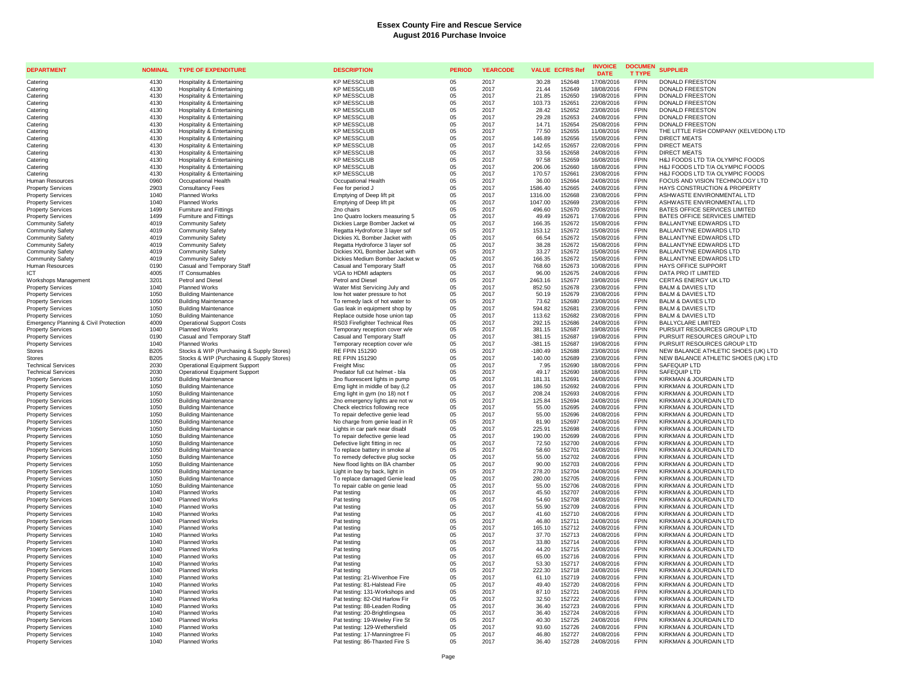# Essex County Fire and Rescue Service
## August 2016 Purchase Invoice

| DEPARTMENT | NOMINAL | TYPE OF EXPENDITURE | DESCRIPTION | PERIOD | YEARCODE | VALUE | ECFRS Ref | INVOICE DATE | DOCUMENT TYPE | SUPPLIER |
|---|---|---|---|---|---|---|---|---|---|---|
| Catering | 4130 | Hospitality & Entertaining | KP MESSCLUB | 05 | 2017 | 30.28 | 152648 | 17/08/2016 | FPIN | DONALD FREESTON |
| Catering | 4130 | Hospitality & Entertaining | KP MESSCLUB | 05 | 2017 | 21.44 | 152649 | 18/08/2016 | FPIN | DONALD FREESTON |
| Catering | 4130 | Hospitality & Entertaining | KP MESSCLUB | 05 | 2017 | 21.85 | 152650 | 19/08/2016 | FPIN | DONALD FREESTON |
| Catering | 4130 | Hospitality & Entertaining | KP MESSCLUB | 05 | 2017 | 103.73 | 152651 | 22/08/2016 | FPIN | DONALD FREESTON |
| Catering | 4130 | Hospitality & Entertaining | KP MESSCLUB | 05 | 2017 | 28.42 | 152652 | 23/08/2016 | FPIN | DONALD FREESTON |
| Catering | 4130 | Hospitality & Entertaining | KP MESSCLUB | 05 | 2017 | 29.28 | 152653 | 24/08/2016 | FPIN | DONALD FREESTON |
| Catering | 4130 | Hospitality & Entertaining | KP MESSCLUB | 05 | 2017 | 14.71 | 152654 | 25/08/2016 | FPIN | DONALD FREESTON |
| Catering | 4130 | Hospitality & Entertaining | KP MESSCLUB | 05 | 2017 | 77.50 | 152655 | 11/08/2016 | FPIN | THE LITTLE FISH COMPANY (KELVEDON) LTD |
| Catering | 4130 | Hospitality & Entertaining | KP MESSCLUB | 05 | 2017 | 146.89 | 152656 | 15/08/2016 | FPIN | DIRECT MEATS |
| Catering | 4130 | Hospitality & Entertaining | KP MESSCLUB | 05 | 2017 | 142.65 | 152657 | 22/08/2016 | FPIN | DIRECT MEATS |
| Catering | 4130 | Hospitality & Entertaining | KP MESSCLUB | 05 | 2017 | 33.56 | 152658 | 24/08/2016 | FPIN | DIRECT MEATS |
| Catering | 4130 | Hospitality & Entertaining | KP MESSCLUB | 05 | 2017 | 97.58 | 152659 | 16/08/2016 | FPIN | H&J FOODS LTD T/A OLYMPIC FOODS |
| Catering | 4130 | Hospitality & Entertaining | KP MESSCLUB | 05 | 2017 | 206.06 | 152660 | 18/08/2016 | FPIN | H&J FOODS LTD T/A OLYMPIC FOODS |
| Catering | 4130 | Hospitality & Entertaining | KP MESSCLUB | 05 | 2017 | 170.57 | 152661 | 23/08/2016 | FPIN | H&J FOODS LTD T/A OLYMPIC FOODS |
| Human Resources | 0960 | Occupational Health | Occupational Health | 05 | 2017 | 36.00 | 152664 | 24/08/2016 | FPIN | FOCUS AND VISION TECHNOLOGY LTD |
| Property Services | 2903 | Consultancy Fees | Fee for period J | 05 | 2017 | 1586.40 | 152665 | 24/08/2016 | FPIN | HAYS CONSTRUCTION & PROPERTY |
| Property Services | 1040 | Planned Works | Emptying of Deep lift pit | 05 | 2017 | 1316.00 | 152668 | 23/08/2016 | FPIN | ASHWASTE ENVIRONMENTAL LTD |
| Property Services | 1040 | Planned Works | Emptying of Deep lift pit | 05 | 2017 | 1047.00 | 152669 | 23/08/2016 | FPIN | ASHWASTE ENVIRONMENTAL LTD |
| Property Services | 1499 | Furniture and Fittings | 2no chairs | 05 | 2017 | 496.60 | 152670 | 25/08/2016 | FPIN | BATES OFFICE SERVICES LIMITED |
| Property Services | 1499 | Furniture and Fittings | 1no Quatro lockers measuring 5 | 05 | 2017 | 49.49 | 152671 | 17/08/2016 | FPIN | BATES OFFICE SERVICES LIMITED |
| Community Safety | 4019 | Community Safety | Dickies Large Bomber Jacket wi | 05 | 2017 | 166.35 | 152672 | 15/08/2016 | FPIN | BALLANTYNE EDWARDS LTD |
| Community Safety | 4019 | Community Safety | Regatta Hydroforce 3 layer sof | 05 | 2017 | 153.12 | 152672 | 15/08/2016 | FPIN | BALLANTYNE EDWARDS LTD |
| Community Safety | 4019 | Community Safety | Dickies XL Bomber Jacket with | 05 | 2017 | 66.54 | 152672 | 15/08/2016 | FPIN | BALLANTYNE EDWARDS LTD |
| Community Safety | 4019 | Community Safety | Regatta Hydroforce 3 layer sof | 05 | 2017 | 38.28 | 152672 | 15/08/2016 | FPIN | BALLANTYNE EDWARDS LTD |
| Community Safety | 4019 | Community Safety | Dickies XXL Bomber Jacket with | 05 | 2017 | 33.27 | 152672 | 15/08/2016 | FPIN | BALLANTYNE EDWARDS LTD |
| Community Safety | 4019 | Community Safety | Dickies Medium Bomber Jacket w | 05 | 2017 | 166.35 | 152672 | 15/08/2016 | FPIN | BALLANTYNE EDWARDS LTD |
| Human Resources | 0190 | Casual and Temporary Staff | Casual and Temporary Staff | 05 | 2017 | 768.60 | 152673 | 10/08/2016 | FPIN | HAYS OFFICE SUPPORT |
| ICT | 4005 | IT Consumables | VGA to HDMI adapters | 05 | 2017 | 96.00 | 152675 | 24/08/2016 | FPIN | DATA PRO IT LIMITED |
| Workshops Management | 3201 | Petrol and Diesel | Petrol and Diesel | 05 | 2017 | 2463.16 | 152677 | 19/08/2016 | FPIN | CERTAS ENERGY UK LTD |
| Property Services | 1040 | Planned Works | Water Mist Servicing July and | 05 | 2017 | 852.50 | 152678 | 23/08/2016 | FPIN | BALM & DAVIES LTD |
| Property Services | 1050 | Building Maintenance | low hot water pressure to hot | 05 | 2017 | 50.19 | 152679 | 23/08/2016 | FPIN | BALM & DAVIES LTD |
| Property Services | 1050 | Building Maintenance | To remedy lack of hot water to | 05 | 2017 | 73.62 | 152680 | 23/08/2016 | FPIN | BALM & DAVIES LTD |
| Property Services | 1050 | Building Maintenance | Gas leak in equipment shop by | 05 | 2017 | 594.82 | 152681 | 23/08/2016 | FPIN | BALM & DAVIES LTD |
| Property Services | 1050 | Building Maintenance | Replace outside hose union tap | 05 | 2017 | 113.62 | 152682 | 23/08/2016 | FPIN | BALM & DAVIES LTD |
| Emergency Planning & Civil Protection | 4009 | Operational Support Costs | RS03 Firefighter Technical Res | 05 | 2017 | 292.15 | 152686 | 24/08/2016 | FPIN | BALLYCLARE LIMITED |
| Property Services | 1040 | Planned Works | Temporary reception cover w/e | 05 | 2017 | 381.15 | 152687 | 19/08/2016 | FPIN | PURSUIT RESOURCES GROUP LTD |
| Property Services | 0190 | Casual and Temporary Staff | Casual and Temporary Staff | 05 | 2017 | 381.15 | 152687 | 19/08/2016 | FPIN | PURSUIT RESOURCES GROUP LTD |
| Property Services | 1040 | Planned Works | Temporary reception cover w/e | 05 | 2017 | -381.15 | 152687 | 19/08/2016 | FPIN | PURSUIT RESOURCES GROUP LTD |
| Stores | B205 | Stocks & WIP (Purchasing & Supply Stores) | RE FPIN 151290 | 05 | 2017 | -180.49 | 152688 | 23/08/2016 | FPIN | NEW BALANCE ATHLETIC SHOES (UK) LTD |
| Stores | B205 | Stocks & WIP (Purchasing & Supply Stores) | RE FPIN 151290 | 05 | 2017 | 140.00 | 152689 | 23/08/2016 | FPIN | NEW BALANCE ATHLETIC SHOES (UK) LTD |
| Technical Services | 2030 | Operational Equipment Support | Freight Misc | 05 | 2017 | 7.95 | 152690 | 18/08/2016 | FPIN | SAFEQUIP LTD |
| Technical Services | 2030 | Operational Equipment Support | Predator full cut helmet - bla | 05 | 2017 | 49.17 | 152690 | 18/08/2016 | FPIN | SAFEQUIP LTD |
| Property Services | 1050 | Building Maintenance | 3no fluorescent lights in pump | 05 | 2017 | 181.31 | 152691 | 24/08/2016 | FPIN | KIRKMAN & JOURDAIN LTD |
| Property Services | 1050 | Building Maintenance | Emg light in middle of bay (L2 | 05 | 2017 | 186.50 | 152692 | 24/08/2016 | FPIN | KIRKMAN & JOURDAIN LTD |
| Property Services | 1050 | Building Maintenance | Emg light in gym (no 18) not f | 05 | 2017 | 208.24 | 152693 | 24/08/2016 | FPIN | KIRKMAN & JOURDAIN LTD |
| Property Services | 1050 | Building Maintenance | 2no emergency lights are not w | 05 | 2017 | 125.84 | 152694 | 24/08/2016 | FPIN | KIRKMAN & JOURDAIN LTD |
| Property Services | 1050 | Building Maintenance | Check electrics following rece | 05 | 2017 | 55.00 | 152695 | 24/08/2016 | FPIN | KIRKMAN & JOURDAIN LTD |
| Property Services | 1050 | Building Maintenance | To repair defective genie lead | 05 | 2017 | 55.00 | 152696 | 24/08/2016 | FPIN | KIRKMAN & JOURDAIN LTD |
| Property Services | 1050 | Building Maintenance | No charge from genie lead in R | 05 | 2017 | 81.90 | 152697 | 24/08/2016 | FPIN | KIRKMAN & JOURDAIN LTD |
| Property Services | 1050 | Building Maintenance | Lights in car park near disabl | 05 | 2017 | 225.91 | 152698 | 24/08/2016 | FPIN | KIRKMAN & JOURDAIN LTD |
| Property Services | 1050 | Building Maintenance | To repair defective genie lead | 05 | 2017 | 190.00 | 152699 | 24/08/2016 | FPIN | KIRKMAN & JOURDAIN LTD |
| Property Services | 1050 | Building Maintenance | Defective light fitting in rec | 05 | 2017 | 72.50 | 152700 | 24/08/2016 | FPIN | KIRKMAN & JOURDAIN LTD |
| Property Services | 1050 | Building Maintenance | To replace battery in smoke al | 05 | 2017 | 58.60 | 152701 | 24/08/2016 | FPIN | KIRKMAN & JOURDAIN LTD |
| Property Services | 1050 | Building Maintenance | To remedy defective plug socke | 05 | 2017 | 55.00 | 152702 | 24/08/2016 | FPIN | KIRKMAN & JOURDAIN LTD |
| Property Services | 1050 | Building Maintenance | New flood lights on BA chamber | 05 | 2017 | 90.00 | 152703 | 24/08/2016 | FPIN | KIRKMAN & JOURDAIN LTD |
| Property Services | 1050 | Building Maintenance | Light in bay by back, light in | 05 | 2017 | 278.20 | 152704 | 24/08/2016 | FPIN | KIRKMAN & JOURDAIN LTD |
| Property Services | 1050 | Building Maintenance | To replace damaged Genie lead | 05 | 2017 | 280.00 | 152705 | 24/08/2016 | FPIN | KIRKMAN & JOURDAIN LTD |
| Property Services | 1050 | Building Maintenance | To repair cable on genie lead | 05 | 2017 | 55.00 | 152706 | 24/08/2016 | FPIN | KIRKMAN & JOURDAIN LTD |
| Property Services | 1040 | Planned Works | Pat testing | 05 | 2017 | 45.50 | 152707 | 24/08/2016 | FPIN | KIRKMAN & JOURDAIN LTD |
| Property Services | 1040 | Planned Works | Pat testing | 05 | 2017 | 54.60 | 152708 | 24/08/2016 | FPIN | KIRKMAN & JOURDAIN LTD |
| Property Services | 1040 | Planned Works | Pat testing | 05 | 2017 | 55.90 | 152709 | 24/08/2016 | FPIN | KIRKMAN & JOURDAIN LTD |
| Property Services | 1040 | Planned Works | Pat testing | 05 | 2017 | 41.60 | 152710 | 24/08/2016 | FPIN | KIRKMAN & JOURDAIN LTD |
| Property Services | 1040 | Planned Works | Pat testing | 05 | 2017 | 46.80 | 152711 | 24/08/2016 | FPIN | KIRKMAN & JOURDAIN LTD |
| Property Services | 1040 | Planned Works | Pat testing | 05 | 2017 | 165.10 | 152712 | 24/08/2016 | FPIN | KIRKMAN & JOURDAIN LTD |
| Property Services | 1040 | Planned Works | Pat testing | 05 | 2017 | 37.70 | 152713 | 24/08/2016 | FPIN | KIRKMAN & JOURDAIN LTD |
| Property Services | 1040 | Planned Works | Pat testing | 05 | 2017 | 33.80 | 152714 | 24/08/2016 | FPIN | KIRKMAN & JOURDAIN LTD |
| Property Services | 1040 | Planned Works | Pat testing | 05 | 2017 | 44.20 | 152715 | 24/08/2016 | FPIN | KIRKMAN & JOURDAIN LTD |
| Property Services | 1040 | Planned Works | Pat testing | 05 | 2017 | 65.00 | 152716 | 24/08/2016 | FPIN | KIRKMAN & JOURDAIN LTD |
| Property Services | 1040 | Planned Works | Pat testing | 05 | 2017 | 53.30 | 152717 | 24/08/2016 | FPIN | KIRKMAN & JOURDAIN LTD |
| Property Services | 1040 | Planned Works | Pat testing | 05 | 2017 | 222.30 | 152718 | 24/08/2016 | FPIN | KIRKMAN & JOURDAIN LTD |
| Property Services | 1040 | Planned Works | Pat testing: 21-Wivenhoe Fire | 05 | 2017 | 61.10 | 152719 | 24/08/2016 | FPIN | KIRKMAN & JOURDAIN LTD |
| Property Services | 1040 | Planned Works | Pat testing: 81-Halstead Fire | 05 | 2017 | 49.40 | 152720 | 24/08/2016 | FPIN | KIRKMAN & JOURDAIN LTD |
| Property Services | 1040 | Planned Works | Pat testing: 131-Workshops and | 05 | 2017 | 87.10 | 152721 | 24/08/2016 | FPIN | KIRKMAN & JOURDAIN LTD |
| Property Services | 1040 | Planned Works | Pat testing: 82-Old Harlow Fir | 05 | 2017 | 32.50 | 152722 | 24/08/2016 | FPIN | KIRKMAN & JOURDAIN LTD |
| Property Services | 1040 | Planned Works | Pat testing: 88-Leaden Roding | 05 | 2017 | 36.40 | 152723 | 24/08/2016 | FPIN | KIRKMAN & JOURDAIN LTD |
| Property Services | 1040 | Planned Works | Pat testing: 20-Brightlingsea | 05 | 2017 | 36.40 | 152724 | 24/08/2016 | FPIN | KIRKMAN & JOURDAIN LTD |
| Property Services | 1040 | Planned Works | Pat testing: 19-Weeley Fire St | 05 | 2017 | 40.30 | 152725 | 24/08/2016 | FPIN | KIRKMAN & JOURDAIN LTD |
| Property Services | 1040 | Planned Works | Pat testing: 129-Wethersfield | 05 | 2017 | 93.60 | 152726 | 24/08/2016 | FPIN | KIRKMAN & JOURDAIN LTD |
| Property Services | 1040 | Planned Works | Pat testing: 17-Manningtree Fi | 05 | 2017 | 46.80 | 152727 | 24/08/2016 | FPIN | KIRKMAN & JOURDAIN LTD |
| Property Services | 1040 | Planned Works | Pat testing: 86-Thaxted Fire S | 05 | 2017 | 36.40 | 152728 | 24/08/2016 | FPIN | KIRKMAN & JOURDAIN LTD |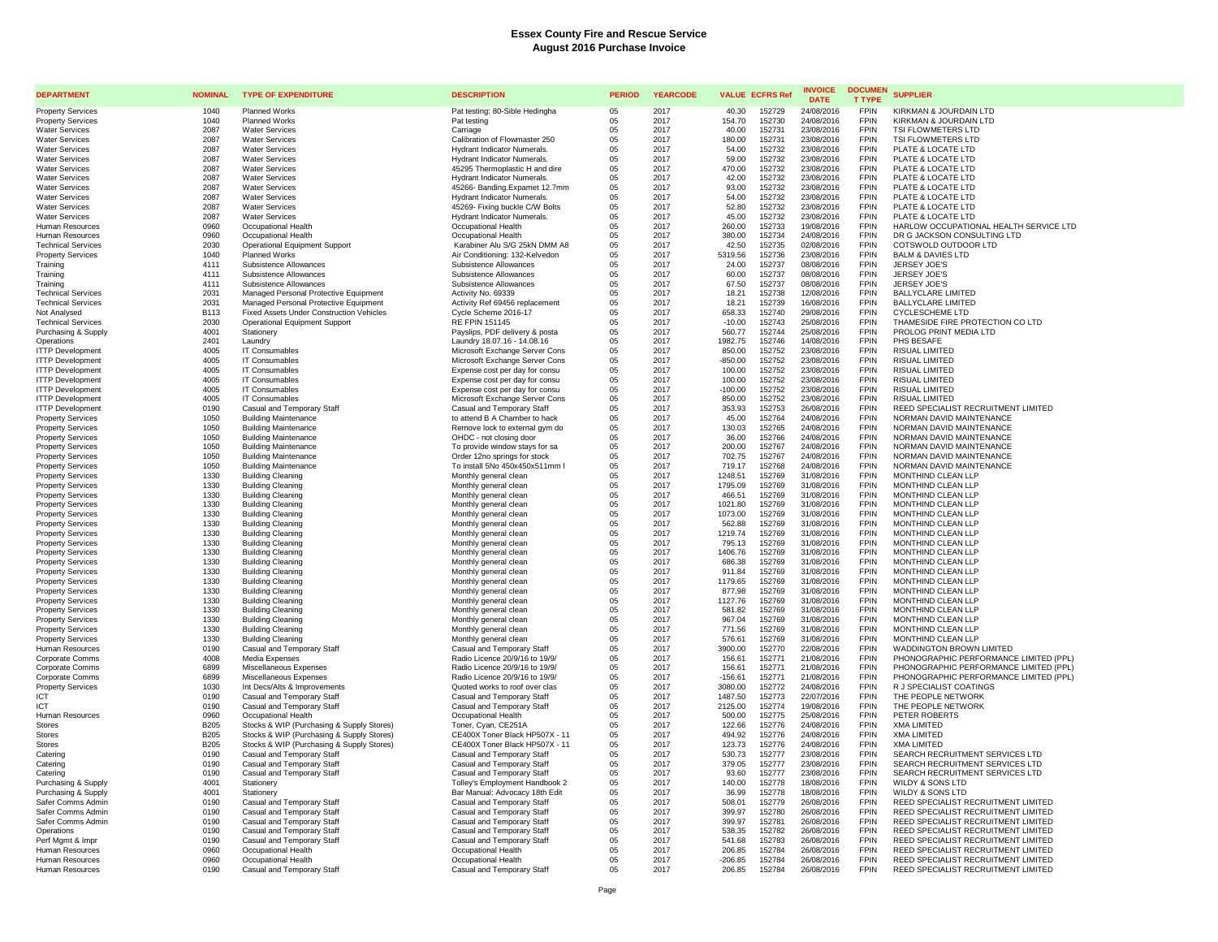# Essex County Fire and Rescue Service
## August 2016 Purchase Invoice

| DEPARTMENT | NOMINAL | TYPE OF EXPENDITURE | DESCRIPTION | PERIOD | YEARCODE | VALUE | ECFRS Ref | INVOICE DATE | DOCUMENT TYPE | SUPPLIER |
|---|---|---|---|---|---|---|---|---|---|---|
| Property Services | 1040 | Planned Works | Pat testing: 80-Sible Hedingha | 05 | 2017 | 40.30 | 152729 | 24/08/2016 | FPIN | KIRKMAN & JOURDAIN LTD |
| Property Services | 1040 | Planned Works | Pat testing | 05 | 2017 | 154.70 | 152730 | 24/08/2016 | FPIN | KIRKMAN & JOURDAIN LTD |
| Water Services | 2087 | Water Services | Carriage | 05 | 2017 | 40.00 | 152731 | 23/08/2016 | FPIN | TSI FLOWMETERS LTD |
| Water Services | 2087 | Water Services | Calibration of Flowmaster 250 | 05 | 2017 | 180.00 | 152731 | 23/08/2016 | FPIN | TSI FLOWMETERS LTD |
| Water Services | 2087 | Water Services | Hydrant Indicator Numerals. | 05 | 2017 | 54.00 | 152732 | 23/08/2016 | FPIN | PLATE & LOCATE LTD |
| Water Services | 2087 | Water Services | Hydrant Indicator Numerals. | 05 | 2017 | 59.00 | 152732 | 23/08/2016 | FPIN | PLATE & LOCATE LTD |
| Water Services | 2087 | Water Services | 45295 Thermoplastic H and dire | 05 | 2017 | 470.00 | 152732 | 23/08/2016 | FPIN | PLATE & LOCATE LTD |
| Water Services | 2087 | Water Services | Hydrant Indicator Numerals. | 05 | 2017 | 42.00 | 152732 | 23/08/2016 | FPIN | PLATE & LOCATE LTD |
| Water Services | 2087 | Water Services | 45266- Banding.Expamet 12.7mm | 05 | 2017 | 93.00 | 152732 | 23/08/2016 | FPIN | PLATE & LOCATE LTD |
| Water Services | 2087 | Water Services | Hydrant Indicator Numerals. | 05 | 2017 | 54.00 | 152732 | 23/08/2016 | FPIN | PLATE & LOCATE LTD |
| Water Services | 2087 | Water Services | 45269- Fixing buckle C/W Bolts | 05 | 2017 | 52.80 | 152732 | 23/08/2016 | FPIN | PLATE & LOCATE LTD |
| Water Services | 2087 | Water Services | Hydrant Indicator Numerals. | 05 | 2017 | 45.00 | 152732 | 23/08/2016 | FPIN | PLATE & LOCATE LTD |
| Human Resources | 0960 | Occupational Health | Occupational Health | 05 | 2017 | 260.00 | 152733 | 19/08/2016 | FPIN | HARLOW OCCUPATIONAL HEALTH SERVICE LTD |
| Human Resources | 0960 | Occupational Health | Occupational Health | 05 | 2017 | 380.00 | 152734 | 24/08/2016 | FPIN | DR G JACKSON CONSULTING LTD |
| Technical Services | 2030 | Operational Equipment Support | Karabiner Alu S/G 25kN DMM A8 | 05 | 2017 | 42.50 | 152735 | 02/08/2016 | FPIN | COTSWOLD OUTDOOR LTD |
| Property Services | 1040 | Planned Works | Air Conditioning: 132-Kelvedon | 05 | 2017 | 5319.56 | 152736 | 23/08/2016 | FPIN | BALM & DAVIES LTD |
| Training | 4111 | Subsistence Allowances | Subsistence Allowances | 05 | 2017 | 24.00 | 152737 | 08/08/2016 | FPIN | JERSEY JOE'S |
| Training | 4111 | Subsistence Allowances | Subsistence Allowances | 05 | 2017 | 60.00 | 152737 | 08/08/2016 | FPIN | JERSEY JOE'S |
| Training | 4111 | Subsistence Allowances | Subsistence Allowances | 05 | 2017 | 67.50 | 152737 | 08/08/2016 | FPIN | JERSEY JOE'S |
| Technical Services | 2031 | Managed Personal Protective Equipment | Activity No. 69339 | 05 | 2017 | 18.21 | 152738 | 12/08/2016 | FPIN | BALLYCLARE LIMITED |
| Technical Services | 2031 | Managed Personal Protective Equipment | Activity Ref 69456 replacement | 05 | 2017 | 18.21 | 152739 | 16/08/2016 | FPIN | BALLYCLARE LIMITED |
| Not Analysed | B113 | Fixed Assets Under Construction Vehicles | Cycle Scheme 2016-17 | 05 | 2017 | 658.33 | 152740 | 29/08/2016 | FPIN | CYCLESCHEME LTD |
| Technical Services | 2030 | Operational Equipment Support | RE FPIN 151145 | 05 | 2017 | -10.00 | 152743 | 25/08/2016 | FPIN | THAMESIDE FIRE PROTECTION CO LTD |
| Purchasing & Supply | 4001 | Stationery | Payslips, PDF delivery & posta | 05 | 2017 | 560.77 | 152744 | 25/08/2016 | FPIN | PROLOG PRINT MEDIA LTD |
| Operations | 2401 | Laundry | Laundry 18.07.16 - 14.08.16 | 05 | 2017 | 1982.75 | 152746 | 14/08/2016 | FPIN | PHS BESAFE |
| ITTP Development | 4005 | IT Consumables | Microsoft Exchange Server Cons | 05 | 2017 | 850.00 | 152752 | 23/08/2016 | FPIN | RISUAL LIMITED |
| ITTP Development | 4005 | IT Consumables | Microsoft Exchange Server Cons | 05 | 2017 | -850.00 | 152752 | 23/08/2016 | FPIN | RISUAL LIMITED |
| ITTP Development | 4005 | IT Consumables | Expense cost per day for consu | 05 | 2017 | 100.00 | 152752 | 23/08/2016 | FPIN | RISUAL LIMITED |
| ITTP Development | 4005 | IT Consumables | Expense cost per day for consu | 05 | 2017 | 100.00 | 152752 | 23/08/2016 | FPIN | RISUAL LIMITED |
| ITTP Development | 4005 | IT Consumables | Expense cost per day for consu | 05 | 2017 | -100.00 | 152752 | 23/08/2016 | FPIN | RISUAL LIMITED |
| ITTP Development | 4005 | IT Consumables | Microsoft Exchange Server Cons | 05 | 2017 | 850.00 | 152752 | 23/08/2016 | FPIN | RISUAL LIMITED |
| ITTP Development | 0190 | Casual and Temporary Staff | Casual and Temporary Staff | 05 | 2017 | 353.93 | 152753 | 26/08/2016 | FPIN | REED SPECIALIST RECRUITMENT LIMITED |
| Property Services | 1050 | Building Maintenance | to attend B A Chamber to hack | 05 | 2017 | 45.00 | 152764 | 24/08/2016 | FPIN | NORMAN DAVID MAINTENANCE |
| Property Services | 1050 | Building Maintenance | Remove lock to external gym do | 05 | 2017 | 130.03 | 152765 | 24/08/2016 | FPIN | NORMAN DAVID MAINTENANCE |
| Property Services | 1050 | Building Maintenance | OHDC - not closing door | 05 | 2017 | 36.00 | 152766 | 24/08/2016 | FPIN | NORMAN DAVID MAINTENANCE |
| Property Services | 1050 | Building Maintenance | To provide window stays for sa | 05 | 2017 | 200.00 | 152767 | 24/08/2016 | FPIN | NORMAN DAVID MAINTENANCE |
| Property Services | 1050 | Building Maintenance | Order 12no springs for stock | 05 | 2017 | 702.75 | 152767 | 24/08/2016 | FPIN | NORMAN DAVID MAINTENANCE |
| Property Services | 1050 | Building Maintenance | To install 5No 450x450x511mm l | 05 | 2017 | 719.17 | 152768 | 24/08/2016 | FPIN | NORMAN DAVID MAINTENANCE |
| Property Services | 1330 | Building Cleaning | Monthly general clean | 05 | 2017 | 1248.51 | 152769 | 31/08/2016 | FPIN | MONTHIND CLEAN LLP |
| Property Services | 1330 | Building Cleaning | Monthly general clean | 05 | 2017 | 1795.09 | 152769 | 31/08/2016 | FPIN | MONTHIND CLEAN LLP |
| Property Services | 1330 | Building Cleaning | Monthly general clean | 05 | 2017 | 466.51 | 152769 | 31/08/2016 | FPIN | MONTHIND CLEAN LLP |
| Property Services | 1330 | Building Cleaning | Monthly general clean | 05 | 2017 | 1021.80 | 152769 | 31/08/2016 | FPIN | MONTHIND CLEAN LLP |
| Property Services | 1330 | Building Cleaning | Monthly general clean | 05 | 2017 | 1073.00 | 152769 | 31/08/2016 | FPIN | MONTHIND CLEAN LLP |
| Property Services | 1330 | Building Cleaning | Monthly general clean | 05 | 2017 | 562.88 | 152769 | 31/08/2016 | FPIN | MONTHIND CLEAN LLP |
| Property Services | 1330 | Building Cleaning | Monthly general clean | 05 | 2017 | 1219.74 | 152769 | 31/08/2016 | FPIN | MONTHIND CLEAN LLP |
| Property Services | 1330 | Building Cleaning | Monthly general clean | 05 | 2017 | 795.13 | 152769 | 31/08/2016 | FPIN | MONTHIND CLEAN LLP |
| Property Services | 1330 | Building Cleaning | Monthly general clean | 05 | 2017 | 1406.76 | 152769 | 31/08/2016 | FPIN | MONTHIND CLEAN LLP |
| Property Services | 1330 | Building Cleaning | Monthly general clean | 05 | 2017 | 686.38 | 152769 | 31/08/2016 | FPIN | MONTHIND CLEAN LLP |
| Property Services | 1330 | Building Cleaning | Monthly general clean | 05 | 2017 | 911.84 | 152769 | 31/08/2016 | FPIN | MONTHIND CLEAN LLP |
| Property Services | 1330 | Building Cleaning | Monthly general clean | 05 | 2017 | 1179.65 | 152769 | 31/08/2016 | FPIN | MONTHIND CLEAN LLP |
| Property Services | 1330 | Building Cleaning | Monthly general clean | 05 | 2017 | 877.98 | 152769 | 31/08/2016 | FPIN | MONTHIND CLEAN LLP |
| Property Services | 1330 | Building Cleaning | Monthly general clean | 05 | 2017 | 1127.76 | 152769 | 31/08/2016 | FPIN | MONTHIND CLEAN LLP |
| Property Services | 1330 | Building Cleaning | Monthly general clean | 05 | 2017 | 581.82 | 152769 | 31/08/2016 | FPIN | MONTHIND CLEAN LLP |
| Property Services | 1330 | Building Cleaning | Monthly general clean | 05 | 2017 | 967.04 | 152769 | 31/08/2016 | FPIN | MONTHIND CLEAN LLP |
| Property Services | 1330 | Building Cleaning | Monthly general clean | 05 | 2017 | 771.56 | 152769 | 31/08/2016 | FPIN | MONTHIND CLEAN LLP |
| Property Services | 1330 | Building Cleaning | Monthly general clean | 05 | 2017 | 576.61 | 152769 | 31/08/2016 | FPIN | MONTHIND CLEAN LLP |
| Human Resources | 0190 | Casual and Temporary Staff | Casual and Temporary Staff | 05 | 2017 | 3900.00 | 152770 | 22/08/2016 | FPIN | WADDINGTON BROWN LIMITED |
| Corporate Comms | 4008 | Media Expenses | Radio Licence 20/9/16 to 19/9/ | 05 | 2017 | 156.61 | 152771 | 21/08/2016 | FPIN | PHONOGRAPHIC PERFORMANCE LIMITED (PPL) |
| Corporate Comms | 6899 | Miscellaneous Expenses | Radio Licence 20/9/16 to 19/9/ | 05 | 2017 | 156.61 | 152771 | 21/08/2016 | FPIN | PHONOGRAPHIC PERFORMANCE LIMITED (PPL) |
| Corporate Comms | 6899 | Miscellaneous Expenses | Radio Licence 20/9/16 to 19/9/ | 05 | 2017 | -156.61 | 152771 | 21/08/2016 | FPIN | PHONOGRAPHIC PERFORMANCE LIMITED (PPL) |
| Property Services | 1030 | Int Decs/Alts & Improvements | Quoted works to roof over clas | 05 | 2017 | 3080.00 | 152772 | 24/08/2016 | FPIN | R J SPECIALIST COATINGS |
| ICT | 0190 | Casual and Temporary Staff | Casual and Temporary Staff | 05 | 2017 | 1487.50 | 152773 | 22/07/2016 | FPIN | THE PEOPLE NETWORK |
| ICT | 0190 | Casual and Temporary Staff | Casual and Temporary Staff | 05 | 2017 | 2125.00 | 152774 | 19/08/2016 | FPIN | THE PEOPLE NETWORK |
| Human Resources | 0960 | Occupational Health | Occupational Health | 05 | 2017 | 500.00 | 152775 | 25/08/2016 | FPIN | PETER ROBERTS |
| Stores | B205 | Stocks & WIP (Purchasing & Supply Stores) | Toner, Cyan, CE251A | 05 | 2017 | 122.66 | 152776 | 24/08/2016 | FPIN | XMA LIMITED |
| Stores | B205 | Stocks & WIP (Purchasing & Supply Stores) | CE400X Toner Black HP507X - 11 | 05 | 2017 | 494.92 | 152776 | 24/08/2016 | FPIN | XMA LIMITED |
| Stores | B205 | Stocks & WIP (Purchasing & Supply Stores) | CE400X Toner Black HP507X - 11 | 05 | 2017 | 123.73 | 152776 | 24/08/2016 | FPIN | XMA LIMITED |
| Catering | 0190 | Casual and Temporary Staff | Casual and Temporary Staff | 05 | 2017 | 530.73 | 152777 | 23/08/2016 | FPIN | SEARCH RECRUITMENT SERVICES LTD |
| Catering | 0190 | Casual and Temporary Staff | Casual and Temporary Staff | 05 | 2017 | 379.05 | 152777 | 23/08/2016 | FPIN | SEARCH RECRUITMENT SERVICES LTD |
| Catering | 0190 | Casual and Temporary Staff | Casual and Temporary Staff | 05 | 2017 | 93.60 | 152777 | 23/08/2016 | FPIN | SEARCH RECRUITMENT SERVICES LTD |
| Purchasing & Supply | 4001 | Stationery | Tolley's Employment Handbook 2 | 05 | 2017 | 140.00 | 152778 | 18/08/2016 | FPIN | WILDY & SONS LTD |
| Purchasing & Supply | 4001 | Stationery | Bar Manual: Advocacy 18th Edit | 05 | 2017 | 36.99 | 152778 | 18/08/2016 | FPIN | WILDY & SONS LTD |
| Safer Comms Admin | 0190 | Casual and Temporary Staff | Casual and Temporary Staff | 05 | 2017 | 508.01 | 152779 | 26/08/2016 | FPIN | REED SPECIALIST RECRUITMENT LIMITED |
| Safer Comms Admin | 0190 | Casual and Temporary Staff | Casual and Temporary Staff | 05 | 2017 | 399.97 | 152780 | 26/08/2016 | FPIN | REED SPECIALIST RECRUITMENT LIMITED |
| Safer Comms Admin | 0190 | Casual and Temporary Staff | Casual and Temporary Staff | 05 | 2017 | 399.97 | 152781 | 26/08/2016 | FPIN | REED SPECIALIST RECRUITMENT LIMITED |
| Operations | 0190 | Casual and Temporary Staff | Casual and Temporary Staff | 05 | 2017 | 538.35 | 152782 | 26/08/2016 | FPIN | REED SPECIALIST RECRUITMENT LIMITED |
| Perf Mgmt & Impr | 0190 | Casual and Temporary Staff | Casual and Temporary Staff | 05 | 2017 | 541.68 | 152783 | 26/08/2016 | FPIN | REED SPECIALIST RECRUITMENT LIMITED |
| Human Resources | 0960 | Occupational Health | Occupational Health | 05 | 2017 | 206.85 | 152784 | 26/08/2016 | FPIN | REED SPECIALIST RECRUITMENT LIMITED |
| Human Resources | 0960 | Occupational Health | Occupational Health | 05 | 2017 | -206.85 | 152784 | 26/08/2016 | FPIN | REED SPECIALIST RECRUITMENT LIMITED |
| Human Resources | 0190 | Casual and Temporary Staff | Casual and Temporary Staff | 05 | 2017 | 206.85 | 152784 | 26/08/2016 | FPIN | REED SPECIALIST RECRUITMENT LIMITED |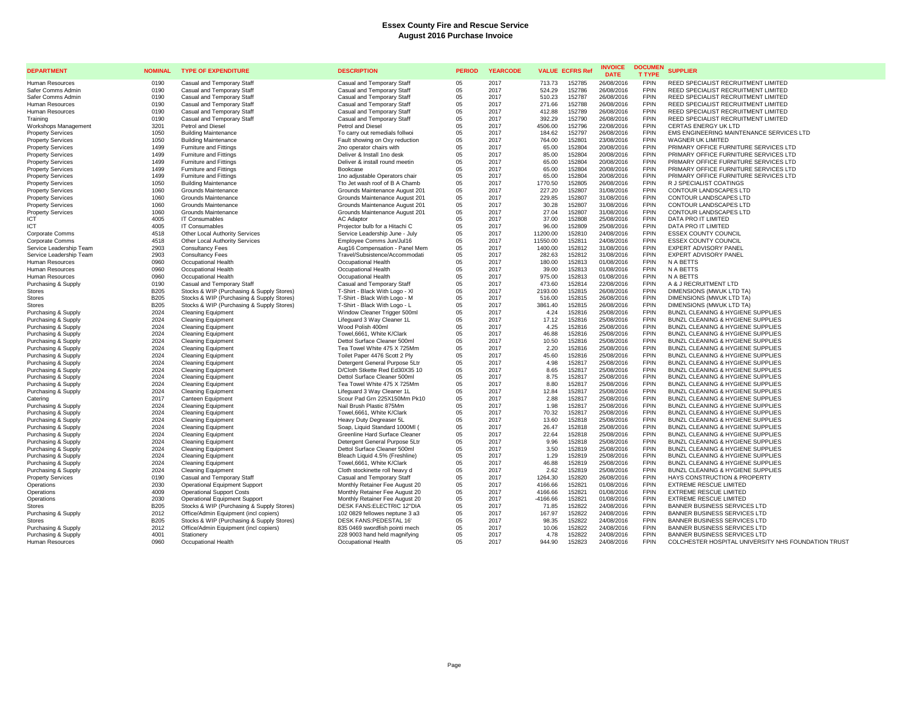# Essex County Fire and Rescue Service
## August 2016 Purchase Invoice

| DEPARTMENT | NOMINAL | TYPE OF EXPENDITURE | DESCRIPTION | PERIOD | YEARCODE | VALUE | ECFRS Ref | INVOICE DATE | DOCUMENT TYPE | SUPPLIER |
|---|---|---|---|---|---|---|---|---|---|---|
| Human Resources | 0190 | Casual and Temporary Staff | Casual and Temporary Staff | 05 | 2017 | 713.73 | 152785 | 26/08/2016 | FPIN | REED SPECIALIST RECRUITMENT LIMITED |
| Safer Comms Admin | 0190 | Casual and Temporary Staff | Casual and Temporary Staff | 05 | 2017 | 524.29 | 152786 | 26/08/2016 | FPIN | REED SPECIALIST RECRUITMENT LIMITED |
| Safer Comms Admin | 0190 | Casual and Temporary Staff | Casual and Temporary Staff | 05 | 2017 | 510.23 | 152787 | 26/08/2016 | FPIN | REED SPECIALIST RECRUITMENT LIMITED |
| Human Resources | 0190 | Casual and Temporary Staff | Casual and Temporary Staff | 05 | 2017 | 271.66 | 152788 | 26/08/2016 | FPIN | REED SPECIALIST RECRUITMENT LIMITED |
| Human Resources | 0190 | Casual and Temporary Staff | Casual and Temporary Staff | 05 | 2017 | 412.88 | 152789 | 26/08/2016 | FPIN | REED SPECIALIST RECRUITMENT LIMITED |
| Training | 0190 | Casual and Temporary Staff | Casual and Temporary Staff | 05 | 2017 | 392.29 | 152790 | 26/08/2016 | FPIN | REED SPECIALIST RECRUITMENT LIMITED |
| Workshops Management | 3201 | Petrol and Diesel | Petrol and Diesel | 05 | 2017 | 4506.00 | 152796 | 22/08/2016 | FPIN | CERTAS ENERGY UK LTD |
| Property Services | 1050 | Building Maintenance | To carry out remedials followi | 05 | 2017 | 184.62 | 152797 | 26/08/2016 | FPIN | EMS ENGINEERING MAINTENANCE SERVICES LTD |
| Property Services | 1050 | Building Maintenance | Fault showing on Oxy reduction | 05 | 2017 | 764.00 | 152801 | 23/08/2016 | FPIN | WAGNER UK LIMITED |
| Property Services | 1499 | Furniture and Fittings | 2no operator chairs with | 05 | 2017 | 65.00 | 152804 | 20/08/2016 | FPIN | PRIMARY OFFICE FURNITURE SERVICES LTD |
| Property Services | 1499 | Furniture and Fittings | Deliver & Install 1no desk | 05 | 2017 | 85.00 | 152804 | 20/08/2016 | FPIN | PRIMARY OFFICE FURNITURE SERVICES LTD |
| Property Services | 1499 | Furniture and Fittings | Deliver & install round meetin | 05 | 2017 | 65.00 | 152804 | 20/08/2016 | FPIN | PRIMARY OFFICE FURNITURE SERVICES LTD |
| Property Services | 1499 | Furniture and Fittings | Bookcase | 05 | 2017 | 65.00 | 152804 | 20/08/2016 | FPIN | PRIMARY OFFICE FURNITURE SERVICES LTD |
| Property Services | 1499 | Furniture and Fittings | 1no adjustable Operators chair | 05 | 2017 | 65.00 | 152804 | 20/08/2016 | FPIN | PRIMARY OFFICE FURNITURE SERVICES LTD |
| Property Services | 1050 | Building Maintenance | Tto Jet wash roof of B A Chamb | 05 | 2017 | 1770.50 | 152805 | 26/08/2016 | FPIN | R J SPECIALIST COATINGS |
| Property Services | 1060 | Grounds Maintenance | Grounds Maintenance August 201 | 05 | 2017 | 227.20 | 152807 | 31/08/2016 | FPIN | CONTOUR LANDSCAPES LTD |
| Property Services | 1060 | Grounds Maintenance | Grounds Maintenance August 201 | 05 | 2017 | 229.85 | 152807 | 31/08/2016 | FPIN | CONTOUR LANDSCAPES LTD |
| Property Services | 1060 | Grounds Maintenance | Grounds Maintenance August 201 | 05 | 2017 | 30.28 | 152807 | 31/08/2016 | FPIN | CONTOUR LANDSCAPES LTD |
| Property Services | 1060 | Grounds Maintenance | Grounds Maintenance August 201 | 05 | 2017 | 27.04 | 152807 | 31/08/2016 | FPIN | CONTOUR LANDSCAPES LTD |
| ICT | 4005 | IT Consumables | AC Adaptor | 05 | 2017 | 37.00 | 152808 | 25/08/2016 | FPIN | DATA PRO IT LIMITED |
| ICT | 4005 | IT Consumables | Projector bulb for a Hitachi C | 05 | 2017 | 96.00 | 152809 | 25/08/2016 | FPIN | DATA PRO IT LIMITED |
| Corporate Comms | 4518 | Other Local Authority Services | Service Leadership June - July | 05 | 2017 | 11200.00 | 152810 | 24/08/2016 | FPIN | ESSEX COUNTY COUNCIL |
| Corporate Comms | 4518 | Other Local Authority Services | Employee Comms Jun/Jul16 | 05 | 2017 | 11550.00 | 152811 | 24/08/2016 | FPIN | ESSEX COUNTY COUNCIL |
| Service Leadership Team | 2903 | Consultancy Fees | Aug16 Compensation - Panel Mem | 05 | 2017 | 1400.00 | 152812 | 31/08/2016 | FPIN | EXPERT ADVISORY PANEL |
| Service Leadership Team | 2903 | Consultancy Fees | Travel/Subsistence/Accommodati | 05 | 2017 | 282.63 | 152812 | 31/08/2016 | FPIN | EXPERT ADVISORY PANEL |
| Human Resources | 0960 | Occupational Health | Occupational Health | 05 | 2017 | 180.00 | 152813 | 01/08/2016 | FPIN | N A BETTS |
| Human Resources | 0960 | Occupational Health | Occupational Health | 05 | 2017 | 39.00 | 152813 | 01/08/2016 | FPIN | N A BETTS |
| Human Resources | 0960 | Occupational Health | Occupational Health | 05 | 2017 | 975.00 | 152813 | 01/08/2016 | FPIN | N A BETTS |
| Purchasing & Supply | 0190 | Casual and Temporary Staff | Casual and Temporary Staff | 05 | 2017 | 473.60 | 152814 | 22/08/2016 | FPIN | A & J RECRUITMENT LTD |
| Stores | B205 | Stocks & WIP (Purchasing & Supply Stores) | T-Shirt - Black With Logo - Xl | 05 | 2017 | 2193.00 | 152815 | 26/08/2016 | FPIN | DIMENSIONS (MWUK LTD TA) |
| Stores | B205 | Stocks & WIP (Purchasing & Supply Stores) | T-Shirt - Black With Logo - M | 05 | 2017 | 516.00 | 152815 | 26/08/2016 | FPIN | DIMENSIONS (MWUK LTD TA) |
| Stores | B205 | Stocks & WIP (Purchasing & Supply Stores) | T-Shirt - Black With Logo - L | 05 | 2017 | 3861.40 | 152815 | 26/08/2016 | FPIN | DIMENSIONS (MWUK LTD TA) |
| Purchasing & Supply | 2024 | Cleaning Equipment | Window Cleaner Trigger 500ml | 05 | 2017 | 4.24 | 152816 | 25/08/2016 | FPIN | BUNZL CLEANING & HYGIENE SUPPLIES |
| Purchasing & Supply | 2024 | Cleaning Equipment | Lifeguard 3 Way Cleaner 1L | 05 | 2017 | 17.12 | 152816 | 25/08/2016 | FPIN | BUNZL CLEANING & HYGIENE SUPPLIES |
| Purchasing & Supply | 2024 | Cleaning Equipment | Wood Polish 400ml | 05 | 2017 | 4.25 | 152816 | 25/08/2016 | FPIN | BUNZL CLEANING & HYGIENE SUPPLIES |
| Purchasing & Supply | 2024 | Cleaning Equipment | Towel,6661, White K/Clark | 05 | 2017 | 46.88 | 152816 | 25/08/2016 | FPIN | BUNZL CLEANING & HYGIENE SUPPLIES |
| Purchasing & Supply | 2024 | Cleaning Equipment | Dettol Surface Cleaner 500ml | 05 | 2017 | 10.50 | 152816 | 25/08/2016 | FPIN | BUNZL CLEANING & HYGIENE SUPPLIES |
| Purchasing & Supply | 2024 | Cleaning Equipment | Tea Towel White 475 X 725Mm | 05 | 2017 | 2.20 | 152816 | 25/08/2016 | FPIN | BUNZL CLEANING & HYGIENE SUPPLIES |
| Purchasing & Supply | 2024 | Cleaning Equipment | Toilet Paper 4476 Scott 2 Ply | 05 | 2017 | 45.60 | 152816 | 25/08/2016 | FPIN | BUNZL CLEANING & HYGIENE SUPPLIES |
| Purchasing & Supply | 2024 | Cleaning Equipment | Detergent General Purpose 5Ltr | 05 | 2017 | 4.98 | 152817 | 25/08/2016 | FPIN | BUNZL CLEANING & HYGIENE SUPPLIES |
| Purchasing & Supply | 2024 | Cleaning Equipment | D/Cloth Stkette Red Ed30X35 10 | 05 | 2017 | 8.65 | 152817 | 25/08/2016 | FPIN | BUNZL CLEANING & HYGIENE SUPPLIES |
| Purchasing & Supply | 2024 | Cleaning Equipment | Dettol Surface Cleaner 500ml | 05 | 2017 | 8.75 | 152817 | 25/08/2016 | FPIN | BUNZL CLEANING & HYGIENE SUPPLIES |
| Purchasing & Supply | 2024 | Cleaning Equipment | Tea Towel White 475 X 725Mm | 05 | 2017 | 8.80 | 152817 | 25/08/2016 | FPIN | BUNZL CLEANING & HYGIENE SUPPLIES |
| Purchasing & Supply | 2024 | Cleaning Equipment | Lifeguard 3 Way Cleaner 1L | 05 | 2017 | 12.84 | 152817 | 25/08/2016 | FPIN | BUNZL CLEANING & HYGIENE SUPPLIES |
| Catering | 2017 | Canteen Equipment | Scour Pad Grn 225X150Mm Pk10 | 05 | 2017 | 2.88 | 152817 | 25/08/2016 | FPIN | BUNZL CLEANING & HYGIENE SUPPLIES |
| Purchasing & Supply | 2024 | Cleaning Equipment | Nail Brush Plastic 875Mm | 05 | 2017 | 1.98 | 152817 | 25/08/2016 | FPIN | BUNZL CLEANING & HYGIENE SUPPLIES |
| Purchasing & Supply | 2024 | Cleaning Equipment | Towel,6661, White K/Clark | 05 | 2017 | 70.32 | 152817 | 25/08/2016 | FPIN | BUNZL CLEANING & HYGIENE SUPPLIES |
| Purchasing & Supply | 2024 | Cleaning Equipment | Heavy Duty Degreaser 5L | 05 | 2017 | 13.60 | 152818 | 25/08/2016 | FPIN | BUNZL CLEANING & HYGIENE SUPPLIES |
| Purchasing & Supply | 2024 | Cleaning Equipment | Soap, Liquid Standard 1000Ml ( | 05 | 2017 | 26.47 | 152818 | 25/08/2016 | FPIN | BUNZL CLEANING & HYGIENE SUPPLIES |
| Purchasing & Supply | 2024 | Cleaning Equipment | Greenline Hard Surface Cleaner | 05 | 2017 | 22.64 | 152818 | 25/08/2016 | FPIN | BUNZL CLEANING & HYGIENE SUPPLIES |
| Purchasing & Supply | 2024 | Cleaning Equipment | Detergent General Purpose 5Ltr | 05 | 2017 | 9.96 | 152818 | 25/08/2016 | FPIN | BUNZL CLEANING & HYGIENE SUPPLIES |
| Purchasing & Supply | 2024 | Cleaning Equipment | Dettol Surface Cleaner 500ml | 05 | 2017 | 3.50 | 152819 | 25/08/2016 | FPIN | BUNZL CLEANING & HYGIENE SUPPLIES |
| Purchasing & Supply | 2024 | Cleaning Equipment | Bleach Liquid 4.5% (Freshline) | 05 | 2017 | 1.29 | 152819 | 25/08/2016 | FPIN | BUNZL CLEANING & HYGIENE SUPPLIES |
| Purchasing & Supply | 2024 | Cleaning Equipment | Towel,6661, White K/Clark | 05 | 2017 | 46.88 | 152819 | 25/08/2016 | FPIN | BUNZL CLEANING & HYGIENE SUPPLIES |
| Purchasing & Supply | 2024 | Cleaning Equipment | Cloth stockinette roll heavy d | 05 | 2017 | 2.62 | 152819 | 25/08/2016 | FPIN | BUNZL CLEANING & HYGIENE SUPPLIES |
| Property Services | 0190 | Casual and Temporary Staff | Casual and Temporary Staff | 05 | 2017 | 1264.30 | 152820 | 26/08/2016 | FPIN | HAYS CONSTRUCTION & PROPERTY |
| Operations | 2030 | Operational Equipment Support | Monthly Retainer Fee August 20 | 05 | 2017 | 4166.66 | 152821 | 01/08/2016 | FPIN | EXTREME RESCUE LIMITED |
| Operations | 4009 | Operational Support Costs | Monthly Retainer Fee August 20 | 05 | 2017 | 4166.66 | 152821 | 01/08/2016 | FPIN | EXTREME RESCUE LIMITED |
| Operations | 2030 | Operational Equipment Support | Monthly Retainer Fee August 20 | 05 | 2017 | -4166.66 | 152821 | 01/08/2016 | FPIN | EXTREME RESCUE LIMITED |
| Stores | B205 | Stocks & WIP (Purchasing & Supply Stores) | DESK FANS:ELECTRIC 12"DIA | 05 | 2017 | 71.85 | 152822 | 24/08/2016 | FPIN | BANNER BUSINESS SERVICES LTD |
| Purchasing & Supply | 2012 | Office/Admin Equipment (incl copiers) | 102 0829 fellowes neptune 3 a3 | 05 | 2017 | 167.97 | 152822 | 24/08/2016 | FPIN | BANNER BUSINESS SERVICES LTD |
| Stores | B205 | Stocks & WIP (Purchasing & Supply Stores) | DESK FANS:PEDESTAL 16' | 05 | 2017 | 98.35 | 152822 | 24/08/2016 | FPIN | BANNER BUSINESS SERVICES LTD |
| Purchasing & Supply | 2012 | Office/Admin Equipment (incl copiers) | 835 0469 swordfish pointi mech | 05 | 2017 | 10.06 | 152822 | 24/08/2016 | FPIN | BANNER BUSINESS SERVICES LTD |
| Purchasing & Supply | 4001 | Stationery | 228 9003 hand held magnifying | 05 | 2017 | 4.78 | 152822 | 24/08/2016 | FPIN | BANNER BUSINESS SERVICES LTD |
| Human Resources | 0960 | Occupational Health | Occupational Health | 05 | 2017 | 944.90 | 152823 | 24/08/2016 | FPIN | COLCHESTER HOSPITAL UNIVERSITY NHS FOUNDATION TRUST |